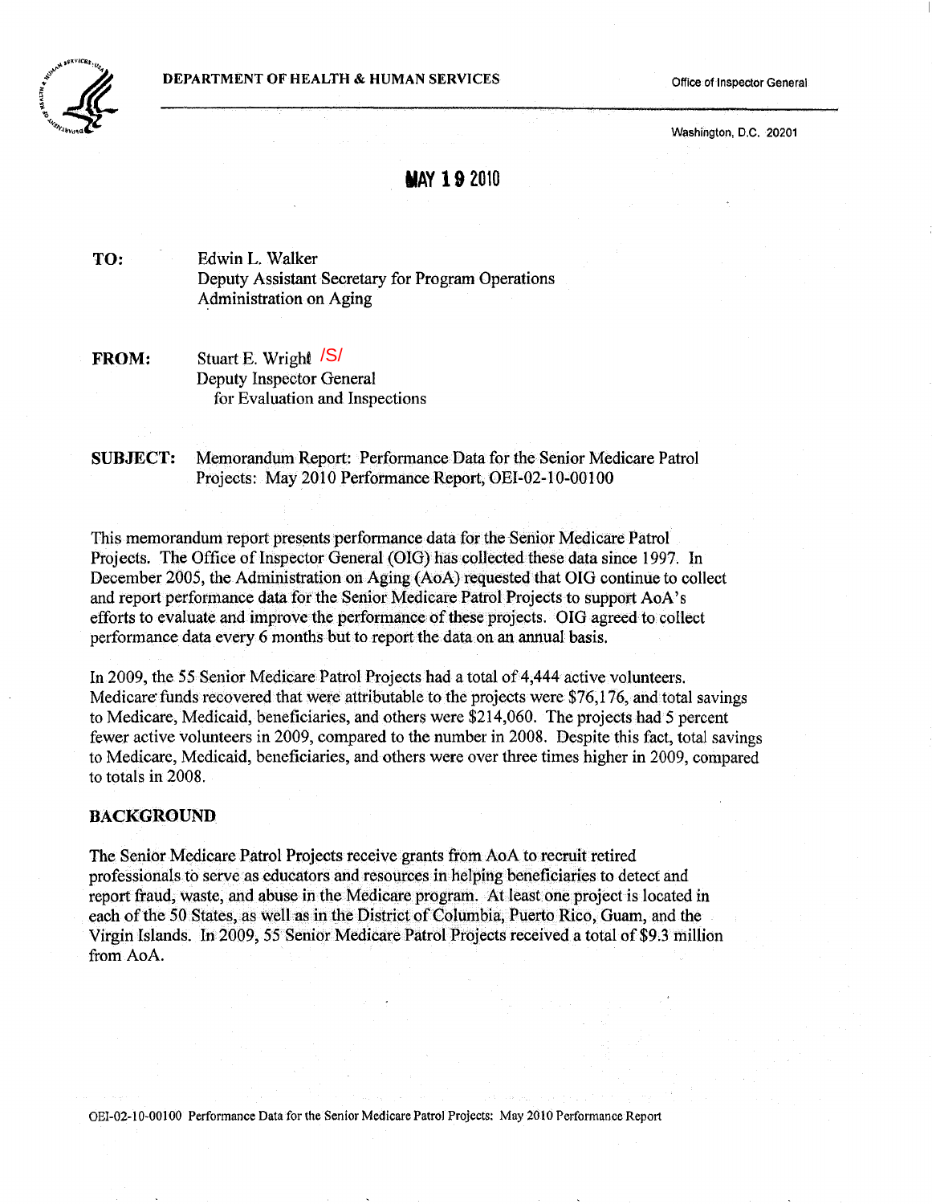DEPARTMENT OF HEALTH & HUMAN SERVICES

Office of Inspector General

Washington, D.C. 20201

MAY 19 2010

**TO:** Edwin L. Walker
Deputy Assistant Secretary for Program Operations
Administration on Aging

**FROM:** Stuart E. Wright /S/
Deputy Inspector General
for Evaluation and Inspections

**SUBJECT:** Memorandum Report: Performance Data for the Senior Medicare Patrol Projects: May 2010 Performance Report, OEI-02-10-00100

This memorandum report presents performance data for the Senior Medicare Patrol Projects. The Office of Inspector General (OIG) has collected these data since 1997. In December 2005, the Administration on Aging (AoA) requested that OIG continue to collect and report performance data for the Senior Medicare Patrol Projects to support AoA's efforts to evaluate and improve the performance of these projects. OIG agreed to collect performance data every 6 months but to report the data on an annual basis.

In 2009, the 55 Senior Medicare Patrol Projects had a total of 4,444 active volunteers. Medicare funds recovered that were attributable to the projects were $76,176, and total savings to Medicare, Medicaid, beneficiaries, and others were $214,060. The projects had 5 percent fewer active volunteers in 2009, compared to the number in 2008. Despite this fact, total savings to Medicare, Medicaid, beneficiaries, and others were over three times higher in 2009, compared to totals in 2008.

## BACKGROUND

The Senior Medicare Patrol Projects receive grants from AoA to recruit retired professionals to serve as educators and resources in helping beneficiaries to detect and report fraud, waste, and abuse in the Medicare program. At least one project is located in each of the 50 States, as well as in the District of Columbia, Puerto Rico, Guam, and the Virgin Islands. In 2009, 55 Senior Medicare Patrol Projects received a total of $9.3 million from AoA.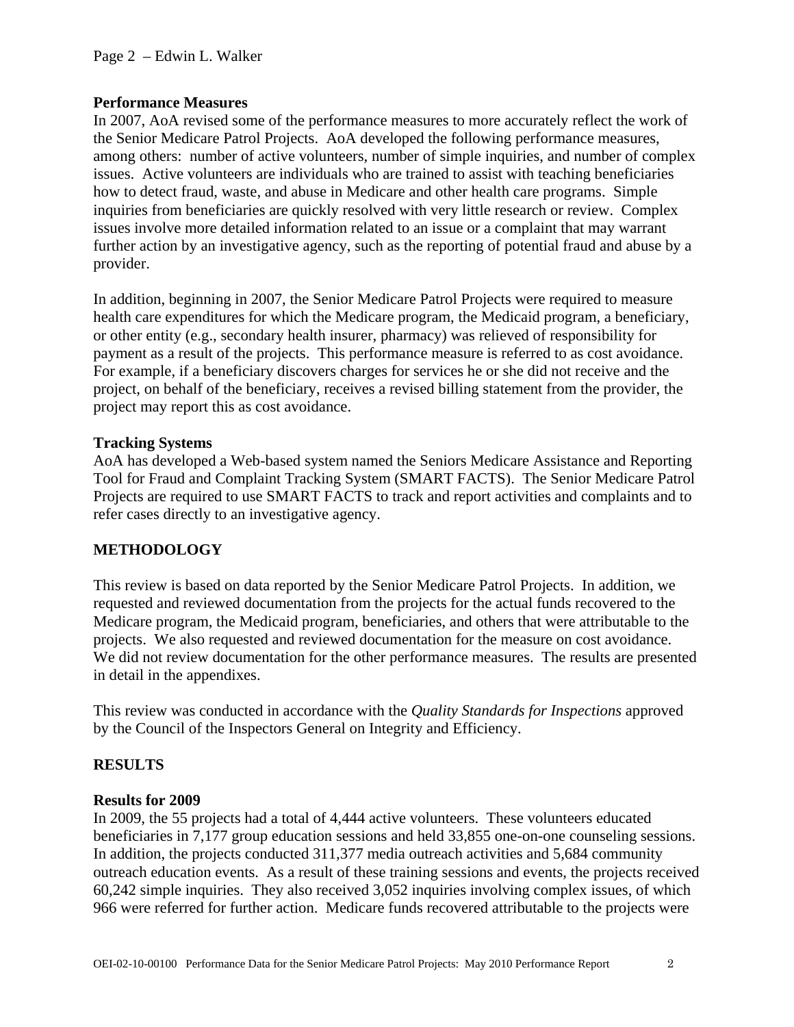### Performance Measures

In 2007, AoA revised some of the performance measures to more accurately reflect the work of the Senior Medicare Patrol Projects. AoA developed the following performance measures, among others: number of active volunteers, number of simple inquiries, and number of complex issues. Active volunteers are individuals who are trained to assist with teaching beneficiaries how to detect fraud, waste, and abuse in Medicare and other health care programs. Simple inquiries from beneficiaries are quickly resolved with very little research or review. Complex issues involve more detailed information related to an issue or a complaint that may warrant further action by an investigative agency, such as the reporting of potential fraud and abuse by a provider.

In addition, beginning in 2007, the Senior Medicare Patrol Projects were required to measure health care expenditures for which the Medicare program, the Medicaid program, a beneficiary, or other entity (e.g., secondary health insurer, pharmacy) was relieved of responsibility for payment as a result of the projects. This performance measure is referred to as cost avoidance. For example, if a beneficiary discovers charges for services he or she did not receive and the project, on behalf of the beneficiary, receives a revised billing statement from the provider, the project may report this as cost avoidance.

### Tracking Systems

AoA has developed a Web-based system named the Seniors Medicare Assistance and Reporting Tool for Fraud and Complaint Tracking System (SMART FACTS). The Senior Medicare Patrol Projects are required to use SMART FACTS to track and report activities and complaints and to refer cases directly to an investigative agency.

## METHODOLOGY

This review is based on data reported by the Senior Medicare Patrol Projects. In addition, we requested and reviewed documentation from the projects for the actual funds recovered to the Medicare program, the Medicaid program, beneficiaries, and others that were attributable to the projects. We also requested and reviewed documentation for the measure on cost avoidance. We did not review documentation for the other performance measures. The results are presented in detail in the appendixes.

This review was conducted in accordance with the *Quality Standards for Inspections* approved by the Council of the Inspectors General on Integrity and Efficiency.

## RESULTS

### Results for 2009

In 2009, the 55 projects had a total of 4,444 active volunteers. These volunteers educated beneficiaries in 7,177 group education sessions and held 33,855 one-on-one counseling sessions. In addition, the projects conducted 311,377 media outreach activities and 5,684 community outreach education events. As a result of these training sessions and events, the projects received 60,242 simple inquiries. They also received 3,052 inquiries involving complex issues, of which 966 were referred for further action. Medicare funds recovered attributable to the projects were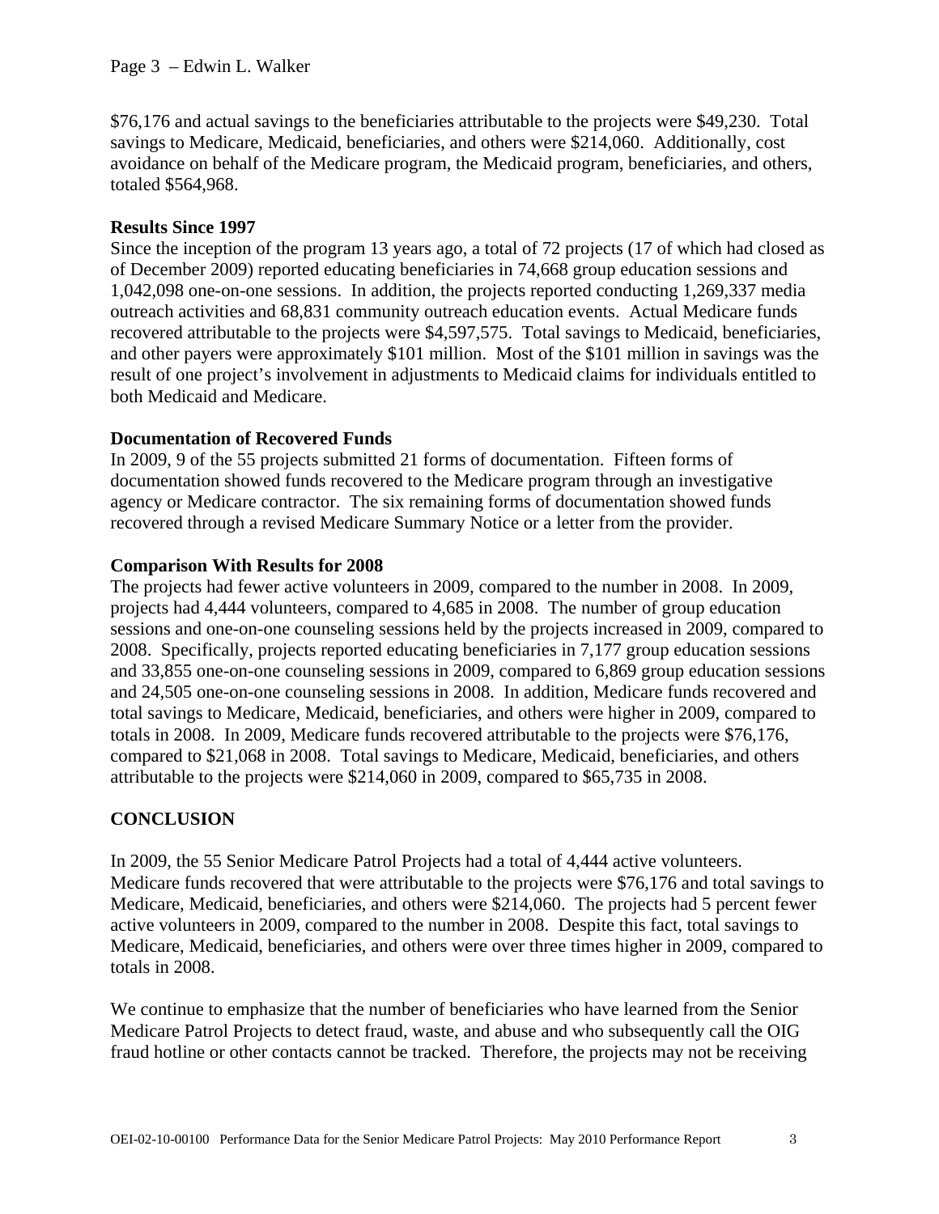$76,176 and actual savings to the beneficiaries attributable to the projects were $49,230. Total savings to Medicare, Medicaid, beneficiaries, and others were $214,060. Additionally, cost avoidance on behalf of the Medicare program, the Medicaid program, beneficiaries, and others, totaled $564,968.

**Results Since 1997**

Since the inception of the program 13 years ago, a total of 72 projects (17 of which had closed as of December 2009) reported educating beneficiaries in 74,668 group education sessions and 1,042,098 one-on-one sessions. In addition, the projects reported conducting 1,269,337 media outreach activities and 68,831 community outreach education events. Actual Medicare funds recovered attributable to the projects were $4,597,575. Total savings to Medicaid, beneficiaries, and other payers were approximately $101 million. Most of the $101 million in savings was the result of one project's involvement in adjustments to Medicaid claims for individuals entitled to both Medicaid and Medicare.

**Documentation of Recovered Funds**

In 2009, 9 of the 55 projects submitted 21 forms of documentation. Fifteen forms of documentation showed funds recovered to the Medicare program through an investigative agency or Medicare contractor. The six remaining forms of documentation showed funds recovered through a revised Medicare Summary Notice or a letter from the provider.

**Comparison With Results for 2008**

The projects had fewer active volunteers in 2009, compared to the number in 2008. In 2009, projects had 4,444 volunteers, compared to 4,685 in 2008. The number of group education sessions and one-on-one counseling sessions held by the projects increased in 2009, compared to 2008. Specifically, projects reported educating beneficiaries in 7,177 group education sessions and 33,855 one-on-one counseling sessions in 2009, compared to 6,869 group education sessions and 24,505 one-on-one counseling sessions in 2008. In addition, Medicare funds recovered and total savings to Medicare, Medicaid, beneficiaries, and others were higher in 2009, compared to totals in 2008. In 2009, Medicare funds recovered attributable to the projects were $76,176, compared to $21,068 in 2008. Total savings to Medicare, Medicaid, beneficiaries, and others attributable to the projects were $214,060 in 2009, compared to $65,735 in 2008.

## CONCLUSION

In 2009, the 55 Senior Medicare Patrol Projects had a total of 4,444 active volunteers. Medicare funds recovered that were attributable to the projects were $76,176 and total savings to Medicare, Medicaid, beneficiaries, and others were $214,060. The projects had 5 percent fewer active volunteers in 2009, compared to the number in 2008. Despite this fact, total savings to Medicare, Medicaid, beneficiaries, and others were over three times higher in 2009, compared to totals in 2008.

We continue to emphasize that the number of beneficiaries who have learned from the Senior Medicare Patrol Projects to detect fraud, waste, and abuse and who subsequently call the OIG fraud hotline or other contacts cannot be tracked. Therefore, the projects may not be receiving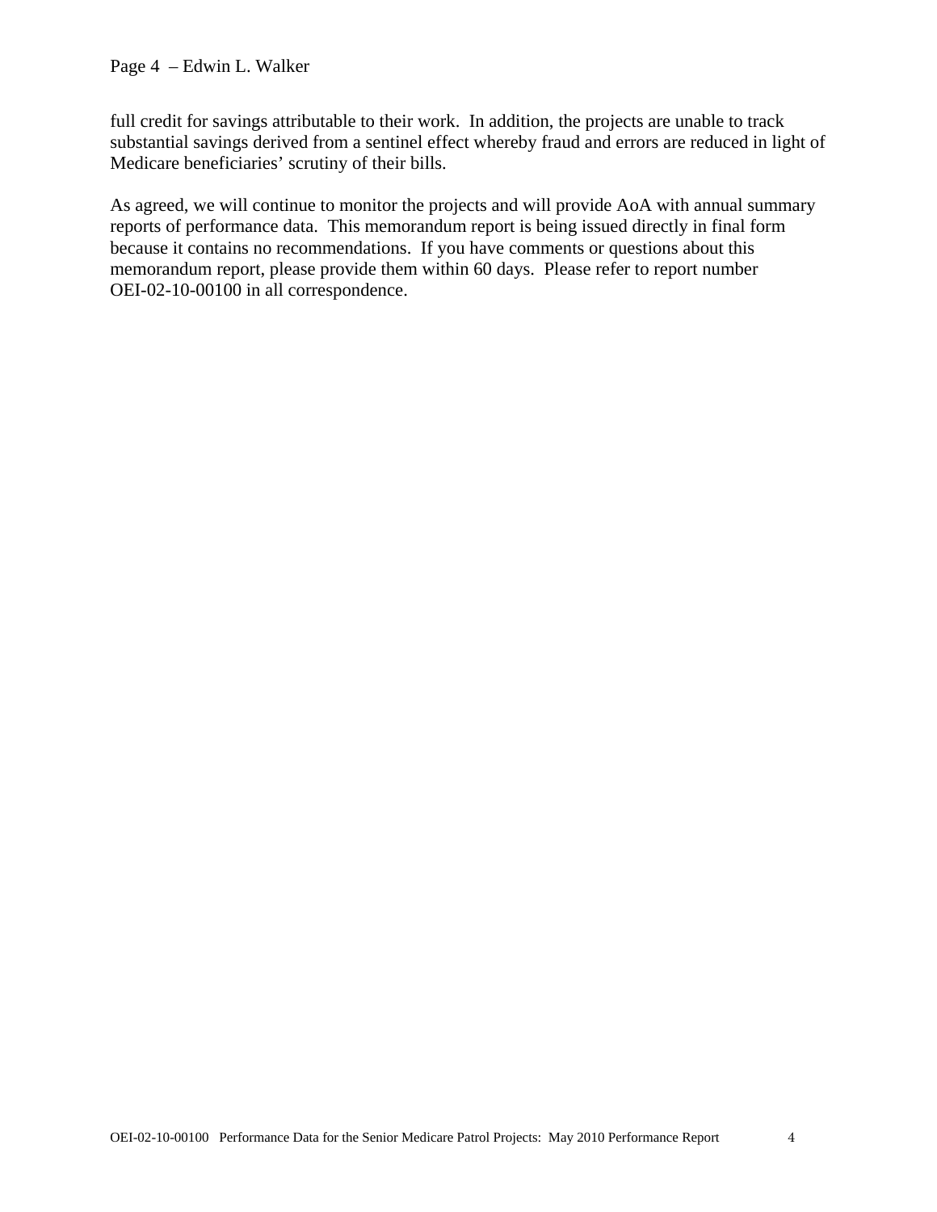full credit for savings attributable to their work. In addition, the projects are unable to track substantial savings derived from a sentinel effect whereby fraud and errors are reduced in light of Medicare beneficiaries' scrutiny of their bills.

As agreed, we will continue to monitor the projects and will provide AoA with annual summary reports of performance data. This memorandum report is being issued directly in final form because it contains no recommendations. If you have comments or questions about this memorandum report, please provide them within 60 days. Please refer to report number OEI-02-10-00100 in all correspondence.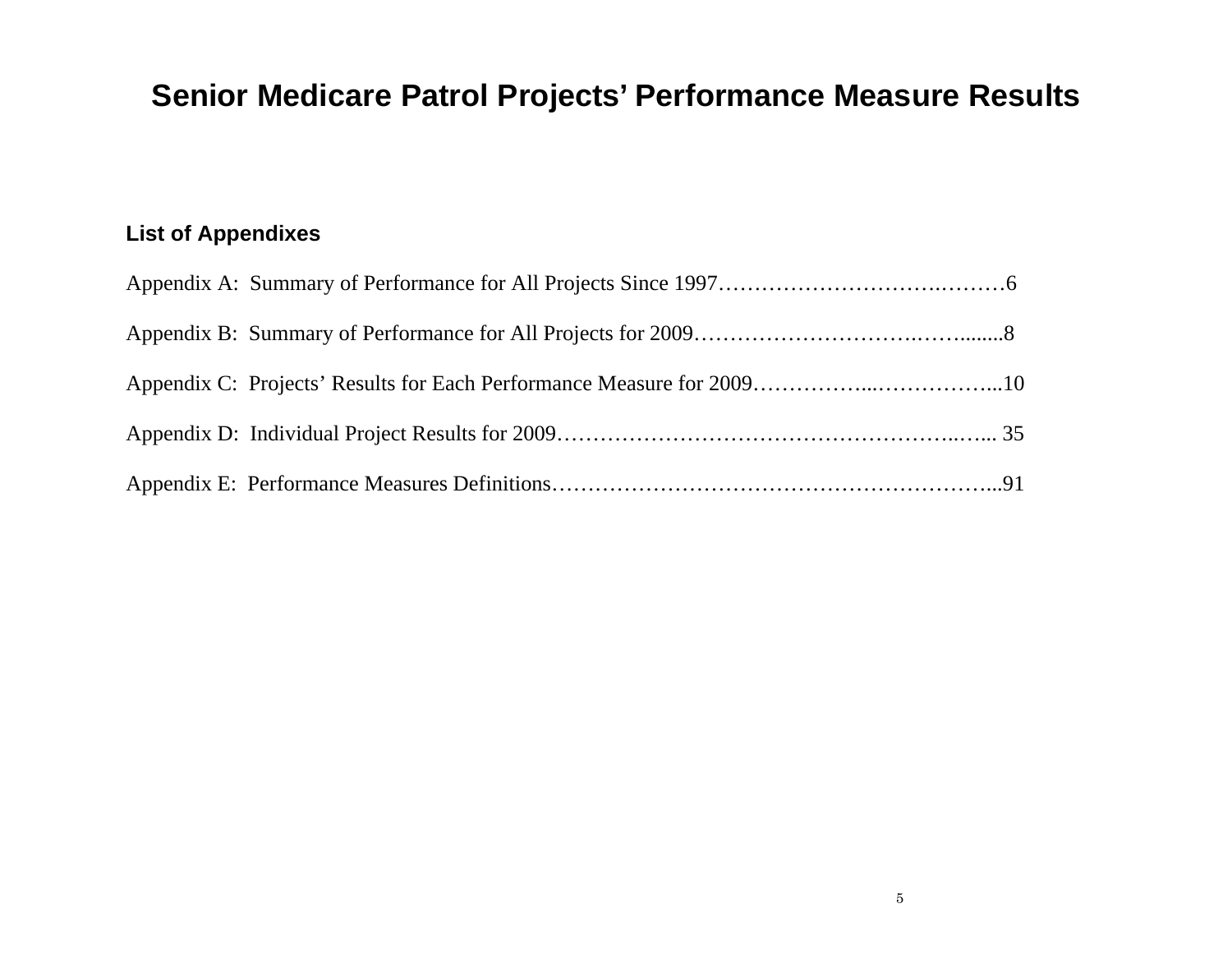# Senior Medicare Patrol Projects' Performance Measure Results

### List of Appendixes

Appendix A: Summary of Performance for All Projects Since 1997……………………………………6

Appendix B: Summary of Performance for All Projects for 2009………………………………........8

Appendix C: Projects' Results for Each Performance Measure for 2009…………………………...10

Appendix D: Individual Project Results for 2009………………………………………………….... 35

Appendix E: Performance Measures Definitions………………………………………………………...91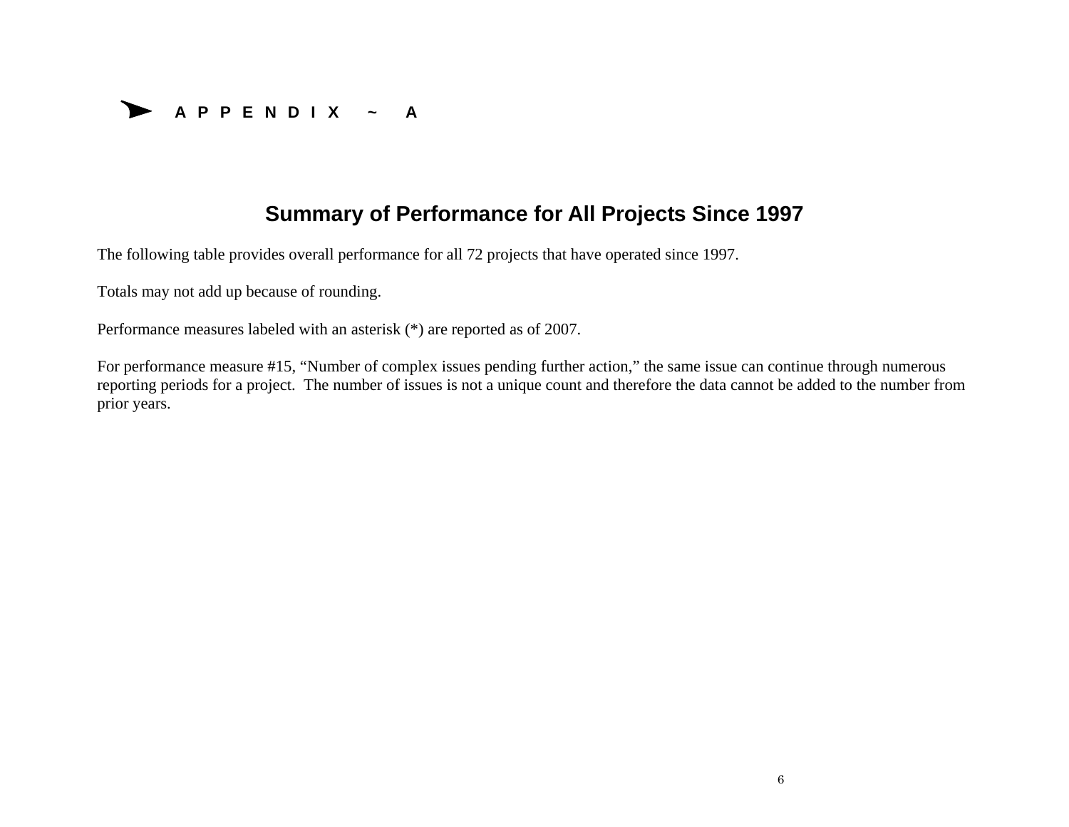# APPENDIX ~ A

## Summary of Performance for All Projects Since 1997

The following table provides overall performance for all 72 projects that have operated since 1997.

Totals may not add up because of rounding.

Performance measures labeled with an asterisk (*) are reported as of 2007.

For performance measure #15, "Number of complex issues pending further action," the same issue can continue through numerous reporting periods for a project. The number of issues is not a unique count and therefore the data cannot be added to the number from prior years.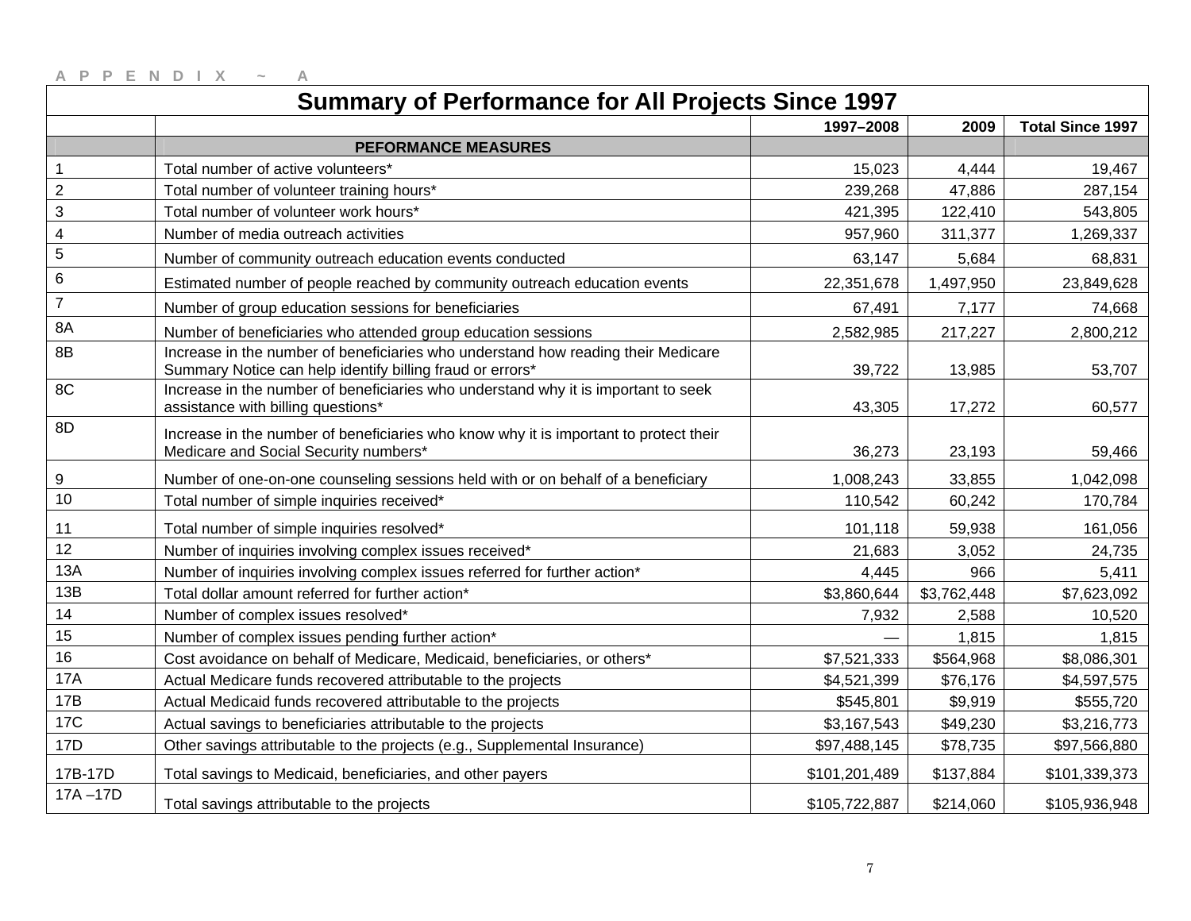APPENDIX ~ A

## Summary of Performance for All Projects Since 1997

| | | 1997–2008 | 2009 | Total Since 1997 |
|---|---|---|---|---|
| | **PEFORMANCE MEASURES** | | | |
| 1 | Total number of active volunteers* | 15,023 | 4,444 | 19,467 |
| 2 | Total number of volunteer training hours* | 239,268 | 47,886 | 287,154 |
| 3 | Total number of volunteer work hours* | 421,395 | 122,410 | 543,805 |
| 4 | Number of media outreach activities | 957,960 | 311,377 | 1,269,337 |
| 5 | Number of community outreach education events conducted | 63,147 | 5,684 | 68,831 |
| 6 | Estimated number of people reached by community outreach education events | 22,351,678 | 1,497,950 | 23,849,628 |
| 7 | Number of group education sessions for beneficiaries | 67,491 | 7,177 | 74,668 |
| 8A | Number of beneficiaries who attended group education sessions | 2,582,985 | 217,227 | 2,800,212 |
| 8B | Increase in the number of beneficiaries who understand how reading their Medicare Summary Notice can help identify billing fraud or errors* | 39,722 | 13,985 | 53,707 |
| 8C | Increase in the number of beneficiaries who understand why it is important to seek assistance with billing questions* | 43,305 | 17,272 | 60,577 |
| 8D | Increase in the number of beneficiaries who know why it is important to protect their Medicare and Social Security numbers* | 36,273 | 23,193 | 59,466 |
| 9 | Number of one-on-one counseling sessions held with or on behalf of a beneficiary | 1,008,243 | 33,855 | 1,042,098 |
| 10 | Total number of simple inquiries received* | 110,542 | 60,242 | 170,784 |
| 11 | Total number of simple inquiries resolved* | 101,118 | 59,938 | 161,056 |
| 12 | Number of inquiries involving complex issues received* | 21,683 | 3,052 | 24,735 |
| 13A | Number of inquiries involving complex issues referred for further action* | 4,445 | 966 | 5,411 |
| 13B | Total dollar amount referred for further action* | $3,860,644 | $3,762,448 | $7,623,092 |
| 14 | Number of complex issues resolved* | 7,932 | 2,588 | 10,520 |
| 15 | Number of complex issues pending further action* | — | 1,815 | 1,815 |
| 16 | Cost avoidance on behalf of Medicare, Medicaid, beneficiaries, or others* | $7,521,333 | $564,968 | $8,086,301 |
| 17A | Actual Medicare funds recovered attributable to the projects | $4,521,399 | $76,176 | $4,597,575 |
| 17B | Actual Medicaid funds recovered attributable to the projects | $545,801 | $9,919 | $555,720 |
| 17C | Actual savings to beneficiaries attributable to the projects | $3,167,543 | $49,230 | $3,216,773 |
| 17D | Other savings attributable to the projects (e.g., Supplemental Insurance) | $97,488,145 | $78,735 | $97,566,880 |
| 17B-17D | Total savings to Medicaid, beneficiaries, and other payers | $101,201,489 | $137,884 | $101,339,373 |
| 17A –17D | Total savings attributable to the projects | $105,722,887 | $214,060 | $105,936,948 |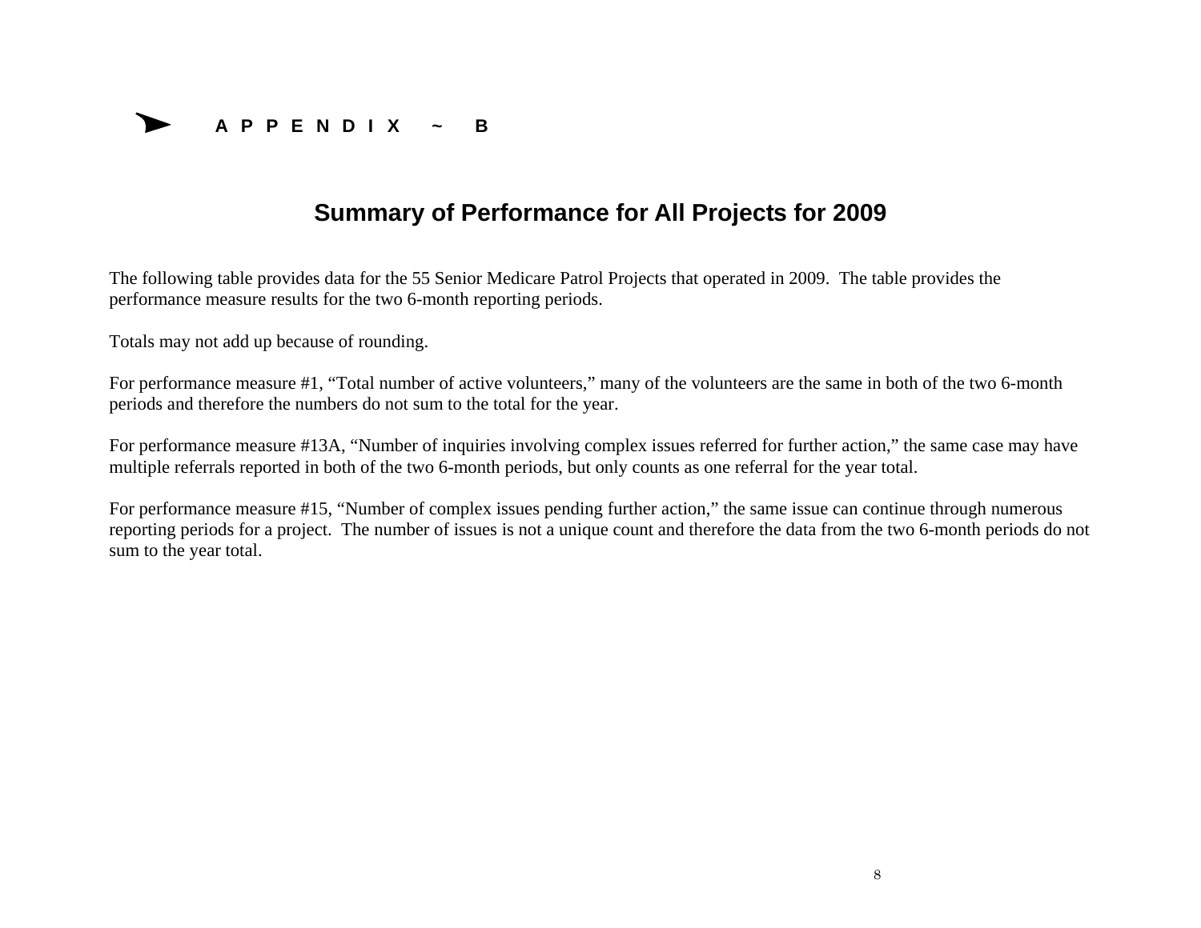# APPENDIX ~ B

## Summary of Performance for All Projects for 2009

The following table provides data for the 55 Senior Medicare Patrol Projects that operated in 2009. The table provides the performance measure results for the two 6-month reporting periods.

Totals may not add up because of rounding.

For performance measure #1, "Total number of active volunteers," many of the volunteers are the same in both of the two 6-month periods and therefore the numbers do not sum to the total for the year.

For performance measure #13A, "Number of inquiries involving complex issues referred for further action," the same case may have multiple referrals reported in both of the two 6-month periods, but only counts as one referral for the year total.

For performance measure #15, "Number of complex issues pending further action," the same issue can continue through numerous reporting periods for a project. The number of issues is not a unique count and therefore the data from the two 6-month periods do not sum to the year total.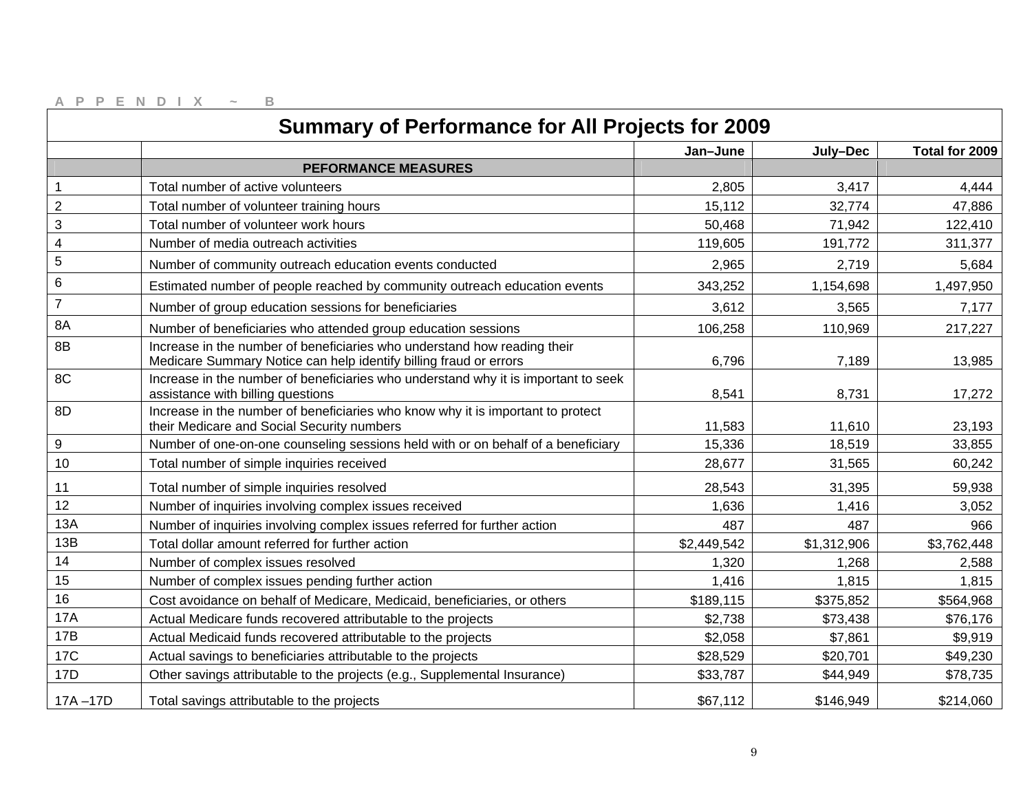APPENDIX ~ B

# Summary of Performance for All Projects for 2009

| | | Jan–June | July–Dec | Total for 2009 |
|---|---|---|---|---|
| | **PEFORMANCE MEASURES** | | | |
| 1 | Total number of active volunteers | 2,805 | 3,417 | 4,444 |
| 2 | Total number of volunteer training hours | 15,112 | 32,774 | 47,886 |
| 3 | Total number of volunteer work hours | 50,468 | 71,942 | 122,410 |
| 4 | Number of media outreach activities | 119,605 | 191,772 | 311,377 |
| 5 | Number of community outreach education events conducted | 2,965 | 2,719 | 5,684 |
| 6 | Estimated number of people reached by community outreach education events | 343,252 | 1,154,698 | 1,497,950 |
| 7 | Number of group education sessions for beneficiaries | 3,612 | 3,565 | 7,177 |
| 8A | Number of beneficiaries who attended group education sessions | 106,258 | 110,969 | 217,227 |
| 8B | Increase in the number of beneficiaries who understand how reading their Medicare Summary Notice can help identify billing fraud or errors | 6,796 | 7,189 | 13,985 |
| 8C | Increase in the number of beneficiaries who understand why it is important to seek assistance with billing questions | 8,541 | 8,731 | 17,272 |
| 8D | Increase in the number of beneficiaries who know why it is important to protect their Medicare and Social Security numbers | 11,583 | 11,610 | 23,193 |
| 9 | Number of one-on-one counseling sessions held with or on behalf of a beneficiary | 15,336 | 18,519 | 33,855 |
| 10 | Total number of simple inquiries received | 28,677 | 31,565 | 60,242 |
| 11 | Total number of simple inquiries resolved | 28,543 | 31,395 | 59,938 |
| 12 | Number of inquiries involving complex issues received | 1,636 | 1,416 | 3,052 |
| 13A | Number of inquiries involving complex issues referred for further action | 487 | 487 | 966 |
| 13B | Total dollar amount referred for further action | $2,449,542 | $1,312,906 | $3,762,448 |
| 14 | Number of complex issues resolved | 1,320 | 1,268 | 2,588 |
| 15 | Number of complex issues pending further action | 1,416 | 1,815 | 1,815 |
| 16 | Cost avoidance on behalf of Medicare, Medicaid, beneficiaries, or others | $189,115 | $375,852 | $564,968 |
| 17A | Actual Medicare funds recovered attributable to the projects | $2,738 | $73,438 | $76,176 |
| 17B | Actual Medicaid funds recovered attributable to the projects | $2,058 | $7,861 | $9,919 |
| 17C | Actual savings to beneficiaries attributable to the projects | $28,529 | $20,701 | $49,230 |
| 17D | Other savings attributable to the projects (e.g., Supplemental Insurance) | $33,787 | $44,949 | $78,735 |
| 17A –17D | Total savings attributable to the projects | $67,112 | $146,949 | $214,060 |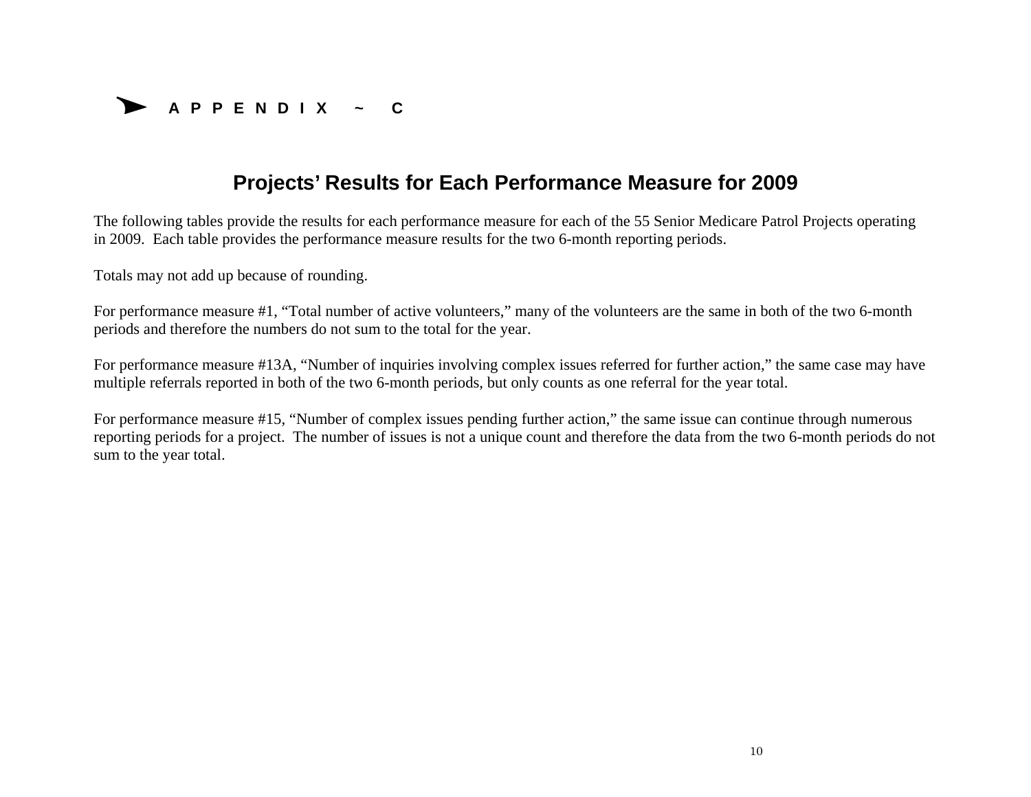## A P P E N D I X ~ C

# Projects' Results for Each Performance Measure for 2009

The following tables provide the results for each performance measure for each of the 55 Senior Medicare Patrol Projects operating in 2009. Each table provides the performance measure results for the two 6-month reporting periods.

Totals may not add up because of rounding.

For performance measure #1, "Total number of active volunteers," many of the volunteers are the same in both of the two 6-month periods and therefore the numbers do not sum to the total for the year.

For performance measure #13A, "Number of inquiries involving complex issues referred for further action," the same case may have multiple referrals reported in both of the two 6-month periods, but only counts as one referral for the year total.

For performance measure #15, "Number of complex issues pending further action," the same issue can continue through numerous reporting periods for a project. The number of issues is not a unique count and therefore the data from the two 6-month periods do not sum to the year total.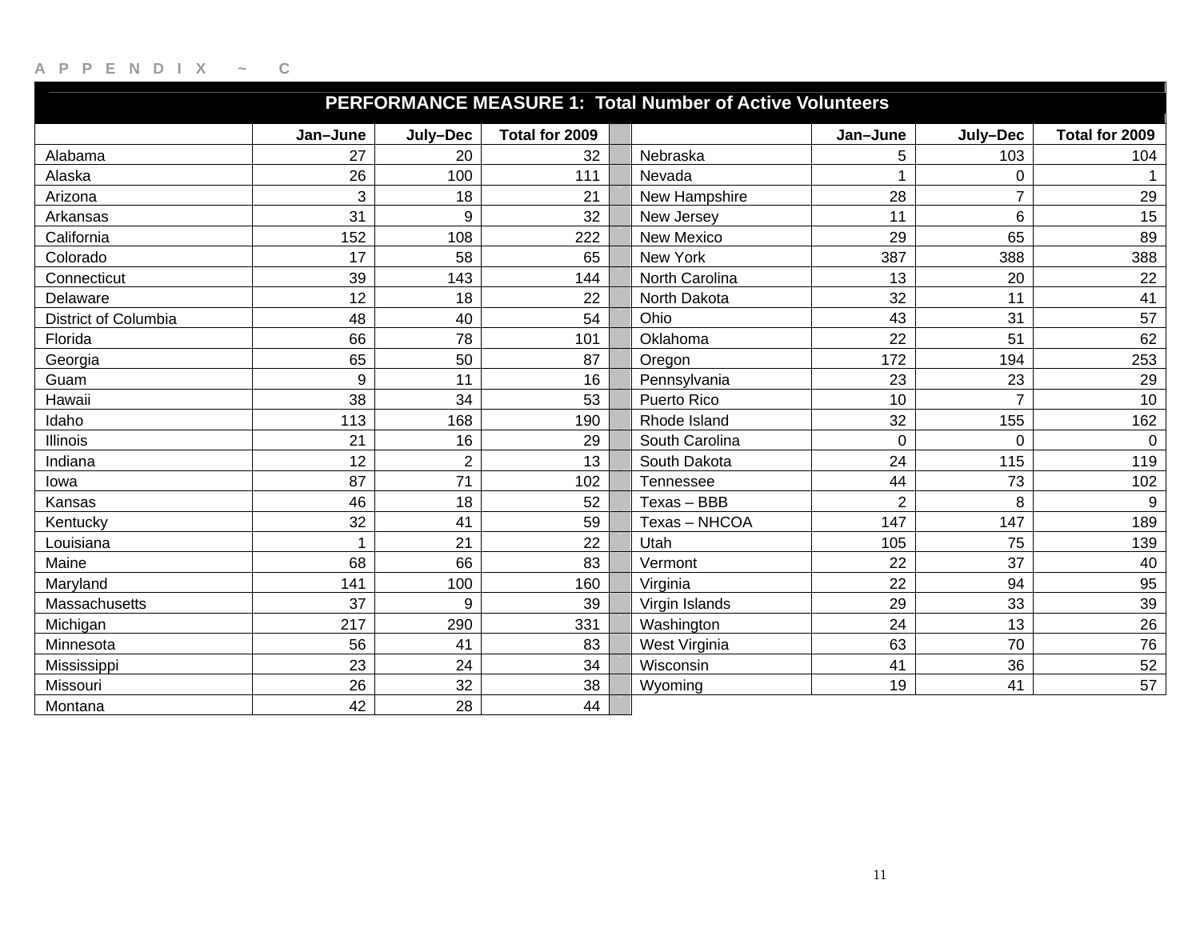APPENDIX ~ C

**PERFORMANCE MEASURE 1: Total Number of Active Volunteers**

| | Jan–June | July–Dec | Total for 2009 | | | Jan–June | July–Dec | Total for 2009 |
|---|---|---|---|---|---|---|---|---|
| Alabama | 27 | 20 | 32 | | Nebraska | 5 | 103 | 104 |
| Alaska | 26 | 100 | 111 | | Nevada | 1 | 0 | 1 |
| Arizona | 3 | 18 | 21 | | New Hampshire | 28 | 7 | 29 |
| Arkansas | 31 | 9 | 32 | | New Jersey | 11 | 6 | 15 |
| California | 152 | 108 | 222 | | New Mexico | 29 | 65 | 89 |
| Colorado | 17 | 58 | 65 | | New York | 387 | 388 | 388 |
| Connecticut | 39 | 143 | 144 | | North Carolina | 13 | 20 | 22 |
| Delaware | 12 | 18 | 22 | | North Dakota | 32 | 11 | 41 |
| District of Columbia | 48 | 40 | 54 | | Ohio | 43 | 31 | 57 |
| Florida | 66 | 78 | 101 | | Oklahoma | 22 | 51 | 62 |
| Georgia | 65 | 50 | 87 | | Oregon | 172 | 194 | 253 |
| Guam | 9 | 11 | 16 | | Pennsylvania | 23 | 23 | 29 |
| Hawaii | 38 | 34 | 53 | | Puerto Rico | 10 | 7 | 10 |
| Idaho | 113 | 168 | 190 | | Rhode Island | 32 | 155 | 162 |
| Illinois | 21 | 16 | 29 | | South Carolina | 0 | 0 | 0 |
| Indiana | 12 | 2 | 13 | | South Dakota | 24 | 115 | 119 |
| Iowa | 87 | 71 | 102 | | Tennessee | 44 | 73 | 102 |
| Kansas | 46 | 18 | 52 | | Texas – BBB | 2 | 8 | 9 |
| Kentucky | 32 | 41 | 59 | | Texas – NHCOA | 147 | 147 | 189 |
| Louisiana | 1 | 21 | 22 | | Utah | 105 | 75 | 139 |
| Maine | 68 | 66 | 83 | | Vermont | 22 | 37 | 40 |
| Maryland | 141 | 100 | 160 | | Virginia | 22 | 94 | 95 |
| Massachusetts | 37 | 9 | 39 | | Virgin Islands | 29 | 33 | 39 |
| Michigan | 217 | 290 | 331 | | Washington | 24 | 13 | 26 |
| Minnesota | 56 | 41 | 83 | | West Virginia | 63 | 70 | 76 |
| Mississippi | 23 | 24 | 34 | | Wisconsin | 41 | 36 | 52 |
| Missouri | 26 | 32 | 38 | | Wyoming | 19 | 41 | 57 |
| Montana | 42 | 28 | 44 | | | | | |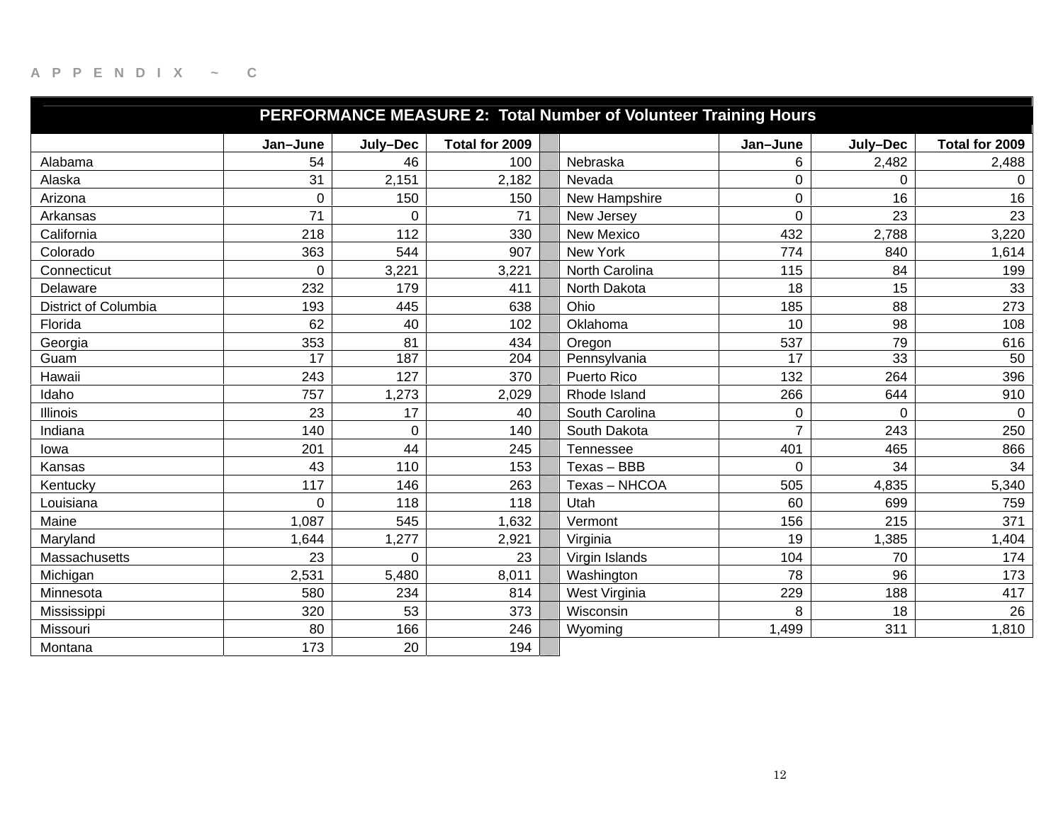APPENDIX ~ C

| PERFORMANCE MEASURE 2: Total Number of Volunteer Training Hours | | | | | | | |
|---|---|---|---|---|---|---|---|
| | Jan–June | July–Dec | Total for 2009 | | Jan–June | July–Dec | Total for 2009 |
| Alabama | 54 | 46 | 100 | Nebraska | 6 | 2,482 | 2,488 |
| Alaska | 31 | 2,151 | 2,182 | Nevada | 0 | 0 | 0 |
| Arizona | 0 | 150 | 150 | New Hampshire | 0 | 16 | 16 |
| Arkansas | 71 | 0 | 71 | New Jersey | 0 | 23 | 23 |
| California | 218 | 112 | 330 | New Mexico | 432 | 2,788 | 3,220 |
| Colorado | 363 | 544 | 907 | New York | 774 | 840 | 1,614 |
| Connecticut | 0 | 3,221 | 3,221 | North Carolina | 115 | 84 | 199 |
| Delaware | 232 | 179 | 411 | North Dakota | 18 | 15 | 33 |
| District of Columbia | 193 | 445 | 638 | Ohio | 185 | 88 | 273 |
| Florida | 62 | 40 | 102 | Oklahoma | 10 | 98 | 108 |
| Georgia | 353 | 81 | 434 | Oregon | 537 | 79 | 616 |
| Guam | 17 | 187 | 204 | Pennsylvania | 17 | 33 | 50 |
| Hawaii | 243 | 127 | 370 | Puerto Rico | 132 | 264 | 396 |
| Idaho | 757 | 1,273 | 2,029 | Rhode Island | 266 | 644 | 910 |
| Illinois | 23 | 17 | 40 | South Carolina | 0 | 0 | 0 |
| Indiana | 140 | 0 | 140 | South Dakota | 7 | 243 | 250 |
| Iowa | 201 | 44 | 245 | Tennessee | 401 | 465 | 866 |
| Kansas | 43 | 110 | 153 | Texas – BBB | 0 | 34 | 34 |
| Kentucky | 117 | 146 | 263 | Texas – NHCOA | 505 | 4,835 | 5,340 |
| Louisiana | 0 | 118 | 118 | Utah | 60 | 699 | 759 |
| Maine | 1,087 | 545 | 1,632 | Vermont | 156 | 215 | 371 |
| Maryland | 1,644 | 1,277 | 2,921 | Virginia | 19 | 1,385 | 1,404 |
| Massachusetts | 23 | 0 | 23 | Virgin Islands | 104 | 70 | 174 |
| Michigan | 2,531 | 5,480 | 8,011 | Washington | 78 | 96 | 173 |
| Minnesota | 580 | 234 | 814 | West Virginia | 229 | 188 | 417 |
| Mississippi | 320 | 53 | 373 | Wisconsin | 8 | 18 | 26 |
| Missouri | 80 | 166 | 246 | Wyoming | 1,499 | 311 | 1,810 |
| Montana | 173 | 20 | 194 | | | | |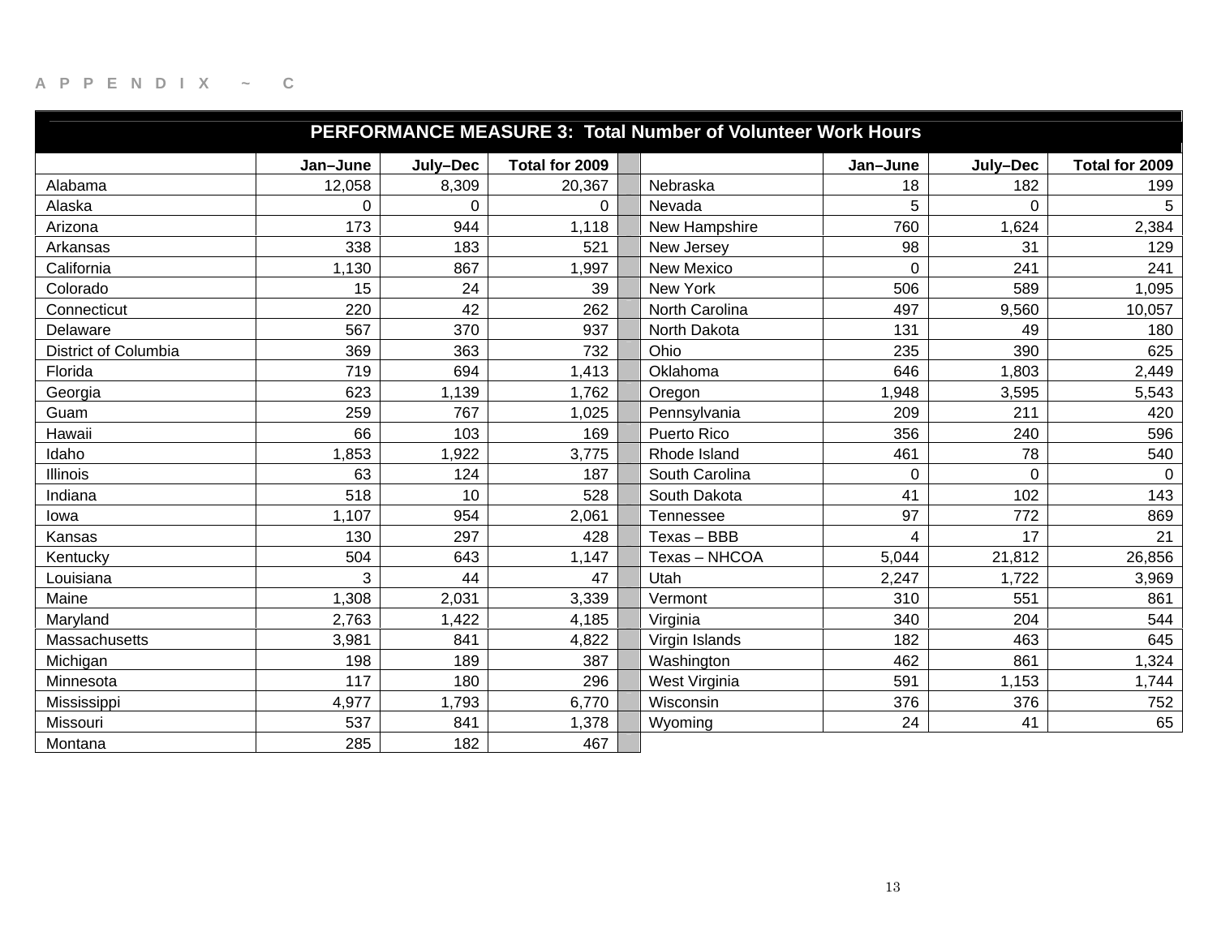A P P E N D I X ~ C

| PERFORMANCE MEASURE 3: Total Number of Volunteer Work Hours | | | | | | | |
|---|---|---|---|---|---|---|---|
| | Jan–June | July–Dec | Total for 2009 | | Jan–June | July–Dec | Total for 2009 |
| Alabama | 12,058 | 8,309 | 20,367 | Nebraska | 18 | 182 | 199 |
| Alaska | 0 | 0 | 0 | Nevada | 5 | 0 | 5 |
| Arizona | 173 | 944 | 1,118 | New Hampshire | 760 | 1,624 | 2,384 |
| Arkansas | 338 | 183 | 521 | New Jersey | 98 | 31 | 129 |
| California | 1,130 | 867 | 1,997 | New Mexico | 0 | 241 | 241 |
| Colorado | 15 | 24 | 39 | New York | 506 | 589 | 1,095 |
| Connecticut | 220 | 42 | 262 | North Carolina | 497 | 9,560 | 10,057 |
| Delaware | 567 | 370 | 937 | North Dakota | 131 | 49 | 180 |
| District of Columbia | 369 | 363 | 732 | Ohio | 235 | 390 | 625 |
| Florida | 719 | 694 | 1,413 | Oklahoma | 646 | 1,803 | 2,449 |
| Georgia | 623 | 1,139 | 1,762 | Oregon | 1,948 | 3,595 | 5,543 |
| Guam | 259 | 767 | 1,025 | Pennsylvania | 209 | 211 | 420 |
| Hawaii | 66 | 103 | 169 | Puerto Rico | 356 | 240 | 596 |
| Idaho | 1,853 | 1,922 | 3,775 | Rhode Island | 461 | 78 | 540 |
| Illinois | 63 | 124 | 187 | South Carolina | 0 | 0 | 0 |
| Indiana | 518 | 10 | 528 | South Dakota | 41 | 102 | 143 |
| Iowa | 1,107 | 954 | 2,061 | Tennessee | 97 | 772 | 869 |
| Kansas | 130 | 297 | 428 | Texas – BBB | 4 | 17 | 21 |
| Kentucky | 504 | 643 | 1,147 | Texas – NHCOA | 5,044 | 21,812 | 26,856 |
| Louisiana | 3 | 44 | 47 | Utah | 2,247 | 1,722 | 3,969 |
| Maine | 1,308 | 2,031 | 3,339 | Vermont | 310 | 551 | 861 |
| Maryland | 2,763 | 1,422 | 4,185 | Virginia | 340 | 204 | 544 |
| Massachusetts | 3,981 | 841 | 4,822 | Virgin Islands | 182 | 463 | 645 |
| Michigan | 198 | 189 | 387 | Washington | 462 | 861 | 1,324 |
| Minnesota | 117 | 180 | 296 | West Virginia | 591 | 1,153 | 1,744 |
| Mississippi | 4,977 | 1,793 | 6,770 | Wisconsin | 376 | 376 | 752 |
| Missouri | 537 | 841 | 1,378 | Wyoming | 24 | 41 | 65 |
| Montana | 285 | 182 | 467 | | | | |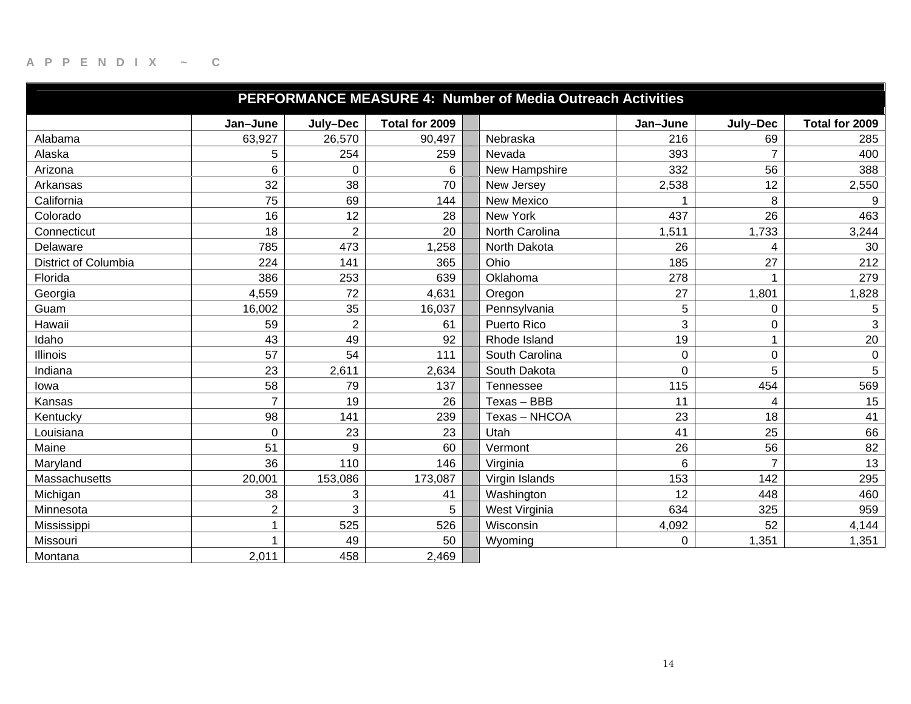APPENDIX ~ C

| PERFORMANCE MEASURE 4: Number of Media Outreach Activities | | | | | | | | |
|---|---|---|---|---|---|---|---|---|
| | Jan–June | July–Dec | Total for 2009 | | | Jan–June | July–Dec | Total for 2009 |
| Alabama | 63,927 | 26,570 | 90,497 | | Nebraska | 216 | 69 | 285 |
| Alaska | 5 | 254 | 259 | | Nevada | 393 | 7 | 400 |
| Arizona | 6 | 0 | 6 | | New Hampshire | 332 | 56 | 388 |
| Arkansas | 32 | 38 | 70 | | New Jersey | 2,538 | 12 | 2,550 |
| California | 75 | 69 | 144 | | New Mexico | 1 | 8 | 9 |
| Colorado | 16 | 12 | 28 | | New York | 437 | 26 | 463 |
| Connecticut | 18 | 2 | 20 | | North Carolina | 1,511 | 1,733 | 3,244 |
| Delaware | 785 | 473 | 1,258 | | North Dakota | 26 | 4 | 30 |
| District of Columbia | 224 | 141 | 365 | | Ohio | 185 | 27 | 212 |
| Florida | 386 | 253 | 639 | | Oklahoma | 278 | 1 | 279 |
| Georgia | 4,559 | 72 | 4,631 | | Oregon | 27 | 1,801 | 1,828 |
| Guam | 16,002 | 35 | 16,037 | | Pennsylvania | 5 | 0 | 5 |
| Hawaii | 59 | 2 | 61 | | Puerto Rico | 3 | 0 | 3 |
| Idaho | 43 | 49 | 92 | | Rhode Island | 19 | 1 | 20 |
| Illinois | 57 | 54 | 111 | | South Carolina | 0 | 0 | 0 |
| Indiana | 23 | 2,611 | 2,634 | | South Dakota | 0 | 5 | 5 |
| Iowa | 58 | 79 | 137 | | Tennessee | 115 | 454 | 569 |
| Kansas | 7 | 19 | 26 | | Texas – BBB | 11 | 4 | 15 |
| Kentucky | 98 | 141 | 239 | | Texas – NHCOA | 23 | 18 | 41 |
| Louisiana | 0 | 23 | 23 | | Utah | 41 | 25 | 66 |
| Maine | 51 | 9 | 60 | | Vermont | 26 | 56 | 82 |
| Maryland | 36 | 110 | 146 | | Virginia | 6 | 7 | 13 |
| Massachusetts | 20,001 | 153,086 | 173,087 | | Virgin Islands | 153 | 142 | 295 |
| Michigan | 38 | 3 | 41 | | Washington | 12 | 448 | 460 |
| Minnesota | 2 | 3 | 5 | | West Virginia | 634 | 325 | 959 |
| Mississippi | 1 | 525 | 526 | | Wisconsin | 4,092 | 52 | 4,144 |
| Missouri | 1 | 49 | 50 | | Wyoming | 0 | 1,351 | 1,351 |
| Montana | 2,011 | 458 | 2,469 | | | | | |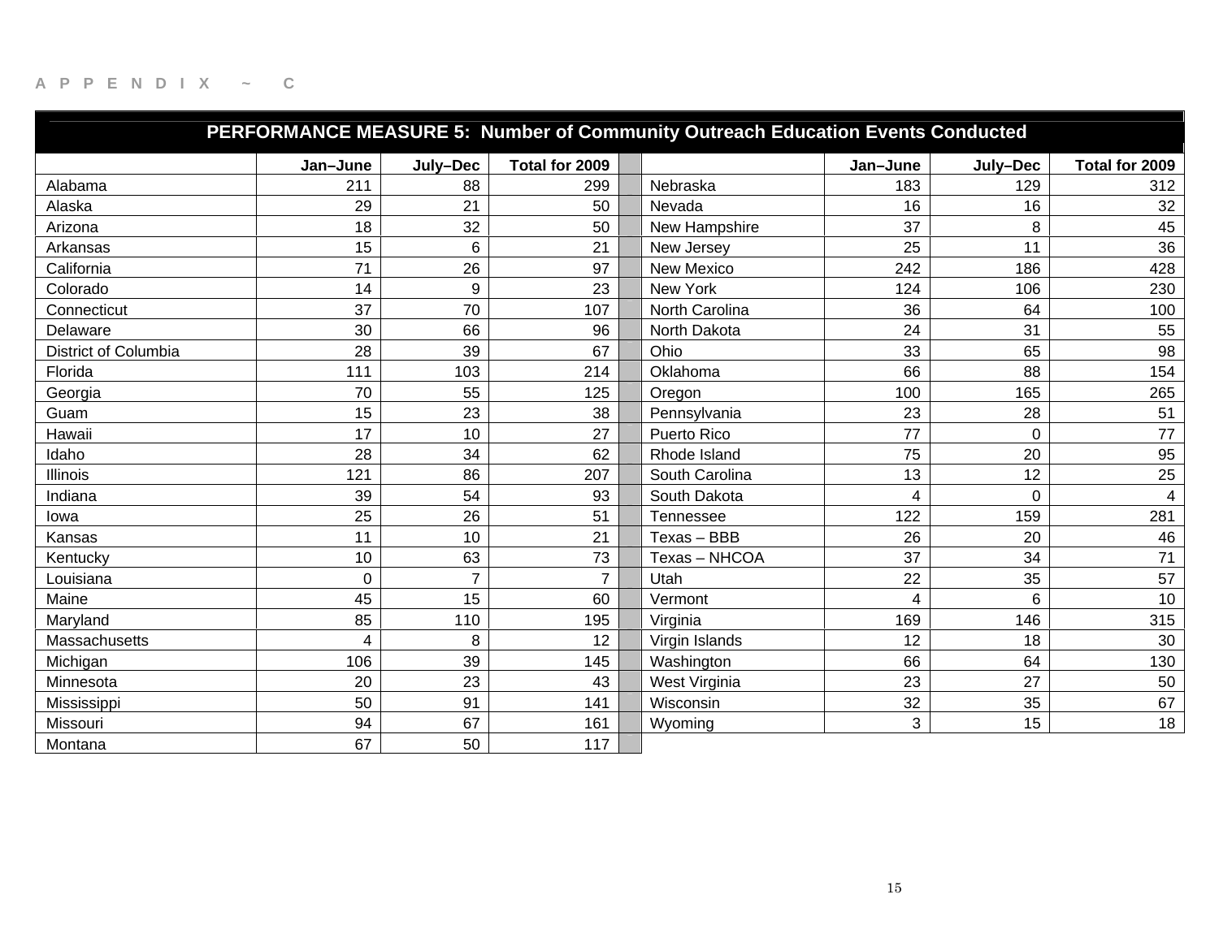APPENDIX ~ C

| PERFORMANCE MEASURE 5: Number of Community Outreach Education Events Conducted | | | | | | | |
|---|---|---|---|---|---|---|---|
| | Jan–June | July–Dec | Total for 2009 | | Jan–June | July–Dec | Total for 2009 |
| Alabama | 211 | 88 | 299 | Nebraska | 183 | 129 | 312 |
| Alaska | 29 | 21 | 50 | Nevada | 16 | 16 | 32 |
| Arizona | 18 | 32 | 50 | New Hampshire | 37 | 8 | 45 |
| Arkansas | 15 | 6 | 21 | New Jersey | 25 | 11 | 36 |
| California | 71 | 26 | 97 | New Mexico | 242 | 186 | 428 |
| Colorado | 14 | 9 | 23 | New York | 124 | 106 | 230 |
| Connecticut | 37 | 70 | 107 | North Carolina | 36 | 64 | 100 |
| Delaware | 30 | 66 | 96 | North Dakota | 24 | 31 | 55 |
| District of Columbia | 28 | 39 | 67 | Ohio | 33 | 65 | 98 |
| Florida | 111 | 103 | 214 | Oklahoma | 66 | 88 | 154 |
| Georgia | 70 | 55 | 125 | Oregon | 100 | 165 | 265 |
| Guam | 15 | 23 | 38 | Pennsylvania | 23 | 28 | 51 |
| Hawaii | 17 | 10 | 27 | Puerto Rico | 77 | 0 | 77 |
| Idaho | 28 | 34 | 62 | Rhode Island | 75 | 20 | 95 |
| Illinois | 121 | 86 | 207 | South Carolina | 13 | 12 | 25 |
| Indiana | 39 | 54 | 93 | South Dakota | 4 | 0 | 4 |
| Iowa | 25 | 26 | 51 | Tennessee | 122 | 159 | 281 |
| Kansas | 11 | 10 | 21 | Texas – BBB | 26 | 20 | 46 |
| Kentucky | 10 | 63 | 73 | Texas – NHCOA | 37 | 34 | 71 |
| Louisiana | 0 | 7 | 7 | Utah | 22 | 35 | 57 |
| Maine | 45 | 15 | 60 | Vermont | 4 | 6 | 10 |
| Maryland | 85 | 110 | 195 | Virginia | 169 | 146 | 315 |
| Massachusetts | 4 | 8 | 12 | Virgin Islands | 12 | 18 | 30 |
| Michigan | 106 | 39 | 145 | Washington | 66 | 64 | 130 |
| Minnesota | 20 | 23 | 43 | West Virginia | 23 | 27 | 50 |
| Mississippi | 50 | 91 | 141 | Wisconsin | 32 | 35 | 67 |
| Missouri | 94 | 67 | 161 | Wyoming | 3 | 15 | 18 |
| Montana | 67 | 50 | 117 | | | | |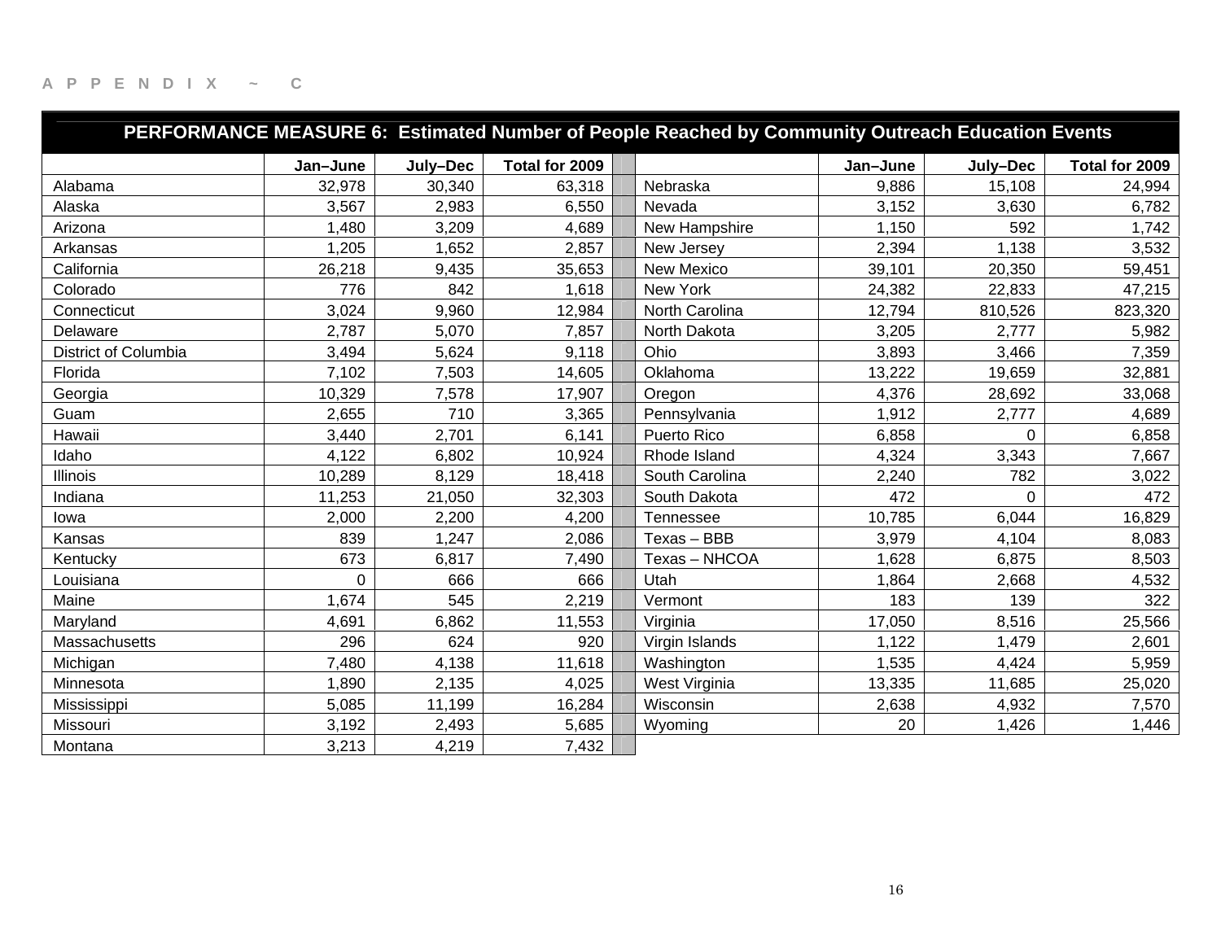APPENDIX ~ C

**PERFORMANCE MEASURE 6: Estimated Number of People Reached by Community Outreach Education Events**

| | Jan–June | July–Dec | Total for 2009 | | | Jan–June | July–Dec | Total for 2009 |
|---|---|---|---|---|---|---|---|---|
| Alabama | 32,978 | 30,340 | 63,318 | | Nebraska | 9,886 | 15,108 | 24,994 |
| Alaska | 3,567 | 2,983 | 6,550 | | Nevada | 3,152 | 3,630 | 6,782 |
| Arizona | 1,480 | 3,209 | 4,689 | | New Hampshire | 1,150 | 592 | 1,742 |
| Arkansas | 1,205 | 1,652 | 2,857 | | New Jersey | 2,394 | 1,138 | 3,532 |
| California | 26,218 | 9,435 | 35,653 | | New Mexico | 39,101 | 20,350 | 59,451 |
| Colorado | 776 | 842 | 1,618 | | New York | 24,382 | 22,833 | 47,215 |
| Connecticut | 3,024 | 9,960 | 12,984 | | North Carolina | 12,794 | 810,526 | 823,320 |
| Delaware | 2,787 | 5,070 | 7,857 | | North Dakota | 3,205 | 2,777 | 5,982 |
| District of Columbia | 3,494 | 5,624 | 9,118 | | Ohio | 3,893 | 3,466 | 7,359 |
| Florida | 7,102 | 7,503 | 14,605 | | Oklahoma | 13,222 | 19,659 | 32,881 |
| Georgia | 10,329 | 7,578 | 17,907 | | Oregon | 4,376 | 28,692 | 33,068 |
| Guam | 2,655 | 710 | 3,365 | | Pennsylvania | 1,912 | 2,777 | 4,689 |
| Hawaii | 3,440 | 2,701 | 6,141 | | Puerto Rico | 6,858 | 0 | 6,858 |
| Idaho | 4,122 | 6,802 | 10,924 | | Rhode Island | 4,324 | 3,343 | 7,667 |
| Illinois | 10,289 | 8,129 | 18,418 | | South Carolina | 2,240 | 782 | 3,022 |
| Indiana | 11,253 | 21,050 | 32,303 | | South Dakota | 472 | 0 | 472 |
| Iowa | 2,000 | 2,200 | 4,200 | | Tennessee | 10,785 | 6,044 | 16,829 |
| Kansas | 839 | 1,247 | 2,086 | | Texas – BBB | 3,979 | 4,104 | 8,083 |
| Kentucky | 673 | 6,817 | 7,490 | | Texas – NHCOA | 1,628 | 6,875 | 8,503 |
| Louisiana | 0 | 666 | 666 | | Utah | 1,864 | 2,668 | 4,532 |
| Maine | 1,674 | 545 | 2,219 | | Vermont | 183 | 139 | 322 |
| Maryland | 4,691 | 6,862 | 11,553 | | Virginia | 17,050 | 8,516 | 25,566 |
| Massachusetts | 296 | 624 | 920 | | Virgin Islands | 1,122 | 1,479 | 2,601 |
| Michigan | 7,480 | 4,138 | 11,618 | | Washington | 1,535 | 4,424 | 5,959 |
| Minnesota | 1,890 | 2,135 | 4,025 | | West Virginia | 13,335 | 11,685 | 25,020 |
| Mississippi | 5,085 | 11,199 | 16,284 | | Wisconsin | 2,638 | 4,932 | 7,570 |
| Missouri | 3,192 | 2,493 | 5,685 | | Wyoming | 20 | 1,426 | 1,446 |
| Montana | 3,213 | 4,219 | 7,432 | | | | | |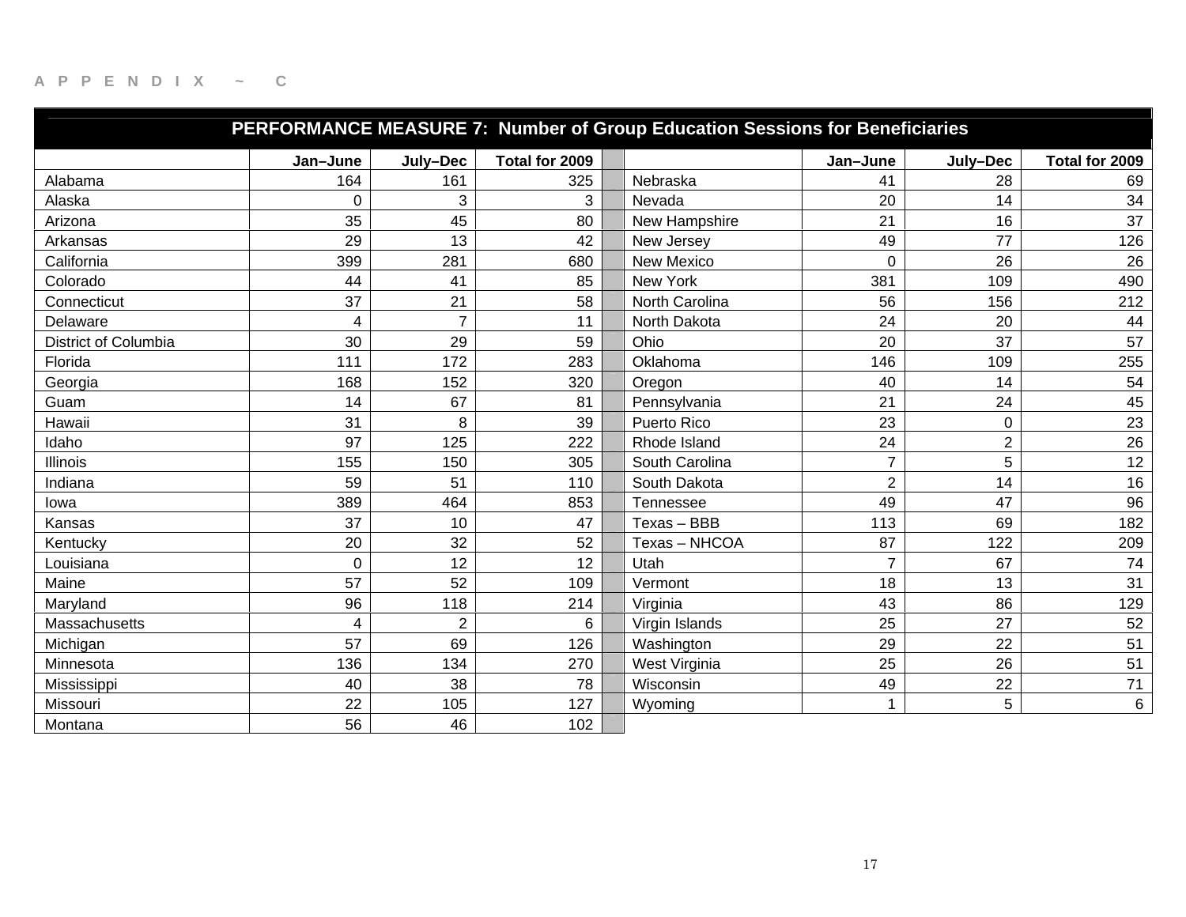APPENDIX ~ C

| PERFORMANCE MEASURE 7: Number of Group Education Sessions for Beneficiaries | | | | | | | |
|---|---|---|---|---|---|---|---|
| | Jan–June | July–Dec | Total for 2009 | | Jan–June | July–Dec | Total for 2009 |
| Alabama | 164 | 161 | 325 | Nebraska | 41 | 28 | 69 |
| Alaska | 0 | 3 | 3 | Nevada | 20 | 14 | 34 |
| Arizona | 35 | 45 | 80 | New Hampshire | 21 | 16 | 37 |
| Arkansas | 29 | 13 | 42 | New Jersey | 49 | 77 | 126 |
| California | 399 | 281 | 680 | New Mexico | 0 | 26 | 26 |
| Colorado | 44 | 41 | 85 | New York | 381 | 109 | 490 |
| Connecticut | 37 | 21 | 58 | North Carolina | 56 | 156 | 212 |
| Delaware | 4 | 7 | 11 | North Dakota | 24 | 20 | 44 |
| District of Columbia | 30 | 29 | 59 | Ohio | 20 | 37 | 57 |
| Florida | 111 | 172 | 283 | Oklahoma | 146 | 109 | 255 |
| Georgia | 168 | 152 | 320 | Oregon | 40 | 14 | 54 |
| Guam | 14 | 67 | 81 | Pennsylvania | 21 | 24 | 45 |
| Hawaii | 31 | 8 | 39 | Puerto Rico | 23 | 0 | 23 |
| Idaho | 97 | 125 | 222 | Rhode Island | 24 | 2 | 26 |
| Illinois | 155 | 150 | 305 | South Carolina | 7 | 5 | 12 |
| Indiana | 59 | 51 | 110 | South Dakota | 2 | 14 | 16 |
| Iowa | 389 | 464 | 853 | Tennessee | 49 | 47 | 96 |
| Kansas | 37 | 10 | 47 | Texas – BBB | 113 | 69 | 182 |
| Kentucky | 20 | 32 | 52 | Texas – NHCOA | 87 | 122 | 209 |
| Louisiana | 0 | 12 | 12 | Utah | 7 | 67 | 74 |
| Maine | 57 | 52 | 109 | Vermont | 18 | 13 | 31 |
| Maryland | 96 | 118 | 214 | Virginia | 43 | 86 | 129 |
| Massachusetts | 4 | 2 | 6 | Virgin Islands | 25 | 27 | 52 |
| Michigan | 57 | 69 | 126 | Washington | 29 | 22 | 51 |
| Minnesota | 136 | 134 | 270 | West Virginia | 25 | 26 | 51 |
| Mississippi | 40 | 38 | 78 | Wisconsin | 49 | 22 | 71 |
| Missouri | 22 | 105 | 127 | Wyoming | 1 | 5 | 6 |
| Montana | 56 | 46 | 102 | | | | |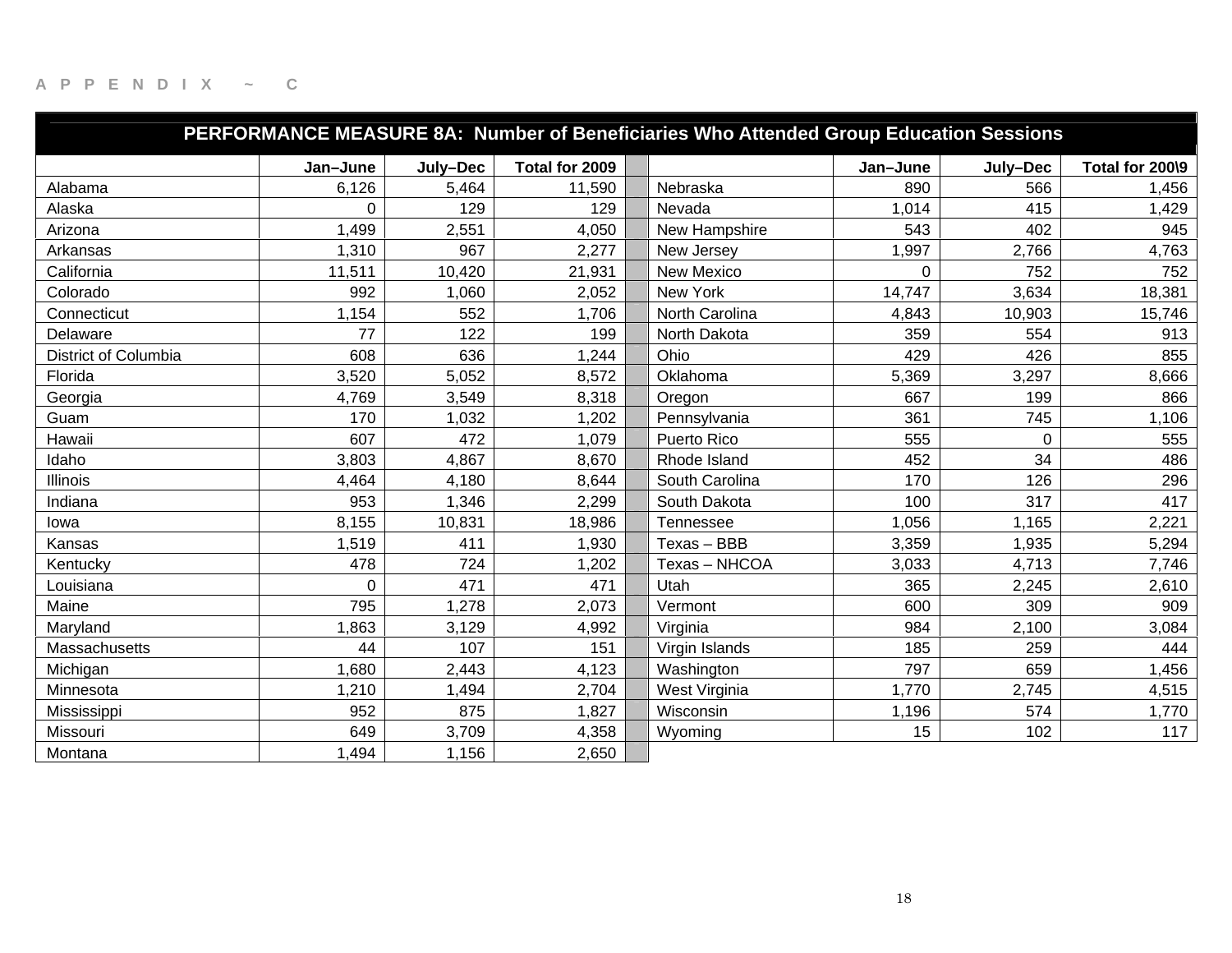APPENDIX ~ C

| PERFORMANCE MEASURE 8A: Number of Beneficiaries Who Attended Group Education Sessions | | | | | | | | |
|---|---|---|---|---|---|---|---|---|
| | Jan–June | July–Dec | Total for 2009 | | | Jan–June | July–Dec | Total for 200\9 |
| Alabama | 6,126 | 5,464 | 11,590 | | Nebraska | 890 | 566 | 1,456 |
| Alaska | 0 | 129 | 129 | | Nevada | 1,014 | 415 | 1,429 |
| Arizona | 1,499 | 2,551 | 4,050 | | New Hampshire | 543 | 402 | 945 |
| Arkansas | 1,310 | 967 | 2,277 | | New Jersey | 1,997 | 2,766 | 4,763 |
| California | 11,511 | 10,420 | 21,931 | | New Mexico | 0 | 752 | 752 |
| Colorado | 992 | 1,060 | 2,052 | | New York | 14,747 | 3,634 | 18,381 |
| Connecticut | 1,154 | 552 | 1,706 | | North Carolina | 4,843 | 10,903 | 15,746 |
| Delaware | 77 | 122 | 199 | | North Dakota | 359 | 554 | 913 |
| District of Columbia | 608 | 636 | 1,244 | | Ohio | 429 | 426 | 855 |
| Florida | 3,520 | 5,052 | 8,572 | | Oklahoma | 5,369 | 3,297 | 8,666 |
| Georgia | 4,769 | 3,549 | 8,318 | | Oregon | 667 | 199 | 866 |
| Guam | 170 | 1,032 | 1,202 | | Pennsylvania | 361 | 745 | 1,106 |
| Hawaii | 607 | 472 | 1,079 | | Puerto Rico | 555 | 0 | 555 |
| Idaho | 3,803 | 4,867 | 8,670 | | Rhode Island | 452 | 34 | 486 |
| Illinois | 4,464 | 4,180 | 8,644 | | South Carolina | 170 | 126 | 296 |
| Indiana | 953 | 1,346 | 2,299 | | South Dakota | 100 | 317 | 417 |
| Iowa | 8,155 | 10,831 | 18,986 | | Tennessee | 1,056 | 1,165 | 2,221 |
| Kansas | 1,519 | 411 | 1,930 | | Texas – BBB | 3,359 | 1,935 | 5,294 |
| Kentucky | 478 | 724 | 1,202 | | Texas – NHCOA | 3,033 | 4,713 | 7,746 |
| Louisiana | 0 | 471 | 471 | | Utah | 365 | 2,245 | 2,610 |
| Maine | 795 | 1,278 | 2,073 | | Vermont | 600 | 309 | 909 |
| Maryland | 1,863 | 3,129 | 4,992 | | Virginia | 984 | 2,100 | 3,084 |
| Massachusetts | 44 | 107 | 151 | | Virgin Islands | 185 | 259 | 444 |
| Michigan | 1,680 | 2,443 | 4,123 | | Washington | 797 | 659 | 1,456 |
| Minnesota | 1,210 | 1,494 | 2,704 | | West Virginia | 1,770 | 2,745 | 4,515 |
| Mississippi | 952 | 875 | 1,827 | | Wisconsin | 1,196 | 574 | 1,770 |
| Missouri | 649 | 3,709 | 4,358 | | Wyoming | 15 | 102 | 117 |
| Montana | 1,494 | 1,156 | 2,650 | | | | | |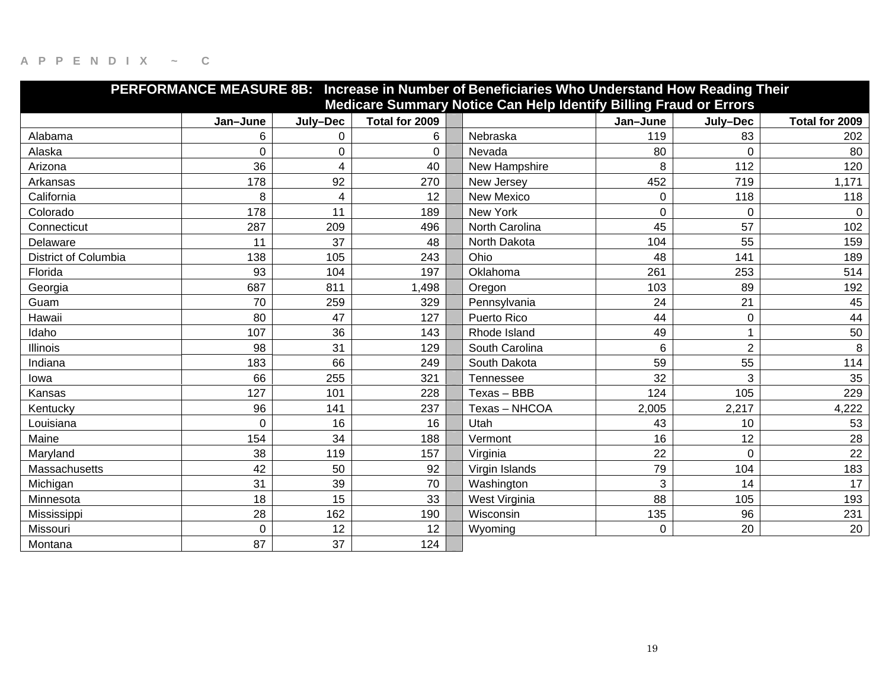APPENDIX ~ C

**PERFORMANCE MEASURE 8B: Increase in Number of Beneficiaries Who Understand How Reading Their Medicare Summary Notice Can Help Identify Billing Fraud or Errors**

| | Jan–June | July–Dec | Total for 2009 | | | Jan–June | July–Dec | Total for 2009 |
|---|---|---|---|---|---|---|---|---|
| Alabama | 6 | 0 | 6 | | Nebraska | 119 | 83 | 202 |
| Alaska | 0 | 0 | 0 | | Nevada | 80 | 0 | 80 |
| Arizona | 36 | 4 | 40 | | New Hampshire | 8 | 112 | 120 |
| Arkansas | 178 | 92 | 270 | | New Jersey | 452 | 719 | 1,171 |
| California | 8 | 4 | 12 | | New Mexico | 0 | 118 | 118 |
| Colorado | 178 | 11 | 189 | | New York | 0 | 0 | 0 |
| Connecticut | 287 | 209 | 496 | | North Carolina | 45 | 57 | 102 |
| Delaware | 11 | 37 | 48 | | North Dakota | 104 | 55 | 159 |
| District of Columbia | 138 | 105 | 243 | | Ohio | 48 | 141 | 189 |
| Florida | 93 | 104 | 197 | | Oklahoma | 261 | 253 | 514 |
| Georgia | 687 | 811 | 1,498 | | Oregon | 103 | 89 | 192 |
| Guam | 70 | 259 | 329 | | Pennsylvania | 24 | 21 | 45 |
| Hawaii | 80 | 47 | 127 | | Puerto Rico | 44 | 0 | 44 |
| Idaho | 107 | 36 | 143 | | Rhode Island | 49 | 1 | 50 |
| Illinois | 98 | 31 | 129 | | South Carolina | 6 | 2 | 8 |
| Indiana | 183 | 66 | 249 | | South Dakota | 59 | 55 | 114 |
| Iowa | 66 | 255 | 321 | | Tennessee | 32 | 3 | 35 |
| Kansas | 127 | 101 | 228 | | Texas – BBB | 124 | 105 | 229 |
| Kentucky | 96 | 141 | 237 | | Texas – NHCOA | 2,005 | 2,217 | 4,222 |
| Louisiana | 0 | 16 | 16 | | Utah | 43 | 10 | 53 |
| Maine | 154 | 34 | 188 | | Vermont | 16 | 12 | 28 |
| Maryland | 38 | 119 | 157 | | Virginia | 22 | 0 | 22 |
| Massachusetts | 42 | 50 | 92 | | Virgin Islands | 79 | 104 | 183 |
| Michigan | 31 | 39 | 70 | | Washington | 3 | 14 | 17 |
| Minnesota | 18 | 15 | 33 | | West Virginia | 88 | 105 | 193 |
| Mississippi | 28 | 162 | 190 | | Wisconsin | 135 | 96 | 231 |
| Missouri | 0 | 12 | 12 | | Wyoming | 0 | 20 | 20 |
| Montana | 87 | 37 | 124 | | | | | |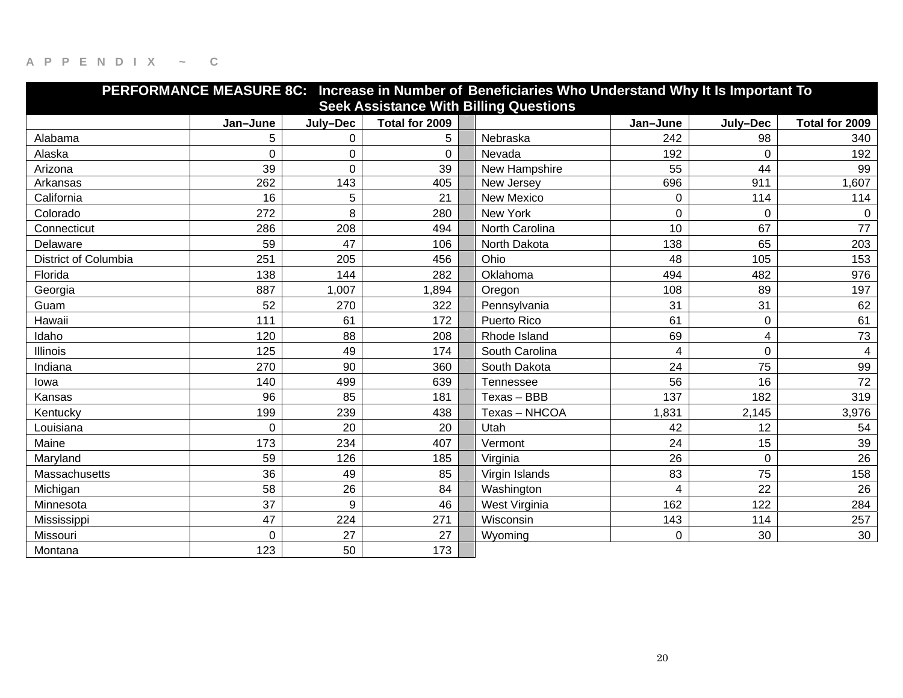A P P E N D I X ~ C

| PERFORMANCE MEASURE 8C: Increase in Number of Beneficiaries Who Understand Why It Is Important To Seek Assistance With Billing Questions | | | | | | | |
|---|---|---|---|---|---|---|---|
| | Jan–June | July–Dec | Total for 2009 | | Jan–June | July–Dec | Total for 2009 |
| Alabama | 5 | 0 | 5 | Nebraska | 242 | 98 | 340 |
| Alaska | 0 | 0 | 0 | Nevada | 192 | 0 | 192 |
| Arizona | 39 | 0 | 39 | New Hampshire | 55 | 44 | 99 |
| Arkansas | 262 | 143 | 405 | New Jersey | 696 | 911 | 1,607 |
| California | 16 | 5 | 21 | New Mexico | 0 | 114 | 114 |
| Colorado | 272 | 8 | 280 | New York | 0 | 0 | 0 |
| Connecticut | 286 | 208 | 494 | North Carolina | 10 | 67 | 77 |
| Delaware | 59 | 47 | 106 | North Dakota | 138 | 65 | 203 |
| District of Columbia | 251 | 205 | 456 | Ohio | 48 | 105 | 153 |
| Florida | 138 | 144 | 282 | Oklahoma | 494 | 482 | 976 |
| Georgia | 887 | 1,007 | 1,894 | Oregon | 108 | 89 | 197 |
| Guam | 52 | 270 | 322 | Pennsylvania | 31 | 31 | 62 |
| Hawaii | 111 | 61 | 172 | Puerto Rico | 61 | 0 | 61 |
| Idaho | 120 | 88 | 208 | Rhode Island | 69 | 4 | 73 |
| Illinois | 125 | 49 | 174 | South Carolina | 4 | 0 | 4 |
| Indiana | 270 | 90 | 360 | South Dakota | 24 | 75 | 99 |
| Iowa | 140 | 499 | 639 | Tennessee | 56 | 16 | 72 |
| Kansas | 96 | 85 | 181 | Texas – BBB | 137 | 182 | 319 |
| Kentucky | 199 | 239 | 438 | Texas – NHCOA | 1,831 | 2,145 | 3,976 |
| Louisiana | 0 | 20 | 20 | Utah | 42 | 12 | 54 |
| Maine | 173 | 234 | 407 | Vermont | 24 | 15 | 39 |
| Maryland | 59 | 126 | 185 | Virginia | 26 | 0 | 26 |
| Massachusetts | 36 | 49 | 85 | Virgin Islands | 83 | 75 | 158 |
| Michigan | 58 | 26 | 84 | Washington | 4 | 22 | 26 |
| Minnesota | 37 | 9 | 46 | West Virginia | 162 | 122 | 284 |
| Mississippi | 47 | 224 | 271 | Wisconsin | 143 | 114 | 257 |
| Missouri | 0 | 27 | 27 | Wyoming | 0 | 30 | 30 |
| Montana | 123 | 50 | 173 | | | | |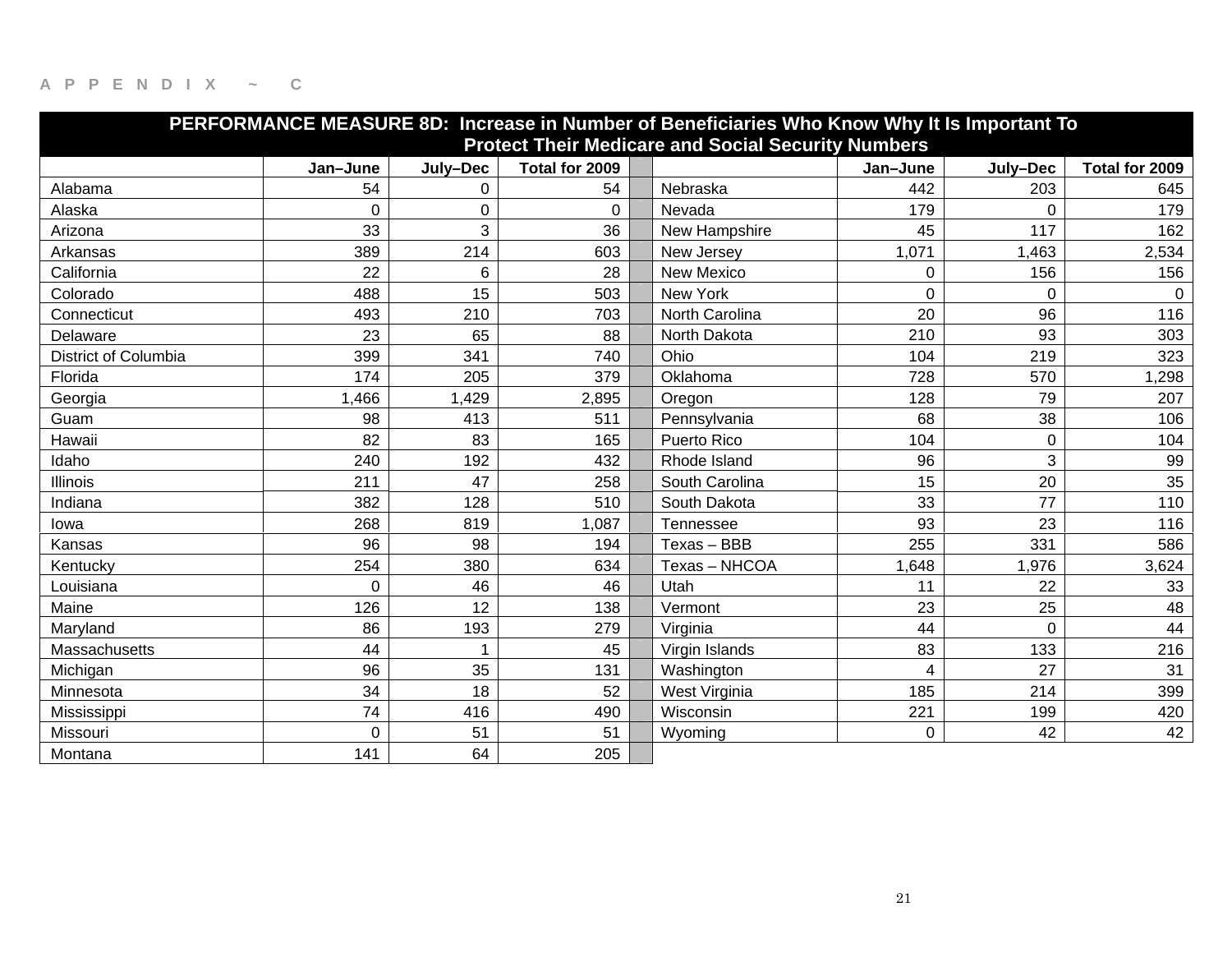APPENDIX ~ C

| PERFORMANCE MEASURE 8D: Increase in Number of Beneficiaries Who Know Why It Is Important To Protect Their Medicare and Social Security Numbers | | | | | | | | |
|---|---|---|---|---|---|---|---|---|
| | Jan–June | July–Dec | Total for 2009 | | | Jan–June | July–Dec | Total for 2009 |
| Alabama | 54 | 0 | 54 | | Nebraska | 442 | 203 | 645 |
| Alaska | 0 | 0 | 0 | | Nevada | 179 | 0 | 179 |
| Arizona | 33 | 3 | 36 | | New Hampshire | 45 | 117 | 162 |
| Arkansas | 389 | 214 | 603 | | New Jersey | 1,071 | 1,463 | 2,534 |
| California | 22 | 6 | 28 | | New Mexico | 0 | 156 | 156 |
| Colorado | 488 | 15 | 503 | | New York | 0 | 0 | 0 |
| Connecticut | 493 | 210 | 703 | | North Carolina | 20 | 96 | 116 |
| Delaware | 23 | 65 | 88 | | North Dakota | 210 | 93 | 303 |
| District of Columbia | 399 | 341 | 740 | | Ohio | 104 | 219 | 323 |
| Florida | 174 | 205 | 379 | | Oklahoma | 728 | 570 | 1,298 |
| Georgia | 1,466 | 1,429 | 2,895 | | Oregon | 128 | 79 | 207 |
| Guam | 98 | 413 | 511 | | Pennsylvania | 68 | 38 | 106 |
| Hawaii | 82 | 83 | 165 | | Puerto Rico | 104 | 0 | 104 |
| Idaho | 240 | 192 | 432 | | Rhode Island | 96 | 3 | 99 |
| Illinois | 211 | 47 | 258 | | South Carolina | 15 | 20 | 35 |
| Indiana | 382 | 128 | 510 | | South Dakota | 33 | 77 | 110 |
| Iowa | 268 | 819 | 1,087 | | Tennessee | 93 | 23 | 116 |
| Kansas | 96 | 98 | 194 | | Texas – BBB | 255 | 331 | 586 |
| Kentucky | 254 | 380 | 634 | | Texas – NHCOA | 1,648 | 1,976 | 3,624 |
| Louisiana | 0 | 46 | 46 | | Utah | 11 | 22 | 33 |
| Maine | 126 | 12 | 138 | | Vermont | 23 | 25 | 48 |
| Maryland | 86 | 193 | 279 | | Virginia | 44 | 0 | 44 |
| Massachusetts | 44 | 1 | 45 | | Virgin Islands | 83 | 133 | 216 |
| Michigan | 96 | 35 | 131 | | Washington | 4 | 27 | 31 |
| Minnesota | 34 | 18 | 52 | | West Virginia | 185 | 214 | 399 |
| Mississippi | 74 | 416 | 490 | | Wisconsin | 221 | 199 | 420 |
| Missouri | 0 | 51 | 51 | | Wyoming | 0 | 42 | 42 |
| Montana | 141 | 64 | 205 | | | | | |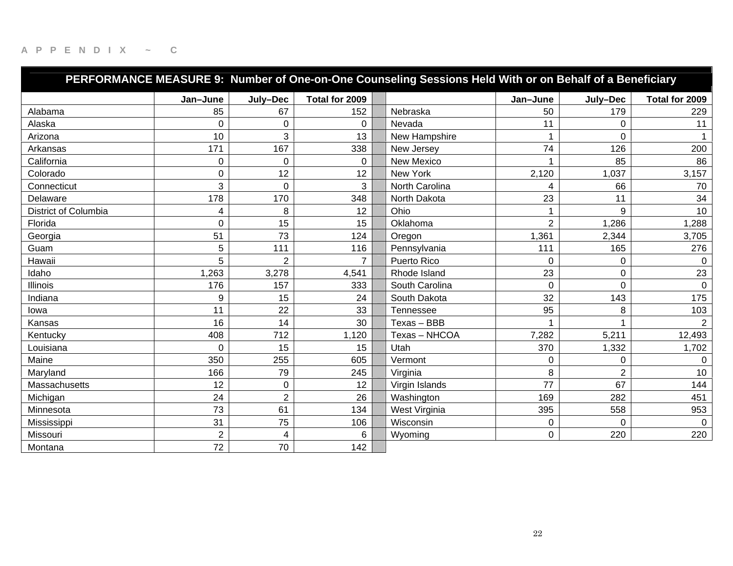A P P E N D I X ~ C

| PERFORMANCE MEASURE 9: Number of One-on-One Counseling Sessions Held With or on Behalf of a Beneficiary | | | | | | | | |
|---|---|---|---|---|---|---|---|---|
| | Jan–June | July–Dec | Total for 2009 | | | Jan–June | July–Dec | Total for 2009 |
| Alabama | 85 | 67 | 152 | | Nebraska | 50 | 179 | 229 |
| Alaska | 0 | 0 | 0 | | Nevada | 11 | 0 | 11 |
| Arizona | 10 | 3 | 13 | | New Hampshire | 1 | 0 | 1 |
| Arkansas | 171 | 167 | 338 | | New Jersey | 74 | 126 | 200 |
| California | 0 | 0 | 0 | | New Mexico | 1 | 85 | 86 |
| Colorado | 0 | 12 | 12 | | New York | 2,120 | 1,037 | 3,157 |
| Connecticut | 3 | 0 | 3 | | North Carolina | 4 | 66 | 70 |
| Delaware | 178 | 170 | 348 | | North Dakota | 23 | 11 | 34 |
| District of Columbia | 4 | 8 | 12 | | Ohio | 1 | 9 | 10 |
| Florida | 0 | 15 | 15 | | Oklahoma | 2 | 1,286 | 1,288 |
| Georgia | 51 | 73 | 124 | | Oregon | 1,361 | 2,344 | 3,705 |
| Guam | 5 | 111 | 116 | | Pennsylvania | 111 | 165 | 276 |
| Hawaii | 5 | 2 | 7 | | Puerto Rico | 0 | 0 | 0 |
| Idaho | 1,263 | 3,278 | 4,541 | | Rhode Island | 23 | 0 | 23 |
| Illinois | 176 | 157 | 333 | | South Carolina | 0 | 0 | 0 |
| Indiana | 9 | 15 | 24 | | South Dakota | 32 | 143 | 175 |
| Iowa | 11 | 22 | 33 | | Tennessee | 95 | 8 | 103 |
| Kansas | 16 | 14 | 30 | | Texas – BBB | 1 | 1 | 2 |
| Kentucky | 408 | 712 | 1,120 | | Texas – NHCOA | 7,282 | 5,211 | 12,493 |
| Louisiana | 0 | 15 | 15 | | Utah | 370 | 1,332 | 1,702 |
| Maine | 350 | 255 | 605 | | Vermont | 0 | 0 | 0 |
| Maryland | 166 | 79 | 245 | | Virginia | 8 | 2 | 10 |
| Massachusetts | 12 | 0 | 12 | | Virgin Islands | 77 | 67 | 144 |
| Michigan | 24 | 2 | 26 | | Washington | 169 | 282 | 451 |
| Minnesota | 73 | 61 | 134 | | West Virginia | 395 | 558 | 953 |
| Mississippi | 31 | 75 | 106 | | Wisconsin | 0 | 0 | 0 |
| Missouri | 2 | 4 | 6 | | Wyoming | 0 | 220 | 220 |
| Montana | 72 | 70 | 142 | | | | | |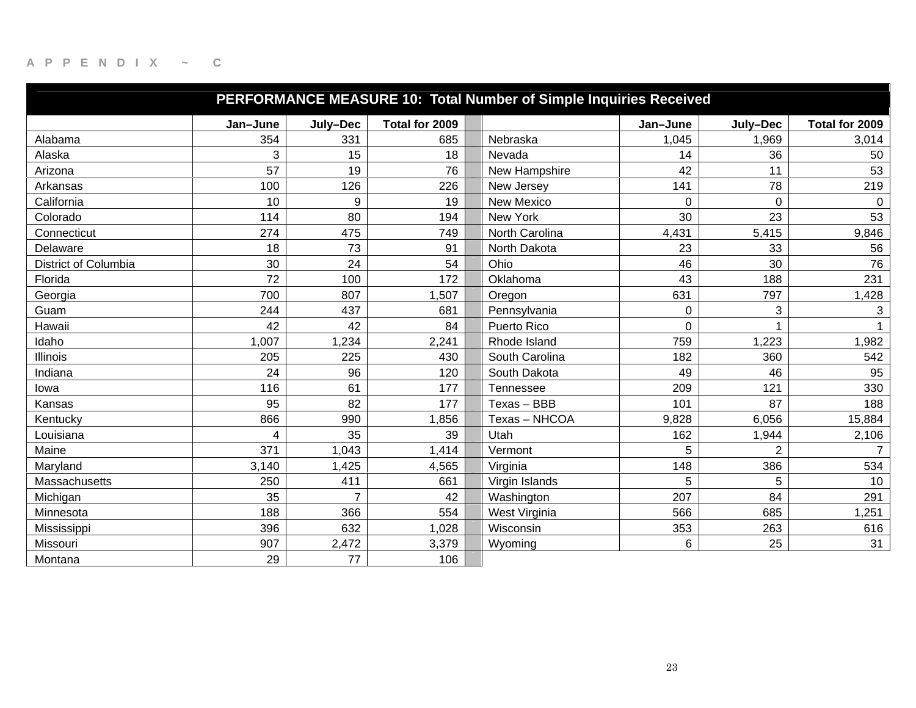APPENDIX ~ C

| PERFORMANCE MEASURE 10: Total Number of Simple Inquiries Received | | | | | | | | |
|---|---|---|---|---|---|---|---|---|
| | Jan–June | July–Dec | Total for 2009 | | | Jan–June | July–Dec | Total for 2009 |
| Alabama | 354 | 331 | 685 | | Nebraska | 1,045 | 1,969 | 3,014 |
| Alaska | 3 | 15 | 18 | | Nevada | 14 | 36 | 50 |
| Arizona | 57 | 19 | 76 | | New Hampshire | 42 | 11 | 53 |
| Arkansas | 100 | 126 | 226 | | New Jersey | 141 | 78 | 219 |
| California | 10 | 9 | 19 | | New Mexico | 0 | 0 | 0 |
| Colorado | 114 | 80 | 194 | | New York | 30 | 23 | 53 |
| Connecticut | 274 | 475 | 749 | | North Carolina | 4,431 | 5,415 | 9,846 |
| Delaware | 18 | 73 | 91 | | North Dakota | 23 | 33 | 56 |
| District of Columbia | 30 | 24 | 54 | | Ohio | 46 | 30 | 76 |
| Florida | 72 | 100 | 172 | | Oklahoma | 43 | 188 | 231 |
| Georgia | 700 | 807 | 1,507 | | Oregon | 631 | 797 | 1,428 |
| Guam | 244 | 437 | 681 | | Pennsylvania | 0 | 3 | 3 |
| Hawaii | 42 | 42 | 84 | | Puerto Rico | 0 | 1 | 1 |
| Idaho | 1,007 | 1,234 | 2,241 | | Rhode Island | 759 | 1,223 | 1,982 |
| Illinois | 205 | 225 | 430 | | South Carolina | 182 | 360 | 542 |
| Indiana | 24 | 96 | 120 | | South Dakota | 49 | 46 | 95 |
| Iowa | 116 | 61 | 177 | | Tennessee | 209 | 121 | 330 |
| Kansas | 95 | 82 | 177 | | Texas – BBB | 101 | 87 | 188 |
| Kentucky | 866 | 990 | 1,856 | | Texas – NHCOA | 9,828 | 6,056 | 15,884 |
| Louisiana | 4 | 35 | 39 | | Utah | 162 | 1,944 | 2,106 |
| Maine | 371 | 1,043 | 1,414 | | Vermont | 5 | 2 | 7 |
| Maryland | 3,140 | 1,425 | 4,565 | | Virginia | 148 | 386 | 534 |
| Massachusetts | 250 | 411 | 661 | | Virgin Islands | 5 | 5 | 10 |
| Michigan | 35 | 7 | 42 | | Washington | 207 | 84 | 291 |
| Minnesota | 188 | 366 | 554 | | West Virginia | 566 | 685 | 1,251 |
| Mississippi | 396 | 632 | 1,028 | | Wisconsin | 353 | 263 | 616 |
| Missouri | 907 | 2,472 | 3,379 | | Wyoming | 6 | 25 | 31 |
| Montana | 29 | 77 | 106 | | | | | |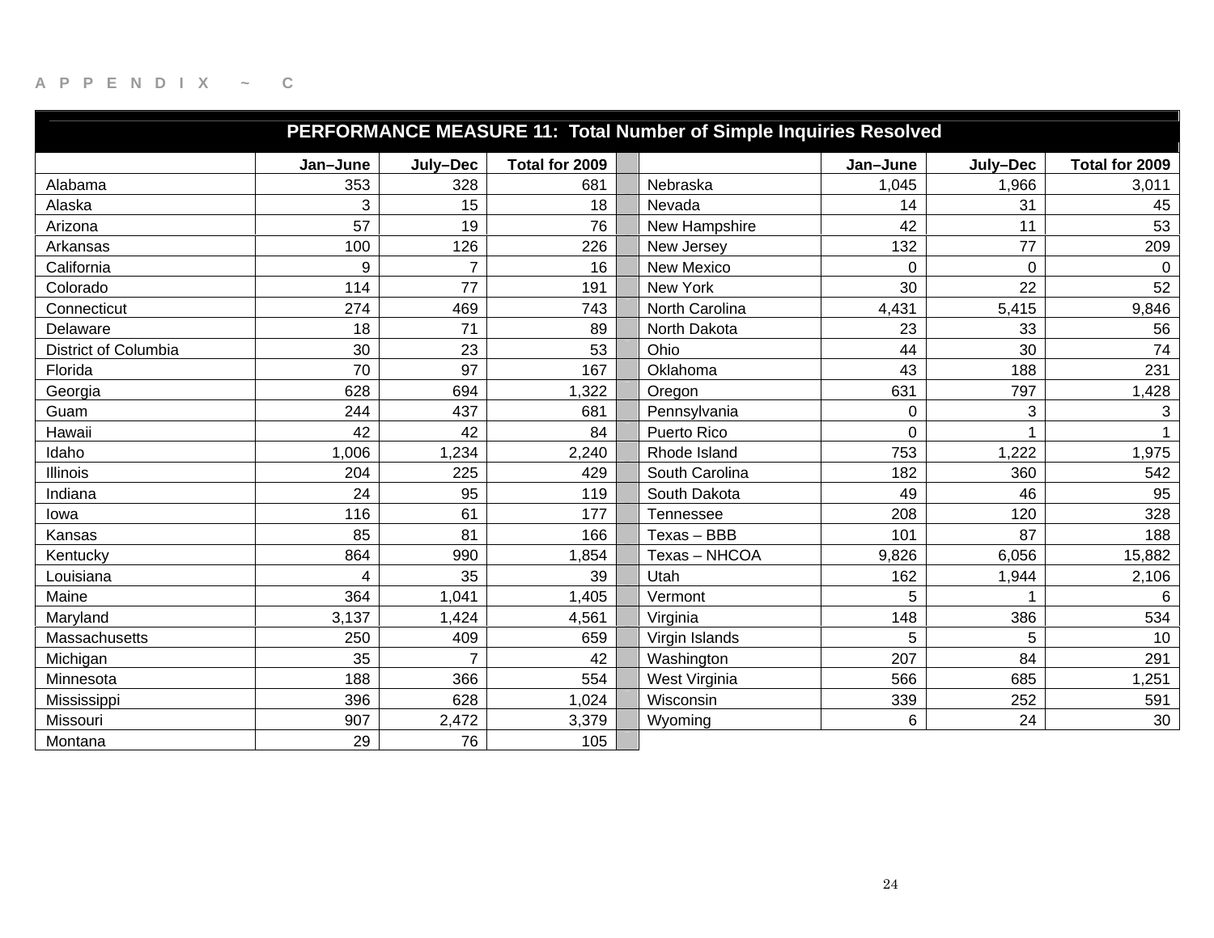APPENDIX ~ C

| PERFORMANCE MEASURE 11: Total Number of Simple Inquiries Resolved | | | | | | | | |
|---|---|---|---|---|---|---|---|---|
| | Jan–June | July–Dec | Total for 2009 | | | Jan–June | July–Dec | Total for 2009 |
| Alabama | 353 | 328 | 681 | | Nebraska | 1,045 | 1,966 | 3,011 |
| Alaska | 3 | 15 | 18 | | Nevada | 14 | 31 | 45 |
| Arizona | 57 | 19 | 76 | | New Hampshire | 42 | 11 | 53 |
| Arkansas | 100 | 126 | 226 | | New Jersey | 132 | 77 | 209 |
| California | 9 | 7 | 16 | | New Mexico | 0 | 0 | 0 |
| Colorado | 114 | 77 | 191 | | New York | 30 | 22 | 52 |
| Connecticut | 274 | 469 | 743 | | North Carolina | 4,431 | 5,415 | 9,846 |
| Delaware | 18 | 71 | 89 | | North Dakota | 23 | 33 | 56 |
| District of Columbia | 30 | 23 | 53 | | Ohio | 44 | 30 | 74 |
| Florida | 70 | 97 | 167 | | Oklahoma | 43 | 188 | 231 |
| Georgia | 628 | 694 | 1,322 | | Oregon | 631 | 797 | 1,428 |
| Guam | 244 | 437 | 681 | | Pennsylvania | 0 | 3 | 3 |
| Hawaii | 42 | 42 | 84 | | Puerto Rico | 0 | 1 | 1 |
| Idaho | 1,006 | 1,234 | 2,240 | | Rhode Island | 753 | 1,222 | 1,975 |
| Illinois | 204 | 225 | 429 | | South Carolina | 182 | 360 | 542 |
| Indiana | 24 | 95 | 119 | | South Dakota | 49 | 46 | 95 |
| Iowa | 116 | 61 | 177 | | Tennessee | 208 | 120 | 328 |
| Kansas | 85 | 81 | 166 | | Texas – BBB | 101 | 87 | 188 |
| Kentucky | 864 | 990 | 1,854 | | Texas – NHCOA | 9,826 | 6,056 | 15,882 |
| Louisiana | 4 | 35 | 39 | | Utah | 162 | 1,944 | 2,106 |
| Maine | 364 | 1,041 | 1,405 | | Vermont | 5 | 1 | 6 |
| Maryland | 3,137 | 1,424 | 4,561 | | Virginia | 148 | 386 | 534 |
| Massachusetts | 250 | 409 | 659 | | Virgin Islands | 5 | 5 | 10 |
| Michigan | 35 | 7 | 42 | | Washington | 207 | 84 | 291 |
| Minnesota | 188 | 366 | 554 | | West Virginia | 566 | 685 | 1,251 |
| Mississippi | 396 | 628 | 1,024 | | Wisconsin | 339 | 252 | 591 |
| Missouri | 907 | 2,472 | 3,379 | | Wyoming | 6 | 24 | 30 |
| Montana | 29 | 76 | 105 | | | | | |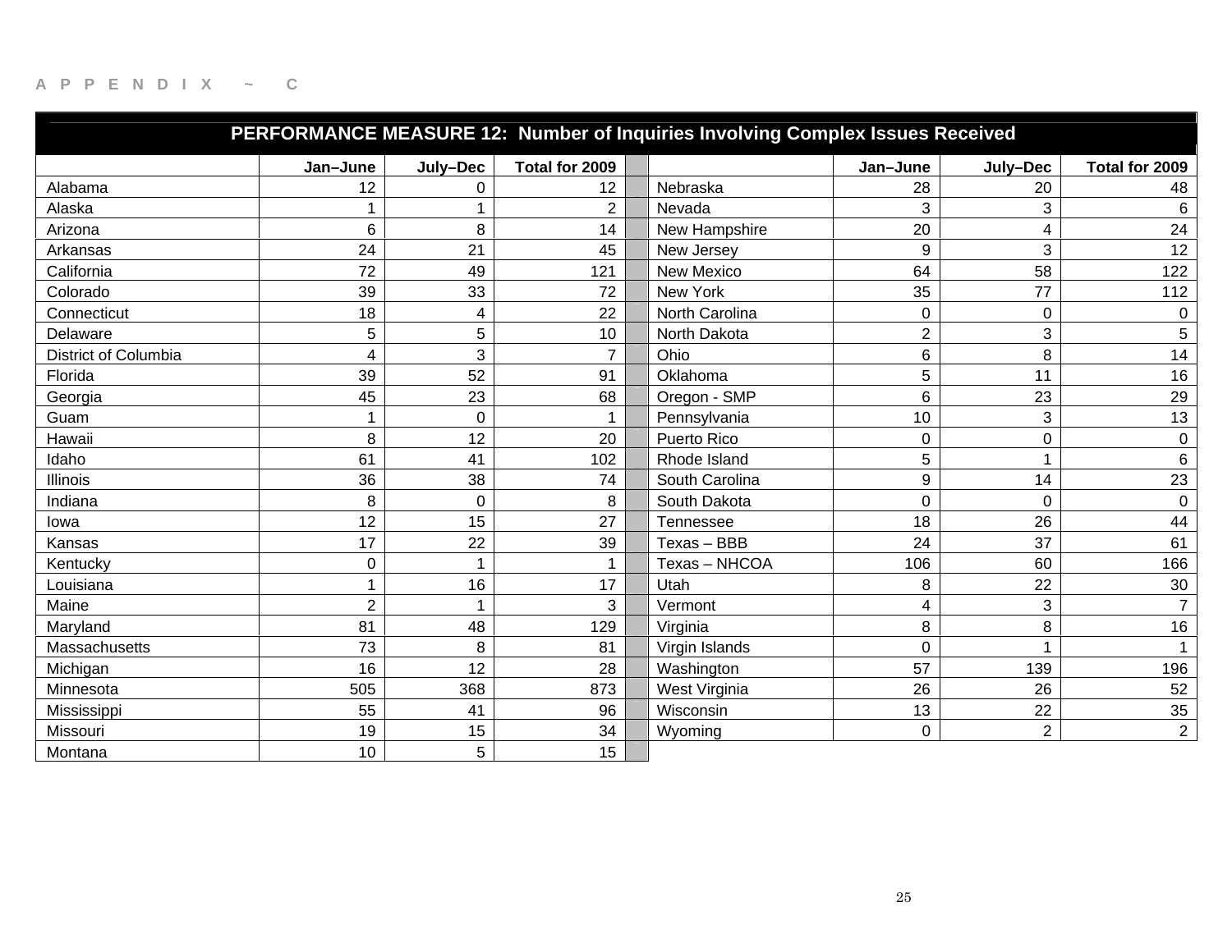APPENDIX ~ C

| PERFORMANCE MEASURE 12: Number of Inquiries Involving Complex Issues Received | | | | | | | |
|---|---|---|---|---|---|---|---|
| | Jan–June | July–Dec | Total for 2009 | | Jan–June | July–Dec | Total for 2009 |
| Alabama | 12 | 0 | 12 | Nebraska | 28 | 20 | 48 |
| Alaska | 1 | 1 | 2 | Nevada | 3 | 3 | 6 |
| Arizona | 6 | 8 | 14 | New Hampshire | 20 | 4 | 24 |
| Arkansas | 24 | 21 | 45 | New Jersey | 9 | 3 | 12 |
| California | 72 | 49 | 121 | New Mexico | 64 | 58 | 122 |
| Colorado | 39 | 33 | 72 | New York | 35 | 77 | 112 |
| Connecticut | 18 | 4 | 22 | North Carolina | 0 | 0 | 0 |
| Delaware | 5 | 5 | 10 | North Dakota | 2 | 3 | 5 |
| District of Columbia | 4 | 3 | 7 | Ohio | 6 | 8 | 14 |
| Florida | 39 | 52 | 91 | Oklahoma | 5 | 11 | 16 |
| Georgia | 45 | 23 | 68 | Oregon - SMP | 6 | 23 | 29 |
| Guam | 1 | 0 | 1 | Pennsylvania | 10 | 3 | 13 |
| Hawaii | 8 | 12 | 20 | Puerto Rico | 0 | 0 | 0 |
| Idaho | 61 | 41 | 102 | Rhode Island | 5 | 1 | 6 |
| Illinois | 36 | 38 | 74 | South Carolina | 9 | 14 | 23 |
| Indiana | 8 | 0 | 8 | South Dakota | 0 | 0 | 0 |
| Iowa | 12 | 15 | 27 | Tennessee | 18 | 26 | 44 |
| Kansas | 17 | 22 | 39 | Texas – BBB | 24 | 37 | 61 |
| Kentucky | 0 | 1 | 1 | Texas – NHCOA | 106 | 60 | 166 |
| Louisiana | 1 | 16 | 17 | Utah | 8 | 22 | 30 |
| Maine | 2 | 1 | 3 | Vermont | 4 | 3 | 7 |
| Maryland | 81 | 48 | 129 | Virginia | 8 | 8 | 16 |
| Massachusetts | 73 | 8 | 81 | Virgin Islands | 0 | 1 | 1 |
| Michigan | 16 | 12 | 28 | Washington | 57 | 139 | 196 |
| Minnesota | 505 | 368 | 873 | West Virginia | 26 | 26 | 52 |
| Mississippi | 55 | 41 | 96 | Wisconsin | 13 | 22 | 35 |
| Missouri | 19 | 15 | 34 | Wyoming | 0 | 2 | 2 |
| Montana | 10 | 5 | 15 | | | | |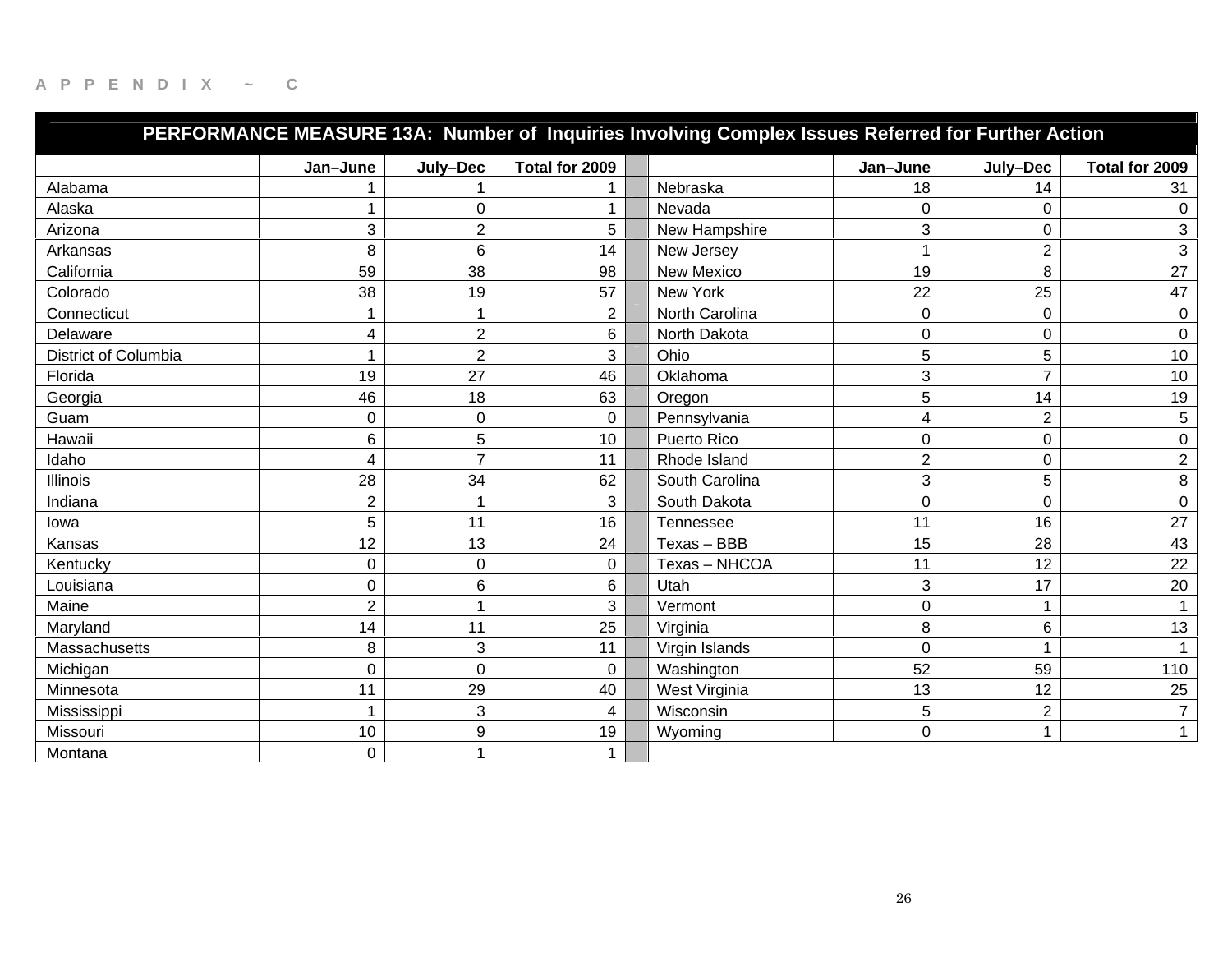A P P E N D I X ~ C

| PERFORMANCE MEASURE 13A: Number of Inquiries Involving Complex Issues Referred for Further Action | | | | | | | |
|---|---|---|---|---|---|---|---|
| | Jan–June | July–Dec | Total for 2009 | | Jan–June | July–Dec | Total for 2009 |
| Alabama | 1 | 1 | 1 | Nebraska | 18 | 14 | 31 |
| Alaska | 1 | 0 | 1 | Nevada | 0 | 0 | 0 |
| Arizona | 3 | 2 | 5 | New Hampshire | 3 | 0 | 3 |
| Arkansas | 8 | 6 | 14 | New Jersey | 1 | 2 | 3 |
| California | 59 | 38 | 98 | New Mexico | 19 | 8 | 27 |
| Colorado | 38 | 19 | 57 | New York | 22 | 25 | 47 |
| Connecticut | 1 | 1 | 2 | North Carolina | 0 | 0 | 0 |
| Delaware | 4 | 2 | 6 | North Dakota | 0 | 0 | 0 |
| District of Columbia | 1 | 2 | 3 | Ohio | 5 | 5 | 10 |
| Florida | 19 | 27 | 46 | Oklahoma | 3 | 7 | 10 |
| Georgia | 46 | 18 | 63 | Oregon | 5 | 14 | 19 |
| Guam | 0 | 0 | 0 | Pennsylvania | 4 | 2 | 5 |
| Hawaii | 6 | 5 | 10 | Puerto Rico | 0 | 0 | 0 |
| Idaho | 4 | 7 | 11 | Rhode Island | 2 | 0 | 2 |
| Illinois | 28 | 34 | 62 | South Carolina | 3 | 5 | 8 |
| Indiana | 2 | 1 | 3 | South Dakota | 0 | 0 | 0 |
| Iowa | 5 | 11 | 16 | Tennessee | 11 | 16 | 27 |
| Kansas | 12 | 13 | 24 | Texas – BBB | 15 | 28 | 43 |
| Kentucky | 0 | 0 | 0 | Texas – NHCOA | 11 | 12 | 22 |
| Louisiana | 0 | 6 | 6 | Utah | 3 | 17 | 20 |
| Maine | 2 | 1 | 3 | Vermont | 0 | 1 | 1 |
| Maryland | 14 | 11 | 25 | Virginia | 8 | 6 | 13 |
| Massachusetts | 8 | 3 | 11 | Virgin Islands | 0 | 1 | 1 |
| Michigan | 0 | 0 | 0 | Washington | 52 | 59 | 110 |
| Minnesota | 11 | 29 | 40 | West Virginia | 13 | 12 | 25 |
| Mississippi | 1 | 3 | 4 | Wisconsin | 5 | 2 | 7 |
| Missouri | 10 | 9 | 19 | Wyoming | 0 | 1 | 1 |
| Montana | 0 | 1 | 1 | | | | |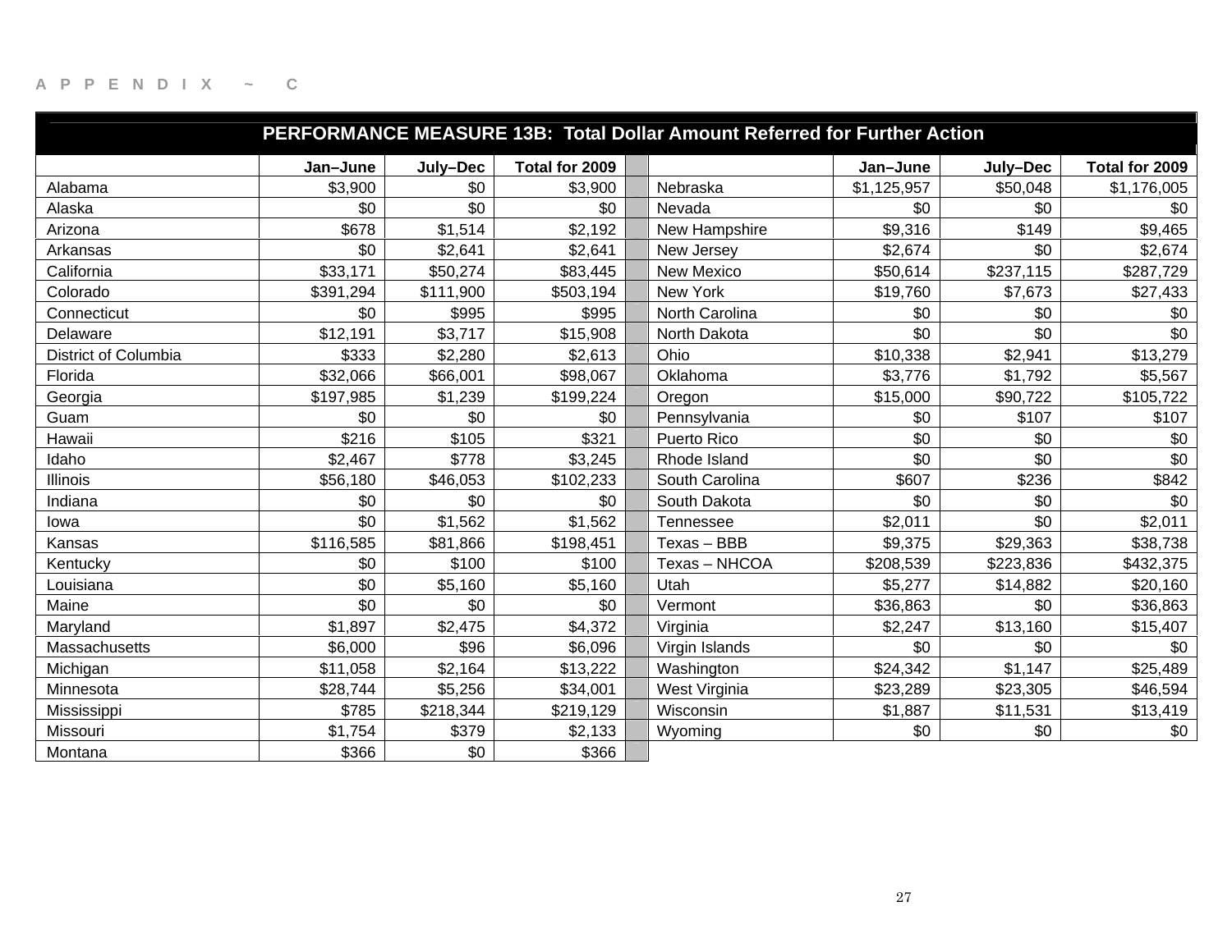APPENDIX ~ C

| PERFORMANCE MEASURE 13B: Total Dollar Amount Referred for Further Action | | | | | | | |
|---|---|---|---|---|---|---|---|
| | Jan–June | July–Dec | Total for 2009 | | Jan–June | July–Dec | Total for 2009 |
| Alabama | $3,900 | $0 | $3,900 | Nebraska | $1,125,957 | $50,048 | $1,176,005 |
| Alaska | $0 | $0 | $0 | Nevada | $0 | $0 | $0 |
| Arizona | $678 | $1,514 | $2,192 | New Hampshire | $9,316 | $149 | $9,465 |
| Arkansas | $0 | $2,641 | $2,641 | New Jersey | $2,674 | $0 | $2,674 |
| California | $33,171 | $50,274 | $83,445 | New Mexico | $50,614 | $237,115 | $287,729 |
| Colorado | $391,294 | $111,900 | $503,194 | New York | $19,760 | $7,673 | $27,433 |
| Connecticut | $0 | $995 | $995 | North Carolina | $0 | $0 | $0 |
| Delaware | $12,191 | $3,717 | $15,908 | North Dakota | $0 | $0 | $0 |
| District of Columbia | $333 | $2,280 | $2,613 | Ohio | $10,338 | $2,941 | $13,279 |
| Florida | $32,066 | $66,001 | $98,067 | Oklahoma | $3,776 | $1,792 | $5,567 |
| Georgia | $197,985 | $1,239 | $199,224 | Oregon | $15,000 | $90,722 | $105,722 |
| Guam | $0 | $0 | $0 | Pennsylvania | $0 | $107 | $107 |
| Hawaii | $216 | $105 | $321 | Puerto Rico | $0 | $0 | $0 |
| Idaho | $2,467 | $778 | $3,245 | Rhode Island | $0 | $0 | $0 |
| Illinois | $56,180 | $46,053 | $102,233 | South Carolina | $607 | $236 | $842 |
| Indiana | $0 | $0 | $0 | South Dakota | $0 | $0 | $0 |
| Iowa | $0 | $1,562 | $1,562 | Tennessee | $2,011 | $0 | $2,011 |
| Kansas | $116,585 | $81,866 | $198,451 | Texas – BBB | $9,375 | $29,363 | $38,738 |
| Kentucky | $0 | $100 | $100 | Texas – NHCOA | $208,539 | $223,836 | $432,375 |
| Louisiana | $0 | $5,160 | $5,160 | Utah | $5,277 | $14,882 | $20,160 |
| Maine | $0 | $0 | $0 | Vermont | $36,863 | $0 | $36,863 |
| Maryland | $1,897 | $2,475 | $4,372 | Virginia | $2,247 | $13,160 | $15,407 |
| Massachusetts | $6,000 | $96 | $6,096 | Virgin Islands | $0 | $0 | $0 |
| Michigan | $11,058 | $2,164 | $13,222 | Washington | $24,342 | $1,147 | $25,489 |
| Minnesota | $28,744 | $5,256 | $34,001 | West Virginia | $23,289 | $23,305 | $46,594 |
| Mississippi | $785 | $218,344 | $219,129 | Wisconsin | $1,887 | $11,531 | $13,419 |
| Missouri | $1,754 | $379 | $2,133 | Wyoming | $0 | $0 | $0 |
| Montana | $366 | $0 | $366 | | | | |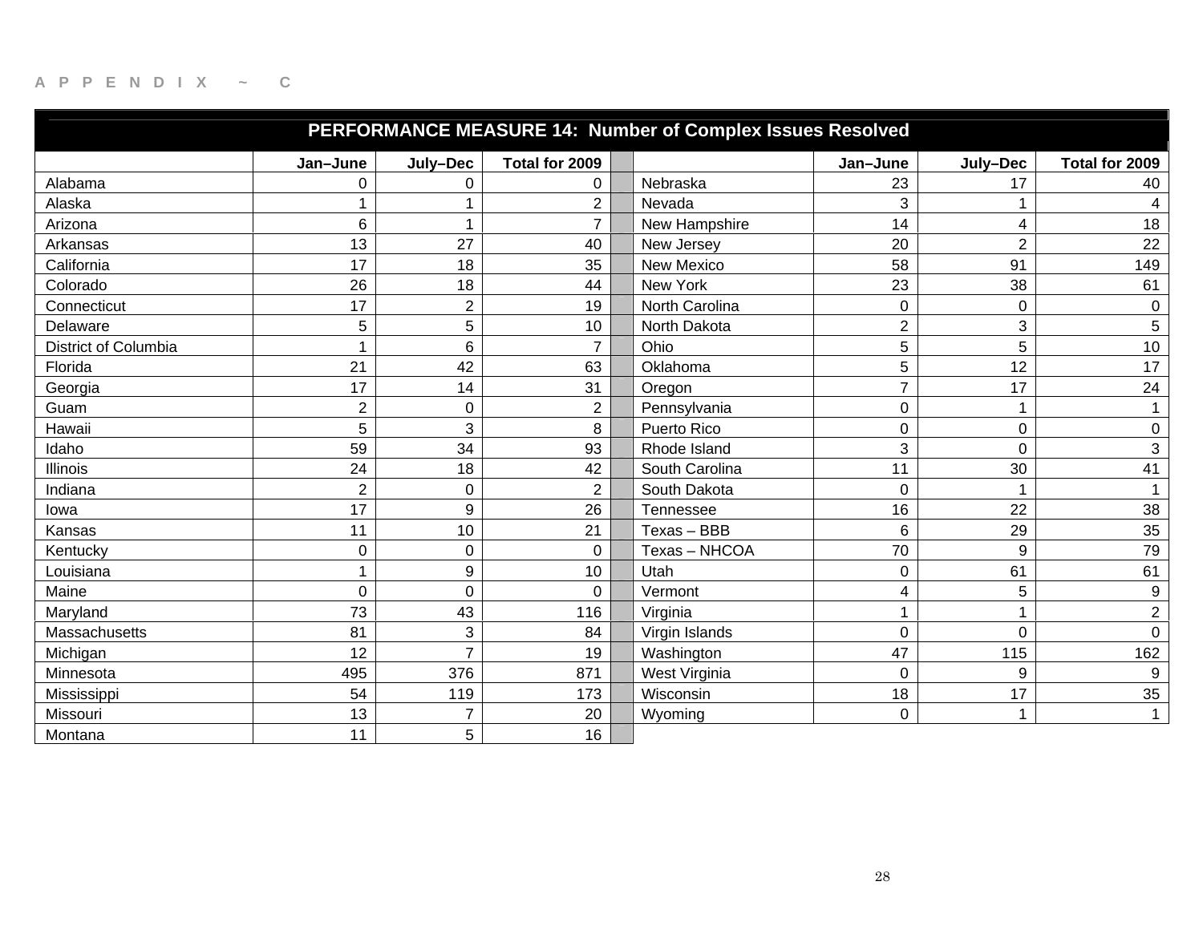APPENDIX ~ C

## PERFORMANCE MEASURE 14: Number of Complex Issues Resolved

| | Jan–June | July–Dec | Total for 2009 | | | Jan–June | July–Dec | Total for 2009 |
|---|---|---|---|---|---|---|---|---|
| Alabama | 0 | 0 | 0 | | Nebraska | 23 | 17 | 40 |
| Alaska | 1 | 1 | 2 | | Nevada | 3 | 1 | 4 |
| Arizona | 6 | 1 | 7 | | New Hampshire | 14 | 4 | 18 |
| Arkansas | 13 | 27 | 40 | | New Jersey | 20 | 2 | 22 |
| California | 17 | 18 | 35 | | New Mexico | 58 | 91 | 149 |
| Colorado | 26 | 18 | 44 | | New York | 23 | 38 | 61 |
| Connecticut | 17 | 2 | 19 | | North Carolina | 0 | 0 | 0 |
| Delaware | 5 | 5 | 10 | | North Dakota | 2 | 3 | 5 |
| District of Columbia | 1 | 6 | 7 | | Ohio | 5 | 5 | 10 |
| Florida | 21 | 42 | 63 | | Oklahoma | 5 | 12 | 17 |
| Georgia | 17 | 14 | 31 | | Oregon | 7 | 17 | 24 |
| Guam | 2 | 0 | 2 | | Pennsylvania | 0 | 1 | 1 |
| Hawaii | 5 | 3 | 8 | | Puerto Rico | 0 | 0 | 0 |
| Idaho | 59 | 34 | 93 | | Rhode Island | 3 | 0 | 3 |
| Illinois | 24 | 18 | 42 | | South Carolina | 11 | 30 | 41 |
| Indiana | 2 | 0 | 2 | | South Dakota | 0 | 1 | 1 |
| Iowa | 17 | 9 | 26 | | Tennessee | 16 | 22 | 38 |
| Kansas | 11 | 10 | 21 | | Texas – BBB | 6 | 29 | 35 |
| Kentucky | 0 | 0 | 0 | | Texas – NHCOA | 70 | 9 | 79 |
| Louisiana | 1 | 9 | 10 | | Utah | 0 | 61 | 61 |
| Maine | 0 | 0 | 0 | | Vermont | 4 | 5 | 9 |
| Maryland | 73 | 43 | 116 | | Virginia | 1 | 1 | 2 |
| Massachusetts | 81 | 3 | 84 | | Virgin Islands | 0 | 0 | 0 |
| Michigan | 12 | 7 | 19 | | Washington | 47 | 115 | 162 |
| Minnesota | 495 | 376 | 871 | | West Virginia | 0 | 9 | 9 |
| Mississippi | 54 | 119 | 173 | | Wisconsin | 18 | 17 | 35 |
| Missouri | 13 | 7 | 20 | | Wyoming | 0 | 1 | 1 |
| Montana | 11 | 5 | 16 | | | | | |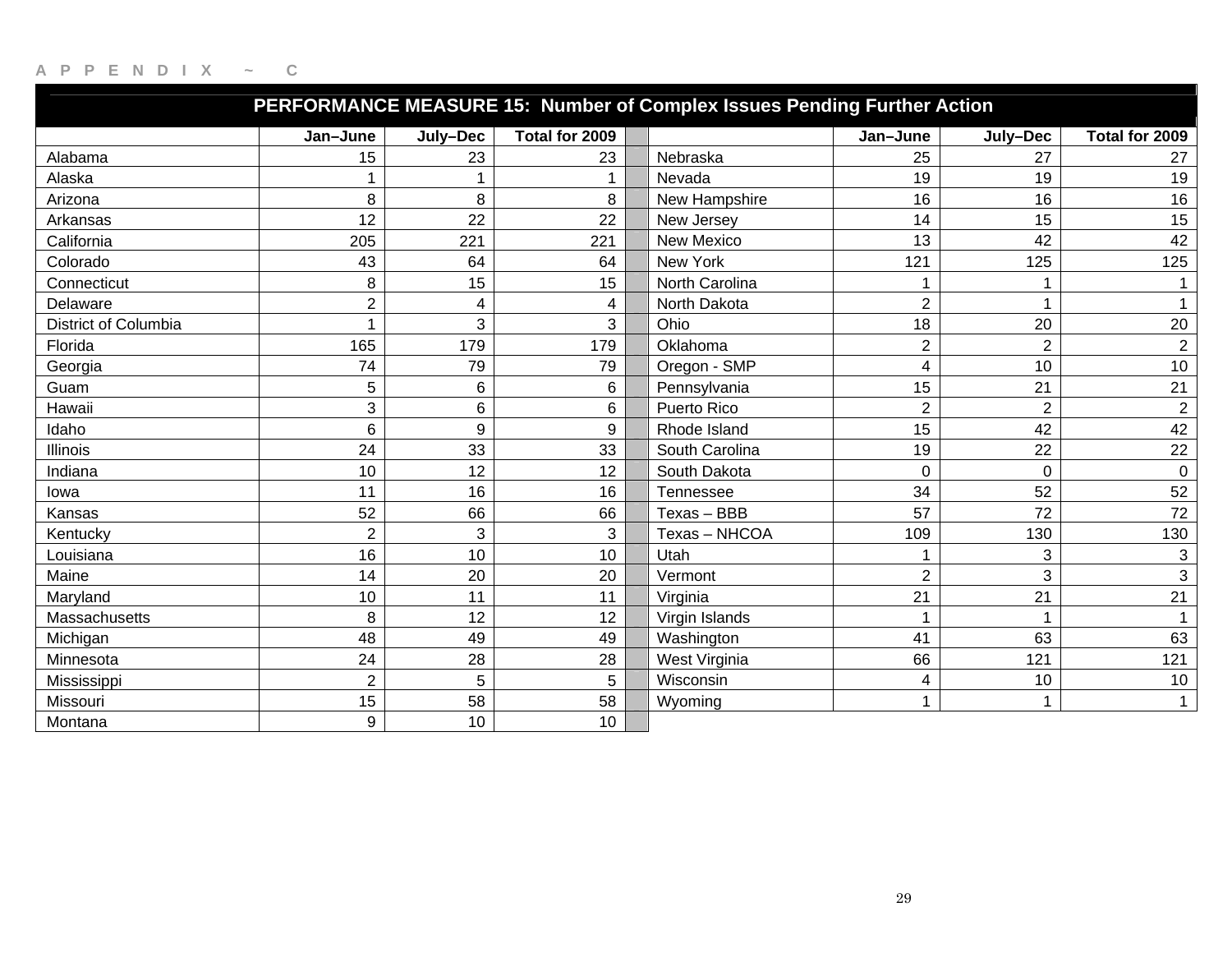APPENDIX ~ C

## PERFORMANCE MEASURE 15: Number of Complex Issues Pending Further Action

| | Jan–June | July–Dec | Total for 2009 | | | Jan–June | July–Dec | Total for 2009 |
|---|---|---|---|---|---|---|---|---|
| Alabama | 15 | 23 | 23 | | Nebraska | 25 | 27 | 27 |
| Alaska | 1 | 1 | 1 | | Nevada | 19 | 19 | 19 |
| Arizona | 8 | 8 | 8 | | New Hampshire | 16 | 16 | 16 |
| Arkansas | 12 | 22 | 22 | | New Jersey | 14 | 15 | 15 |
| California | 205 | 221 | 221 | | New Mexico | 13 | 42 | 42 |
| Colorado | 43 | 64 | 64 | | New York | 121 | 125 | 125 |
| Connecticut | 8 | 15 | 15 | | North Carolina | 1 | 1 | 1 |
| Delaware | 2 | 4 | 4 | | North Dakota | 2 | 1 | 1 |
| District of Columbia | 1 | 3 | 3 | | Ohio | 18 | 20 | 20 |
| Florida | 165 | 179 | 179 | | Oklahoma | 2 | 2 | 2 |
| Georgia | 74 | 79 | 79 | | Oregon - SMP | 4 | 10 | 10 |
| Guam | 5 | 6 | 6 | | Pennsylvania | 15 | 21 | 21 |
| Hawaii | 3 | 6 | 6 | | Puerto Rico | 2 | 2 | 2 |
| Idaho | 6 | 9 | 9 | | Rhode Island | 15 | 42 | 42 |
| Illinois | 24 | 33 | 33 | | South Carolina | 19 | 22 | 22 |
| Indiana | 10 | 12 | 12 | | South Dakota | 0 | 0 | 0 |
| Iowa | 11 | 16 | 16 | | Tennessee | 34 | 52 | 52 |
| Kansas | 52 | 66 | 66 | | Texas – BBB | 57 | 72 | 72 |
| Kentucky | 2 | 3 | 3 | | Texas – NHCOA | 109 | 130 | 130 |
| Louisiana | 16 | 10 | 10 | | Utah | 1 | 3 | 3 |
| Maine | 14 | 20 | 20 | | Vermont | 2 | 3 | 3 |
| Maryland | 10 | 11 | 11 | | Virginia | 21 | 21 | 21 |
| Massachusetts | 8 | 12 | 12 | | Virgin Islands | 1 | 1 | 1 |
| Michigan | 48 | 49 | 49 | | Washington | 41 | 63 | 63 |
| Minnesota | 24 | 28 | 28 | | West Virginia | 66 | 121 | 121 |
| Mississippi | 2 | 5 | 5 | | Wisconsin | 4 | 10 | 10 |
| Missouri | 15 | 58 | 58 | | Wyoming | 1 | 1 | 1 |
| Montana | 9 | 10 | 10 | | | | | |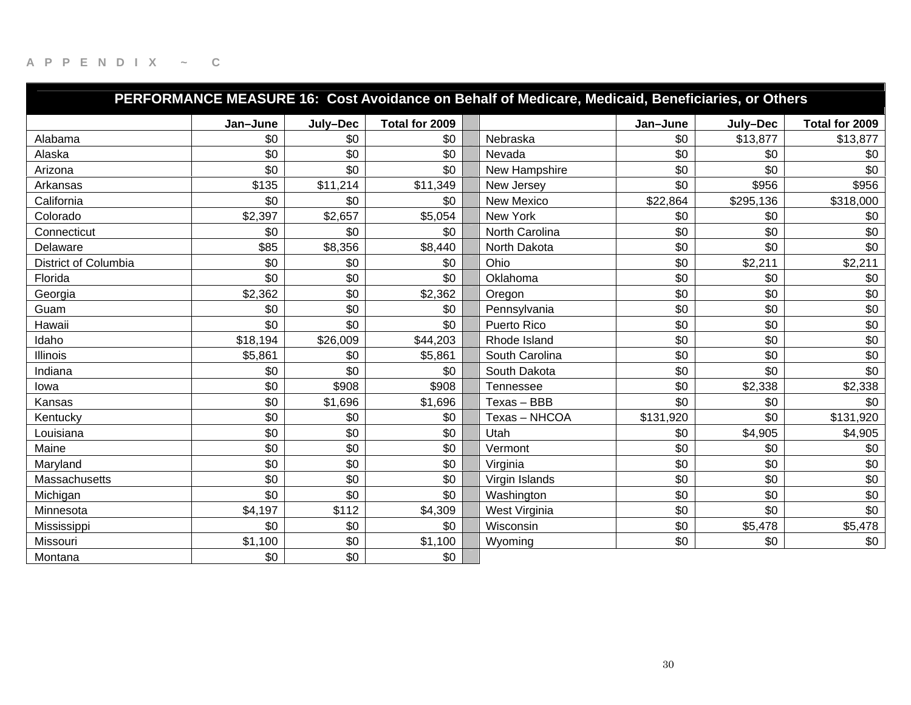APPENDIX ~ C

## PERFORMANCE MEASURE 16: Cost Avoidance on Behalf of Medicare, Medicaid, Beneficiaries, or Others

| | Jan–June | July–Dec | Total for 2009 | | | Jan–June | July–Dec | Total for 2009 |
|---|---|---|---|---|---|---|---|---|
| Alabama | $0 | $0 | $0 | | Nebraska | $0 | $13,877 | $13,877 |
| Alaska | $0 | $0 | $0 | | Nevada | $0 | $0 | $0 |
| Arizona | $0 | $0 | $0 | | New Hampshire | $0 | $0 | $0 |
| Arkansas | $135 | $11,214 | $11,349 | | New Jersey | $0 | $956 | $956 |
| California | $0 | $0 | $0 | | New Mexico | $22,864 | $295,136 | $318,000 |
| Colorado | $2,397 | $2,657 | $5,054 | | New York | $0 | $0 | $0 |
| Connecticut | $0 | $0 | $0 | | North Carolina | $0 | $0 | $0 |
| Delaware | $85 | $8,356 | $8,440 | | North Dakota | $0 | $0 | $0 |
| District of Columbia | $0 | $0 | $0 | | Ohio | $0 | $2,211 | $2,211 |
| Florida | $0 | $0 | $0 | | Oklahoma | $0 | $0 | $0 |
| Georgia | $2,362 | $0 | $2,362 | | Oregon | $0 | $0 | $0 |
| Guam | $0 | $0 | $0 | | Pennsylvania | $0 | $0 | $0 |
| Hawaii | $0 | $0 | $0 | | Puerto Rico | $0 | $0 | $0 |
| Idaho | $18,194 | $26,009 | $44,203 | | Rhode Island | $0 | $0 | $0 |
| Illinois | $5,861 | $0 | $5,861 | | South Carolina | $0 | $0 | $0 |
| Indiana | $0 | $0 | $0 | | South Dakota | $0 | $0 | $0 |
| Iowa | $0 | $908 | $908 | | Tennessee | $0 | $2,338 | $2,338 |
| Kansas | $0 | $1,696 | $1,696 | | Texas – BBB | $0 | $0 | $0 |
| Kentucky | $0 | $0 | $0 | | Texas – NHCOA | $131,920 | $0 | $131,920 |
| Louisiana | $0 | $0 | $0 | | Utah | $0 | $4,905 | $4,905 |
| Maine | $0 | $0 | $0 | | Vermont | $0 | $0 | $0 |
| Maryland | $0 | $0 | $0 | | Virginia | $0 | $0 | $0 |
| Massachusetts | $0 | $0 | $0 | | Virgin Islands | $0 | $0 | $0 |
| Michigan | $0 | $0 | $0 | | Washington | $0 | $0 | $0 |
| Minnesota | $4,197 | $112 | $4,309 | | West Virginia | $0 | $0 | $0 |
| Mississippi | $0 | $0 | $0 | | Wisconsin | $0 | $5,478 | $5,478 |
| Missouri | $1,100 | $0 | $1,100 | | Wyoming | $0 | $0 | $0 |
| Montana | $0 | $0 | $0 | | | | | |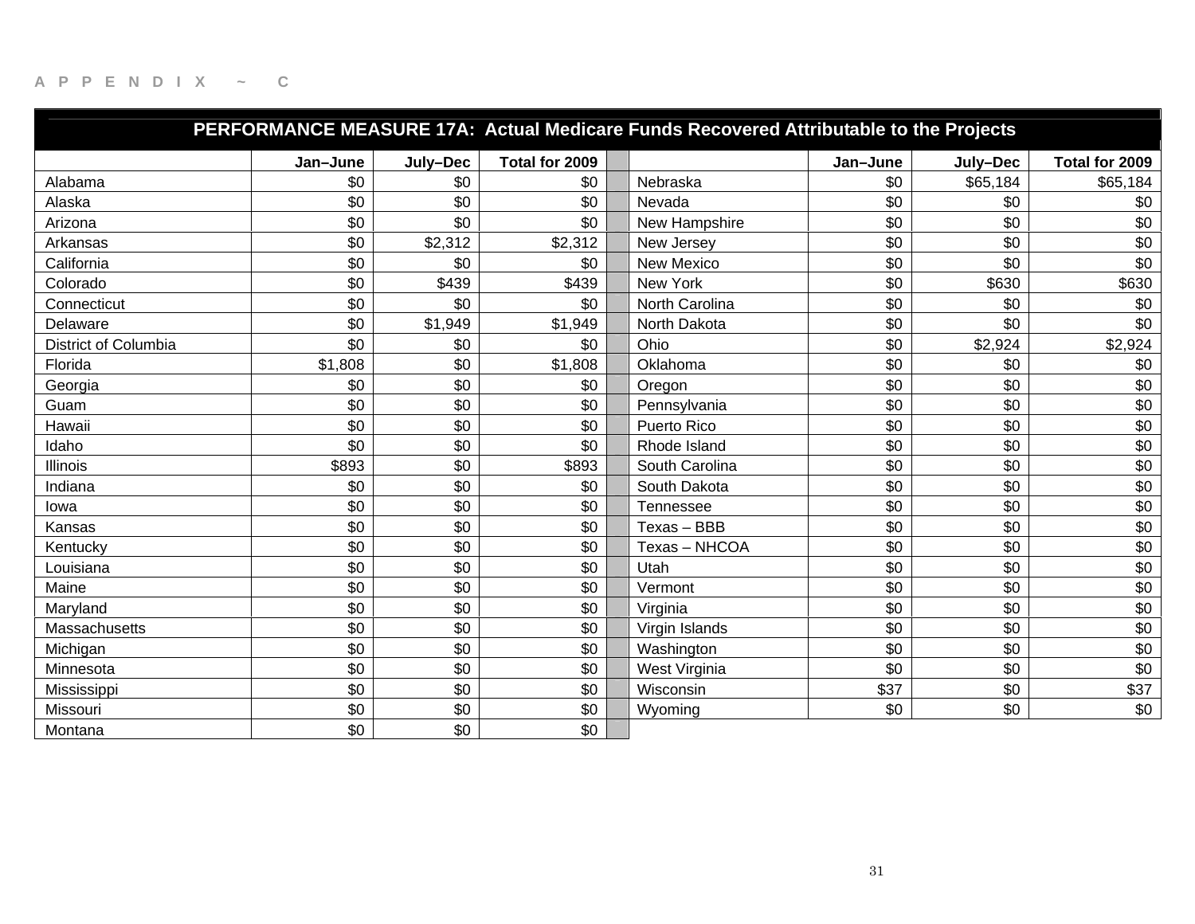APPENDIX ~ C

| PERFORMANCE MEASURE 17A: Actual Medicare Funds Recovered Attributable to the Projects | | | | | | | |
|---|---|---|---|---|---|---|---|
| | Jan–June | July–Dec | Total for 2009 | | Jan–June | July–Dec | Total for 2009 |
| Alabama | $0 | $0 | $0 | Nebraska | $0 | $65,184 | $65,184 |
| Alaska | $0 | $0 | $0 | Nevada | $0 | $0 | $0 |
| Arizona | $0 | $0 | $0 | New Hampshire | $0 | $0 | $0 |
| Arkansas | $0 | $2,312 | $2,312 | New Jersey | $0 | $0 | $0 |
| California | $0 | $0 | $0 | New Mexico | $0 | $0 | $0 |
| Colorado | $0 | $439 | $439 | New York | $0 | $630 | $630 |
| Connecticut | $0 | $0 | $0 | North Carolina | $0 | $0 | $0 |
| Delaware | $0 | $1,949 | $1,949 | North Dakota | $0 | $0 | $0 |
| District of Columbia | $0 | $0 | $0 | Ohio | $0 | $2,924 | $2,924 |
| Florida | $1,808 | $0 | $1,808 | Oklahoma | $0 | $0 | $0 |
| Georgia | $0 | $0 | $0 | Oregon | $0 | $0 | $0 |
| Guam | $0 | $0 | $0 | Pennsylvania | $0 | $0 | $0 |
| Hawaii | $0 | $0 | $0 | Puerto Rico | $0 | $0 | $0 |
| Idaho | $0 | $0 | $0 | Rhode Island | $0 | $0 | $0 |
| Illinois | $893 | $0 | $893 | South Carolina | $0 | $0 | $0 |
| Indiana | $0 | $0 | $0 | South Dakota | $0 | $0 | $0 |
| Iowa | $0 | $0 | $0 | Tennessee | $0 | $0 | $0 |
| Kansas | $0 | $0 | $0 | Texas – BBB | $0 | $0 | $0 |
| Kentucky | $0 | $0 | $0 | Texas – NHCOA | $0 | $0 | $0 |
| Louisiana | $0 | $0 | $0 | Utah | $0 | $0 | $0 |
| Maine | $0 | $0 | $0 | Vermont | $0 | $0 | $0 |
| Maryland | $0 | $0 | $0 | Virginia | $0 | $0 | $0 |
| Massachusetts | $0 | $0 | $0 | Virgin Islands | $0 | $0 | $0 |
| Michigan | $0 | $0 | $0 | Washington | $0 | $0 | $0 |
| Minnesota | $0 | $0 | $0 | West Virginia | $0 | $0 | $0 |
| Mississippi | $0 | $0 | $0 | Wisconsin | $37 | $0 | $37 |
| Missouri | $0 | $0 | $0 | Wyoming | $0 | $0 | $0 |
| Montana | $0 | $0 | $0 | | | | |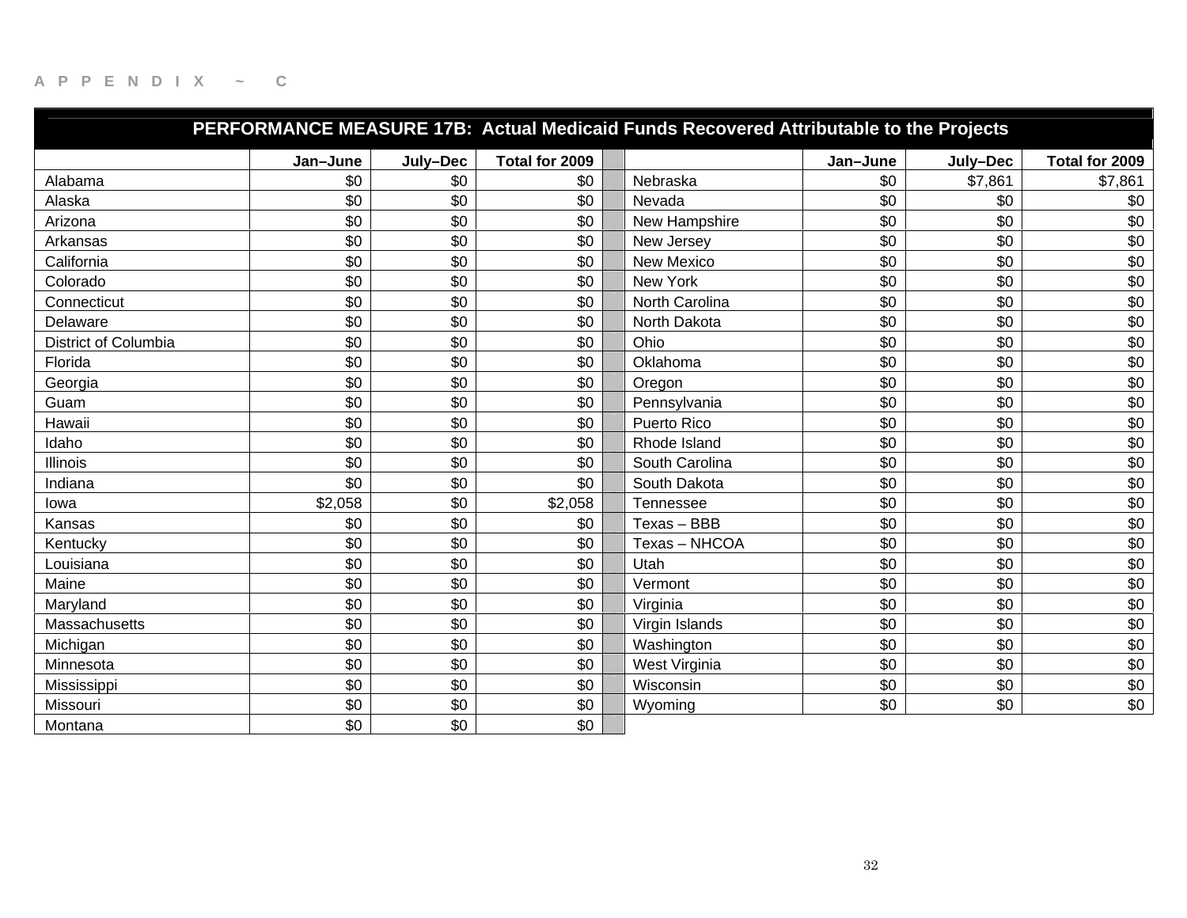APPENDIX ~ C

| PERFORMANCE MEASURE 17B: Actual Medicaid Funds Recovered Attributable to the Projects | | | | | | | | |
|---|---|---|---|---|---|---|---|---|
| | Jan–June | July–Dec | Total for 2009 | | | Jan–June | July–Dec | Total for 2009 |
| Alabama | $0 | $0 | $0 | | Nebraska | $0 | $7,861 | $7,861 |
| Alaska | $0 | $0 | $0 | | Nevada | $0 | $0 | $0 |
| Arizona | $0 | $0 | $0 | | New Hampshire | $0 | $0 | $0 |
| Arkansas | $0 | $0 | $0 | | New Jersey | $0 | $0 | $0 |
| California | $0 | $0 | $0 | | New Mexico | $0 | $0 | $0 |
| Colorado | $0 | $0 | $0 | | New York | $0 | $0 | $0 |
| Connecticut | $0 | $0 | $0 | | North Carolina | $0 | $0 | $0 |
| Delaware | $0 | $0 | $0 | | North Dakota | $0 | $0 | $0 |
| District of Columbia | $0 | $0 | $0 | | Ohio | $0 | $0 | $0 |
| Florida | $0 | $0 | $0 | | Oklahoma | $0 | $0 | $0 |
| Georgia | $0 | $0 | $0 | | Oregon | $0 | $0 | $0 |
| Guam | $0 | $0 | $0 | | Pennsylvania | $0 | $0 | $0 |
| Hawaii | $0 | $0 | $0 | | Puerto Rico | $0 | $0 | $0 |
| Idaho | $0 | $0 | $0 | | Rhode Island | $0 | $0 | $0 |
| Illinois | $0 | $0 | $0 | | South Carolina | $0 | $0 | $0 |
| Indiana | $0 | $0 | $0 | | South Dakota | $0 | $0 | $0 |
| Iowa | $2,058 | $0 | $2,058 | | Tennessee | $0 | $0 | $0 |
| Kansas | $0 | $0 | $0 | | Texas – BBB | $0 | $0 | $0 |
| Kentucky | $0 | $0 | $0 | | Texas – NHCOA | $0 | $0 | $0 |
| Louisiana | $0 | $0 | $0 | | Utah | $0 | $0 | $0 |
| Maine | $0 | $0 | $0 | | Vermont | $0 | $0 | $0 |
| Maryland | $0 | $0 | $0 | | Virginia | $0 | $0 | $0 |
| Massachusetts | $0 | $0 | $0 | | Virgin Islands | $0 | $0 | $0 |
| Michigan | $0 | $0 | $0 | | Washington | $0 | $0 | $0 |
| Minnesota | $0 | $0 | $0 | | West Virginia | $0 | $0 | $0 |
| Mississippi | $0 | $0 | $0 | | Wisconsin | $0 | $0 | $0 |
| Missouri | $0 | $0 | $0 | | Wyoming | $0 | $0 | $0 |
| Montana | $0 | $0 | $0 | | | | | |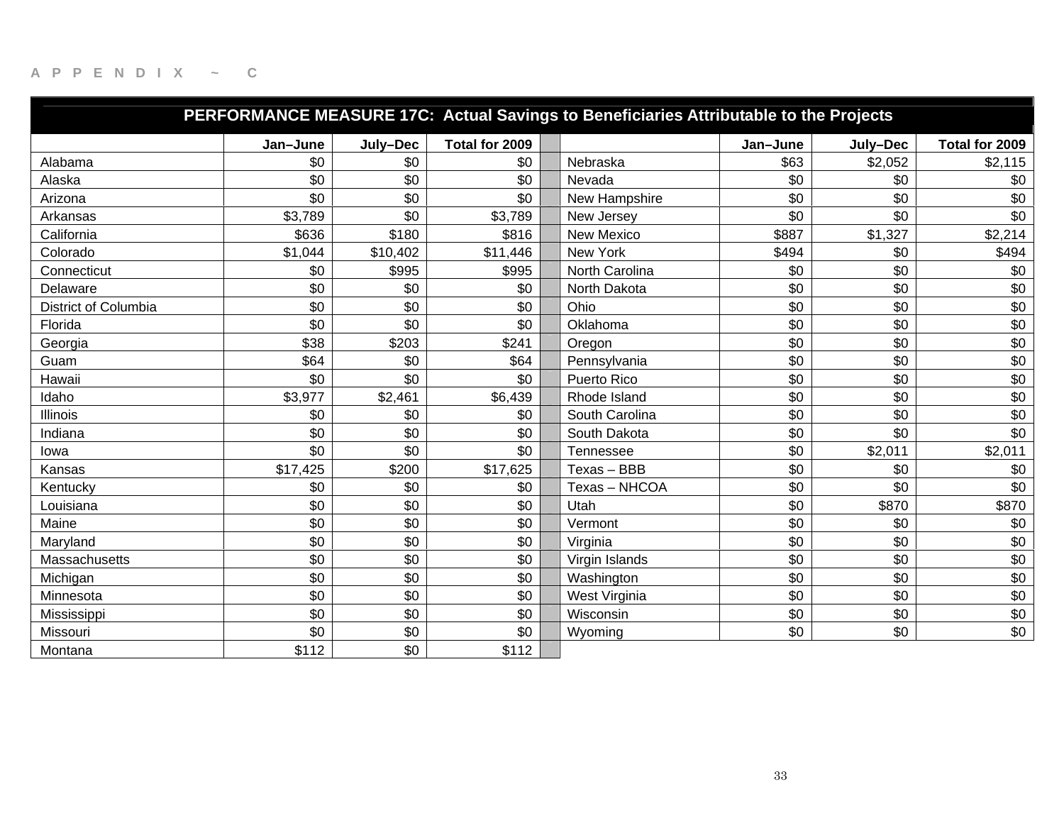APPENDIX ~ C

**PERFORMANCE MEASURE 17C: Actual Savings to Beneficiaries Attributable to the Projects**

| | Jan–June | July–Dec | Total for 2009 | | | Jan–June | July–Dec | Total for 2009 |
|---|---|---|---|---|---|---|---|---|
| Alabama | $0 | $0 | $0 | | Nebraska | $63 | $2,052 | $2,115 |
| Alaska | $0 | $0 | $0 | | Nevada | $0 | $0 | $0 |
| Arizona | $0 | $0 | $0 | | New Hampshire | $0 | $0 | $0 |
| Arkansas | $3,789 | $0 | $3,789 | | New Jersey | $0 | $0 | $0 |
| California | $636 | $180 | $816 | | New Mexico | $887 | $1,327 | $2,214 |
| Colorado | $1,044 | $10,402 | $11,446 | | New York | $494 | $0 | $494 |
| Connecticut | $0 | $995 | $995 | | North Carolina | $0 | $0 | $0 |
| Delaware | $0 | $0 | $0 | | North Dakota | $0 | $0 | $0 |
| District of Columbia | $0 | $0 | $0 | | Ohio | $0 | $0 | $0 |
| Florida | $0 | $0 | $0 | | Oklahoma | $0 | $0 | $0 |
| Georgia | $38 | $203 | $241 | | Oregon | $0 | $0 | $0 |
| Guam | $64 | $0 | $64 | | Pennsylvania | $0 | $0 | $0 |
| Hawaii | $0 | $0 | $0 | | Puerto Rico | $0 | $0 | $0 |
| Idaho | $3,977 | $2,461 | $6,439 | | Rhode Island | $0 | $0 | $0 |
| Illinois | $0 | $0 | $0 | | South Carolina | $0 | $0 | $0 |
| Indiana | $0 | $0 | $0 | | South Dakota | $0 | $0 | $0 |
| Iowa | $0 | $0 | $0 | | Tennessee | $0 | $2,011 | $2,011 |
| Kansas | $17,425 | $200 | $17,625 | | Texas – BBB | $0 | $0 | $0 |
| Kentucky | $0 | $0 | $0 | | Texas – NHCOA | $0 | $0 | $0 |
| Louisiana | $0 | $0 | $0 | | Utah | $0 | $870 | $870 |
| Maine | $0 | $0 | $0 | | Vermont | $0 | $0 | $0 |
| Maryland | $0 | $0 | $0 | | Virginia | $0 | $0 | $0 |
| Massachusetts | $0 | $0 | $0 | | Virgin Islands | $0 | $0 | $0 |
| Michigan | $0 | $0 | $0 | | Washington | $0 | $0 | $0 |
| Minnesota | $0 | $0 | $0 | | West Virginia | $0 | $0 | $0 |
| Mississippi | $0 | $0 | $0 | | Wisconsin | $0 | $0 | $0 |
| Missouri | $0 | $0 | $0 | | Wyoming | $0 | $0 | $0 |
| Montana | $112 | $0 | $112 | | | | | |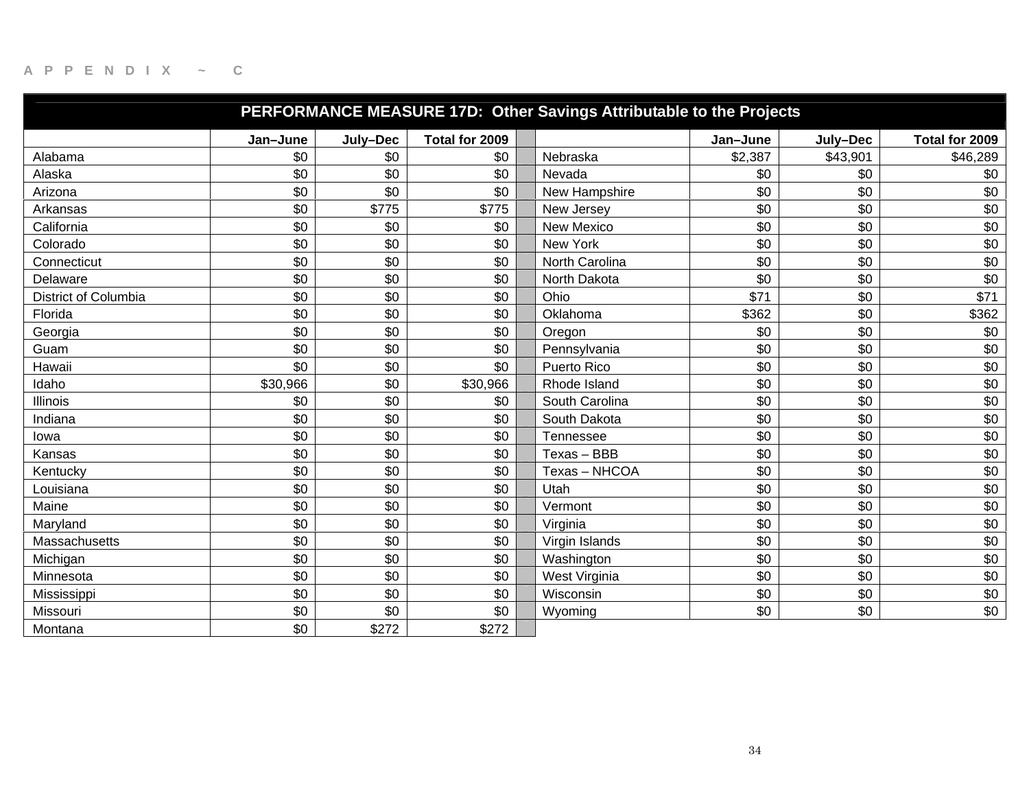APPENDIX ~ C

## PERFORMANCE MEASURE 17D: Other Savings Attributable to the Projects

| | Jan–June | July–Dec | Total for 2009 | | | Jan–June | July–Dec | Total for 2009 |
|---|---|---|---|---|---|---|---|---|
| Alabama | $0 | $0 | $0 | | Nebraska | $2,387 | $43,901 | $46,289 |
| Alaska | $0 | $0 | $0 | | Nevada | $0 | $0 | $0 |
| Arizona | $0 | $0 | $0 | | New Hampshire | $0 | $0 | $0 |
| Arkansas | $0 | $775 | $775 | | New Jersey | $0 | $0 | $0 |
| California | $0 | $0 | $0 | | New Mexico | $0 | $0 | $0 |
| Colorado | $0 | $0 | $0 | | New York | $0 | $0 | $0 |
| Connecticut | $0 | $0 | $0 | | North Carolina | $0 | $0 | $0 |
| Delaware | $0 | $0 | $0 | | North Dakota | $0 | $0 | $0 |
| District of Columbia | $0 | $0 | $0 | | Ohio | $71 | $0 | $71 |
| Florida | $0 | $0 | $0 | | Oklahoma | $362 | $0 | $362 |
| Georgia | $0 | $0 | $0 | | Oregon | $0 | $0 | $0 |
| Guam | $0 | $0 | $0 | | Pennsylvania | $0 | $0 | $0 |
| Hawaii | $0 | $0 | $0 | | Puerto Rico | $0 | $0 | $0 |
| Idaho | $30,966 | $0 | $30,966 | | Rhode Island | $0 | $0 | $0 |
| Illinois | $0 | $0 | $0 | | South Carolina | $0 | $0 | $0 |
| Indiana | $0 | $0 | $0 | | South Dakota | $0 | $0 | $0 |
| Iowa | $0 | $0 | $0 | | Tennessee | $0 | $0 | $0 |
| Kansas | $0 | $0 | $0 | | Texas – BBB | $0 | $0 | $0 |
| Kentucky | $0 | $0 | $0 | | Texas – NHCOA | $0 | $0 | $0 |
| Louisiana | $0 | $0 | $0 | | Utah | $0 | $0 | $0 |
| Maine | $0 | $0 | $0 | | Vermont | $0 | $0 | $0 |
| Maryland | $0 | $0 | $0 | | Virginia | $0 | $0 | $0 |
| Massachusetts | $0 | $0 | $0 | | Virgin Islands | $0 | $0 | $0 |
| Michigan | $0 | $0 | $0 | | Washington | $0 | $0 | $0 |
| Minnesota | $0 | $0 | $0 | | West Virginia | $0 | $0 | $0 |
| Mississippi | $0 | $0 | $0 | | Wisconsin | $0 | $0 | $0 |
| Missouri | $0 | $0 | $0 | | Wyoming | $0 | $0 | $0 |
| Montana | $0 | $272 | $272 | | | | | |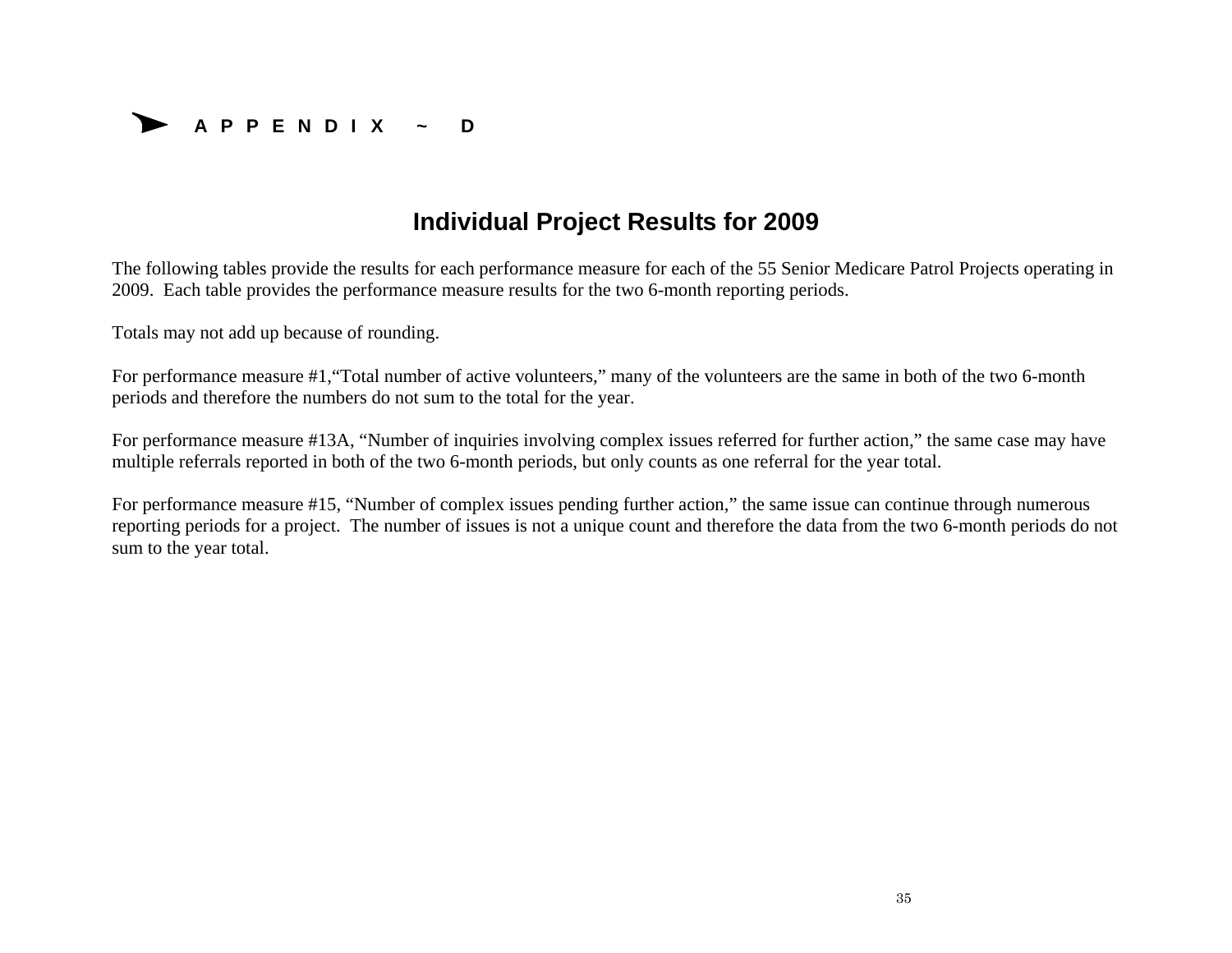# APPENDIX ~ D

## Individual Project Results for 2009

The following tables provide the results for each performance measure for each of the 55 Senior Medicare Patrol Projects operating in 2009. Each table provides the performance measure results for the two 6-month reporting periods.

Totals may not add up because of rounding.

For performance measure #1,"Total number of active volunteers," many of the volunteers are the same in both of the two 6-month periods and therefore the numbers do not sum to the total for the year.

For performance measure #13A, "Number of inquiries involving complex issues referred for further action," the same case may have multiple referrals reported in both of the two 6-month periods, but only counts as one referral for the year total.

For performance measure #15, "Number of complex issues pending further action," the same issue can continue through numerous reporting periods for a project. The number of issues is not a unique count and therefore the data from the two 6-month periods do not sum to the year total.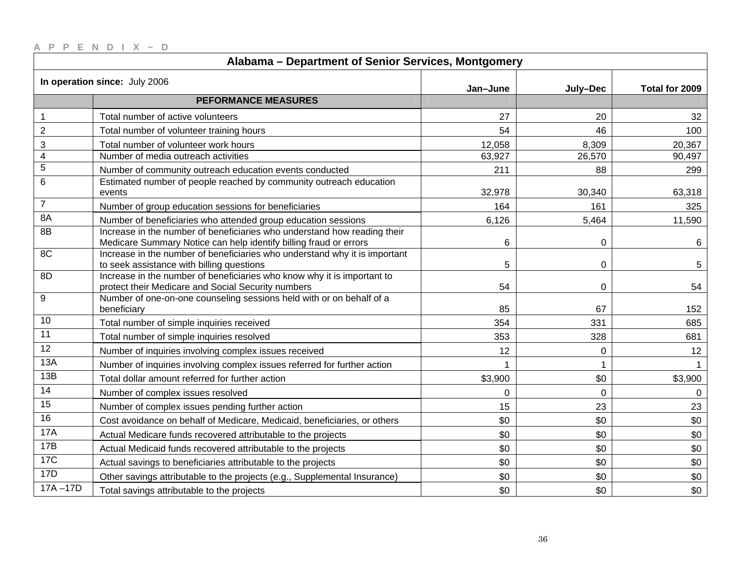APPENDIX ~ D

| Alabama – Department of Senior Services, Montgomery | | | | |
|---|---|---|---|---|
| **In operation since:** July 2006 | | **Jan–June** | **July–Dec** | **Total for 2009** |
| | **PEFORMANCE MEASURES** | | | |
| 1 | Total number of active volunteers | 27 | 20 | 32 |
| 2 | Total number of volunteer training hours | 54 | 46 | 100 |
| 3 | Total number of volunteer work hours | 12,058 | 8,309 | 20,367 |
| 4 | Number of media outreach activities | 63,927 | 26,570 | 90,497 |
| 5 | Number of community outreach education events conducted | 211 | 88 | 299 |
| 6 | Estimated number of people reached by community outreach education events | 32,978 | 30,340 | 63,318 |
| 7 | Number of group education sessions for beneficiaries | 164 | 161 | 325 |
| 8A | Number of beneficiaries who attended group education sessions | 6,126 | 5,464 | 11,590 |
| 8B | Increase in the number of beneficiaries who understand how reading their Medicare Summary Notice can help identify billing fraud or errors | 6 | 0 | 6 |
| 8C | Increase in the number of beneficiaries who understand why it is important to seek assistance with billing questions | 5 | 0 | 5 |
| 8D | Increase in the number of beneficiaries who know why it is important to protect their Medicare and Social Security numbers | 54 | 0 | 54 |
| 9 | Number of one-on-one counseling sessions held with or on behalf of a beneficiary | 85 | 67 | 152 |
| 10 | Total number of simple inquiries received | 354 | 331 | 685 |
| 11 | Total number of simple inquiries resolved | 353 | 328 | 681 |
| 12 | Number of inquiries involving complex issues received | 12 | 0 | 12 |
| 13A | Number of inquiries involving complex issues referred for further action | 1 | 1 | 1 |
| 13B | Total dollar amount referred for further action | $3,900 | $0 | $3,900 |
| 14 | Number of complex issues resolved | 0 | 0 | 0 |
| 15 | Number of complex issues pending further action | 15 | 23 | 23 |
| 16 | Cost avoidance on behalf of Medicare, Medicaid, beneficiaries, or others | $0 | $0 | $0 |
| 17A | Actual Medicare funds recovered attributable to the projects | $0 | $0 | $0 |
| 17B | Actual Medicaid funds recovered attributable to the projects | $0 | $0 | $0 |
| 17C | Actual savings to beneficiaries attributable to the projects | $0 | $0 | $0 |
| 17D | Other savings attributable to the projects (e.g., Supplemental Insurance) | $0 | $0 | $0 |
| 17A –17D | Total savings attributable to the projects | $0 | $0 | $0 |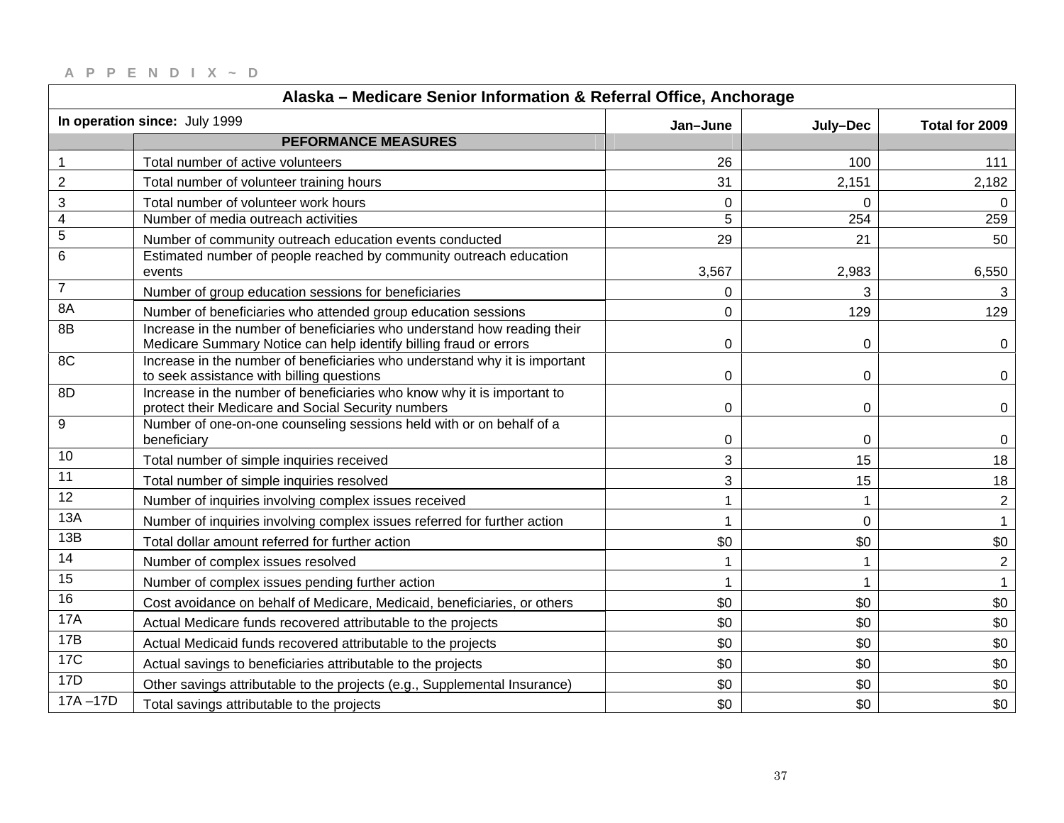APPENDIX ~ D

| Alaska – Medicare Senior Information & Referral Office, Anchorage | | | | |
|---|---|---|---|---|
| **In operation since:** July 1999 | | **Jan–June** | **July–Dec** | **Total for 2009** |
| | **PEFORMANCE MEASURES** | | | |
| 1 | Total number of active volunteers | 26 | 100 | 111 |
| 2 | Total number of volunteer training hours | 31 | 2,151 | 2,182 |
| 3 | Total number of volunteer work hours | 0 | 0 | 0 |
| 4 | Number of media outreach activities | 5 | 254 | 259 |
| 5 | Number of community outreach education events conducted | 29 | 21 | 50 |
| 6 | Estimated number of people reached by community outreach education events | 3,567 | 2,983 | 6,550 |
| 7 | Number of group education sessions for beneficiaries | 0 | 3 | 3 |
| 8A | Number of beneficiaries who attended group education sessions | 0 | 129 | 129 |
| 8B | Increase in the number of beneficiaries who understand how reading their Medicare Summary Notice can help identify billing fraud or errors | 0 | 0 | 0 |
| 8C | Increase in the number of beneficiaries who understand why it is important to seek assistance with billing questions | 0 | 0 | 0 |
| 8D | Increase in the number of beneficiaries who know why it is important to protect their Medicare and Social Security numbers | 0 | 0 | 0 |
| 9 | Number of one-on-one counseling sessions held with or on behalf of a beneficiary | 0 | 0 | 0 |
| 10 | Total number of simple inquiries received | 3 | 15 | 18 |
| 11 | Total number of simple inquiries resolved | 3 | 15 | 18 |
| 12 | Number of inquiries involving complex issues received | 1 | 1 | 2 |
| 13A | Number of inquiries involving complex issues referred for further action | 1 | 0 | 1 |
| 13B | Total dollar amount referred for further action | $0 | $0 | $0 |
| 14 | Number of complex issues resolved | 1 | 1 | 2 |
| 15 | Number of complex issues pending further action | 1 | 1 | 1 |
| 16 | Cost avoidance on behalf of Medicare, Medicaid, beneficiaries, or others | $0 | $0 | $0 |
| 17A | Actual Medicare funds recovered attributable to the projects | $0 | $0 | $0 |
| 17B | Actual Medicaid funds recovered attributable to the projects | $0 | $0 | $0 |
| 17C | Actual savings to beneficiaries attributable to the projects | $0 | $0 | $0 |
| 17D | Other savings attributable to the projects (e.g., Supplemental Insurance) | $0 | $0 | $0 |
| 17A –17D | Total savings attributable to the projects | $0 | $0 | $0 |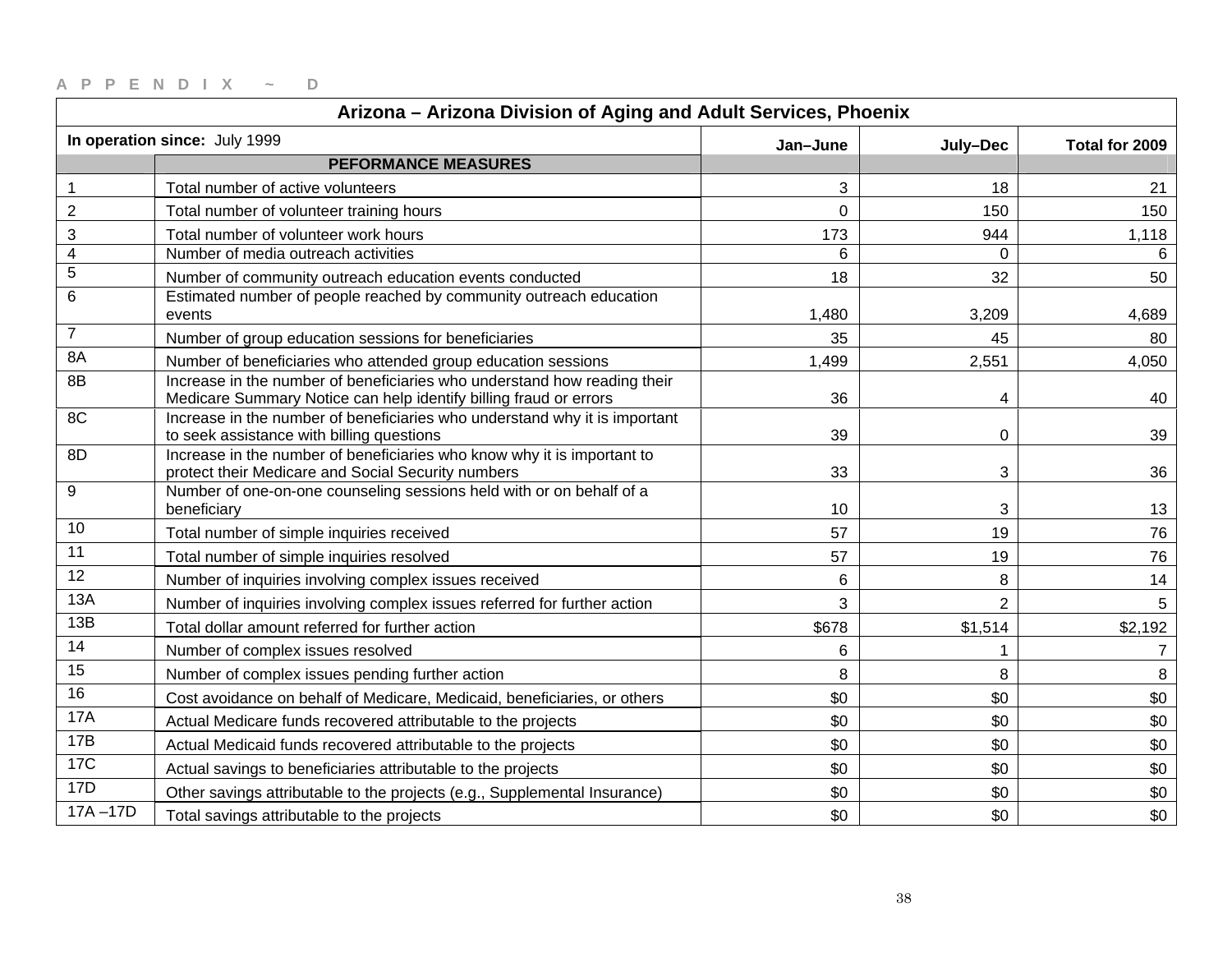A P P E N D I X ~ D

| Arizona – Arizona Division of Aging and Adult Services, Phoenix | | | | |
|---|---|---|---|---|
| **In operation since:** July 1999 | | **Jan–June** | **July–Dec** | **Total for 2009** |
| | **PEFORMANCE MEASURES** | | | |
| 1 | Total number of active volunteers | 3 | 18 | 21 |
| 2 | Total number of volunteer training hours | 0 | 150 | 150 |
| 3 | Total number of volunteer work hours | 173 | 944 | 1,118 |
| 4 | Number of media outreach activities | 6 | 0 | 6 |
| 5 | Number of community outreach education events conducted | 18 | 32 | 50 |
| 6 | Estimated number of people reached by community outreach education events | 1,480 | 3,209 | 4,689 |
| 7 | Number of group education sessions for beneficiaries | 35 | 45 | 80 |
| 8A | Number of beneficiaries who attended group education sessions | 1,499 | 2,551 | 4,050 |
| 8B | Increase in the number of beneficiaries who understand how reading their Medicare Summary Notice can help identify billing fraud or errors | 36 | 4 | 40 |
| 8C | Increase in the number of beneficiaries who understand why it is important to seek assistance with billing questions | 39 | 0 | 39 |
| 8D | Increase in the number of beneficiaries who know why it is important to protect their Medicare and Social Security numbers | 33 | 3 | 36 |
| 9 | Number of one-on-one counseling sessions held with or on behalf of a beneficiary | 10 | 3 | 13 |
| 10 | Total number of simple inquiries received | 57 | 19 | 76 |
| 11 | Total number of simple inquiries resolved | 57 | 19 | 76 |
| 12 | Number of inquiries involving complex issues received | 6 | 8 | 14 |
| 13A | Number of inquiries involving complex issues referred for further action | 3 | 2 | 5 |
| 13B | Total dollar amount referred for further action | $678 | $1,514 | $2,192 |
| 14 | Number of complex issues resolved | 6 | 1 | 7 |
| 15 | Number of complex issues pending further action | 8 | 8 | 8 |
| 16 | Cost avoidance on behalf of Medicare, Medicaid, beneficiaries, or others | $0 | $0 | $0 |
| 17A | Actual Medicare funds recovered attributable to the projects | $0 | $0 | $0 |
| 17B | Actual Medicaid funds recovered attributable to the projects | $0 | $0 | $0 |
| 17C | Actual savings to beneficiaries attributable to the projects | $0 | $0 | $0 |
| 17D | Other savings attributable to the projects (e.g., Supplemental Insurance) | $0 | $0 | $0 |
| 17A –17D | Total savings attributable to the projects | $0 | $0 | $0 |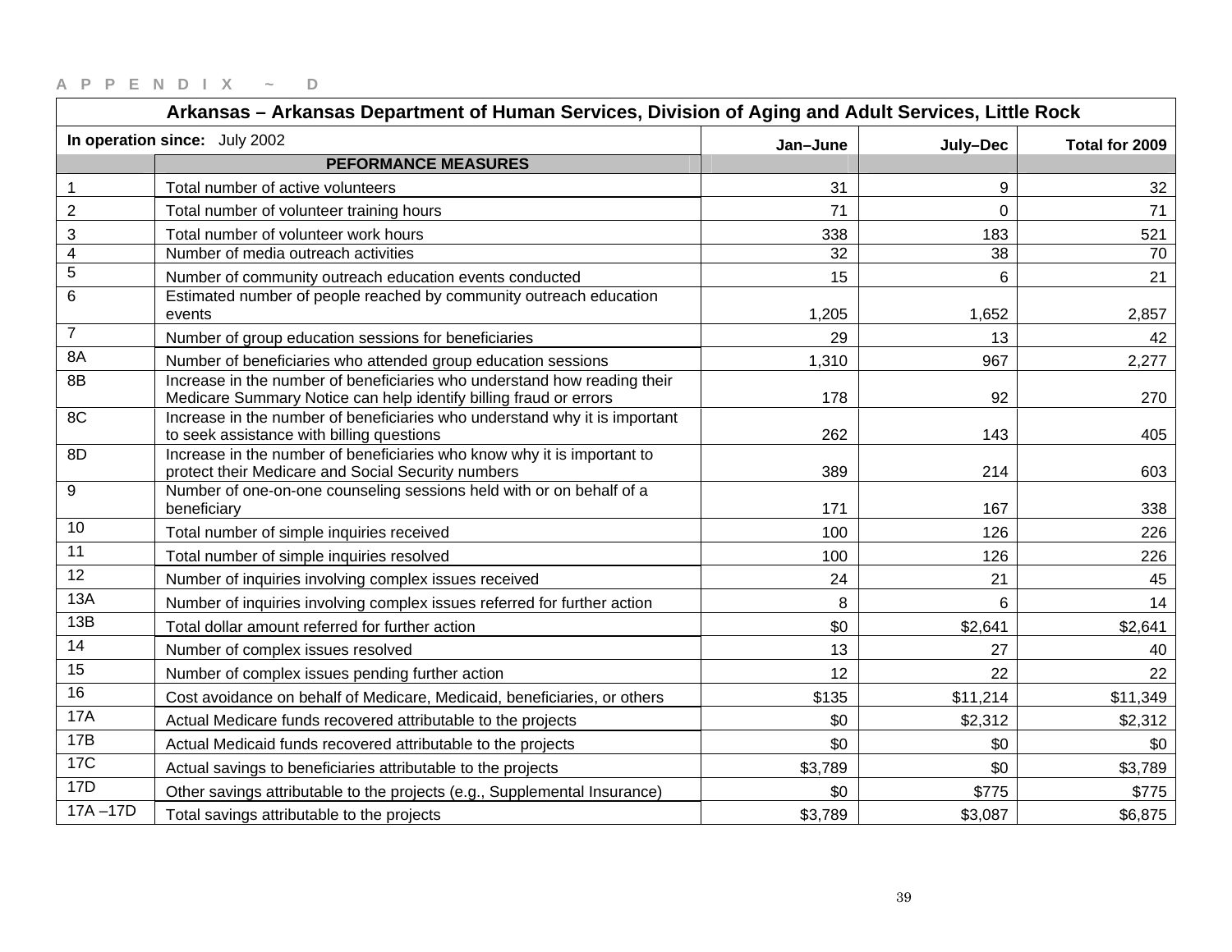APPENDIX ~ D

| Arkansas – Arkansas Department of Human Services, Division of Aging and Adult Services, Little Rock | | | | |
|---|---|---|---|---|
| **In operation since:** July 2002 | | **Jan–June** | **July–Dec** | **Total for 2009** |
| | **PEFORMANCE MEASURES** | | | |
| 1 | Total number of active volunteers | 31 | 9 | 32 |
| 2 | Total number of volunteer training hours | 71 | 0 | 71 |
| 3 | Total number of volunteer work hours | 338 | 183 | 521 |
| 4 | Number of media outreach activities | 32 | 38 | 70 |
| 5 | Number of community outreach education events conducted | 15 | 6 | 21 |
| 6 | Estimated number of people reached by community outreach education events | 1,205 | 1,652 | 2,857 |
| 7 | Number of group education sessions for beneficiaries | 29 | 13 | 42 |
| 8A | Number of beneficiaries who attended group education sessions | 1,310 | 967 | 2,277 |
| 8B | Increase in the number of beneficiaries who understand how reading their Medicare Summary Notice can help identify billing fraud or errors | 178 | 92 | 270 |
| 8C | Increase in the number of beneficiaries who understand why it is important to seek assistance with billing questions | 262 | 143 | 405 |
| 8D | Increase in the number of beneficiaries who know why it is important to protect their Medicare and Social Security numbers | 389 | 214 | 603 |
| 9 | Number of one-on-one counseling sessions held with or on behalf of a beneficiary | 171 | 167 | 338 |
| 10 | Total number of simple inquiries received | 100 | 126 | 226 |
| 11 | Total number of simple inquiries resolved | 100 | 126 | 226 |
| 12 | Number of inquiries involving complex issues received | 24 | 21 | 45 |
| 13A | Number of inquiries involving complex issues referred for further action | 8 | 6 | 14 |
| 13B | Total dollar amount referred for further action | $0 | $2,641 | $2,641 |
| 14 | Number of complex issues resolved | 13 | 27 | 40 |
| 15 | Number of complex issues pending further action | 12 | 22 | 22 |
| 16 | Cost avoidance on behalf of Medicare, Medicaid, beneficiaries, or others | $135 | $11,214 | $11,349 |
| 17A | Actual Medicare funds recovered attributable to the projects | $0 | $2,312 | $2,312 |
| 17B | Actual Medicaid funds recovered attributable to the projects | $0 | $0 | $0 |
| 17C | Actual savings to beneficiaries attributable to the projects | $3,789 | $0 | $3,789 |
| 17D | Other savings attributable to the projects (e.g., Supplemental Insurance) | $0 | $775 | $775 |
| 17A –17D | Total savings attributable to the projects | $3,789 | $3,087 | $6,875 |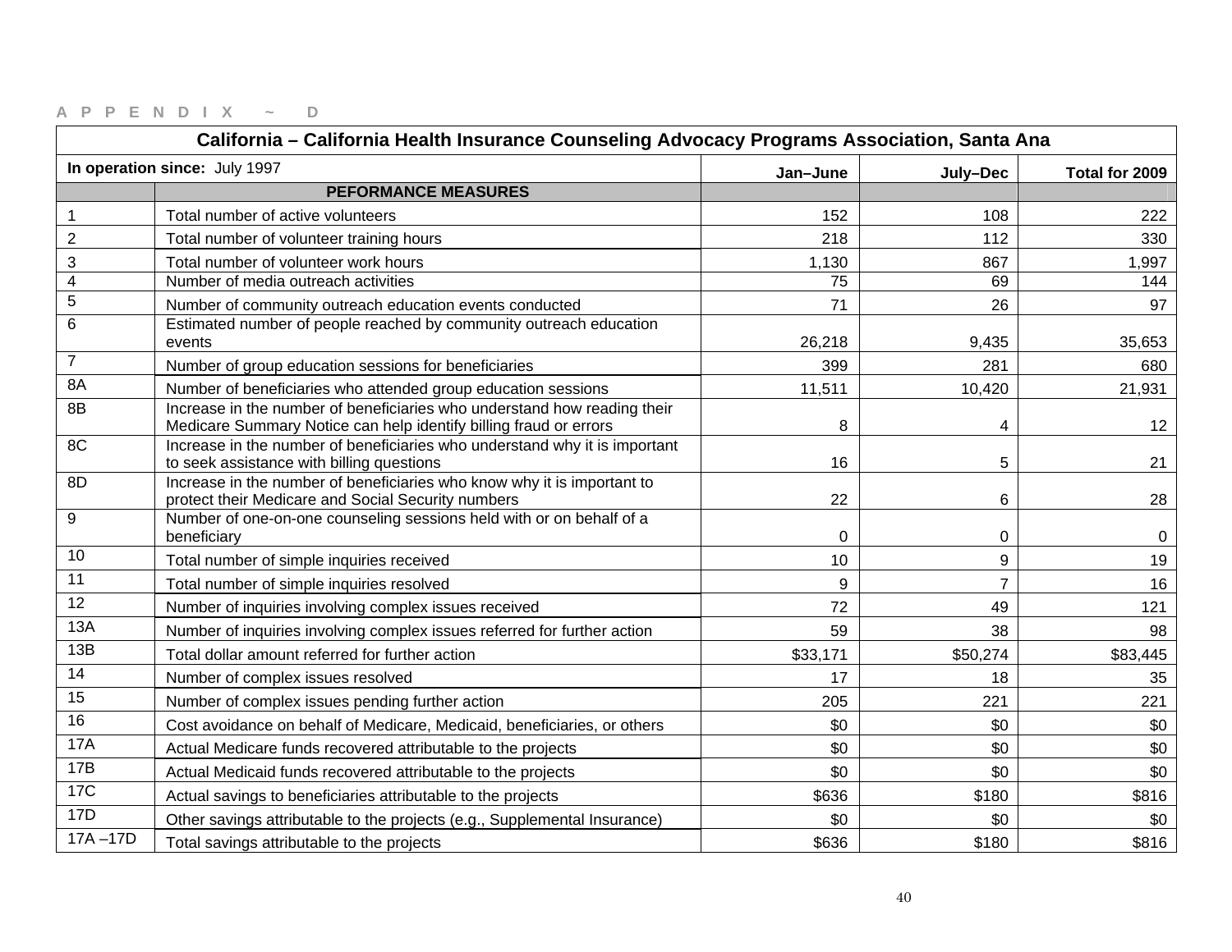APPENDIX ~ D

| California – California Health Insurance Counseling Advocacy Programs Association, Santa Ana | | | | |
|---|---|---|---|---|
| **In operation since:** July 1997 | | **Jan–June** | **July–Dec** | **Total for 2009** |
| | **PEFORMANCE MEASURES** | | | |
| 1 | Total number of active volunteers | 152 | 108 | 222 |
| 2 | Total number of volunteer training hours | 218 | 112 | 330 |
| 3 | Total number of volunteer work hours | 1,130 | 867 | 1,997 |
| 4 | Number of media outreach activities | 75 | 69 | 144 |
| 5 | Number of community outreach education events conducted | 71 | 26 | 97 |
| 6 | Estimated number of people reached by community outreach education events | 26,218 | 9,435 | 35,653 |
| 7 | Number of group education sessions for beneficiaries | 399 | 281 | 680 |
| 8A | Number of beneficiaries who attended group education sessions | 11,511 | 10,420 | 21,931 |
| 8B | Increase in the number of beneficiaries who understand how reading their Medicare Summary Notice can help identify billing fraud or errors | 8 | 4 | 12 |
| 8C | Increase in the number of beneficiaries who understand why it is important to seek assistance with billing questions | 16 | 5 | 21 |
| 8D | Increase in the number of beneficiaries who know why it is important to protect their Medicare and Social Security numbers | 22 | 6 | 28 |
| 9 | Number of one-on-one counseling sessions held with or on behalf of a beneficiary | 0 | 0 | 0 |
| 10 | Total number of simple inquiries received | 10 | 9 | 19 |
| 11 | Total number of simple inquiries resolved | 9 | 7 | 16 |
| 12 | Number of inquiries involving complex issues received | 72 | 49 | 121 |
| 13A | Number of inquiries involving complex issues referred for further action | 59 | 38 | 98 |
| 13B | Total dollar amount referred for further action | $33,171 | $50,274 | $83,445 |
| 14 | Number of complex issues resolved | 17 | 18 | 35 |
| 15 | Number of complex issues pending further action | 205 | 221 | 221 |
| 16 | Cost avoidance on behalf of Medicare, Medicaid, beneficiaries, or others | $0 | $0 | $0 |
| 17A | Actual Medicare funds recovered attributable to the projects | $0 | $0 | $0 |
| 17B | Actual Medicaid funds recovered attributable to the projects | $0 | $0 | $0 |
| 17C | Actual savings to beneficiaries attributable to the projects | $636 | $180 | $816 |
| 17D | Other savings attributable to the projects (e.g., Supplemental Insurance) | $0 | $0 | $0 |
| 17A –17D | Total savings attributable to the projects | $636 | $180 | $816 |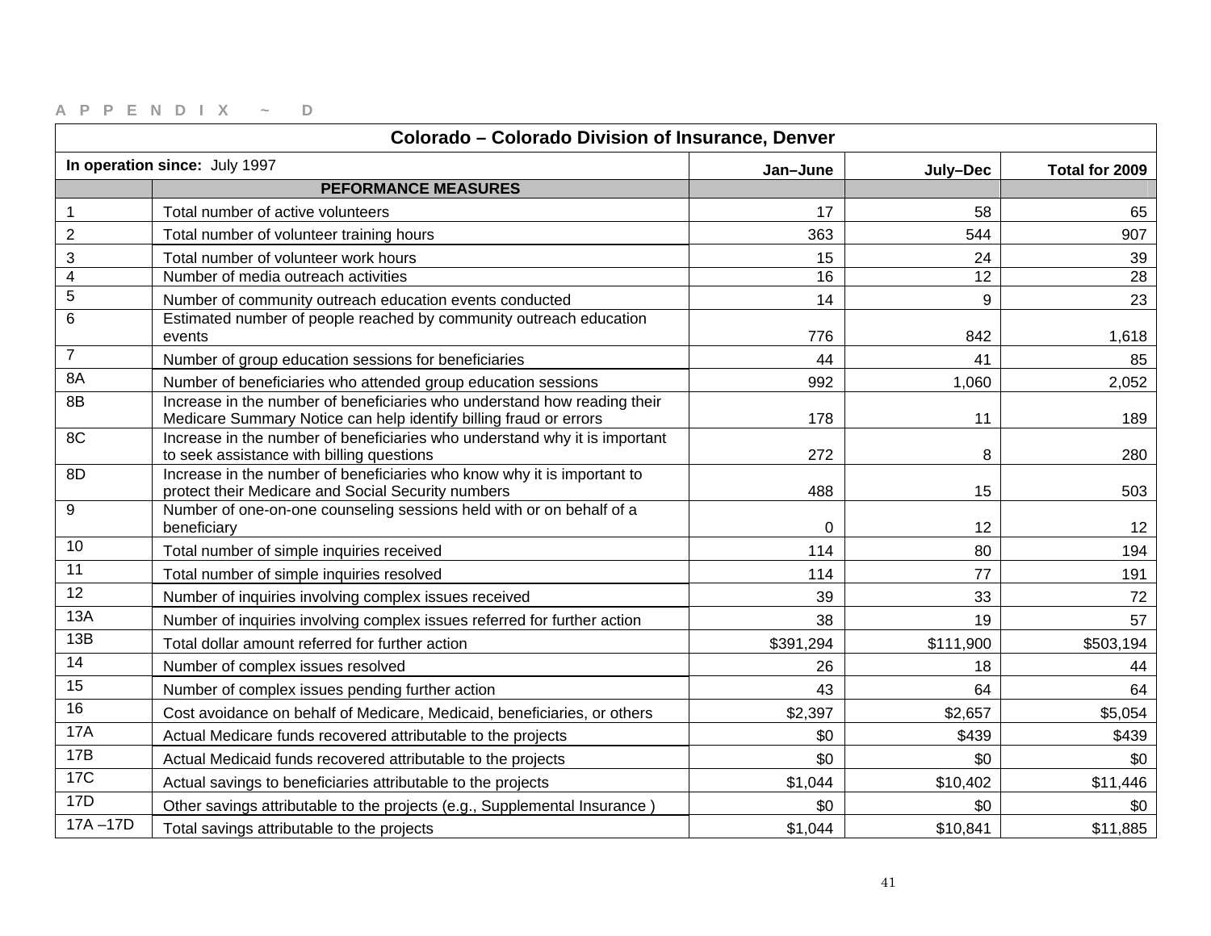A P P E N D I X ~ D

| Colorado – Colorado Division of Insurance, Denver | | | | |
|---|---|---|---|---|
| **In operation since:** July 1997 | | **Jan–June** | **July–Dec** | **Total for 2009** |
| | **PEFORMANCE MEASURES** | | | |
| 1 | Total number of active volunteers | 17 | 58 | 65 |
| 2 | Total number of volunteer training hours | 363 | 544 | 907 |
| 3 | Total number of volunteer work hours | 15 | 24 | 39 |
| 4 | Number of media outreach activities | 16 | 12 | 28 |
| 5 | Number of community outreach education events conducted | 14 | 9 | 23 |
| 6 | Estimated number of people reached by community outreach education events | 776 | 842 | 1,618 |
| 7 | Number of group education sessions for beneficiaries | 44 | 41 | 85 |
| 8A | Number of beneficiaries who attended group education sessions | 992 | 1,060 | 2,052 |
| 8B | Increase in the number of beneficiaries who understand how reading their Medicare Summary Notice can help identify billing fraud or errors | 178 | 11 | 189 |
| 8C | Increase in the number of beneficiaries who understand why it is important to seek assistance with billing questions | 272 | 8 | 280 |
| 8D | Increase in the number of beneficiaries who know why it is important to protect their Medicare and Social Security numbers | 488 | 15 | 503 |
| 9 | Number of one-on-one counseling sessions held with or on behalf of a beneficiary | 0 | 12 | 12 |
| 10 | Total number of simple inquiries received | 114 | 80 | 194 |
| 11 | Total number of simple inquiries resolved | 114 | 77 | 191 |
| 12 | Number of inquiries involving complex issues received | 39 | 33 | 72 |
| 13A | Number of inquiries involving complex issues referred for further action | 38 | 19 | 57 |
| 13B | Total dollar amount referred for further action | $391,294 | $111,900 | $503,194 |
| 14 | Number of complex issues resolved | 26 | 18 | 44 |
| 15 | Number of complex issues pending further action | 43 | 64 | 64 |
| 16 | Cost avoidance on behalf of Medicare, Medicaid, beneficiaries, or others | $2,397 | $2,657 | $5,054 |
| 17A | Actual Medicare funds recovered attributable to the projects | $0 | $439 | $439 |
| 17B | Actual Medicaid funds recovered attributable to the projects | $0 | $0 | $0 |
| 17C | Actual savings to beneficiaries attributable to the projects | $1,044 | $10,402 | $11,446 |
| 17D | Other savings attributable to the projects (e.g., Supplemental Insurance ) | $0 | $0 | $0 |
| 17A –17D | Total savings attributable to the projects | $1,044 | $10,841 | $11,885 |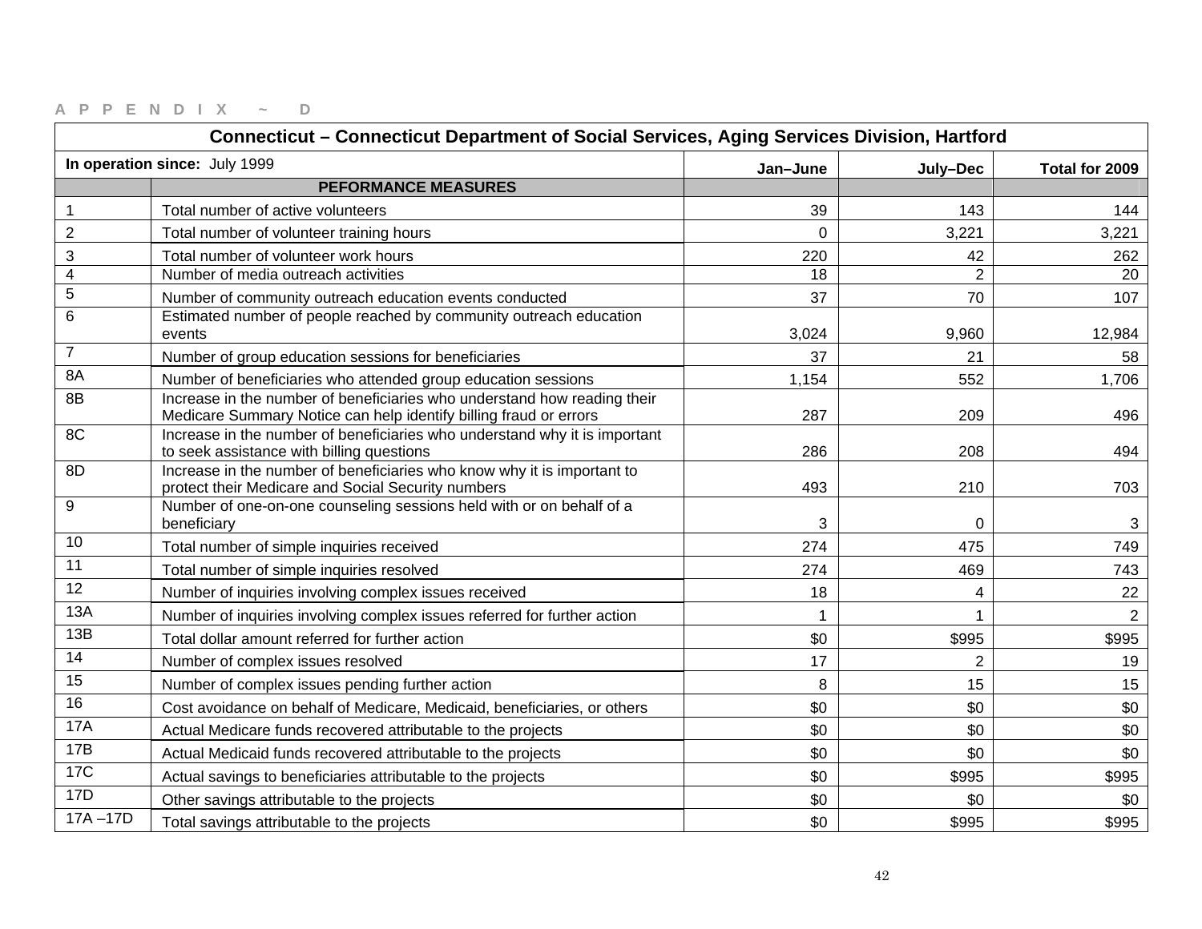APPENDIX ~ D

| Connecticut – Connecticut Department of Social Services, Aging Services Division, Hartford | | | | |
|---|---|---|---|---|
| **In operation since:** July 1999 | | **Jan–June** | **July–Dec** | **Total for 2009** |
| | **PEFORMANCE MEASURES** | | | |
| 1 | Total number of active volunteers | 39 | 143 | 144 |
| 2 | Total number of volunteer training hours | 0 | 3,221 | 3,221 |
| 3 | Total number of volunteer work hours | 220 | 42 | 262 |
| 4 | Number of media outreach activities | 18 | 2 | 20 |
| 5 | Number of community outreach education events conducted | 37 | 70 | 107 |
| 6 | Estimated number of people reached by community outreach education events | 3,024 | 9,960 | 12,984 |
| 7 | Number of group education sessions for beneficiaries | 37 | 21 | 58 |
| 8A | Number of beneficiaries who attended group education sessions | 1,154 | 552 | 1,706 |
| 8B | Increase in the number of beneficiaries who understand how reading their Medicare Summary Notice can help identify billing fraud or errors | 287 | 209 | 496 |
| 8C | Increase in the number of beneficiaries who understand why it is important to seek assistance with billing questions | 286 | 208 | 494 |
| 8D | Increase in the number of beneficiaries who know why it is important to protect their Medicare and Social Security numbers | 493 | 210 | 703 |
| 9 | Number of one-on-one counseling sessions held with or on behalf of a beneficiary | 3 | 0 | 3 |
| 10 | Total number of simple inquiries received | 274 | 475 | 749 |
| 11 | Total number of simple inquiries resolved | 274 | 469 | 743 |
| 12 | Number of inquiries involving complex issues received | 18 | 4 | 22 |
| 13A | Number of inquiries involving complex issues referred for further action | 1 | 1 | 2 |
| 13B | Total dollar amount referred for further action | $0 | $995 | $995 |
| 14 | Number of complex issues resolved | 17 | 2 | 19 |
| 15 | Number of complex issues pending further action | 8 | 15 | 15 |
| 16 | Cost avoidance on behalf of Medicare, Medicaid, beneficiaries, or others | $0 | $0 | $0 |
| 17A | Actual Medicare funds recovered attributable to the projects | $0 | $0 | $0 |
| 17B | Actual Medicaid funds recovered attributable to the projects | $0 | $0 | $0 |
| 17C | Actual savings to beneficiaries attributable to the projects | $0 | $995 | $995 |
| 17D | Other savings attributable to the projects | $0 | $0 | $0 |
| 17A –17D | Total savings attributable to the projects | $0 | $995 | $995 |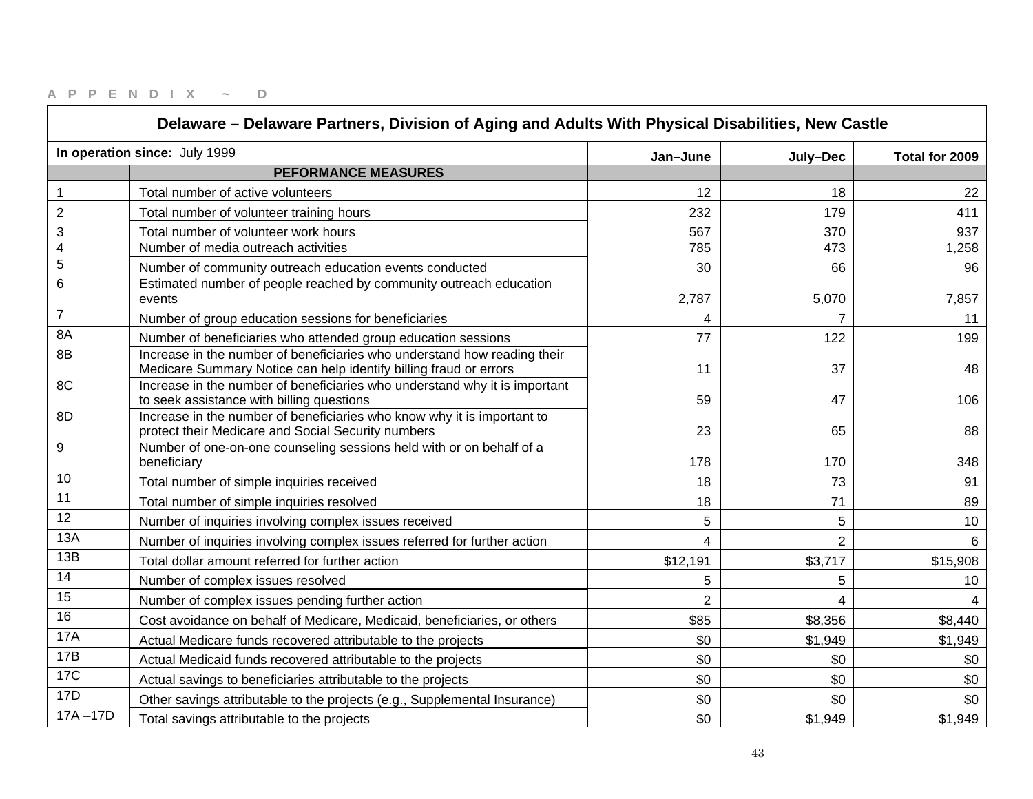A P P E N D I X ~ D

| Delaware – Delaware Partners, Division of Aging and Adults With Physical Disabilities, New Castle | | | | |
|---|---|---|---|---|
| **In operation since:** July 1999 | | **Jan–June** | **July–Dec** | **Total for 2009** |
| | **PEFORMANCE MEASURES** | | | |
| 1 | Total number of active volunteers | 12 | 18 | 22 |
| 2 | Total number of volunteer training hours | 232 | 179 | 411 |
| 3 | Total number of volunteer work hours | 567 | 370 | 937 |
| 4 | Number of media outreach activities | 785 | 473 | 1,258 |
| 5 | Number of community outreach education events conducted | 30 | 66 | 96 |
| 6 | Estimated number of people reached by community outreach education events | 2,787 | 5,070 | 7,857 |
| 7 | Number of group education sessions for beneficiaries | 4 | 7 | 11 |
| 8A | Number of beneficiaries who attended group education sessions | 77 | 122 | 199 |
| 8B | Increase in the number of beneficiaries who understand how reading their Medicare Summary Notice can help identify billing fraud or errors | 11 | 37 | 48 |
| 8C | Increase in the number of beneficiaries who understand why it is important to seek assistance with billing questions | 59 | 47 | 106 |
| 8D | Increase in the number of beneficiaries who know why it is important to protect their Medicare and Social Security numbers | 23 | 65 | 88 |
| 9 | Number of one-on-one counseling sessions held with or on behalf of a beneficiary | 178 | 170 | 348 |
| 10 | Total number of simple inquiries received | 18 | 73 | 91 |
| 11 | Total number of simple inquiries resolved | 18 | 71 | 89 |
| 12 | Number of inquiries involving complex issues received | 5 | 5 | 10 |
| 13A | Number of inquiries involving complex issues referred for further action | 4 | 2 | 6 |
| 13B | Total dollar amount referred for further action | $12,191 | $3,717 | $15,908 |
| 14 | Number of complex issues resolved | 5 | 5 | 10 |
| 15 | Number of complex issues pending further action | 2 | 4 | 4 |
| 16 | Cost avoidance on behalf of Medicare, Medicaid, beneficiaries, or others | $85 | $8,356 | $8,440 |
| 17A | Actual Medicare funds recovered attributable to the projects | $0 | $1,949 | $1,949 |
| 17B | Actual Medicaid funds recovered attributable to the projects | $0 | $0 | $0 |
| 17C | Actual savings to beneficiaries attributable to the projects | $0 | $0 | $0 |
| 17D | Other savings attributable to the projects (e.g., Supplemental Insurance) | $0 | $0 | $0 |
| 17A –17D | Total savings attributable to the projects | $0 | $1,949 | $1,949 |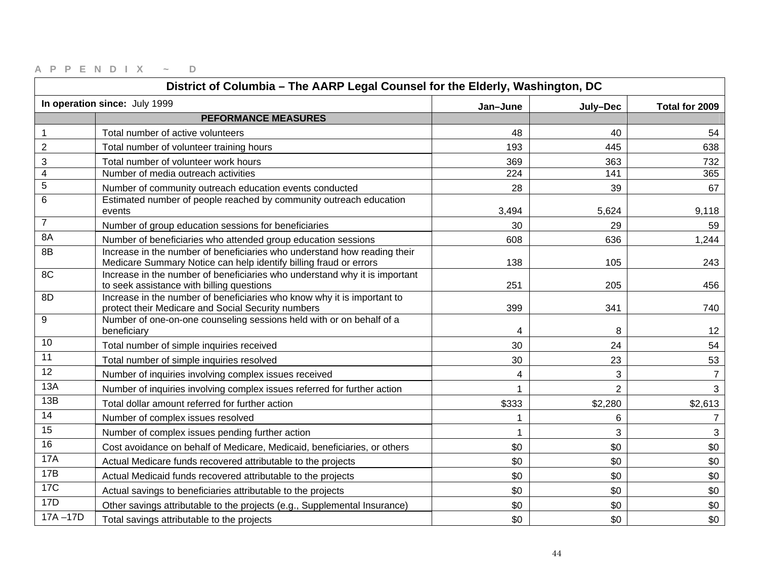A P P E N D I X ~ D

| District of Columbia – The AARP Legal Counsel for the Elderly, Washington, DC | | | | |
|---|---|---|---|---|
| **In operation since:** July 1999 | | **Jan–June** | **July–Dec** | **Total for 2009** |
| | **PEFORMANCE MEASURES** | | | |
| 1 | Total number of active volunteers | 48 | 40 | 54 |
| 2 | Total number of volunteer training hours | 193 | 445 | 638 |
| 3 | Total number of volunteer work hours | 369 | 363 | 732 |
| 4 | Number of media outreach activities | 224 | 141 | 365 |
| 5 | Number of community outreach education events conducted | 28 | 39 | 67 |
| 6 | Estimated number of people reached by community outreach education events | 3,494 | 5,624 | 9,118 |
| 7 | Number of group education sessions for beneficiaries | 30 | 29 | 59 |
| 8A | Number of beneficiaries who attended group education sessions | 608 | 636 | 1,244 |
| 8B | Increase in the number of beneficiaries who understand how reading their Medicare Summary Notice can help identify billing fraud or errors | 138 | 105 | 243 |
| 8C | Increase in the number of beneficiaries who understand why it is important to seek assistance with billing questions | 251 | 205 | 456 |
| 8D | Increase in the number of beneficiaries who know why it is important to protect their Medicare and Social Security numbers | 399 | 341 | 740 |
| 9 | Number of one-on-one counseling sessions held with or on behalf of a beneficiary | 4 | 8 | 12 |
| 10 | Total number of simple inquiries received | 30 | 24 | 54 |
| 11 | Total number of simple inquiries resolved | 30 | 23 | 53 |
| 12 | Number of inquiries involving complex issues received | 4 | 3 | 7 |
| 13A | Number of inquiries involving complex issues referred for further action | 1 | 2 | 3 |
| 13B | Total dollar amount referred for further action | $333 | $2,280 | $2,613 |
| 14 | Number of complex issues resolved | 1 | 6 | 7 |
| 15 | Number of complex issues pending further action | 1 | 3 | 3 |
| 16 | Cost avoidance on behalf of Medicare, Medicaid, beneficiaries, or others | $0 | $0 | $0 |
| 17A | Actual Medicare funds recovered attributable to the projects | $0 | $0 | $0 |
| 17B | Actual Medicaid funds recovered attributable to the projects | $0 | $0 | $0 |
| 17C | Actual savings to beneficiaries attributable to the projects | $0 | $0 | $0 |
| 17D | Other savings attributable to the projects (e.g., Supplemental Insurance) | $0 | $0 | $0 |
| 17A –17D | Total savings attributable to the projects | $0 | $0 | $0 |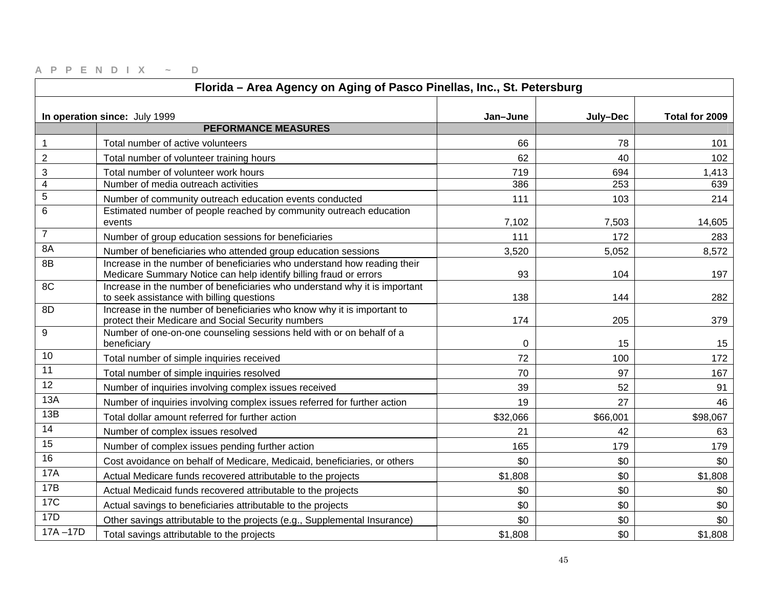A P P E N D I X ~ D

| Florida – Area Agency on Aging of Pasco Pinellas, Inc., St. Petersburg | | | | |
|---|---|---|---|---|
| **In operation since:** July 1999 | | **Jan–June** | **July–Dec** | **Total for 2009** |
| | **PEFORMANCE MEASURES** | | | |
| 1 | Total number of active volunteers | 66 | 78 | 101 |
| 2 | Total number of volunteer training hours | 62 | 40 | 102 |
| 3 | Total number of volunteer work hours | 719 | 694 | 1,413 |
| 4 | Number of media outreach activities | 386 | 253 | 639 |
| 5 | Number of community outreach education events conducted | 111 | 103 | 214 |
| 6 | Estimated number of people reached by community outreach education events | 7,102 | 7,503 | 14,605 |
| 7 | Number of group education sessions for beneficiaries | 111 | 172 | 283 |
| 8A | Number of beneficiaries who attended group education sessions | 3,520 | 5,052 | 8,572 |
| 8B | Increase in the number of beneficiaries who understand how reading their Medicare Summary Notice can help identify billing fraud or errors | 93 | 104 | 197 |
| 8C | Increase in the number of beneficiaries who understand why it is important to seek assistance with billing questions | 138 | 144 | 282 |
| 8D | Increase in the number of beneficiaries who know why it is important to protect their Medicare and Social Security numbers | 174 | 205 | 379 |
| 9 | Number of one-on-one counseling sessions held with or on behalf of a beneficiary | 0 | 15 | 15 |
| 10 | Total number of simple inquiries received | 72 | 100 | 172 |
| 11 | Total number of simple inquiries resolved | 70 | 97 | 167 |
| 12 | Number of inquiries involving complex issues received | 39 | 52 | 91 |
| 13A | Number of inquiries involving complex issues referred for further action | 19 | 27 | 46 |
| 13B | Total dollar amount referred for further action | $32,066 | $66,001 | $98,067 |
| 14 | Number of complex issues resolved | 21 | 42 | 63 |
| 15 | Number of complex issues pending further action | 165 | 179 | 179 |
| 16 | Cost avoidance on behalf of Medicare, Medicaid, beneficiaries, or others | $0 | $0 | $0 |
| 17A | Actual Medicare funds recovered attributable to the projects | $1,808 | $0 | $1,808 |
| 17B | Actual Medicaid funds recovered attributable to the projects | $0 | $0 | $0 |
| 17C | Actual savings to beneficiaries attributable to the projects | $0 | $0 | $0 |
| 17D | Other savings attributable to the projects (e.g., Supplemental Insurance) | $0 | $0 | $0 |
| 17A –17D | Total savings attributable to the projects | $1,808 | $0 | $1,808 |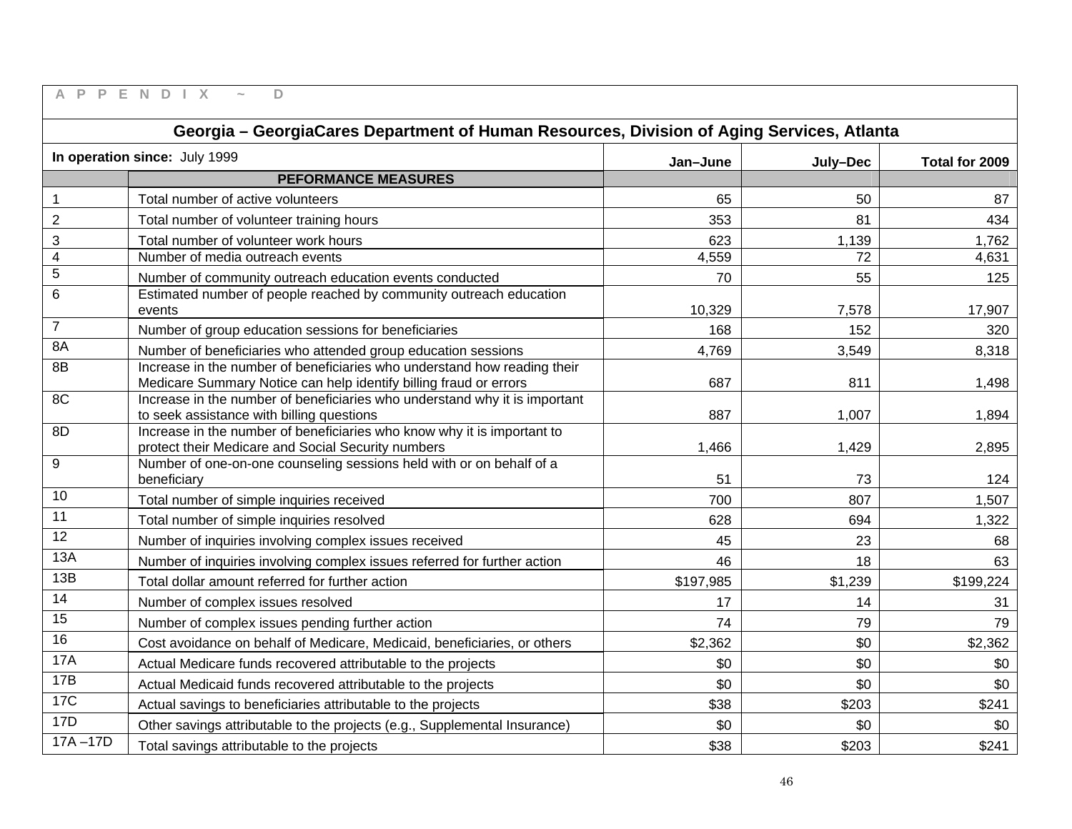A P P E N D I X ~ D

## Georgia – GeorgiaCares Department of Human Resources, Division of Aging Services, Atlanta

| In operation since: July 1999 | | Jan–June | July–Dec | Total for 2009 |
|---|---|---|---|---|
| | **PEFORMANCE MEASURES** | | | |
| 1 | Total number of active volunteers | 65 | 50 | 87 |
| 2 | Total number of volunteer training hours | 353 | 81 | 434 |
| 3 | Total number of volunteer work hours | 623 | 1,139 | 1,762 |
| 4 | Number of media outreach events | 4,559 | 72 | 4,631 |
| 5 | Number of community outreach education events conducted | 70 | 55 | 125 |
| 6 | Estimated number of people reached by community outreach education events | 10,329 | 7,578 | 17,907 |
| 7 | Number of group education sessions for beneficiaries | 168 | 152 | 320 |
| 8A | Number of beneficiaries who attended group education sessions | 4,769 | 3,549 | 8,318 |
| 8B | Increase in the number of beneficiaries who understand how reading their Medicare Summary Notice can help identify billing fraud or errors | 687 | 811 | 1,498 |
| 8C | Increase in the number of beneficiaries who understand why it is important to seek assistance with billing questions | 887 | 1,007 | 1,894 |
| 8D | Increase in the number of beneficiaries who know why it is important to protect their Medicare and Social Security numbers | 1,466 | 1,429 | 2,895 |
| 9 | Number of one-on-one counseling sessions held with or on behalf of a beneficiary | 51 | 73 | 124 |
| 10 | Total number of simple inquiries received | 700 | 807 | 1,507 |
| 11 | Total number of simple inquiries resolved | 628 | 694 | 1,322 |
| 12 | Number of inquiries involving complex issues received | 45 | 23 | 68 |
| 13A | Number of inquiries involving complex issues referred for further action | 46 | 18 | 63 |
| 13B | Total dollar amount referred for further action | $197,985 | $1,239 | $199,224 |
| 14 | Number of complex issues resolved | 17 | 14 | 31 |
| 15 | Number of complex issues pending further action | 74 | 79 | 79 |
| 16 | Cost avoidance on behalf of Medicare, Medicaid, beneficiaries, or others | $2,362 | $0 | $2,362 |
| 17A | Actual Medicare funds recovered attributable to the projects | $0 | $0 | $0 |
| 17B | Actual Medicaid funds recovered attributable to the projects | $0 | $0 | $0 |
| 17C | Actual savings to beneficiaries attributable to the projects | $38 | $203 | $241 |
| 17D | Other savings attributable to the projects (e.g., Supplemental Insurance) | $0 | $0 | $0 |
| 17A –17D | Total savings attributable to the projects | $38 | $203 | $241 |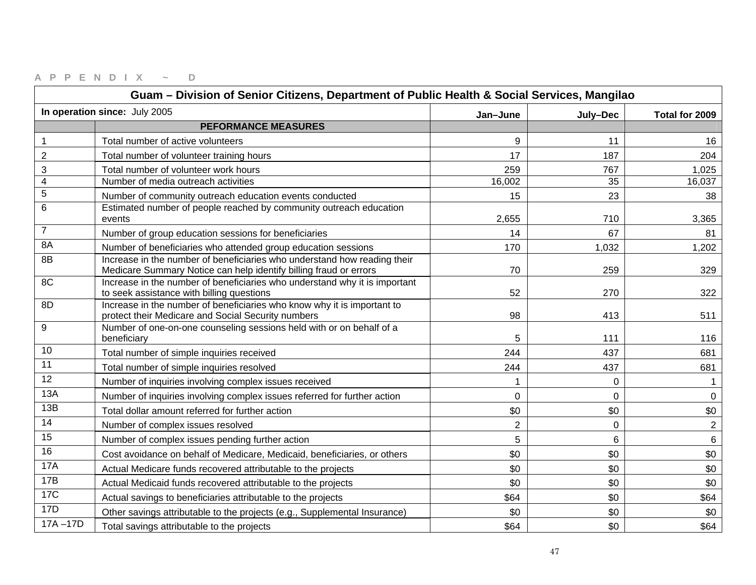APPENDIX ~ D

| Guam – Division of Senior Citizens, Department of Public Health & Social Services, Mangilao | | | | |
|---|---|---|---|---|
| **In operation since:** July 2005 | | **Jan–June** | **July–Dec** | **Total for 2009** |
| | **PEFORMANCE MEASURES** | | | |
| 1 | Total number of active volunteers | 9 | 11 | 16 |
| 2 | Total number of volunteer training hours | 17 | 187 | 204 |
| 3 | Total number of volunteer work hours | 259 | 767 | 1,025 |
| 4 | Number of media outreach activities | 16,002 | 35 | 16,037 |
| 5 | Number of community outreach education events conducted | 15 | 23 | 38 |
| 6 | Estimated number of people reached by community outreach education events | 2,655 | 710 | 3,365 |
| 7 | Number of group education sessions for beneficiaries | 14 | 67 | 81 |
| 8A | Number of beneficiaries who attended group education sessions | 170 | 1,032 | 1,202 |
| 8B | Increase in the number of beneficiaries who understand how reading their Medicare Summary Notice can help identify billing fraud or errors | 70 | 259 | 329 |
| 8C | Increase in the number of beneficiaries who understand why it is important to seek assistance with billing questions | 52 | 270 | 322 |
| 8D | Increase in the number of beneficiaries who know why it is important to protect their Medicare and Social Security numbers | 98 | 413 | 511 |
| 9 | Number of one-on-one counseling sessions held with or on behalf of a beneficiary | 5 | 111 | 116 |
| 10 | Total number of simple inquiries received | 244 | 437 | 681 |
| 11 | Total number of simple inquiries resolved | 244 | 437 | 681 |
| 12 | Number of inquiries involving complex issues received | 1 | 0 | 1 |
| 13A | Number of inquiries involving complex issues referred for further action | 0 | 0 | 0 |
| 13B | Total dollar amount referred for further action | $0 | $0 | $0 |
| 14 | Number of complex issues resolved | 2 | 0 | 2 |
| 15 | Number of complex issues pending further action | 5 | 6 | 6 |
| 16 | Cost avoidance on behalf of Medicare, Medicaid, beneficiaries, or others | $0 | $0 | $0 |
| 17A | Actual Medicare funds recovered attributable to the projects | $0 | $0 | $0 |
| 17B | Actual Medicaid funds recovered attributable to the projects | $0 | $0 | $0 |
| 17C | Actual savings to beneficiaries attributable to the projects | $64 | $0 | $64 |
| 17D | Other savings attributable to the projects (e.g., Supplemental Insurance) | $0 | $0 | $0 |
| 17A –17D | Total savings attributable to the projects | $64 | $0 | $64 |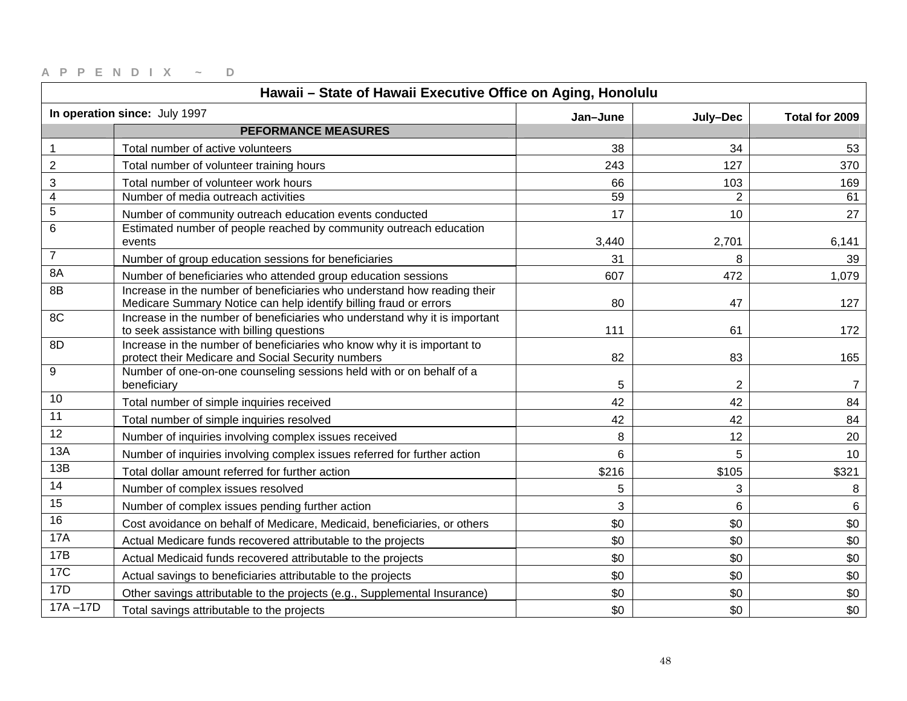A P P E N D I X ~ D

| Hawaii – State of Hawaii Executive Office on Aging, Honolulu | | | | |
|---|---|---|---|---|
| **In operation since:** July 1997 | | **Jan–June** | **July–Dec** | **Total for 2009** |
| | **PEFORMANCE MEASURES** | | | |
| 1 | Total number of active volunteers | 38 | 34 | 53 |
| 2 | Total number of volunteer training hours | 243 | 127 | 370 |
| 3 | Total number of volunteer work hours | 66 | 103 | 169 |
| 4 | Number of media outreach activities | 59 | 2 | 61 |
| 5 | Number of community outreach education events conducted | 17 | 10 | 27 |
| 6 | Estimated number of people reached by community outreach education events | 3,440 | 2,701 | 6,141 |
| 7 | Number of group education sessions for beneficiaries | 31 | 8 | 39 |
| 8A | Number of beneficiaries who attended group education sessions | 607 | 472 | 1,079 |
| 8B | Increase in the number of beneficiaries who understand how reading their Medicare Summary Notice can help identify billing fraud or errors | 80 | 47 | 127 |
| 8C | Increase in the number of beneficiaries who understand why it is important to seek assistance with billing questions | 111 | 61 | 172 |
| 8D | Increase in the number of beneficiaries who know why it is important to protect their Medicare and Social Security numbers | 82 | 83 | 165 |
| 9 | Number of one-on-one counseling sessions held with or on behalf of a beneficiary | 5 | 2 | 7 |
| 10 | Total number of simple inquiries received | 42 | 42 | 84 |
| 11 | Total number of simple inquiries resolved | 42 | 42 | 84 |
| 12 | Number of inquiries involving complex issues received | 8 | 12 | 20 |
| 13A | Number of inquiries involving complex issues referred for further action | 6 | 5 | 10 |
| 13B | Total dollar amount referred for further action | $216 | $105 | $321 |
| 14 | Number of complex issues resolved | 5 | 3 | 8 |
| 15 | Number of complex issues pending further action | 3 | 6 | 6 |
| 16 | Cost avoidance on behalf of Medicare, Medicaid, beneficiaries, or others | $0 | $0 | $0 |
| 17A | Actual Medicare funds recovered attributable to the projects | $0 | $0 | $0 |
| 17B | Actual Medicaid funds recovered attributable to the projects | $0 | $0 | $0 |
| 17C | Actual savings to beneficiaries attributable to the projects | $0 | $0 | $0 |
| 17D | Other savings attributable to the projects (e.g., Supplemental Insurance) | $0 | $0 | $0 |
| 17A –17D | Total savings attributable to the projects | $0 | $0 | $0 |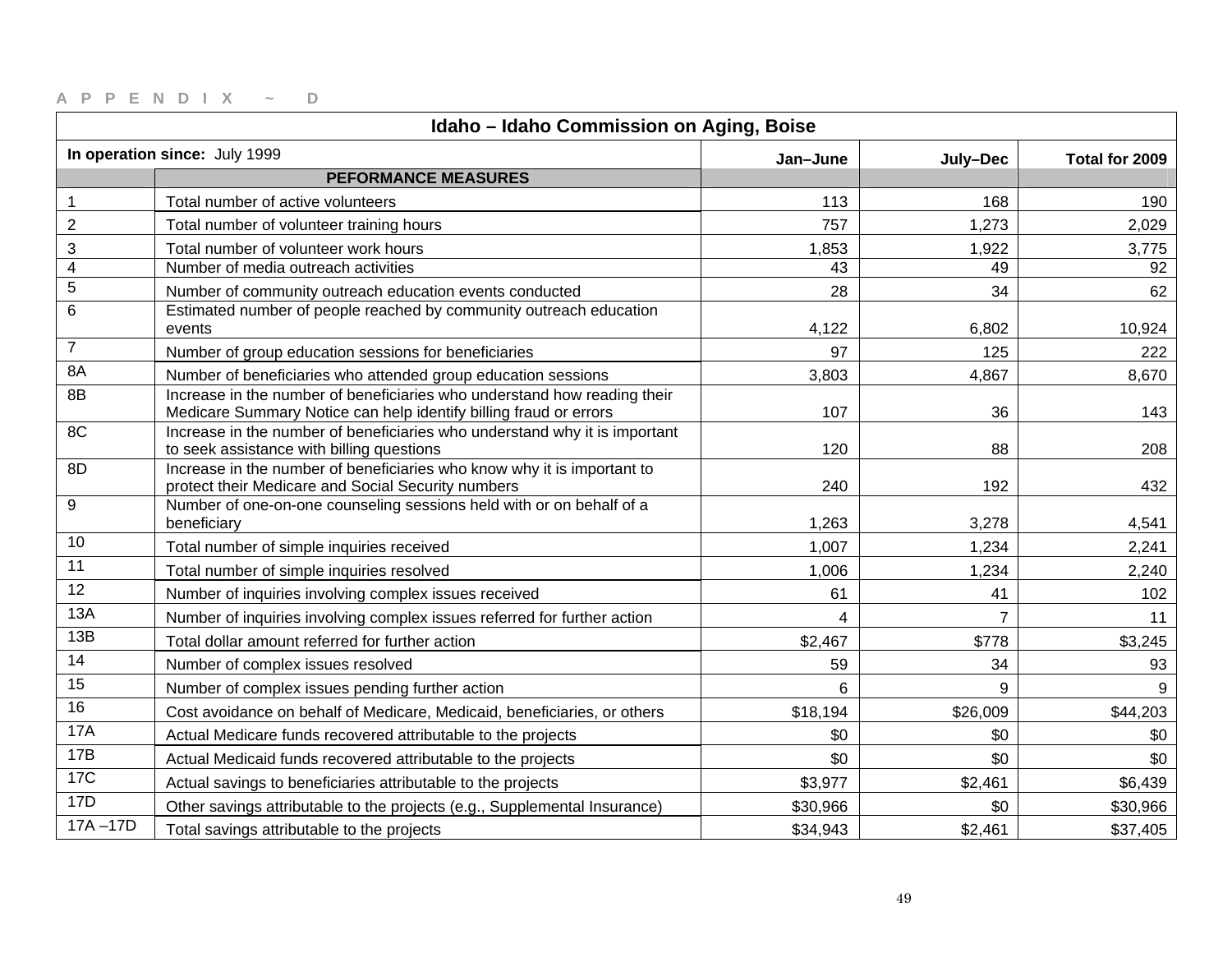APPENDIX ~ D

| Idaho – Idaho Commission on Aging, Boise | | | | |
|---|---|---|---|---|
| **In operation since:** July 1999 | | **Jan–June** | **July–Dec** | **Total for 2009** |
| | **PEFORMANCE MEASURES** | | | |
| 1 | Total number of active volunteers | 113 | 168 | 190 |
| 2 | Total number of volunteer training hours | 757 | 1,273 | 2,029 |
| 3 | Total number of volunteer work hours | 1,853 | 1,922 | 3,775 |
| 4 | Number of media outreach activities | 43 | 49 | 92 |
| 5 | Number of community outreach education events conducted | 28 | 34 | 62 |
| 6 | Estimated number of people reached by community outreach education events | 4,122 | 6,802 | 10,924 |
| 7 | Number of group education sessions for beneficiaries | 97 | 125 | 222 |
| 8A | Number of beneficiaries who attended group education sessions | 3,803 | 4,867 | 8,670 |
| 8B | Increase in the number of beneficiaries who understand how reading their Medicare Summary Notice can help identify billing fraud or errors | 107 | 36 | 143 |
| 8C | Increase in the number of beneficiaries who understand why it is important to seek assistance with billing questions | 120 | 88 | 208 |
| 8D | Increase in the number of beneficiaries who know why it is important to protect their Medicare and Social Security numbers | 240 | 192 | 432 |
| 9 | Number of one-on-one counseling sessions held with or on behalf of a beneficiary | 1,263 | 3,278 | 4,541 |
| 10 | Total number of simple inquiries received | 1,007 | 1,234 | 2,241 |
| 11 | Total number of simple inquiries resolved | 1,006 | 1,234 | 2,240 |
| 12 | Number of inquiries involving complex issues received | 61 | 41 | 102 |
| 13A | Number of inquiries involving complex issues referred for further action | 4 | 7 | 11 |
| 13B | Total dollar amount referred for further action | $2,467 | $778 | $3,245 |
| 14 | Number of complex issues resolved | 59 | 34 | 93 |
| 15 | Number of complex issues pending further action | 6 | 9 | 9 |
| 16 | Cost avoidance on behalf of Medicare, Medicaid, beneficiaries, or others | $18,194 | $26,009 | $44,203 |
| 17A | Actual Medicare funds recovered attributable to the projects | $0 | $0 | $0 |
| 17B | Actual Medicaid funds recovered attributable to the projects | $0 | $0 | $0 |
| 17C | Actual savings to beneficiaries attributable to the projects | $3,977 | $2,461 | $6,439 |
| 17D | Other savings attributable to the projects (e.g., Supplemental Insurance) | $30,966 | $0 | $30,966 |
| 17A –17D | Total savings attributable to the projects | $34,943 | $2,461 | $37,405 |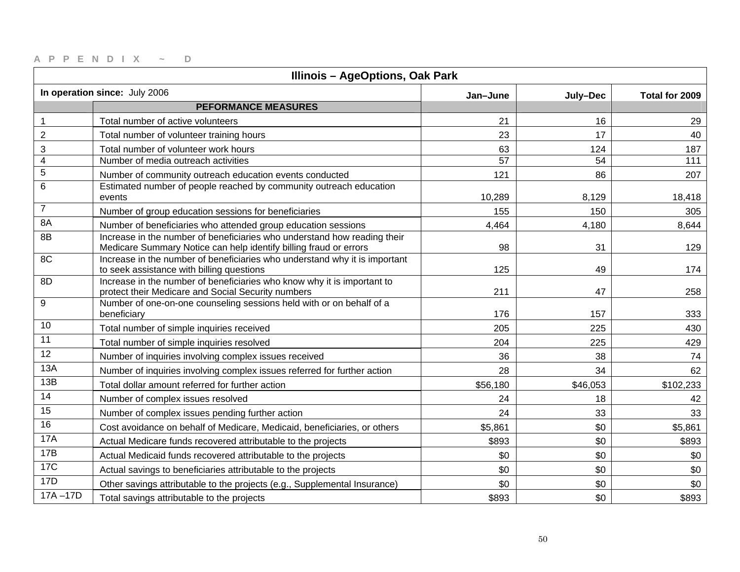A P P E N D I X ~ D

| Illinois – AgeOptions, Oak Park | | | | |
|---|---|---|---|---|
| **In operation since:** July 2006 | | **Jan–June** | **July–Dec** | **Total for 2009** |
| | **PEFORMANCE MEASURES** | | | |
| 1 | Total number of active volunteers | 21 | 16 | 29 |
| 2 | Total number of volunteer training hours | 23 | 17 | 40 |
| 3 | Total number of volunteer work hours | 63 | 124 | 187 |
| 4 | Number of media outreach activities | 57 | 54 | 111 |
| 5 | Number of community outreach education events conducted | 121 | 86 | 207 |
| 6 | Estimated number of people reached by community outreach education events | 10,289 | 8,129 | 18,418 |
| 7 | Number of group education sessions for beneficiaries | 155 | 150 | 305 |
| 8A | Number of beneficiaries who attended group education sessions | 4,464 | 4,180 | 8,644 |
| 8B | Increase in the number of beneficiaries who understand how reading their Medicare Summary Notice can help identify billing fraud or errors | 98 | 31 | 129 |
| 8C | Increase in the number of beneficiaries who understand why it is important to seek assistance with billing questions | 125 | 49 | 174 |
| 8D | Increase in the number of beneficiaries who know why it is important to protect their Medicare and Social Security numbers | 211 | 47 | 258 |
| 9 | Number of one-on-one counseling sessions held with or on behalf of a beneficiary | 176 | 157 | 333 |
| 10 | Total number of simple inquiries received | 205 | 225 | 430 |
| 11 | Total number of simple inquiries resolved | 204 | 225 | 429 |
| 12 | Number of inquiries involving complex issues received | 36 | 38 | 74 |
| 13A | Number of inquiries involving complex issues referred for further action | 28 | 34 | 62 |
| 13B | Total dollar amount referred for further action | $56,180 | $46,053 | $102,233 |
| 14 | Number of complex issues resolved | 24 | 18 | 42 |
| 15 | Number of complex issues pending further action | 24 | 33 | 33 |
| 16 | Cost avoidance on behalf of Medicare, Medicaid, beneficiaries, or others | $5,861 | $0 | $5,861 |
| 17A | Actual Medicare funds recovered attributable to the projects | $893 | $0 | $893 |
| 17B | Actual Medicaid funds recovered attributable to the projects | $0 | $0 | $0 |
| 17C | Actual savings to beneficiaries attributable to the projects | $0 | $0 | $0 |
| 17D | Other savings attributable to the projects (e.g., Supplemental Insurance) | $0 | $0 | $0 |
| 17A –17D | Total savings attributable to the projects | $893 | $0 | $893 |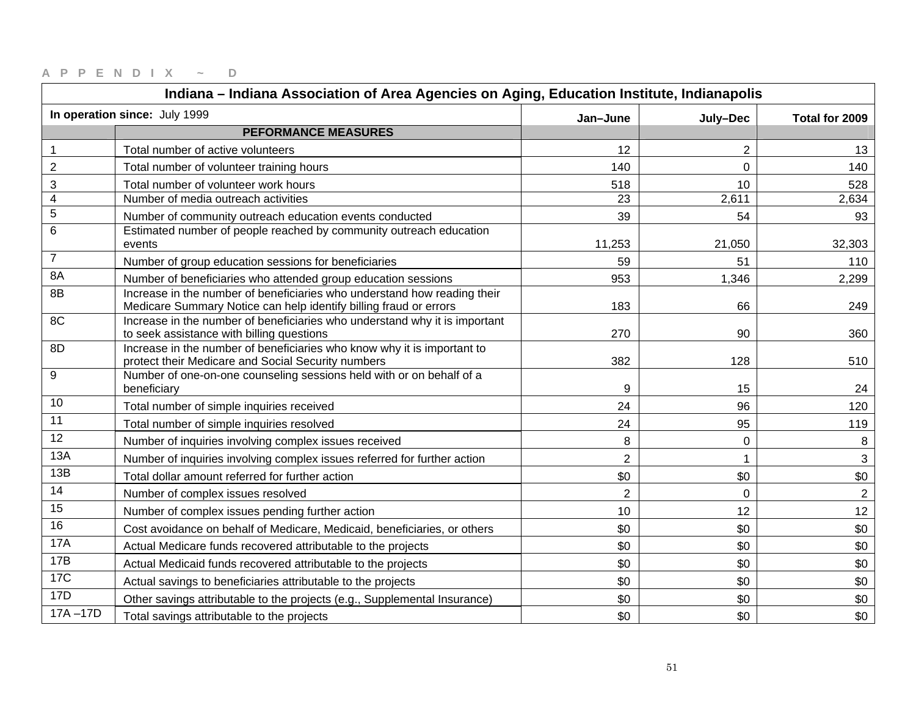APPENDIX ~ D

| Indiana – Indiana Association of Area Agencies on Aging, Education Institute, Indianapolis | | | | |
|---|---|---|---|---|
| **In operation since:** July 1999 | | **Jan–June** | **July–Dec** | **Total for 2009** |
| | **PEFORMANCE MEASURES** | | | |
| 1 | Total number of active volunteers | 12 | 2 | 13 |
| 2 | Total number of volunteer training hours | 140 | 0 | 140 |
| 3 | Total number of volunteer work hours | 518 | 10 | 528 |
| 4 | Number of media outreach activities | 23 | 2,611 | 2,634 |
| 5 | Number of community outreach education events conducted | 39 | 54 | 93 |
| 6 | Estimated number of people reached by community outreach education events | 11,253 | 21,050 | 32,303 |
| 7 | Number of group education sessions for beneficiaries | 59 | 51 | 110 |
| 8A | Number of beneficiaries who attended group education sessions | 953 | 1,346 | 2,299 |
| 8B | Increase in the number of beneficiaries who understand how reading their Medicare Summary Notice can help identify billing fraud or errors | 183 | 66 | 249 |
| 8C | Increase in the number of beneficiaries who understand why it is important to seek assistance with billing questions | 270 | 90 | 360 |
| 8D | Increase in the number of beneficiaries who know why it is important to protect their Medicare and Social Security numbers | 382 | 128 | 510 |
| 9 | Number of one-on-one counseling sessions held with or on behalf of a beneficiary | 9 | 15 | 24 |
| 10 | Total number of simple inquiries received | 24 | 96 | 120 |
| 11 | Total number of simple inquiries resolved | 24 | 95 | 119 |
| 12 | Number of inquiries involving complex issues received | 8 | 0 | 8 |
| 13A | Number of inquiries involving complex issues referred for further action | 2 | 1 | 3 |
| 13B | Total dollar amount referred for further action | $0 | $0 | $0 |
| 14 | Number of complex issues resolved | 2 | 0 | 2 |
| 15 | Number of complex issues pending further action | 10 | 12 | 12 |
| 16 | Cost avoidance on behalf of Medicare, Medicaid, beneficiaries, or others | $0 | $0 | $0 |
| 17A | Actual Medicare funds recovered attributable to the projects | $0 | $0 | $0 |
| 17B | Actual Medicaid funds recovered attributable to the projects | $0 | $0 | $0 |
| 17C | Actual savings to beneficiaries attributable to the projects | $0 | $0 | $0 |
| 17D | Other savings attributable to the projects (e.g., Supplemental Insurance) | $0 | $0 | $0 |
| 17A –17D | Total savings attributable to the projects | $0 | $0 | $0 |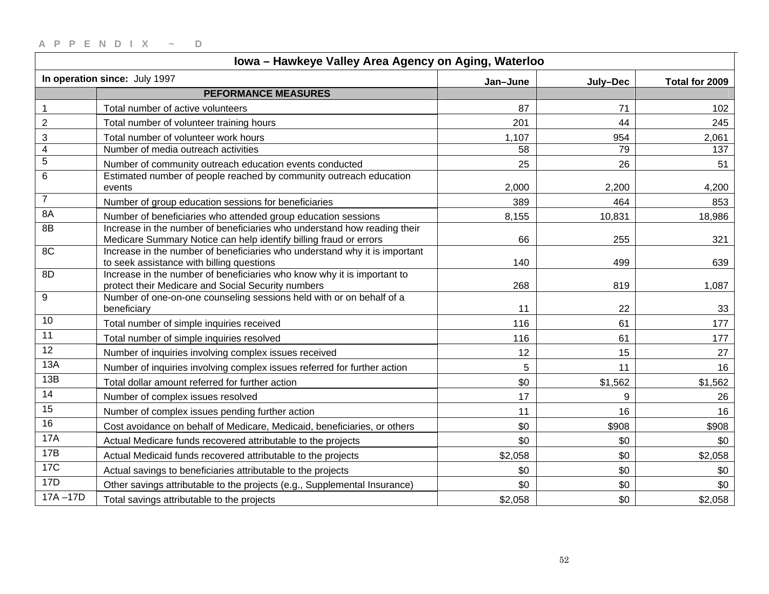A P P E N D I X ~ D

| Iowa – Hawkeye Valley Area Agency on Aging, Waterloo | | | | |
|---|---|---|---|---|
| **In operation since:** July 1997 | | **Jan–June** | **July–Dec** | **Total for 2009** |
| | **PEFORMANCE MEASURES** | | | |
| 1 | Total number of active volunteers | 87 | 71 | 102 |
| 2 | Total number of volunteer training hours | 201 | 44 | 245 |
| 3 | Total number of volunteer work hours | 1,107 | 954 | 2,061 |
| 4 | Number of media outreach activities | 58 | 79 | 137 |
| 5 | Number of community outreach education events conducted | 25 | 26 | 51 |
| 6 | Estimated number of people reached by community outreach education events | 2,000 | 2,200 | 4,200 |
| 7 | Number of group education sessions for beneficiaries | 389 | 464 | 853 |
| 8A | Number of beneficiaries who attended group education sessions | 8,155 | 10,831 | 18,986 |
| 8B | Increase in the number of beneficiaries who understand how reading their Medicare Summary Notice can help identify billing fraud or errors | 66 | 255 | 321 |
| 8C | Increase in the number of beneficiaries who understand why it is important to seek assistance with billing questions | 140 | 499 | 639 |
| 8D | Increase in the number of beneficiaries who know why it is important to protect their Medicare and Social Security numbers | 268 | 819 | 1,087 |
| 9 | Number of one-on-one counseling sessions held with or on behalf of a beneficiary | 11 | 22 | 33 |
| 10 | Total number of simple inquiries received | 116 | 61 | 177 |
| 11 | Total number of simple inquiries resolved | 116 | 61 | 177 |
| 12 | Number of inquiries involving complex issues received | 12 | 15 | 27 |
| 13A | Number of inquiries involving complex issues referred for further action | 5 | 11 | 16 |
| 13B | Total dollar amount referred for further action | $0 | $1,562 | $1,562 |
| 14 | Number of complex issues resolved | 17 | 9 | 26 |
| 15 | Number of complex issues pending further action | 11 | 16 | 16 |
| 16 | Cost avoidance on behalf of Medicare, Medicaid, beneficiaries, or others | $0 | $908 | $908 |
| 17A | Actual Medicare funds recovered attributable to the projects | $0 | $0 | $0 |
| 17B | Actual Medicaid funds recovered attributable to the projects | $2,058 | $0 | $2,058 |
| 17C | Actual savings to beneficiaries attributable to the projects | $0 | $0 | $0 |
| 17D | Other savings attributable to the projects (e.g., Supplemental Insurance) | $0 | $0 | $0 |
| 17A –17D | Total savings attributable to the projects | $2,058 | $0 | $2,058 |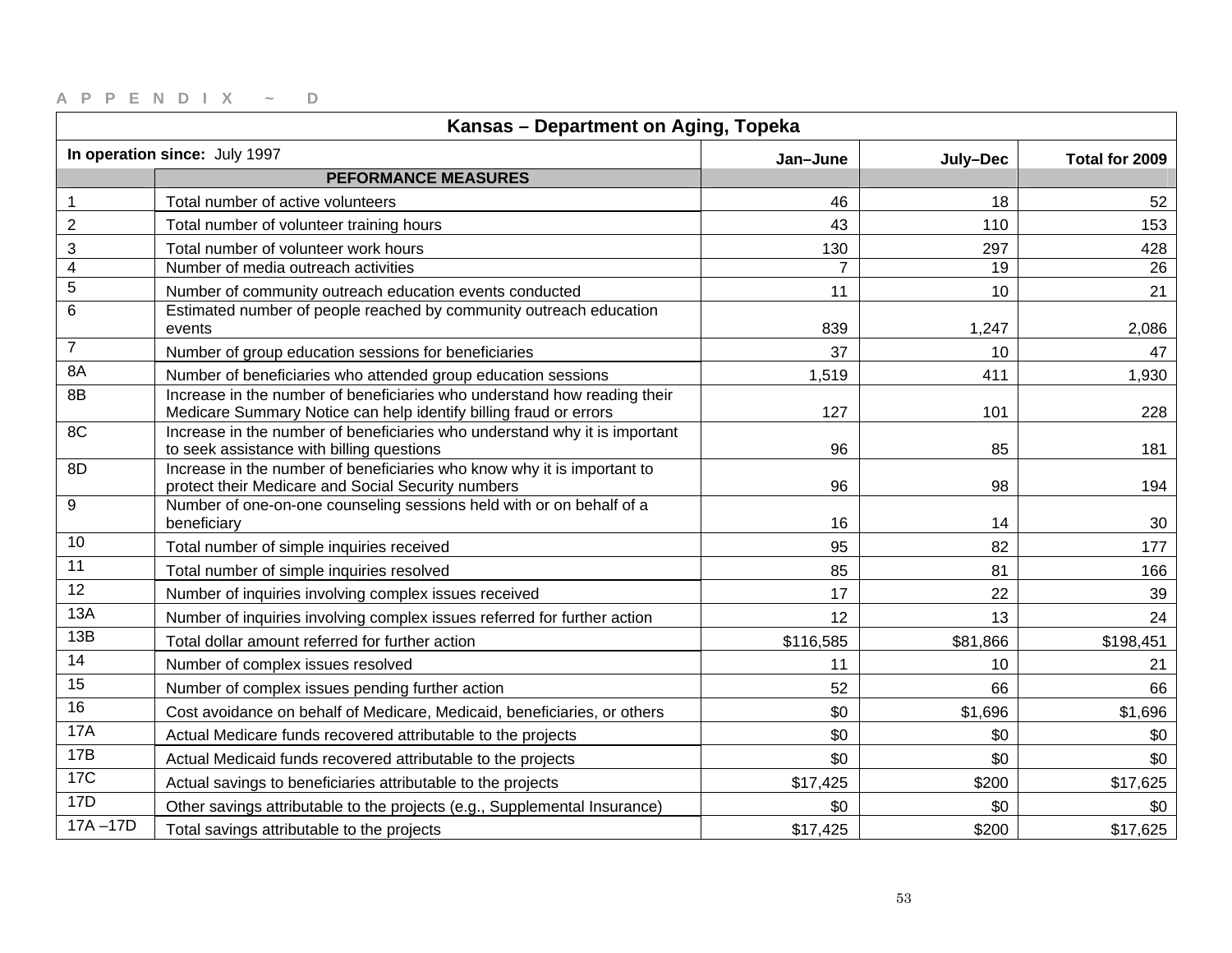APPENDIX ~ D

| Kansas – Department on Aging, Topeka | | | | |
|---|---|---|---|---|
| **In operation since:** July 1997 | | **Jan–June** | **July–Dec** | **Total for 2009** |
| | **PEFORMANCE MEASURES** | | | |
| 1 | Total number of active volunteers | 46 | 18 | 52 |
| 2 | Total number of volunteer training hours | 43 | 110 | 153 |
| 3 | Total number of volunteer work hours | 130 | 297 | 428 |
| 4 | Number of media outreach activities | 7 | 19 | 26 |
| 5 | Number of community outreach education events conducted | 11 | 10 | 21 |
| 6 | Estimated number of people reached by community outreach education events | 839 | 1,247 | 2,086 |
| 7 | Number of group education sessions for beneficiaries | 37 | 10 | 47 |
| 8A | Number of beneficiaries who attended group education sessions | 1,519 | 411 | 1,930 |
| 8B | Increase in the number of beneficiaries who understand how reading their Medicare Summary Notice can help identify billing fraud or errors | 127 | 101 | 228 |
| 8C | Increase in the number of beneficiaries who understand why it is important to seek assistance with billing questions | 96 | 85 | 181 |
| 8D | Increase in the number of beneficiaries who know why it is important to protect their Medicare and Social Security numbers | 96 | 98 | 194 |
| 9 | Number of one-on-one counseling sessions held with or on behalf of a beneficiary | 16 | 14 | 30 |
| 10 | Total number of simple inquiries received | 95 | 82 | 177 |
| 11 | Total number of simple inquiries resolved | 85 | 81 | 166 |
| 12 | Number of inquiries involving complex issues received | 17 | 22 | 39 |
| 13A | Number of inquiries involving complex issues referred for further action | 12 | 13 | 24 |
| 13B | Total dollar amount referred for further action | $116,585 | $81,866 | $198,451 |
| 14 | Number of complex issues resolved | 11 | 10 | 21 |
| 15 | Number of complex issues pending further action | 52 | 66 | 66 |
| 16 | Cost avoidance on behalf of Medicare, Medicaid, beneficiaries, or others | $0 | $1,696 | $1,696 |
| 17A | Actual Medicare funds recovered attributable to the projects | $0 | $0 | $0 |
| 17B | Actual Medicaid funds recovered attributable to the projects | $0 | $0 | $0 |
| 17C | Actual savings to beneficiaries attributable to the projects | $17,425 | $200 | $17,625 |
| 17D | Other savings attributable to the projects (e.g., Supplemental Insurance) | $0 | $0 | $0 |
| 17A –17D | Total savings attributable to the projects | $17,425 | $200 | $17,625 |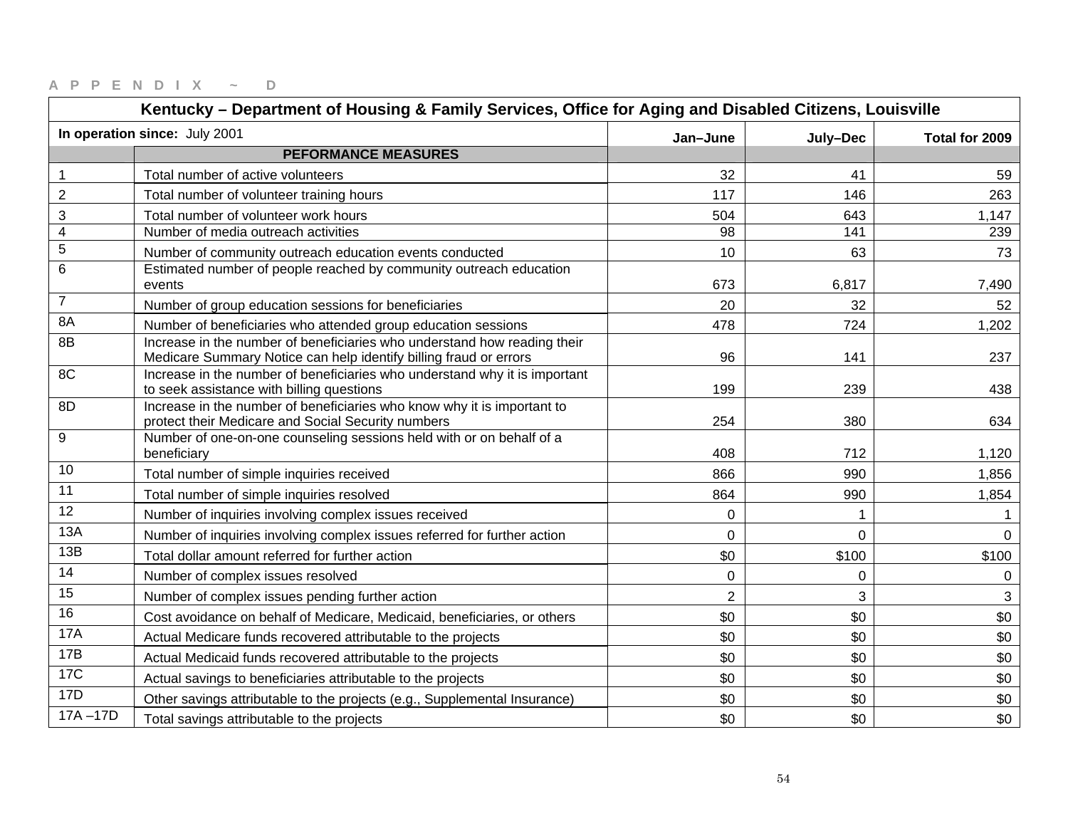APPENDIX ~ D

| Kentucky – Department of Housing & Family Services, Office for Aging and Disabled Citizens, Louisville | | | | |
|---|---|---|---|---|
| **In operation since:** July 2001 | | **Jan–June** | **July–Dec** | **Total for 2009** |
| | **PEFORMANCE MEASURES** | | | |
| 1 | Total number of active volunteers | 32 | 41 | 59 |
| 2 | Total number of volunteer training hours | 117 | 146 | 263 |
| 3 | Total number of volunteer work hours | 504 | 643 | 1,147 |
| 4 | Number of media outreach activities | 98 | 141 | 239 |
| 5 | Number of community outreach education events conducted | 10 | 63 | 73 |
| 6 | Estimated number of people reached by community outreach education events | 673 | 6,817 | 7,490 |
| 7 | Number of group education sessions for beneficiaries | 20 | 32 | 52 |
| 8A | Number of beneficiaries who attended group education sessions | 478 | 724 | 1,202 |
| 8B | Increase in the number of beneficiaries who understand how reading their Medicare Summary Notice can help identify billing fraud or errors | 96 | 141 | 237 |
| 8C | Increase in the number of beneficiaries who understand why it is important to seek assistance with billing questions | 199 | 239 | 438 |
| 8D | Increase in the number of beneficiaries who know why it is important to protect their Medicare and Social Security numbers | 254 | 380 | 634 |
| 9 | Number of one-on-one counseling sessions held with or on behalf of a beneficiary | 408 | 712 | 1,120 |
| 10 | Total number of simple inquiries received | 866 | 990 | 1,856 |
| 11 | Total number of simple inquiries resolved | 864 | 990 | 1,854 |
| 12 | Number of inquiries involving complex issues received | 0 | 1 | 1 |
| 13A | Number of inquiries involving complex issues referred for further action | 0 | 0 | 0 |
| 13B | Total dollar amount referred for further action | $0 | $100 | $100 |
| 14 | Number of complex issues resolved | 0 | 0 | 0 |
| 15 | Number of complex issues pending further action | 2 | 3 | 3 |
| 16 | Cost avoidance on behalf of Medicare, Medicaid, beneficiaries, or others | $0 | $0 | $0 |
| 17A | Actual Medicare funds recovered attributable to the projects | $0 | $0 | $0 |
| 17B | Actual Medicaid funds recovered attributable to the projects | $0 | $0 | $0 |
| 17C | Actual savings to beneficiaries attributable to the projects | $0 | $0 | $0 |
| 17D | Other savings attributable to the projects (e.g., Supplemental Insurance) | $0 | $0 | $0 |
| 17A –17D | Total savings attributable to the projects | $0 | $0 | $0 |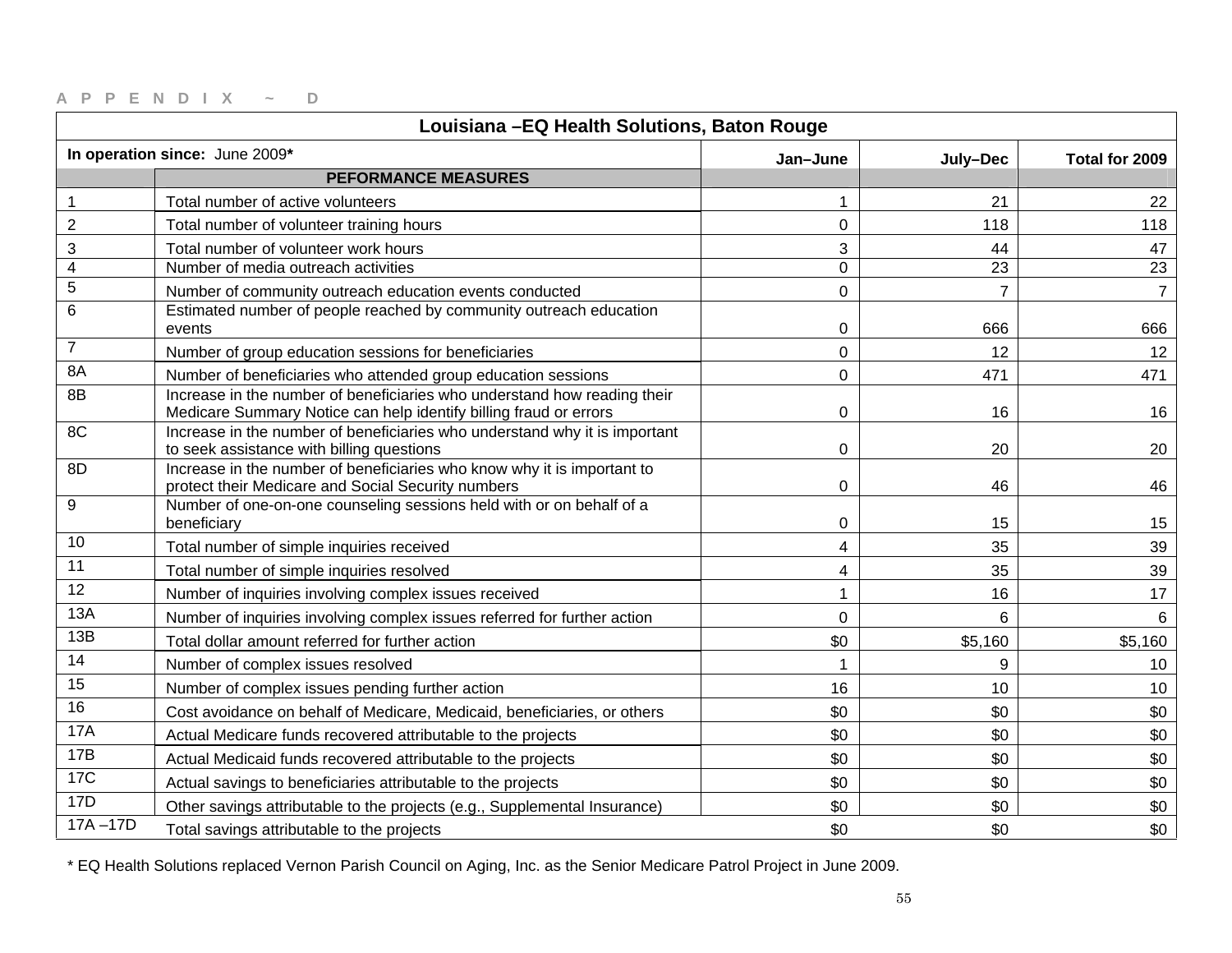APPENDIX ~ D

| Louisiana –EQ Health Solutions, Baton Rouge | | | | |
|---|---|---|---|---|
| **In operation since:** June 2009* | | **Jan–June** | **July–Dec** | **Total for 2009** |
| | **PEFORMANCE MEASURES** | | | |
| 1 | Total number of active volunteers | 1 | 21 | 22 |
| 2 | Total number of volunteer training hours | 0 | 118 | 118 |
| 3 | Total number of volunteer work hours | 3 | 44 | 47 |
| 4 | Number of media outreach activities | 0 | 23 | 23 |
| 5 | Number of community outreach education events conducted | 0 | 7 | 7 |
| 6 | Estimated number of people reached by community outreach education events | 0 | 666 | 666 |
| 7 | Number of group education sessions for beneficiaries | 0 | 12 | 12 |
| 8A | Number of beneficiaries who attended group education sessions | 0 | 471 | 471 |
| 8B | Increase in the number of beneficiaries who understand how reading their Medicare Summary Notice can help identify billing fraud or errors | 0 | 16 | 16 |
| 8C | Increase in the number of beneficiaries who understand why it is important to seek assistance with billing questions | 0 | 20 | 20 |
| 8D | Increase in the number of beneficiaries who know why it is important to protect their Medicare and Social Security numbers | 0 | 46 | 46 |
| 9 | Number of one-on-one counseling sessions held with or on behalf of a beneficiary | 0 | 15 | 15 |
| 10 | Total number of simple inquiries received | 4 | 35 | 39 |
| 11 | Total number of simple inquiries resolved | 4 | 35 | 39 |
| 12 | Number of inquiries involving complex issues received | 1 | 16 | 17 |
| 13A | Number of inquiries involving complex issues referred for further action | 0 | 6 | 6 |
| 13B | Total dollar amount referred for further action | $0 | $5,160 | $5,160 |
| 14 | Number of complex issues resolved | 1 | 9 | 10 |
| 15 | Number of complex issues pending further action | 16 | 10 | 10 |
| 16 | Cost avoidance on behalf of Medicare, Medicaid, beneficiaries, or others | $0 | $0 | $0 |
| 17A | Actual Medicare funds recovered attributable to the projects | $0 | $0 | $0 |
| 17B | Actual Medicaid funds recovered attributable to the projects | $0 | $0 | $0 |
| 17C | Actual savings to beneficiaries attributable to the projects | $0 | $0 | $0 |
| 17D | Other savings attributable to the projects (e.g., Supplemental Insurance) | $0 | $0 | $0 |
| 17A –17D | Total savings attributable to the projects | $0 | $0 | $0 |

* EQ Health Solutions replaced Vernon Parish Council on Aging, Inc. as the Senior Medicare Patrol Project in June 2009.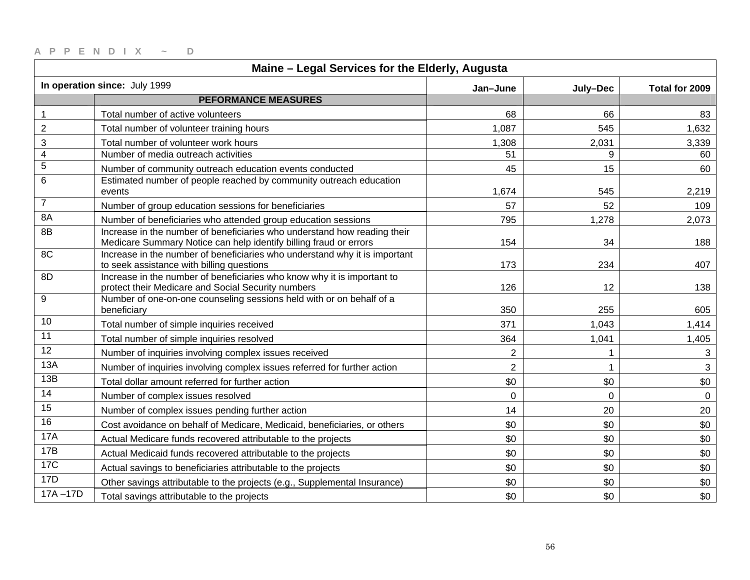A P P E N D I X ~ D

| Maine – Legal Services for the Elderly, Augusta | | | | |
|---|---|---|---|---|
| **In operation since:** July 1999 | | **Jan–June** | **July–Dec** | **Total for 2009** |
| | **PEFORMANCE MEASURES** | | | |
| 1 | Total number of active volunteers | 68 | 66 | 83 |
| 2 | Total number of volunteer training hours | 1,087 | 545 | 1,632 |
| 3 | Total number of volunteer work hours | 1,308 | 2,031 | 3,339 |
| 4 | Number of media outreach activities | 51 | 9 | 60 |
| 5 | Number of community outreach education events conducted | 45 | 15 | 60 |
| 6 | Estimated number of people reached by community outreach education events | 1,674 | 545 | 2,219 |
| 7 | Number of group education sessions for beneficiaries | 57 | 52 | 109 |
| 8A | Number of beneficiaries who attended group education sessions | 795 | 1,278 | 2,073 |
| 8B | Increase in the number of beneficiaries who understand how reading their Medicare Summary Notice can help identify billing fraud or errors | 154 | 34 | 188 |
| 8C | Increase in the number of beneficiaries who understand why it is important to seek assistance with billing questions | 173 | 234 | 407 |
| 8D | Increase in the number of beneficiaries who know why it is important to protect their Medicare and Social Security numbers | 126 | 12 | 138 |
| 9 | Number of one-on-one counseling sessions held with or on behalf of a beneficiary | 350 | 255 | 605 |
| 10 | Total number of simple inquiries received | 371 | 1,043 | 1,414 |
| 11 | Total number of simple inquiries resolved | 364 | 1,041 | 1,405 |
| 12 | Number of inquiries involving complex issues received | 2 | 1 | 3 |
| 13A | Number of inquiries involving complex issues referred for further action | 2 | 1 | 3 |
| 13B | Total dollar amount referred for further action | $0 | $0 | $0 |
| 14 | Number of complex issues resolved | 0 | 0 | 0 |
| 15 | Number of complex issues pending further action | 14 | 20 | 20 |
| 16 | Cost avoidance on behalf of Medicare, Medicaid, beneficiaries, or others | $0 | $0 | $0 |
| 17A | Actual Medicare funds recovered attributable to the projects | $0 | $0 | $0 |
| 17B | Actual Medicaid funds recovered attributable to the projects | $0 | $0 | $0 |
| 17C | Actual savings to beneficiaries attributable to the projects | $0 | $0 | $0 |
| 17D | Other savings attributable to the projects (e.g., Supplemental Insurance) | $0 | $0 | $0 |
| 17A –17D | Total savings attributable to the projects | $0 | $0 | $0 |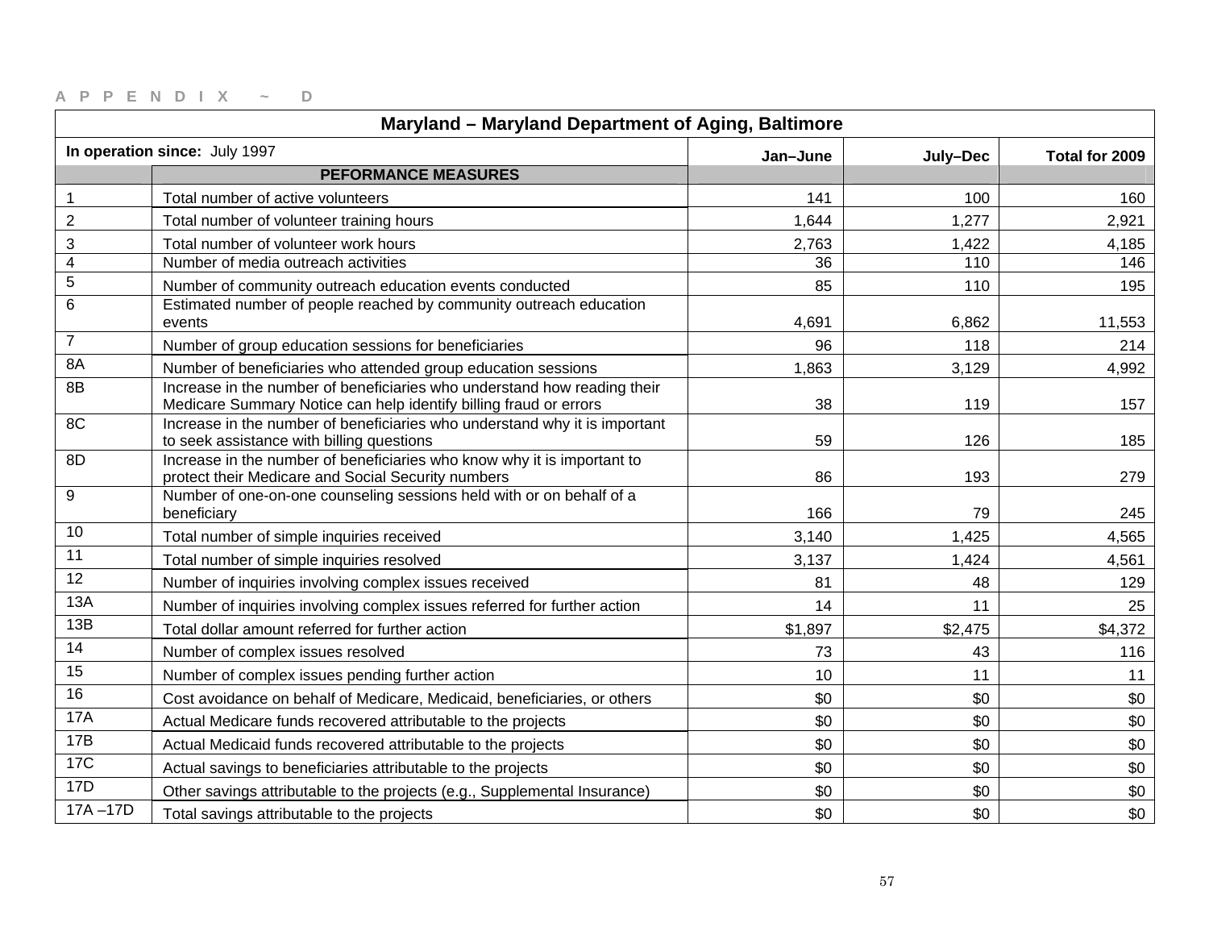APPENDIX ~ D

| Maryland – Maryland Department of Aging, Baltimore | | | | |
|---|---|---|---|---|
| **In operation since:** July 1997 | | **Jan–June** | **July–Dec** | **Total for 2009** |
| | **PEFORMANCE MEASURES** | | | |
| 1 | Total number of active volunteers | 141 | 100 | 160 |
| 2 | Total number of volunteer training hours | 1,644 | 1,277 | 2,921 |
| 3 | Total number of volunteer work hours | 2,763 | 1,422 | 4,185 |
| 4 | Number of media outreach activities | 36 | 110 | 146 |
| 5 | Number of community outreach education events conducted | 85 | 110 | 195 |
| 6 | Estimated number of people reached by community outreach education events | 4,691 | 6,862 | 11,553 |
| 7 | Number of group education sessions for beneficiaries | 96 | 118 | 214 |
| 8A | Number of beneficiaries who attended group education sessions | 1,863 | 3,129 | 4,992 |
| 8B | Increase in the number of beneficiaries who understand how reading their Medicare Summary Notice can help identify billing fraud or errors | 38 | 119 | 157 |
| 8C | Increase in the number of beneficiaries who understand why it is important to seek assistance with billing questions | 59 | 126 | 185 |
| 8D | Increase in the number of beneficiaries who know why it is important to protect their Medicare and Social Security numbers | 86 | 193 | 279 |
| 9 | Number of one-on-one counseling sessions held with or on behalf of a beneficiary | 166 | 79 | 245 |
| 10 | Total number of simple inquiries received | 3,140 | 1,425 | 4,565 |
| 11 | Total number of simple inquiries resolved | 3,137 | 1,424 | 4,561 |
| 12 | Number of inquiries involving complex issues received | 81 | 48 | 129 |
| 13A | Number of inquiries involving complex issues referred for further action | 14 | 11 | 25 |
| 13B | Total dollar amount referred for further action | $1,897 | $2,475 | $4,372 |
| 14 | Number of complex issues resolved | 73 | 43 | 116 |
| 15 | Number of complex issues pending further action | 10 | 11 | 11 |
| 16 | Cost avoidance on behalf of Medicare, Medicaid, beneficiaries, or others | $0 | $0 | $0 |
| 17A | Actual Medicare funds recovered attributable to the projects | $0 | $0 | $0 |
| 17B | Actual Medicaid funds recovered attributable to the projects | $0 | $0 | $0 |
| 17C | Actual savings to beneficiaries attributable to the projects | $0 | $0 | $0 |
| 17D | Other savings attributable to the projects (e.g., Supplemental Insurance) | $0 | $0 | $0 |
| 17A –17D | Total savings attributable to the projects | $0 | $0 | $0 |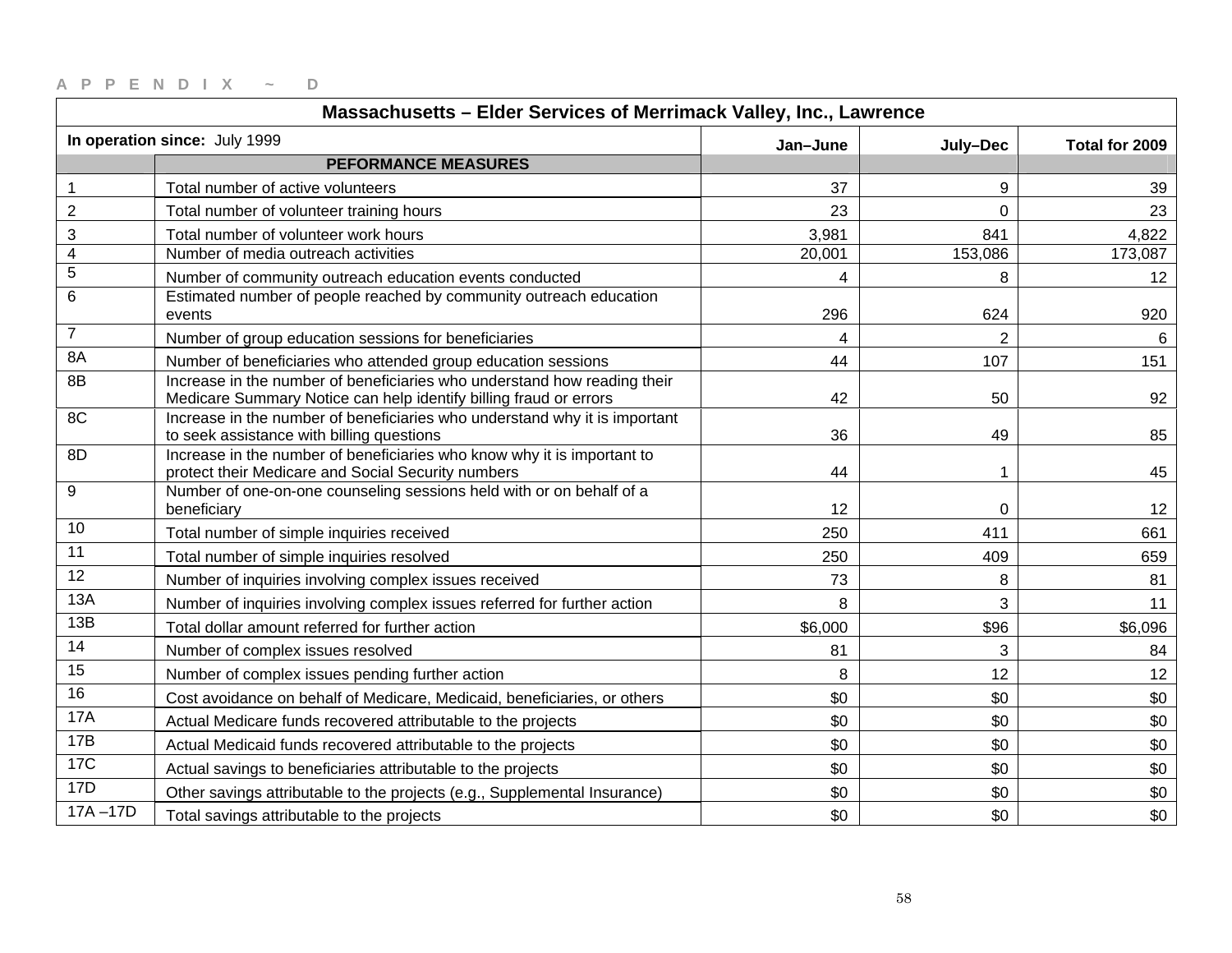APPENDIX ~ D

| Massachusetts – Elder Services of Merrimack Valley, Inc., Lawrence | | | | |
|---|---|---|---|---|
| **In operation since:** July 1999 | | **Jan–June** | **July–Dec** | **Total for 2009** |
| | **PEFORMANCE MEASURES** | | | |
| 1 | Total number of active volunteers | 37 | 9 | 39 |
| 2 | Total number of volunteer training hours | 23 | 0 | 23 |
| 3 | Total number of volunteer work hours | 3,981 | 841 | 4,822 |
| 4 | Number of media outreach activities | 20,001 | 153,086 | 173,087 |
| 5 | Number of community outreach education events conducted | 4 | 8 | 12 |
| 6 | Estimated number of people reached by community outreach education events | 296 | 624 | 920 |
| 7 | Number of group education sessions for beneficiaries | 4 | 2 | 6 |
| 8A | Number of beneficiaries who attended group education sessions | 44 | 107 | 151 |
| 8B | Increase in the number of beneficiaries who understand how reading their Medicare Summary Notice can help identify billing fraud or errors | 42 | 50 | 92 |
| 8C | Increase in the number of beneficiaries who understand why it is important to seek assistance with billing questions | 36 | 49 | 85 |
| 8D | Increase in the number of beneficiaries who know why it is important to protect their Medicare and Social Security numbers | 44 | 1 | 45 |
| 9 | Number of one-on-one counseling sessions held with or on behalf of a beneficiary | 12 | 0 | 12 |
| 10 | Total number of simple inquiries received | 250 | 411 | 661 |
| 11 | Total number of simple inquiries resolved | 250 | 409 | 659 |
| 12 | Number of inquiries involving complex issues received | 73 | 8 | 81 |
| 13A | Number of inquiries involving complex issues referred for further action | 8 | 3 | 11 |
| 13B | Total dollar amount referred for further action | $6,000 | $96 | $6,096 |
| 14 | Number of complex issues resolved | 81 | 3 | 84 |
| 15 | Number of complex issues pending further action | 8 | 12 | 12 |
| 16 | Cost avoidance on behalf of Medicare, Medicaid, beneficiaries, or others | $0 | $0 | $0 |
| 17A | Actual Medicare funds recovered attributable to the projects | $0 | $0 | $0 |
| 17B | Actual Medicaid funds recovered attributable to the projects | $0 | $0 | $0 |
| 17C | Actual savings to beneficiaries attributable to the projects | $0 | $0 | $0 |
| 17D | Other savings attributable to the projects (e.g., Supplemental Insurance) | $0 | $0 | $0 |
| 17A –17D | Total savings attributable to the projects | $0 | $0 | $0 |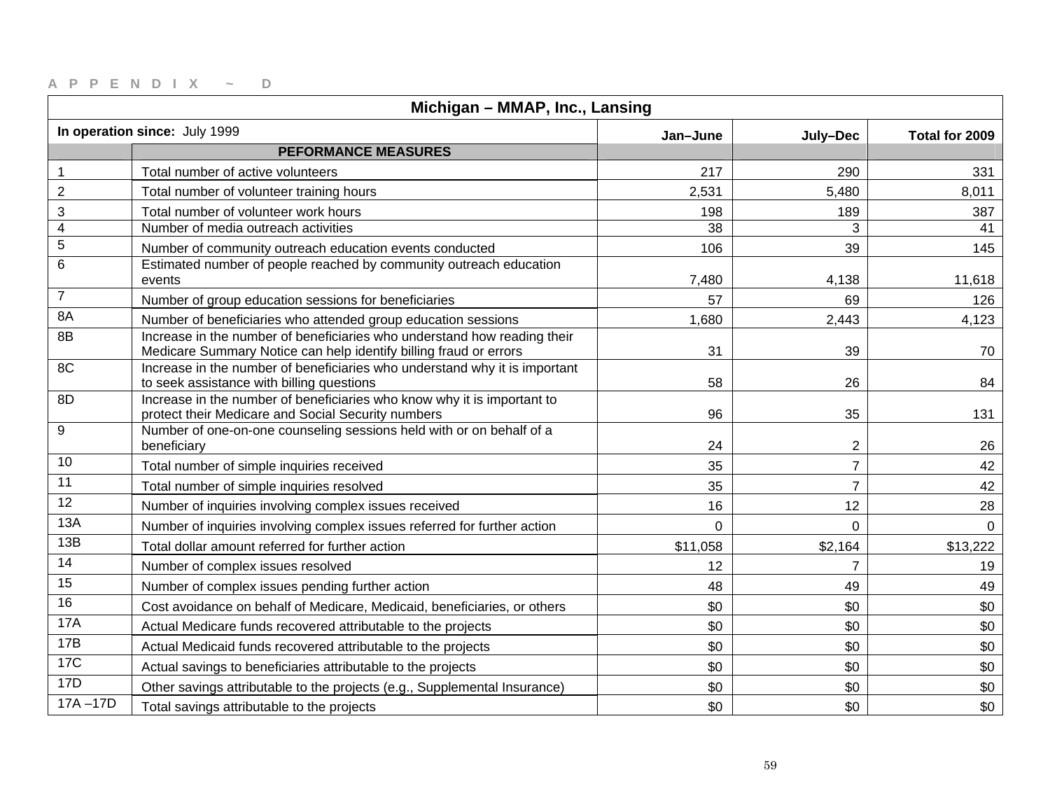APPENDIX ~ D

| Michigan – MMAP, Inc., Lansing | | | | |
|---|---|---|---|---|
| **In operation since:** July 1999 | | **Jan–June** | **July–Dec** | **Total for 2009** |
| | **PEFORMANCE MEASURES** | | | |
| 1 | Total number of active volunteers | 217 | 290 | 331 |
| 2 | Total number of volunteer training hours | 2,531 | 5,480 | 8,011 |
| 3 | Total number of volunteer work hours | 198 | 189 | 387 |
| 4 | Number of media outreach activities | 38 | 3 | 41 |
| 5 | Number of community outreach education events conducted | 106 | 39 | 145 |
| 6 | Estimated number of people reached by community outreach education events | 7,480 | 4,138 | 11,618 |
| 7 | Number of group education sessions for beneficiaries | 57 | 69 | 126 |
| 8A | Number of beneficiaries who attended group education sessions | 1,680 | 2,443 | 4,123 |
| 8B | Increase in the number of beneficiaries who understand how reading their Medicare Summary Notice can help identify billing fraud or errors | 31 | 39 | 70 |
| 8C | Increase in the number of beneficiaries who understand why it is important to seek assistance with billing questions | 58 | 26 | 84 |
| 8D | Increase in the number of beneficiaries who know why it is important to protect their Medicare and Social Security numbers | 96 | 35 | 131 |
| 9 | Number of one-on-one counseling sessions held with or on behalf of a beneficiary | 24 | 2 | 26 |
| 10 | Total number of simple inquiries received | 35 | 7 | 42 |
| 11 | Total number of simple inquiries resolved | 35 | 7 | 42 |
| 12 | Number of inquiries involving complex issues received | 16 | 12 | 28 |
| 13A | Number of inquiries involving complex issues referred for further action | 0 | 0 | 0 |
| 13B | Total dollar amount referred for further action | $11,058 | $2,164 | $13,222 |
| 14 | Number of complex issues resolved | 12 | 7 | 19 |
| 15 | Number of complex issues pending further action | 48 | 49 | 49 |
| 16 | Cost avoidance on behalf of Medicare, Medicaid, beneficiaries, or others | $0 | $0 | $0 |
| 17A | Actual Medicare funds recovered attributable to the projects | $0 | $0 | $0 |
| 17B | Actual Medicaid funds recovered attributable to the projects | $0 | $0 | $0 |
| 17C | Actual savings to beneficiaries attributable to the projects | $0 | $0 | $0 |
| 17D | Other savings attributable to the projects (e.g., Supplemental Insurance) | $0 | $0 | $0 |
| 17A –17D | Total savings attributable to the projects | $0 | $0 | $0 |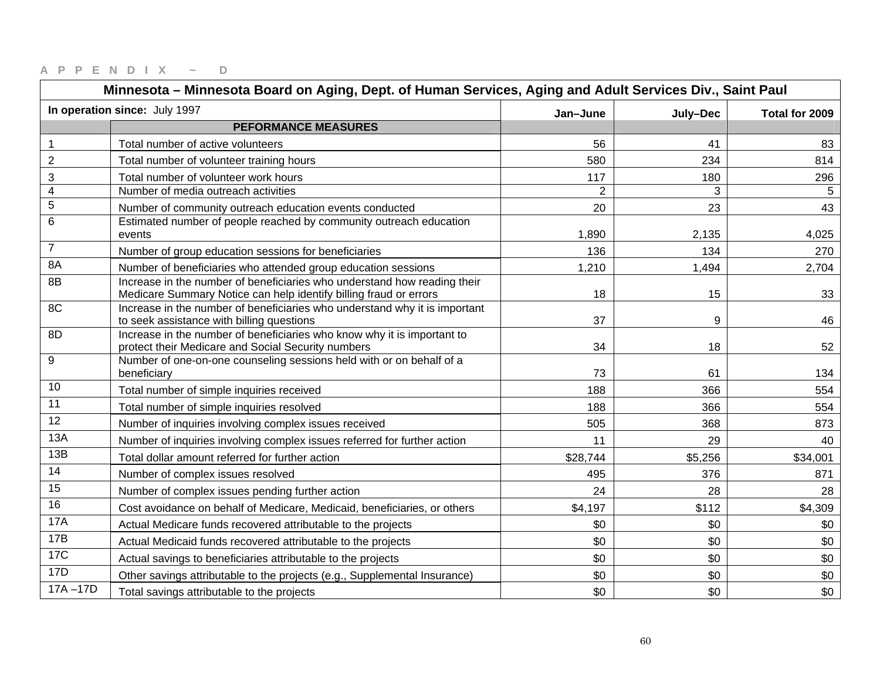APPENDIX ~ D

| Minnesota – Minnesota Board on Aging, Dept. of Human Services, Aging and Adult Services Div., Saint Paul | | | | |
|---|---|---|---|---|
| **In operation since:** July 1997 | | **Jan–June** | **July–Dec** | **Total for 2009** |
| | **PEFORMANCE MEASURES** | | | |
| 1 | Total number of active volunteers | 56 | 41 | 83 |
| 2 | Total number of volunteer training hours | 580 | 234 | 814 |
| 3 | Total number of volunteer work hours | 117 | 180 | 296 |
| 4 | Number of media outreach activities | 2 | 3 | 5 |
| 5 | Number of community outreach education events conducted | 20 | 23 | 43 |
| 6 | Estimated number of people reached by community outreach education events | 1,890 | 2,135 | 4,025 |
| 7 | Number of group education sessions for beneficiaries | 136 | 134 | 270 |
| 8A | Number of beneficiaries who attended group education sessions | 1,210 | 1,494 | 2,704 |
| 8B | Increase in the number of beneficiaries who understand how reading their Medicare Summary Notice can help identify billing fraud or errors | 18 | 15 | 33 |
| 8C | Increase in the number of beneficiaries who understand why it is important to seek assistance with billing questions | 37 | 9 | 46 |
| 8D | Increase in the number of beneficiaries who know why it is important to protect their Medicare and Social Security numbers | 34 | 18 | 52 |
| 9 | Number of one-on-one counseling sessions held with or on behalf of a beneficiary | 73 | 61 | 134 |
| 10 | Total number of simple inquiries received | 188 | 366 | 554 |
| 11 | Total number of simple inquiries resolved | 188 | 366 | 554 |
| 12 | Number of inquiries involving complex issues received | 505 | 368 | 873 |
| 13A | Number of inquiries involving complex issues referred for further action | 11 | 29 | 40 |
| 13B | Total dollar amount referred for further action | $28,744 | $5,256 | $34,001 |
| 14 | Number of complex issues resolved | 495 | 376 | 871 |
| 15 | Number of complex issues pending further action | 24 | 28 | 28 |
| 16 | Cost avoidance on behalf of Medicare, Medicaid, beneficiaries, or others | $4,197 | $112 | $4,309 |
| 17A | Actual Medicare funds recovered attributable to the projects | $0 | $0 | $0 |
| 17B | Actual Medicaid funds recovered attributable to the projects | $0 | $0 | $0 |
| 17C | Actual savings to beneficiaries attributable to the projects | $0 | $0 | $0 |
| 17D | Other savings attributable to the projects (e.g., Supplemental Insurance) | $0 | $0 | $0 |
| 17A –17D | Total savings attributable to the projects | $0 | $0 | $0 |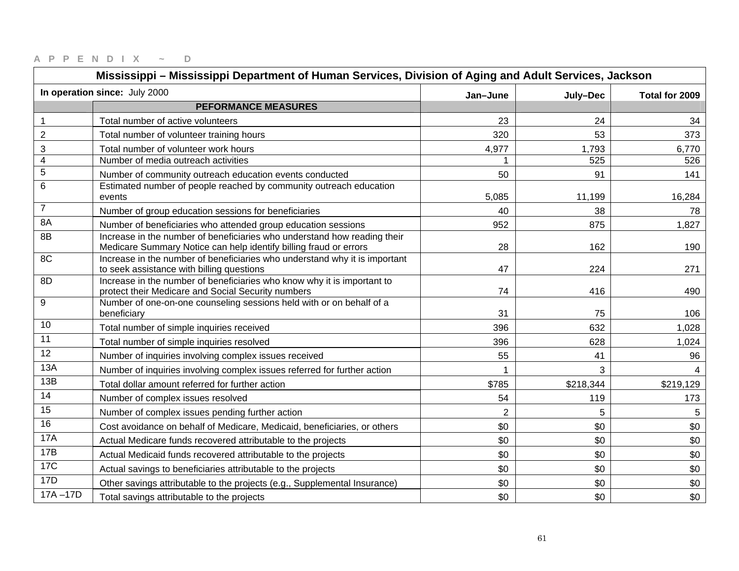APPENDIX ~ D

| Mississippi – Mississippi Department of Human Services, Division of Aging and Adult Services, Jackson | | | | |
|---|---|---|---|---|
| **In operation since:** July 2000 | | **Jan–June** | **July–Dec** | **Total for 2009** |
| | **PEFORMANCE MEASURES** | | | |
| 1 | Total number of active volunteers | 23 | 24 | 34 |
| 2 | Total number of volunteer training hours | 320 | 53 | 373 |
| 3 | Total number of volunteer work hours | 4,977 | 1,793 | 6,770 |
| 4 | Number of media outreach activities | 1 | 525 | 526 |
| 5 | Number of community outreach education events conducted | 50 | 91 | 141 |
| 6 | Estimated number of people reached by community outreach education events | 5,085 | 11,199 | 16,284 |
| 7 | Number of group education sessions for beneficiaries | 40 | 38 | 78 |
| 8A | Number of beneficiaries who attended group education sessions | 952 | 875 | 1,827 |
| 8B | Increase in the number of beneficiaries who understand how reading their Medicare Summary Notice can help identify billing fraud or errors | 28 | 162 | 190 |
| 8C | Increase in the number of beneficiaries who understand why it is important to seek assistance with billing questions | 47 | 224 | 271 |
| 8D | Increase in the number of beneficiaries who know why it is important to protect their Medicare and Social Security numbers | 74 | 416 | 490 |
| 9 | Number of one-on-one counseling sessions held with or on behalf of a beneficiary | 31 | 75 | 106 |
| 10 | Total number of simple inquiries received | 396 | 632 | 1,028 |
| 11 | Total number of simple inquiries resolved | 396 | 628 | 1,024 |
| 12 | Number of inquiries involving complex issues received | 55 | 41 | 96 |
| 13A | Number of inquiries involving complex issues referred for further action | 1 | 3 | 4 |
| 13B | Total dollar amount referred for further action | $785 | $218,344 | $219,129 |
| 14 | Number of complex issues resolved | 54 | 119 | 173 |
| 15 | Number of complex issues pending further action | 2 | 5 | 5 |
| 16 | Cost avoidance on behalf of Medicare, Medicaid, beneficiaries, or others | $0 | $0 | $0 |
| 17A | Actual Medicare funds recovered attributable to the projects | $0 | $0 | $0 |
| 17B | Actual Medicaid funds recovered attributable to the projects | $0 | $0 | $0 |
| 17C | Actual savings to beneficiaries attributable to the projects | $0 | $0 | $0 |
| 17D | Other savings attributable to the projects (e.g., Supplemental Insurance) | $0 | $0 | $0 |
| 17A –17D | Total savings attributable to the projects | $0 | $0 | $0 |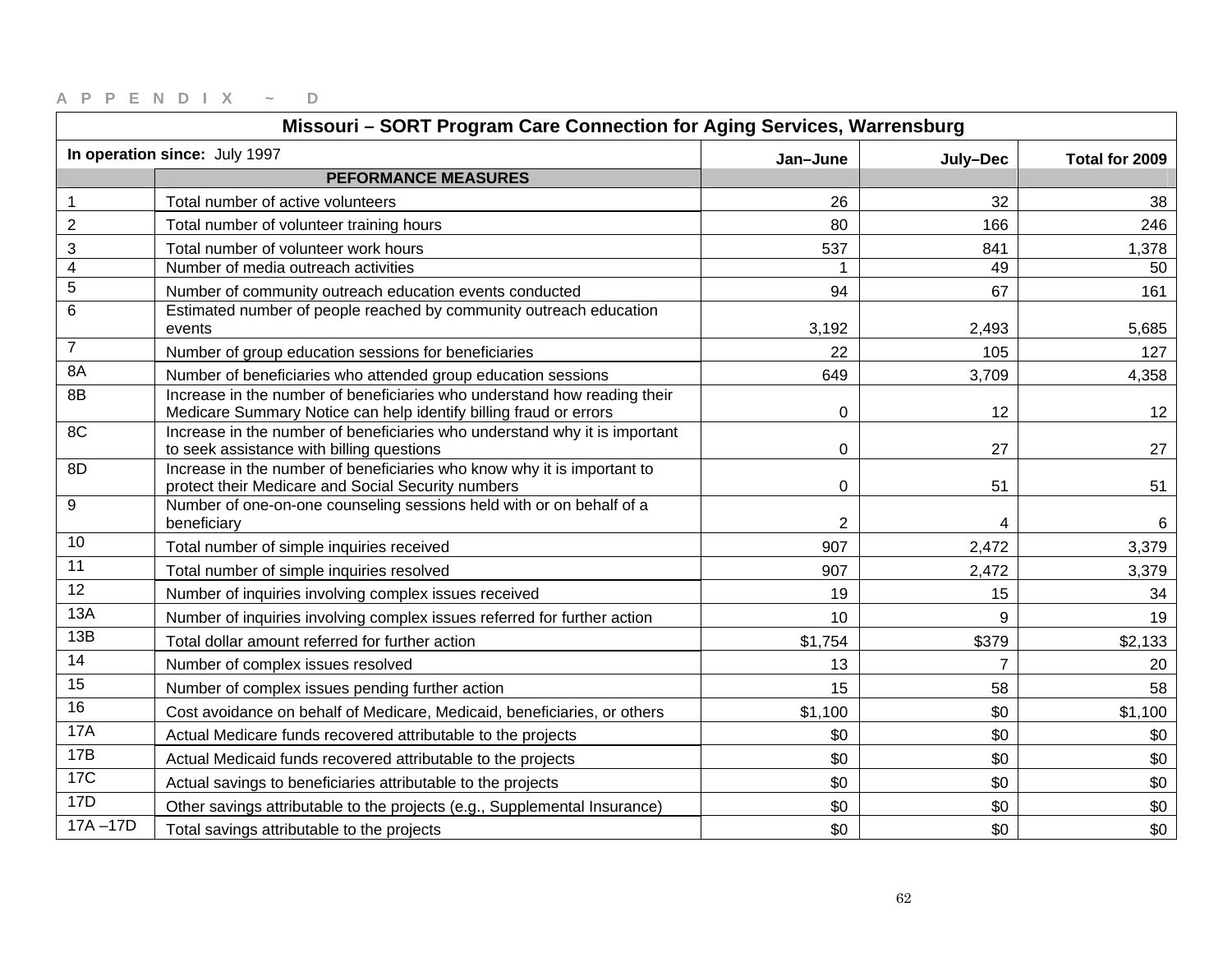APPENDIX ~ D

| Missouri – SORT Program Care Connection for Aging Services, Warrensburg | | | | |
|---|---|---|---|---|
| **In operation since:** July 1997 | | **Jan–June** | **July–Dec** | **Total for 2009** |
| | **PEFORMANCE MEASURES** | | | |
| 1 | Total number of active volunteers | 26 | 32 | 38 |
| 2 | Total number of volunteer training hours | 80 | 166 | 246 |
| 3 | Total number of volunteer work hours | 537 | 841 | 1,378 |
| 4 | Number of media outreach activities | 1 | 49 | 50 |
| 5 | Number of community outreach education events conducted | 94 | 67 | 161 |
| 6 | Estimated number of people reached by community outreach education events | 3,192 | 2,493 | 5,685 |
| 7 | Number of group education sessions for beneficiaries | 22 | 105 | 127 |
| 8A | Number of beneficiaries who attended group education sessions | 649 | 3,709 | 4,358 |
| 8B | Increase in the number of beneficiaries who understand how reading their Medicare Summary Notice can help identify billing fraud or errors | 0 | 12 | 12 |
| 8C | Increase in the number of beneficiaries who understand why it is important to seek assistance with billing questions | 0 | 27 | 27 |
| 8D | Increase in the number of beneficiaries who know why it is important to protect their Medicare and Social Security numbers | 0 | 51 | 51 |
| 9 | Number of one-on-one counseling sessions held with or on behalf of a beneficiary | 2 | 4 | 6 |
| 10 | Total number of simple inquiries received | 907 | 2,472 | 3,379 |
| 11 | Total number of simple inquiries resolved | 907 | 2,472 | 3,379 |
| 12 | Number of inquiries involving complex issues received | 19 | 15 | 34 |
| 13A | Number of inquiries involving complex issues referred for further action | 10 | 9 | 19 |
| 13B | Total dollar amount referred for further action | $1,754 | $379 | $2,133 |
| 14 | Number of complex issues resolved | 13 | 7 | 20 |
| 15 | Number of complex issues pending further action | 15 | 58 | 58 |
| 16 | Cost avoidance on behalf of Medicare, Medicaid, beneficiaries, or others | $1,100 | $0 | $1,100 |
| 17A | Actual Medicare funds recovered attributable to the projects | $0 | $0 | $0 |
| 17B | Actual Medicaid funds recovered attributable to the projects | $0 | $0 | $0 |
| 17C | Actual savings to beneficiaries attributable to the projects | $0 | $0 | $0 |
| 17D | Other savings attributable to the projects (e.g., Supplemental Insurance) | $0 | $0 | $0 |
| 17A –17D | Total savings attributable to the projects | $0 | $0 | $0 |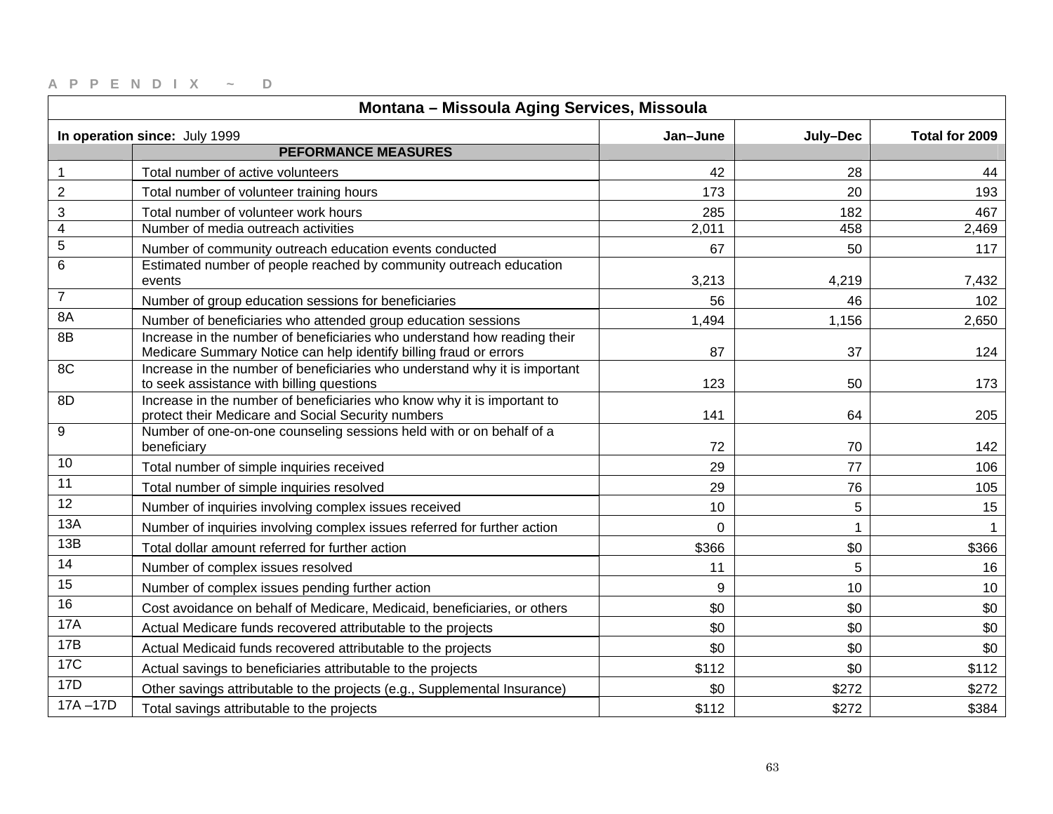APPENDIX ~ D

| Montana – Missoula Aging Services, Missoula | | | | |
|---|---|---|---|---|
| **In operation since:** July 1999 | | **Jan–June** | **July–Dec** | **Total for 2009** |
| | **PEFORMANCE MEASURES** | | | |
| 1 | Total number of active volunteers | 42 | 28 | 44 |
| 2 | Total number of volunteer training hours | 173 | 20 | 193 |
| 3 | Total number of volunteer work hours | 285 | 182 | 467 |
| 4 | Number of media outreach activities | 2,011 | 458 | 2,469 |
| 5 | Number of community outreach education events conducted | 67 | 50 | 117 |
| 6 | Estimated number of people reached by community outreach education events | 3,213 | 4,219 | 7,432 |
| 7 | Number of group education sessions for beneficiaries | 56 | 46 | 102 |
| 8A | Number of beneficiaries who attended group education sessions | 1,494 | 1,156 | 2,650 |
| 8B | Increase in the number of beneficiaries who understand how reading their Medicare Summary Notice can help identify billing fraud or errors | 87 | 37 | 124 |
| 8C | Increase in the number of beneficiaries who understand why it is important to seek assistance with billing questions | 123 | 50 | 173 |
| 8D | Increase in the number of beneficiaries who know why it is important to protect their Medicare and Social Security numbers | 141 | 64 | 205 |
| 9 | Number of one-on-one counseling sessions held with or on behalf of a beneficiary | 72 | 70 | 142 |
| 10 | Total number of simple inquiries received | 29 | 77 | 106 |
| 11 | Total number of simple inquiries resolved | 29 | 76 | 105 |
| 12 | Number of inquiries involving complex issues received | 10 | 5 | 15 |
| 13A | Number of inquiries involving complex issues referred for further action | 0 | 1 | 1 |
| 13B | Total dollar amount referred for further action | $366 | $0 | $366 |
| 14 | Number of complex issues resolved | 11 | 5 | 16 |
| 15 | Number of complex issues pending further action | 9 | 10 | 10 |
| 16 | Cost avoidance on behalf of Medicare, Medicaid, beneficiaries, or others | $0 | $0 | $0 |
| 17A | Actual Medicare funds recovered attributable to the projects | $0 | $0 | $0 |
| 17B | Actual Medicaid funds recovered attributable to the projects | $0 | $0 | $0 |
| 17C | Actual savings to beneficiaries attributable to the projects | $112 | $0 | $112 |
| 17D | Other savings attributable to the projects (e.g., Supplemental Insurance) | $0 | $272 | $272 |
| 17A –17D | Total savings attributable to the projects | $112 | $272 | $384 |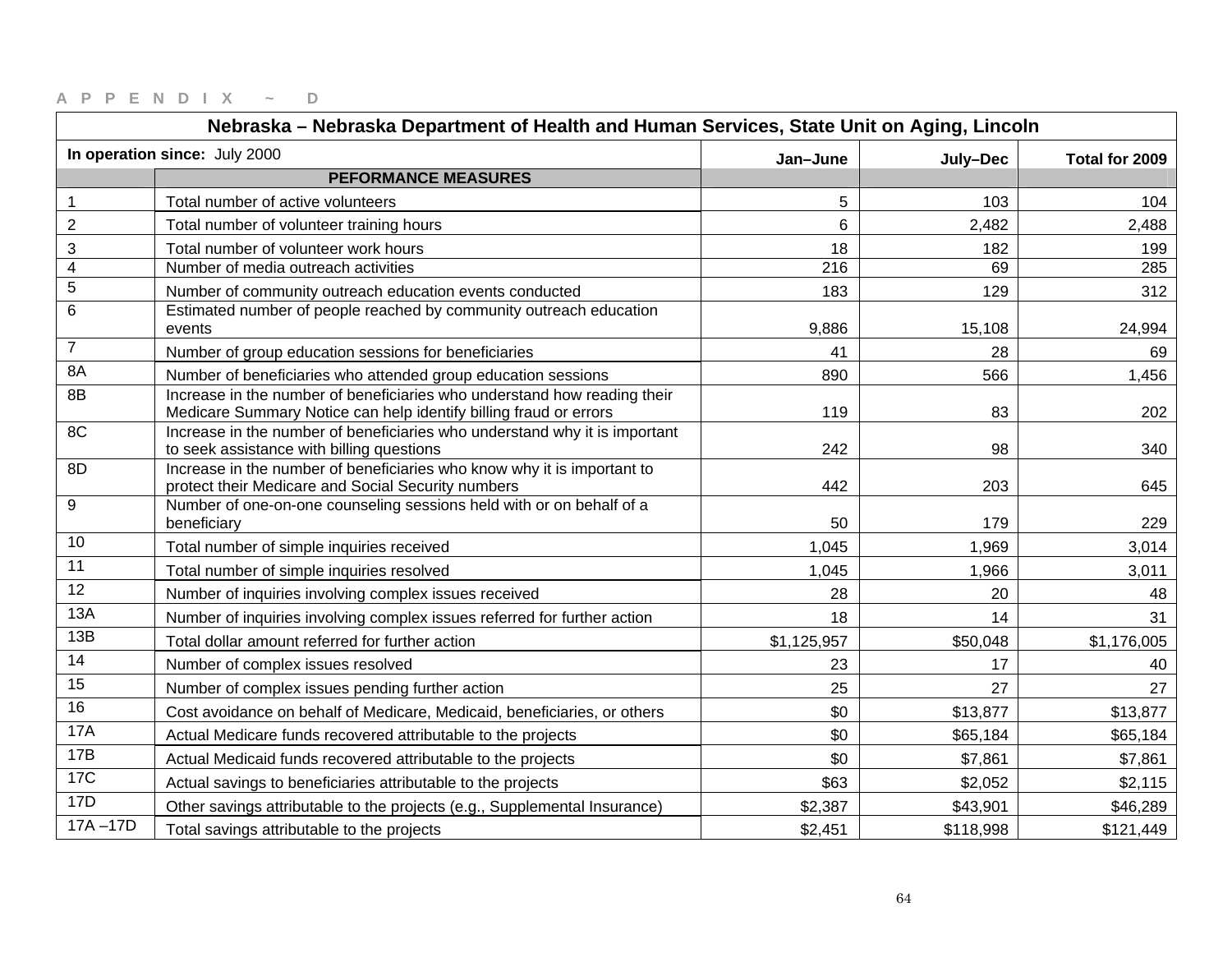APPENDIX ~ D

| Nebraska – Nebraska Department of Health and Human Services, State Unit on Aging, Lincoln | | | | |
|---|---|---|---|---|
| **In operation since:** July 2000 | | **Jan–June** | **July–Dec** | **Total for 2009** |
| | **PEFORMANCE MEASURES** | | | |
| 1 | Total number of active volunteers | 5 | 103 | 104 |
| 2 | Total number of volunteer training hours | 6 | 2,482 | 2,488 |
| 3 | Total number of volunteer work hours | 18 | 182 | 199 |
| 4 | Number of media outreach activities | 216 | 69 | 285 |
| 5 | Number of community outreach education events conducted | 183 | 129 | 312 |
| 6 | Estimated number of people reached by community outreach education events | 9,886 | 15,108 | 24,994 |
| 7 | Number of group education sessions for beneficiaries | 41 | 28 | 69 |
| 8A | Number of beneficiaries who attended group education sessions | 890 | 566 | 1,456 |
| 8B | Increase in the number of beneficiaries who understand how reading their Medicare Summary Notice can help identify billing fraud or errors | 119 | 83 | 202 |
| 8C | Increase in the number of beneficiaries who understand why it is important to seek assistance with billing questions | 242 | 98 | 340 |
| 8D | Increase in the number of beneficiaries who know why it is important to protect their Medicare and Social Security numbers | 442 | 203 | 645 |
| 9 | Number of one-on-one counseling sessions held with or on behalf of a beneficiary | 50 | 179 | 229 |
| 10 | Total number of simple inquiries received | 1,045 | 1,969 | 3,014 |
| 11 | Total number of simple inquiries resolved | 1,045 | 1,966 | 3,011 |
| 12 | Number of inquiries involving complex issues received | 28 | 20 | 48 |
| 13A | Number of inquiries involving complex issues referred for further action | 18 | 14 | 31 |
| 13B | Total dollar amount referred for further action | $1,125,957 | $50,048 | $1,176,005 |
| 14 | Number of complex issues resolved | 23 | 17 | 40 |
| 15 | Number of complex issues pending further action | 25 | 27 | 27 |
| 16 | Cost avoidance on behalf of Medicare, Medicaid, beneficiaries, or others | $0 | $13,877 | $13,877 |
| 17A | Actual Medicare funds recovered attributable to the projects | $0 | $65,184 | $65,184 |
| 17B | Actual Medicaid funds recovered attributable to the projects | $0 | $7,861 | $7,861 |
| 17C | Actual savings to beneficiaries attributable to the projects | $63 | $2,052 | $2,115 |
| 17D | Other savings attributable to the projects (e.g., Supplemental Insurance) | $2,387 | $43,901 | $46,289 |
| 17A –17D | Total savings attributable to the projects | $2,451 | $118,998 | $121,449 |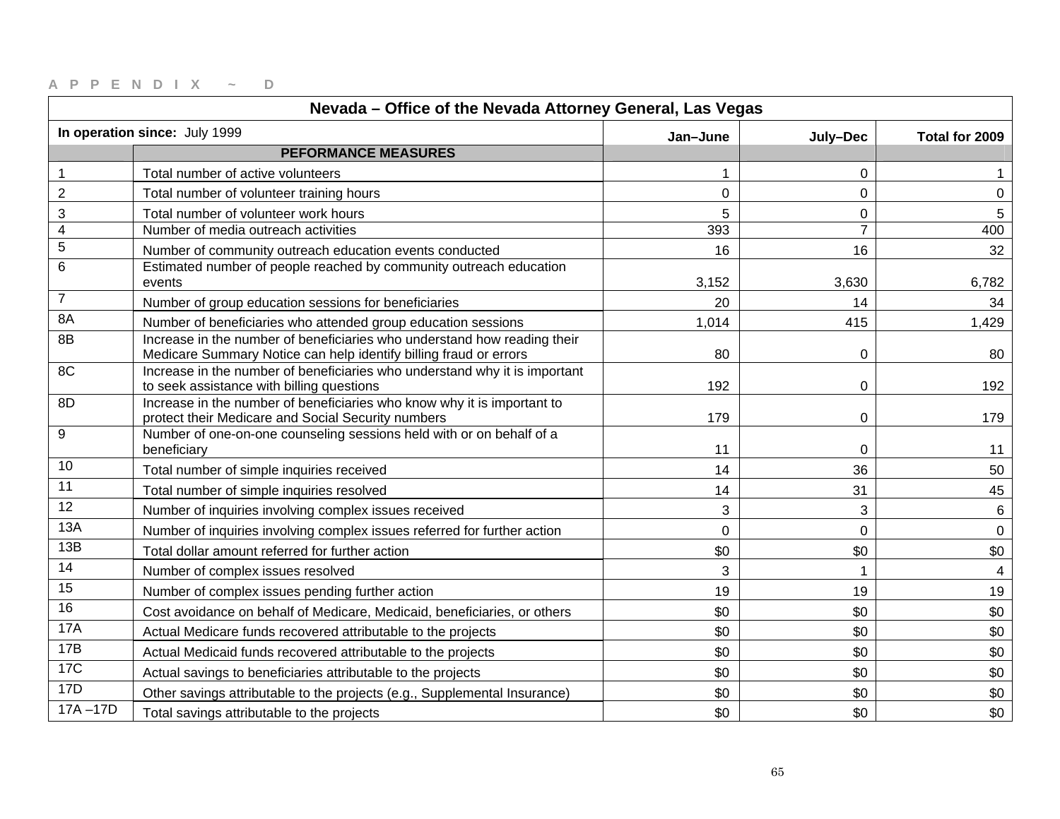APPENDIX ~ D

| Nevada – Office of the Nevada Attorney General, Las Vegas | | | | |
|---|---|---|---|---|
| **In operation since:** July 1999 | | **Jan–June** | **July–Dec** | **Total for 2009** |
| | **PEFORMANCE MEASURES** | | | |
| 1 | Total number of active volunteers | 1 | 0 | 1 |
| 2 | Total number of volunteer training hours | 0 | 0 | 0 |
| 3 | Total number of volunteer work hours | 5 | 0 | 5 |
| 4 | Number of media outreach activities | 393 | 7 | 400 |
| 5 | Number of community outreach education events conducted | 16 | 16 | 32 |
| 6 | Estimated number of people reached by community outreach education events | 3,152 | 3,630 | 6,782 |
| 7 | Number of group education sessions for beneficiaries | 20 | 14 | 34 |
| 8A | Number of beneficiaries who attended group education sessions | 1,014 | 415 | 1,429 |
| 8B | Increase in the number of beneficiaries who understand how reading their Medicare Summary Notice can help identify billing fraud or errors | 80 | 0 | 80 |
| 8C | Increase in the number of beneficiaries who understand why it is important to seek assistance with billing questions | 192 | 0 | 192 |
| 8D | Increase in the number of beneficiaries who know why it is important to protect their Medicare and Social Security numbers | 179 | 0 | 179 |
| 9 | Number of one-on-one counseling sessions held with or on behalf of a beneficiary | 11 | 0 | 11 |
| 10 | Total number of simple inquiries received | 14 | 36 | 50 |
| 11 | Total number of simple inquiries resolved | 14 | 31 | 45 |
| 12 | Number of inquiries involving complex issues received | 3 | 3 | 6 |
| 13A | Number of inquiries involving complex issues referred for further action | 0 | 0 | 0 |
| 13B | Total dollar amount referred for further action | $0 | $0 | $0 |
| 14 | Number of complex issues resolved | 3 | 1 | 4 |
| 15 | Number of complex issues pending further action | 19 | 19 | 19 |
| 16 | Cost avoidance on behalf of Medicare, Medicaid, beneficiaries, or others | $0 | $0 | $0 |
| 17A | Actual Medicare funds recovered attributable to the projects | $0 | $0 | $0 |
| 17B | Actual Medicaid funds recovered attributable to the projects | $0 | $0 | $0 |
| 17C | Actual savings to beneficiaries attributable to the projects | $0 | $0 | $0 |
| 17D | Other savings attributable to the projects (e.g., Supplemental Insurance) | $0 | $0 | $0 |
| 17A –17D | Total savings attributable to the projects | $0 | $0 | $0 |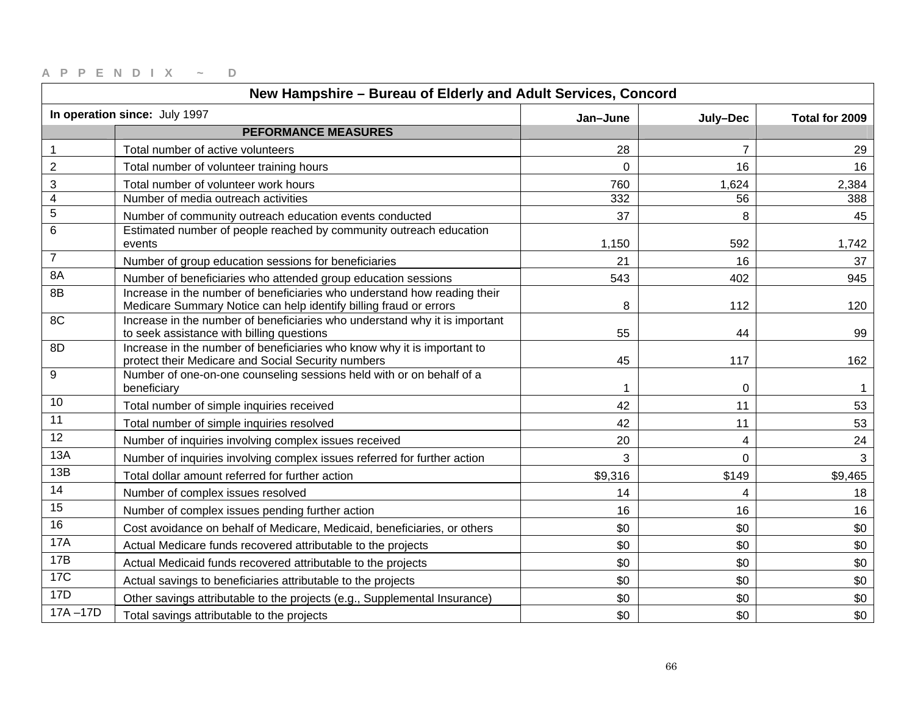APPENDIX ~ D

| New Hampshire – Bureau of Elderly and Adult Services, Concord | | | | |
|---|---|---|---|---|
| **In operation since:** July 1997 | | **Jan–June** | **July–Dec** | **Total for 2009** |
| | **PEFORMANCE MEASURES** | | | |
| 1 | Total number of active volunteers | 28 | 7 | 29 |
| 2 | Total number of volunteer training hours | 0 | 16 | 16 |
| 3 | Total number of volunteer work hours | 760 | 1,624 | 2,384 |
| 4 | Number of media outreach activities | 332 | 56 | 388 |
| 5 | Number of community outreach education events conducted | 37 | 8 | 45 |
| 6 | Estimated number of people reached by community outreach education events | 1,150 | 592 | 1,742 |
| 7 | Number of group education sessions for beneficiaries | 21 | 16 | 37 |
| 8A | Number of beneficiaries who attended group education sessions | 543 | 402 | 945 |
| 8B | Increase in the number of beneficiaries who understand how reading their Medicare Summary Notice can help identify billing fraud or errors | 8 | 112 | 120 |
| 8C | Increase in the number of beneficiaries who understand why it is important to seek assistance with billing questions | 55 | 44 | 99 |
| 8D | Increase in the number of beneficiaries who know why it is important to protect their Medicare and Social Security numbers | 45 | 117 | 162 |
| 9 | Number of one-on-one counseling sessions held with or on behalf of a beneficiary | 1 | 0 | 1 |
| 10 | Total number of simple inquiries received | 42 | 11 | 53 |
| 11 | Total number of simple inquiries resolved | 42 | 11 | 53 |
| 12 | Number of inquiries involving complex issues received | 20 | 4 | 24 |
| 13A | Number of inquiries involving complex issues referred for further action | 3 | 0 | 3 |
| 13B | Total dollar amount referred for further action | $9,316 | $149 | $9,465 |
| 14 | Number of complex issues resolved | 14 | 4 | 18 |
| 15 | Number of complex issues pending further action | 16 | 16 | 16 |
| 16 | Cost avoidance on behalf of Medicare, Medicaid, beneficiaries, or others | $0 | $0 | $0 |
| 17A | Actual Medicare funds recovered attributable to the projects | $0 | $0 | $0 |
| 17B | Actual Medicaid funds recovered attributable to the projects | $0 | $0 | $0 |
| 17C | Actual savings to beneficiaries attributable to the projects | $0 | $0 | $0 |
| 17D | Other savings attributable to the projects (e.g., Supplemental Insurance) | $0 | $0 | $0 |
| 17A –17D | Total savings attributable to the projects | $0 | $0 | $0 |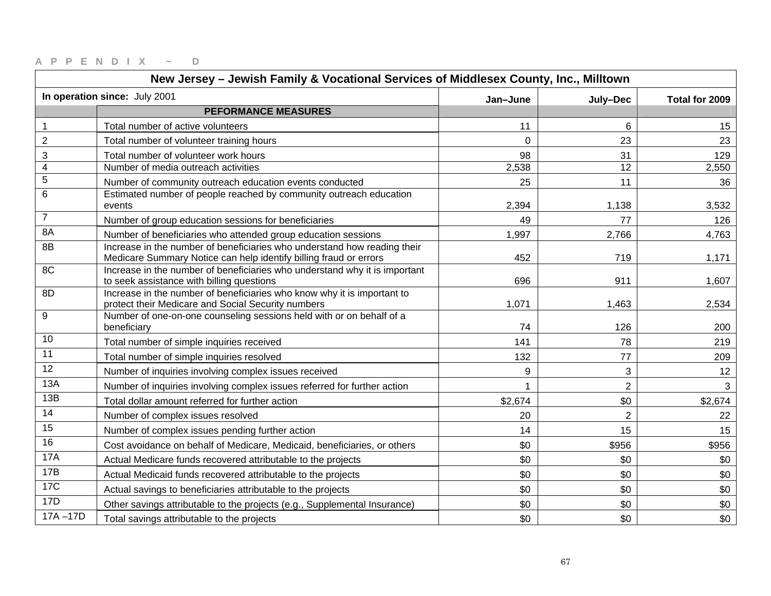APPENDIX ~ D

| New Jersey – Jewish Family & Vocational Services of Middlesex County, Inc., Milltown | | | | |
|---|---|---|---|---|
| **In operation since:** July 2001 | | **Jan–June** | **July–Dec** | **Total for 2009** |
| | **PEFORMANCE MEASURES** | | | |
| 1 | Total number of active volunteers | 11 | 6 | 15 |
| 2 | Total number of volunteer training hours | 0 | 23 | 23 |
| 3 | Total number of volunteer work hours | 98 | 31 | 129 |
| 4 | Number of media outreach activities | 2,538 | 12 | 2,550 |
| 5 | Number of community outreach education events conducted | 25 | 11 | 36 |
| 6 | Estimated number of people reached by community outreach education events | 2,394 | 1,138 | 3,532 |
| 7 | Number of group education sessions for beneficiaries | 49 | 77 | 126 |
| 8A | Number of beneficiaries who attended group education sessions | 1,997 | 2,766 | 4,763 |
| 8B | Increase in the number of beneficiaries who understand how reading their Medicare Summary Notice can help identify billing fraud or errors | 452 | 719 | 1,171 |
| 8C | Increase in the number of beneficiaries who understand why it is important to seek assistance with billing questions | 696 | 911 | 1,607 |
| 8D | Increase in the number of beneficiaries who know why it is important to protect their Medicare and Social Security numbers | 1,071 | 1,463 | 2,534 |
| 9 | Number of one-on-one counseling sessions held with or on behalf of a beneficiary | 74 | 126 | 200 |
| 10 | Total number of simple inquiries received | 141 | 78 | 219 |
| 11 | Total number of simple inquiries resolved | 132 | 77 | 209 |
| 12 | Number of inquiries involving complex issues received | 9 | 3 | 12 |
| 13A | Number of inquiries involving complex issues referred for further action | 1 | 2 | 3 |
| 13B | Total dollar amount referred for further action | $2,674 | $0 | $2,674 |
| 14 | Number of complex issues resolved | 20 | 2 | 22 |
| 15 | Number of complex issues pending further action | 14 | 15 | 15 |
| 16 | Cost avoidance on behalf of Medicare, Medicaid, beneficiaries, or others | $0 | $956 | $956 |
| 17A | Actual Medicare funds recovered attributable to the projects | $0 | $0 | $0 |
| 17B | Actual Medicaid funds recovered attributable to the projects | $0 | $0 | $0 |
| 17C | Actual savings to beneficiaries attributable to the projects | $0 | $0 | $0 |
| 17D | Other savings attributable to the projects (e.g., Supplemental Insurance) | $0 | $0 | $0 |
| 17A –17D | Total savings attributable to the projects | $0 | $0 | $0 |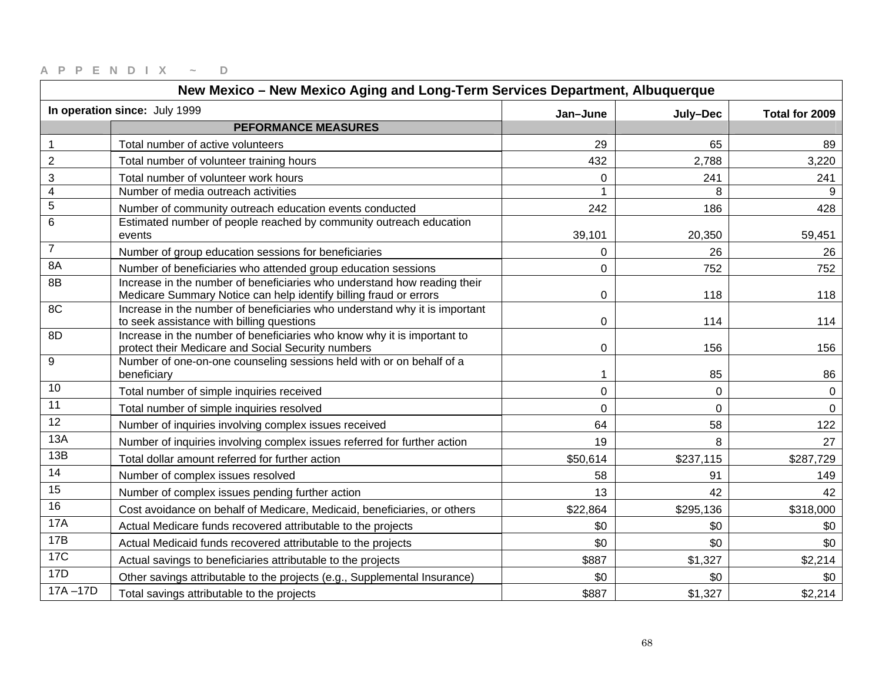APPENDIX ~ D

| New Mexico – New Mexico Aging and Long-Term Services Department, Albuquerque | | | | |
|---|---|---|---|---|
| **In operation since:** July 1999 | | **Jan–June** | **July–Dec** | **Total for 2009** |
| | **PEFORMANCE MEASURES** | | | |
| 1 | Total number of active volunteers | 29 | 65 | 89 |
| 2 | Total number of volunteer training hours | 432 | 2,788 | 3,220 |
| 3 | Total number of volunteer work hours | 0 | 241 | 241 |
| 4 | Number of media outreach activities | 1 | 8 | 9 |
| 5 | Number of community outreach education events conducted | 242 | 186 | 428 |
| 6 | Estimated number of people reached by community outreach education events | 39,101 | 20,350 | 59,451 |
| 7 | Number of group education sessions for beneficiaries | 0 | 26 | 26 |
| 8A | Number of beneficiaries who attended group education sessions | 0 | 752 | 752 |
| 8B | Increase in the number of beneficiaries who understand how reading their Medicare Summary Notice can help identify billing fraud or errors | 0 | 118 | 118 |
| 8C | Increase in the number of beneficiaries who understand why it is important to seek assistance with billing questions | 0 | 114 | 114 |
| 8D | Increase in the number of beneficiaries who know why it is important to protect their Medicare and Social Security numbers | 0 | 156 | 156 |
| 9 | Number of one-on-one counseling sessions held with or on behalf of a beneficiary | 1 | 85 | 86 |
| 10 | Total number of simple inquiries received | 0 | 0 | 0 |
| 11 | Total number of simple inquiries resolved | 0 | 0 | 0 |
| 12 | Number of inquiries involving complex issues received | 64 | 58 | 122 |
| 13A | Number of inquiries involving complex issues referred for further action | 19 | 8 | 27 |
| 13B | Total dollar amount referred for further action | $50,614 | $237,115 | $287,729 |
| 14 | Number of complex issues resolved | 58 | 91 | 149 |
| 15 | Number of complex issues pending further action | 13 | 42 | 42 |
| 16 | Cost avoidance on behalf of Medicare, Medicaid, beneficiaries, or others | $22,864 | $295,136 | $318,000 |
| 17A | Actual Medicare funds recovered attributable to the projects | $0 | $0 | $0 |
| 17B | Actual Medicaid funds recovered attributable to the projects | $0 | $0 | $0 |
| 17C | Actual savings to beneficiaries attributable to the projects | $887 | $1,327 | $2,214 |
| 17D | Other savings attributable to the projects (e.g., Supplemental Insurance) | $0 | $0 | $0 |
| 17A –17D | Total savings attributable to the projects | $887 | $1,327 | $2,214 |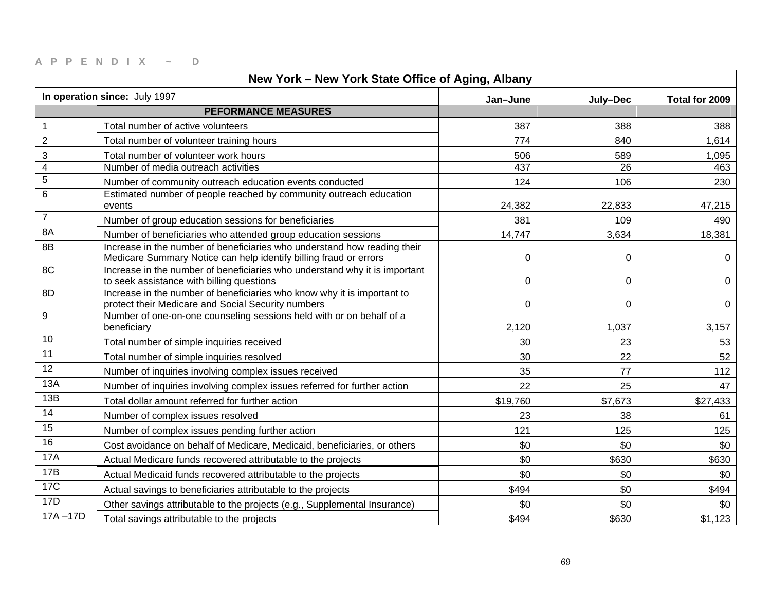APPENDIX ~ D

| New York – New York State Office of Aging, Albany | | | | |
|---|---|---|---|---|
| **In operation since:** July 1997 | | **Jan–June** | **July–Dec** | **Total for 2009** |
| | **PEFORMANCE MEASURES** | | | |
| 1 | Total number of active volunteers | 387 | 388 | 388 |
| 2 | Total number of volunteer training hours | 774 | 840 | 1,614 |
| 3 | Total number of volunteer work hours | 506 | 589 | 1,095 |
| 4 | Number of media outreach activities | 437 | 26 | 463 |
| 5 | Number of community outreach education events conducted | 124 | 106 | 230 |
| 6 | Estimated number of people reached by community outreach education events | 24,382 | 22,833 | 47,215 |
| 7 | Number of group education sessions for beneficiaries | 381 | 109 | 490 |
| 8A | Number of beneficiaries who attended group education sessions | 14,747 | 3,634 | 18,381 |
| 8B | Increase in the number of beneficiaries who understand how reading their Medicare Summary Notice can help identify billing fraud or errors | 0 | 0 | 0 |
| 8C | Increase in the number of beneficiaries who understand why it is important to seek assistance with billing questions | 0 | 0 | 0 |
| 8D | Increase in the number of beneficiaries who know why it is important to protect their Medicare and Social Security numbers | 0 | 0 | 0 |
| 9 | Number of one-on-one counseling sessions held with or on behalf of a beneficiary | 2,120 | 1,037 | 3,157 |
| 10 | Total number of simple inquiries received | 30 | 23 | 53 |
| 11 | Total number of simple inquiries resolved | 30 | 22 | 52 |
| 12 | Number of inquiries involving complex issues received | 35 | 77 | 112 |
| 13A | Number of inquiries involving complex issues referred for further action | 22 | 25 | 47 |
| 13B | Total dollar amount referred for further action | $19,760 | $7,673 | $27,433 |
| 14 | Number of complex issues resolved | 23 | 38 | 61 |
| 15 | Number of complex issues pending further action | 121 | 125 | 125 |
| 16 | Cost avoidance on behalf of Medicare, Medicaid, beneficiaries, or others | $0 | $0 | $0 |
| 17A | Actual Medicare funds recovered attributable to the projects | $0 | $630 | $630 |
| 17B | Actual Medicaid funds recovered attributable to the projects | $0 | $0 | $0 |
| 17C | Actual savings to beneficiaries attributable to the projects | $494 | $0 | $494 |
| 17D | Other savings attributable to the projects (e.g., Supplemental Insurance) | $0 | $0 | $0 |
| 17A –17D | Total savings attributable to the projects | $494 | $630 | $1,123 |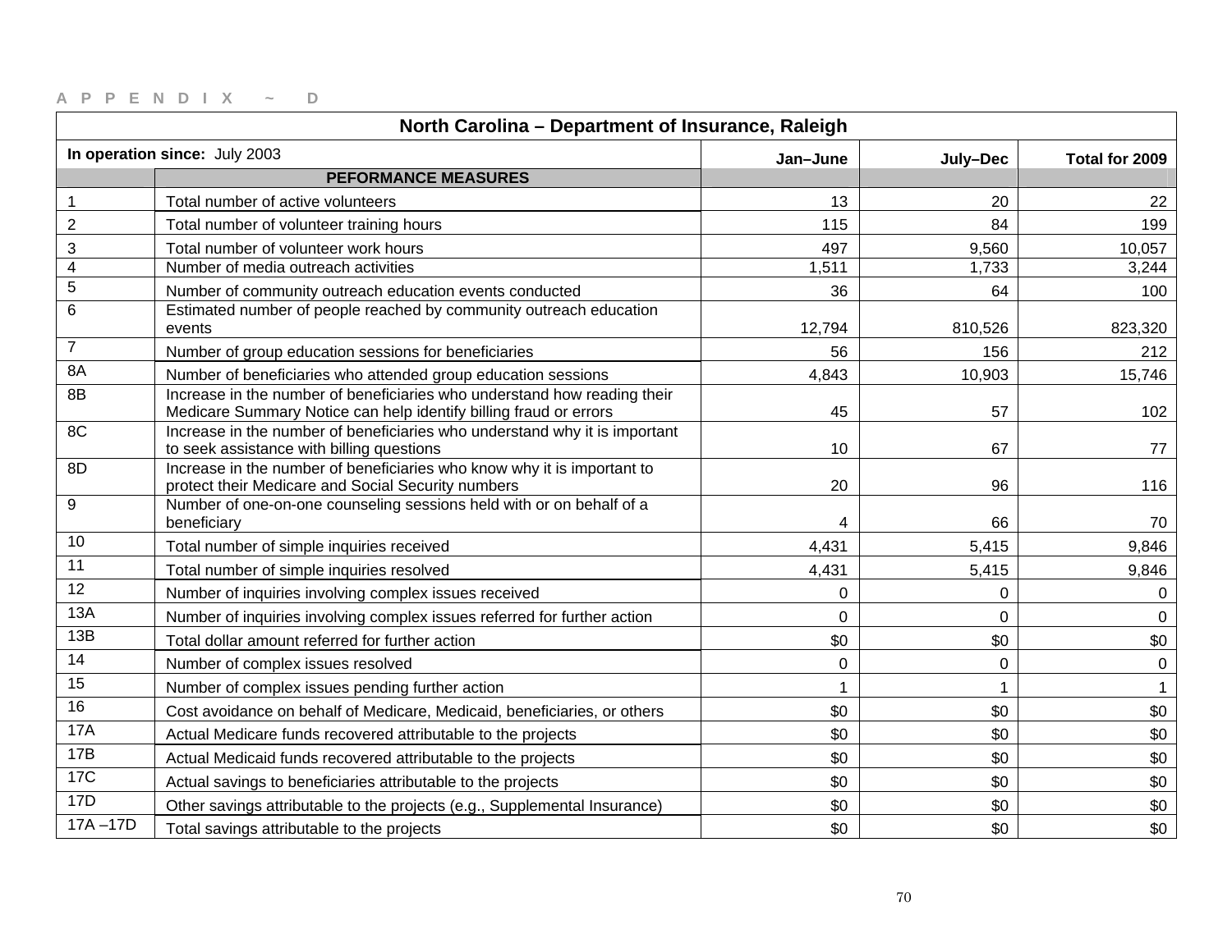APPENDIX ~ D

| North Carolina – Department of Insurance, Raleigh | | | | |
|---|---|---|---|---|
| **In operation since:** July 2003 | | **Jan–June** | **July–Dec** | **Total for 2009** |
| | **PEFORMANCE MEASURES** | | | |
| 1 | Total number of active volunteers | 13 | 20 | 22 |
| 2 | Total number of volunteer training hours | 115 | 84 | 199 |
| 3 | Total number of volunteer work hours | 497 | 9,560 | 10,057 |
| 4 | Number of media outreach activities | 1,511 | 1,733 | 3,244 |
| 5 | Number of community outreach education events conducted | 36 | 64 | 100 |
| 6 | Estimated number of people reached by community outreach education events | 12,794 | 810,526 | 823,320 |
| 7 | Number of group education sessions for beneficiaries | 56 | 156 | 212 |
| 8A | Number of beneficiaries who attended group education sessions | 4,843 | 10,903 | 15,746 |
| 8B | Increase in the number of beneficiaries who understand how reading their Medicare Summary Notice can help identify billing fraud or errors | 45 | 57 | 102 |
| 8C | Increase in the number of beneficiaries who understand why it is important to seek assistance with billing questions | 10 | 67 | 77 |
| 8D | Increase in the number of beneficiaries who know why it is important to protect their Medicare and Social Security numbers | 20 | 96 | 116 |
| 9 | Number of one-on-one counseling sessions held with or on behalf of a beneficiary | 4 | 66 | 70 |
| 10 | Total number of simple inquiries received | 4,431 | 5,415 | 9,846 |
| 11 | Total number of simple inquiries resolved | 4,431 | 5,415 | 9,846 |
| 12 | Number of inquiries involving complex issues received | 0 | 0 | 0 |
| 13A | Number of inquiries involving complex issues referred for further action | 0 | 0 | 0 |
| 13B | Total dollar amount referred for further action | $0 | $0 | $0 |
| 14 | Number of complex issues resolved | 0 | 0 | 0 |
| 15 | Number of complex issues pending further action | 1 | 1 | 1 |
| 16 | Cost avoidance on behalf of Medicare, Medicaid, beneficiaries, or others | $0 | $0 | $0 |
| 17A | Actual Medicare funds recovered attributable to the projects | $0 | $0 | $0 |
| 17B | Actual Medicaid funds recovered attributable to the projects | $0 | $0 | $0 |
| 17C | Actual savings to beneficiaries attributable to the projects | $0 | $0 | $0 |
| 17D | Other savings attributable to the projects (e.g., Supplemental Insurance) | $0 | $0 | $0 |
| 17A –17D | Total savings attributable to the projects | $0 | $0 | $0 |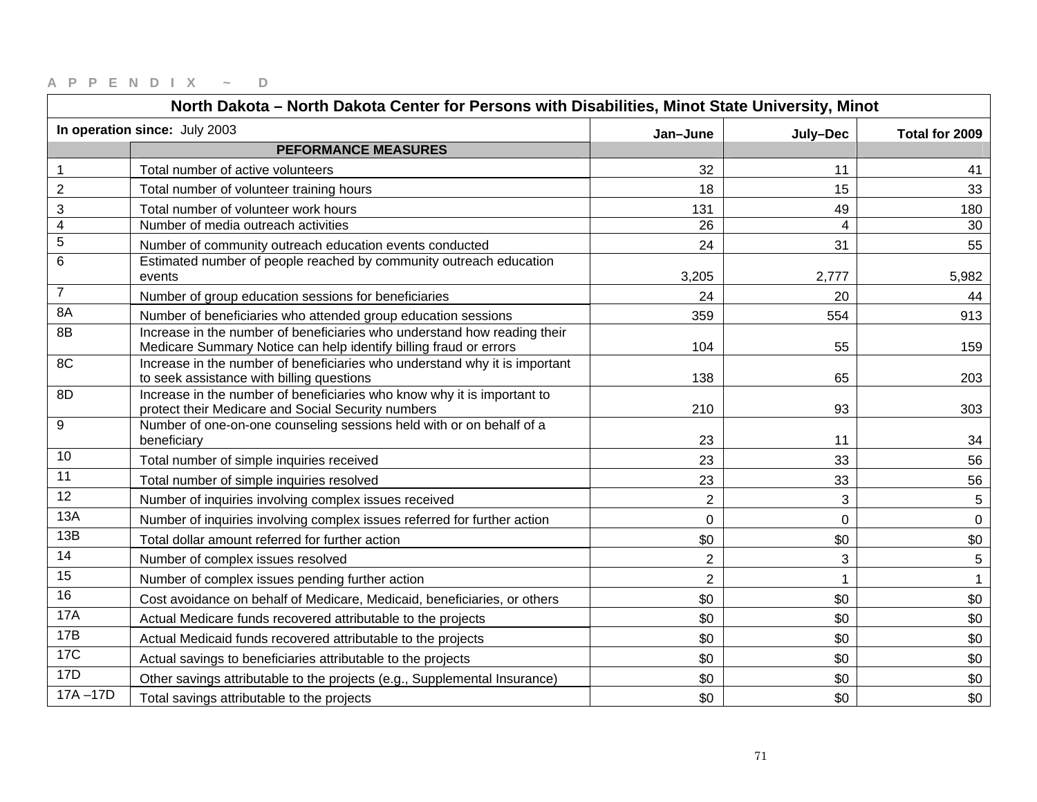APPENDIX ~ D

| North Dakota – North Dakota Center for Persons with Disabilities, Minot State University, Minot | | | | |
|---|---|---|---|---|
| **In operation since:** July 2003 | | **Jan–June** | **July–Dec** | **Total for 2009** |
| | **PEFORMANCE MEASURES** | | | |
| 1 | Total number of active volunteers | 32 | 11 | 41 |
| 2 | Total number of volunteer training hours | 18 | 15 | 33 |
| 3 | Total number of volunteer work hours | 131 | 49 | 180 |
| 4 | Number of media outreach activities | 26 | 4 | 30 |
| 5 | Number of community outreach education events conducted | 24 | 31 | 55 |
| 6 | Estimated number of people reached by community outreach education events | 3,205 | 2,777 | 5,982 |
| 7 | Number of group education sessions for beneficiaries | 24 | 20 | 44 |
| 8A | Number of beneficiaries who attended group education sessions | 359 | 554 | 913 |
| 8B | Increase in the number of beneficiaries who understand how reading their Medicare Summary Notice can help identify billing fraud or errors | 104 | 55 | 159 |
| 8C | Increase in the number of beneficiaries who understand why it is important to seek assistance with billing questions | 138 | 65 | 203 |
| 8D | Increase in the number of beneficiaries who know why it is important to protect their Medicare and Social Security numbers | 210 | 93 | 303 |
| 9 | Number of one-on-one counseling sessions held with or on behalf of a beneficiary | 23 | 11 | 34 |
| 10 | Total number of simple inquiries received | 23 | 33 | 56 |
| 11 | Total number of simple inquiries resolved | 23 | 33 | 56 |
| 12 | Number of inquiries involving complex issues received | 2 | 3 | 5 |
| 13A | Number of inquiries involving complex issues referred for further action | 0 | 0 | 0 |
| 13B | Total dollar amount referred for further action | $0 | $0 | $0 |
| 14 | Number of complex issues resolved | 2 | 3 | 5 |
| 15 | Number of complex issues pending further action | 2 | 1 | 1 |
| 16 | Cost avoidance on behalf of Medicare, Medicaid, beneficiaries, or others | $0 | $0 | $0 |
| 17A | Actual Medicare funds recovered attributable to the projects | $0 | $0 | $0 |
| 17B | Actual Medicaid funds recovered attributable to the projects | $0 | $0 | $0 |
| 17C | Actual savings to beneficiaries attributable to the projects | $0 | $0 | $0 |
| 17D | Other savings attributable to the projects (e.g., Supplemental Insurance) | $0 | $0 | $0 |
| 17A –17D | Total savings attributable to the projects | $0 | $0 | $0 |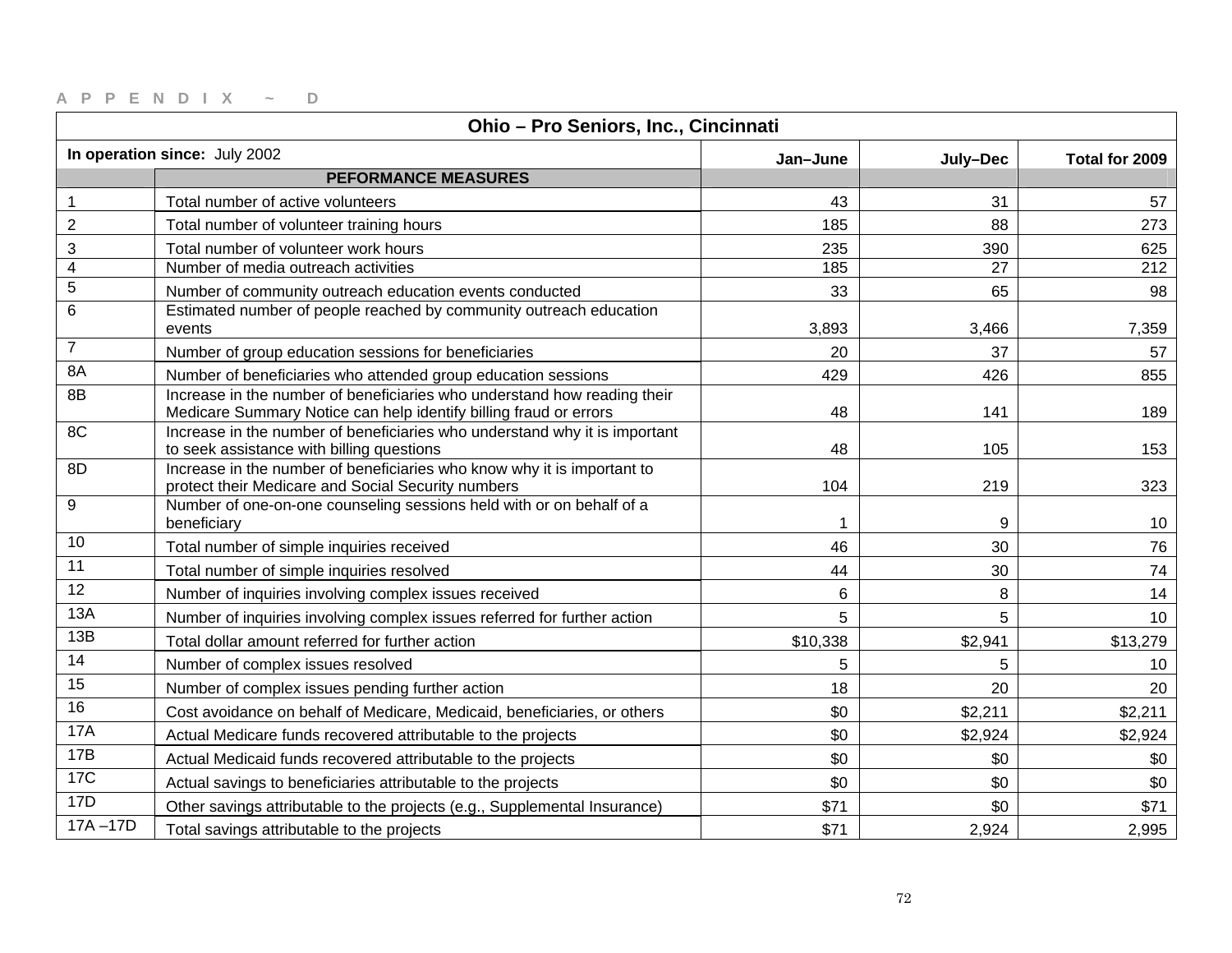APPENDIX ~ D

| Ohio – Pro Seniors, Inc., Cincinnati | | | | |
|---|---|---|---|---|
| **In operation since:** July 2002 | | **Jan–June** | **July–Dec** | **Total for 2009** |
| | **PEFORMANCE MEASURES** | | | |
| 1 | Total number of active volunteers | 43 | 31 | 57 |
| 2 | Total number of volunteer training hours | 185 | 88 | 273 |
| 3 | Total number of volunteer work hours | 235 | 390 | 625 |
| 4 | Number of media outreach activities | 185 | 27 | 212 |
| 5 | Number of community outreach education events conducted | 33 | 65 | 98 |
| 6 | Estimated number of people reached by community outreach education events | 3,893 | 3,466 | 7,359 |
| 7 | Number of group education sessions for beneficiaries | 20 | 37 | 57 |
| 8A | Number of beneficiaries who attended group education sessions | 429 | 426 | 855 |
| 8B | Increase in the number of beneficiaries who understand how reading their Medicare Summary Notice can help identify billing fraud or errors | 48 | 141 | 189 |
| 8C | Increase in the number of beneficiaries who understand why it is important to seek assistance with billing questions | 48 | 105 | 153 |
| 8D | Increase in the number of beneficiaries who know why it is important to protect their Medicare and Social Security numbers | 104 | 219 | 323 |
| 9 | Number of one-on-one counseling sessions held with or on behalf of a beneficiary | 1 | 9 | 10 |
| 10 | Total number of simple inquiries received | 46 | 30 | 76 |
| 11 | Total number of simple inquiries resolved | 44 | 30 | 74 |
| 12 | Number of inquiries involving complex issues received | 6 | 8 | 14 |
| 13A | Number of inquiries involving complex issues referred for further action | 5 | 5 | 10 |
| 13B | Total dollar amount referred for further action | $10,338 | $2,941 | $13,279 |
| 14 | Number of complex issues resolved | 5 | 5 | 10 |
| 15 | Number of complex issues pending further action | 18 | 20 | 20 |
| 16 | Cost avoidance on behalf of Medicare, Medicaid, beneficiaries, or others | $0 | $2,211 | $2,211 |
| 17A | Actual Medicare funds recovered attributable to the projects | $0 | $2,924 | $2,924 |
| 17B | Actual Medicaid funds recovered attributable to the projects | $0 | $0 | $0 |
| 17C | Actual savings to beneficiaries attributable to the projects | $0 | $0 | $0 |
| 17D | Other savings attributable to the projects (e.g., Supplemental Insurance) | $71 | $0 | $71 |
| 17A –17D | Total savings attributable to the projects | $71 | 2,924 | 2,995 |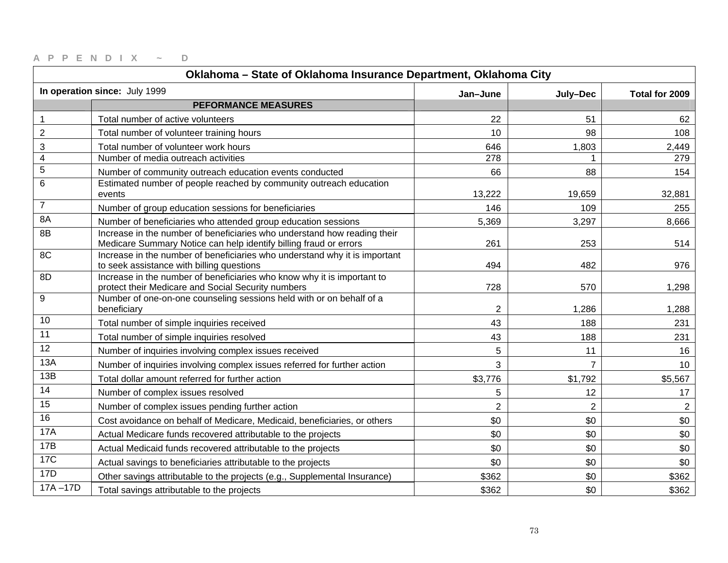APPENDIX ~ D

| Oklahoma – State of Oklahoma Insurance Department, Oklahoma City | | | | |
|---|---|---|---|---|
| **In operation since:** July 1999 | | **Jan–June** | **July–Dec** | **Total for 2009** |
| | **PEFORMANCE MEASURES** | | | |
| 1 | Total number of active volunteers | 22 | 51 | 62 |
| 2 | Total number of volunteer training hours | 10 | 98 | 108 |
| 3 | Total number of volunteer work hours | 646 | 1,803 | 2,449 |
| 4 | Number of media outreach activities | 278 | 1 | 279 |
| 5 | Number of community outreach education events conducted | 66 | 88 | 154 |
| 6 | Estimated number of people reached by community outreach education events | 13,222 | 19,659 | 32,881 |
| 7 | Number of group education sessions for beneficiaries | 146 | 109 | 255 |
| 8A | Number of beneficiaries who attended group education sessions | 5,369 | 3,297 | 8,666 |
| 8B | Increase in the number of beneficiaries who understand how reading their Medicare Summary Notice can help identify billing fraud or errors | 261 | 253 | 514 |
| 8C | Increase in the number of beneficiaries who understand why it is important to seek assistance with billing questions | 494 | 482 | 976 |
| 8D | Increase in the number of beneficiaries who know why it is important to protect their Medicare and Social Security numbers | 728 | 570 | 1,298 |
| 9 | Number of one-on-one counseling sessions held with or on behalf of a beneficiary | 2 | 1,286 | 1,288 |
| 10 | Total number of simple inquiries received | 43 | 188 | 231 |
| 11 | Total number of simple inquiries resolved | 43 | 188 | 231 |
| 12 | Number of inquiries involving complex issues received | 5 | 11 | 16 |
| 13A | Number of inquiries involving complex issues referred for further action | 3 | 7 | 10 |
| 13B | Total dollar amount referred for further action | $3,776 | $1,792 | $5,567 |
| 14 | Number of complex issues resolved | 5 | 12 | 17 |
| 15 | Number of complex issues pending further action | 2 | 2 | 2 |
| 16 | Cost avoidance on behalf of Medicare, Medicaid, beneficiaries, or others | $0 | $0 | $0 |
| 17A | Actual Medicare funds recovered attributable to the projects | $0 | $0 | $0 |
| 17B | Actual Medicaid funds recovered attributable to the projects | $0 | $0 | $0 |
| 17C | Actual savings to beneficiaries attributable to the projects | $0 | $0 | $0 |
| 17D | Other savings attributable to the projects (e.g., Supplemental Insurance) | $362 | $0 | $362 |
| 17A –17D | Total savings attributable to the projects | $362 | $0 | $362 |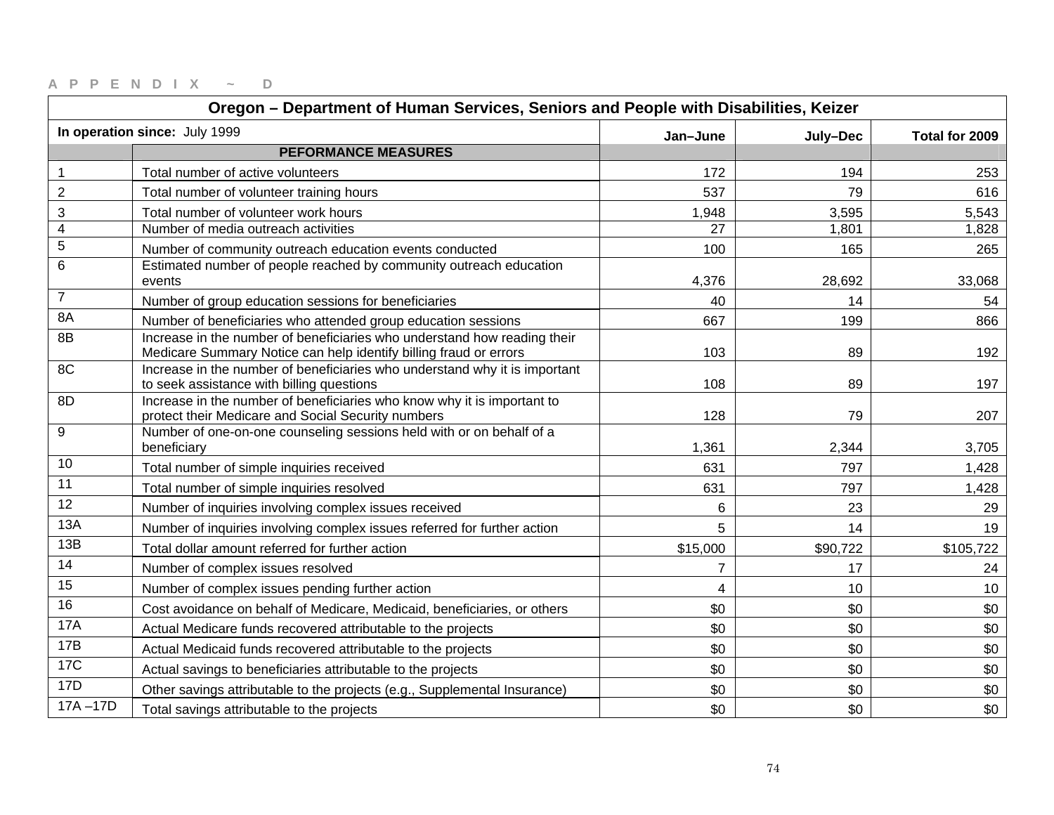APPENDIX ~ D

| Oregon – Department of Human Services, Seniors and People with Disabilities, Keizer | | | | |
|---|---|---|---|---|
| **In operation since:** July 1999 | | **Jan–June** | **July–Dec** | **Total for 2009** |
| | **PEFORMANCE MEASURES** | | | |
| 1 | Total number of active volunteers | 172 | 194 | 253 |
| 2 | Total number of volunteer training hours | 537 | 79 | 616 |
| 3 | Total number of volunteer work hours | 1,948 | 3,595 | 5,543 |
| 4 | Number of media outreach activities | 27 | 1,801 | 1,828 |
| 5 | Number of community outreach education events conducted | 100 | 165 | 265 |
| 6 | Estimated number of people reached by community outreach education events | 4,376 | 28,692 | 33,068 |
| 7 | Number of group education sessions for beneficiaries | 40 | 14 | 54 |
| 8A | Number of beneficiaries who attended group education sessions | 667 | 199 | 866 |
| 8B | Increase in the number of beneficiaries who understand how reading their Medicare Summary Notice can help identify billing fraud or errors | 103 | 89 | 192 |
| 8C | Increase in the number of beneficiaries who understand why it is important to seek assistance with billing questions | 108 | 89 | 197 |
| 8D | Increase in the number of beneficiaries who know why it is important to protect their Medicare and Social Security numbers | 128 | 79 | 207 |
| 9 | Number of one-on-one counseling sessions held with or on behalf of a beneficiary | 1,361 | 2,344 | 3,705 |
| 10 | Total number of simple inquiries received | 631 | 797 | 1,428 |
| 11 | Total number of simple inquiries resolved | 631 | 797 | 1,428 |
| 12 | Number of inquiries involving complex issues received | 6 | 23 | 29 |
| 13A | Number of inquiries involving complex issues referred for further action | 5 | 14 | 19 |
| 13B | Total dollar amount referred for further action | $15,000 | $90,722 | $105,722 |
| 14 | Number of complex issues resolved | 7 | 17 | 24 |
| 15 | Number of complex issues pending further action | 4 | 10 | 10 |
| 16 | Cost avoidance on behalf of Medicare, Medicaid, beneficiaries, or others | $0 | $0 | $0 |
| 17A | Actual Medicare funds recovered attributable to the projects | $0 | $0 | $0 |
| 17B | Actual Medicaid funds recovered attributable to the projects | $0 | $0 | $0 |
| 17C | Actual savings to beneficiaries attributable to the projects | $0 | $0 | $0 |
| 17D | Other savings attributable to the projects (e.g., Supplemental Insurance) | $0 | $0 | $0 |
| 17A –17D | Total savings attributable to the projects | $0 | $0 | $0 |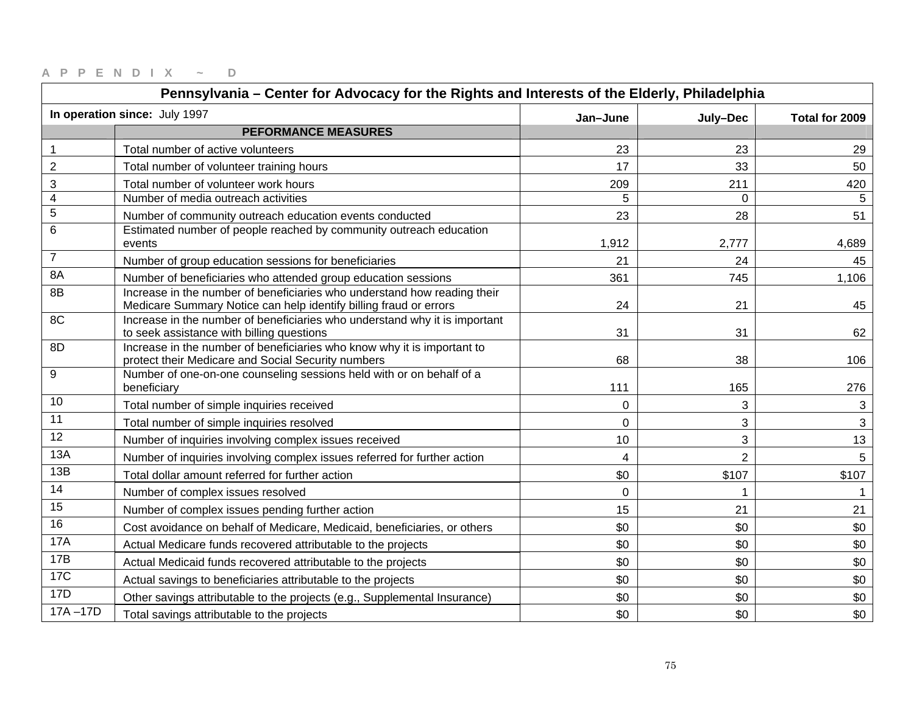APPENDIX ~ D

| Pennsylvania – Center for Advocacy for the Rights and Interests of the Elderly, Philadelphia | | | | |
|---|---|---|---|---|
| **In operation since:** July 1997 | | **Jan–June** | **July–Dec** | **Total for 2009** |
| | **PEFORMANCE MEASURES** | | | |
| 1 | Total number of active volunteers | 23 | 23 | 29 |
| 2 | Total number of volunteer training hours | 17 | 33 | 50 |
| 3 | Total number of volunteer work hours | 209 | 211 | 420 |
| 4 | Number of media outreach activities | 5 | 0 | 5 |
| 5 | Number of community outreach education events conducted | 23 | 28 | 51 |
| 6 | Estimated number of people reached by community outreach education events | 1,912 | 2,777 | 4,689 |
| 7 | Number of group education sessions for beneficiaries | 21 | 24 | 45 |
| 8A | Number of beneficiaries who attended group education sessions | 361 | 745 | 1,106 |
| 8B | Increase in the number of beneficiaries who understand how reading their Medicare Summary Notice can help identify billing fraud or errors | 24 | 21 | 45 |
| 8C | Increase in the number of beneficiaries who understand why it is important to seek assistance with billing questions | 31 | 31 | 62 |
| 8D | Increase in the number of beneficiaries who know why it is important to protect their Medicare and Social Security numbers | 68 | 38 | 106 |
| 9 | Number of one-on-one counseling sessions held with or on behalf of a beneficiary | 111 | 165 | 276 |
| 10 | Total number of simple inquiries received | 0 | 3 | 3 |
| 11 | Total number of simple inquiries resolved | 0 | 3 | 3 |
| 12 | Number of inquiries involving complex issues received | 10 | 3 | 13 |
| 13A | Number of inquiries involving complex issues referred for further action | 4 | 2 | 5 |
| 13B | Total dollar amount referred for further action | $0 | $107 | $107 |
| 14 | Number of complex issues resolved | 0 | 1 | 1 |
| 15 | Number of complex issues pending further action | 15 | 21 | 21 |
| 16 | Cost avoidance on behalf of Medicare, Medicaid, beneficiaries, or others | $0 | $0 | $0 |
| 17A | Actual Medicare funds recovered attributable to the projects | $0 | $0 | $0 |
| 17B | Actual Medicaid funds recovered attributable to the projects | $0 | $0 | $0 |
| 17C | Actual savings to beneficiaries attributable to the projects | $0 | $0 | $0 |
| 17D | Other savings attributable to the projects (e.g., Supplemental Insurance) | $0 | $0 | $0 |
| 17A –17D | Total savings attributable to the projects | $0 | $0 | $0 |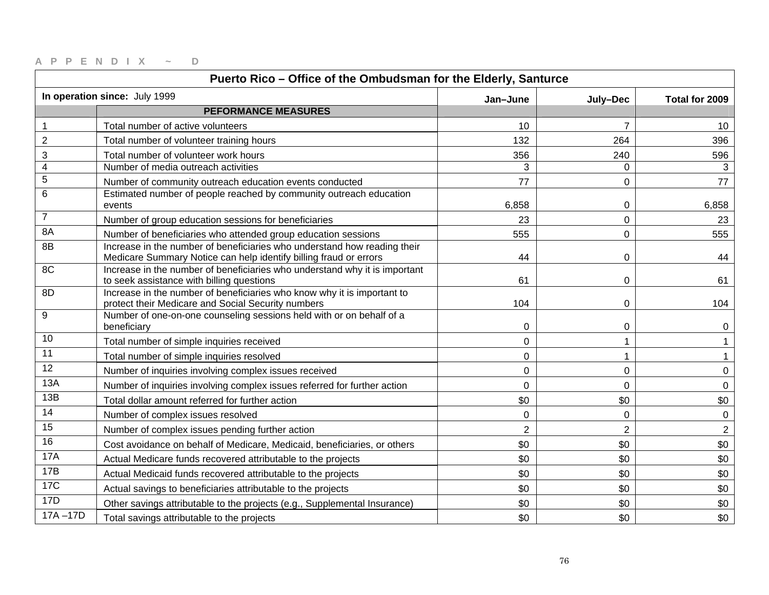APPENDIX ~ D

| Puerto Rico – Office of the Ombudsman for the Elderly, Santurce | | | | |
|---|---|---|---|---|
| **In operation since:** July 1999 | | **Jan–June** | **July–Dec** | **Total for 2009** |
| | **PEFORMANCE MEASURES** | | | |
| 1 | Total number of active volunteers | 10 | 7 | 10 |
| 2 | Total number of volunteer training hours | 132 | 264 | 396 |
| 3 | Total number of volunteer work hours | 356 | 240 | 596 |
| 4 | Number of media outreach activities | 3 | 0 | 3 |
| 5 | Number of community outreach education events conducted | 77 | 0 | 77 |
| 6 | Estimated number of people reached by community outreach education events | 6,858 | 0 | 6,858 |
| 7 | Number of group education sessions for beneficiaries | 23 | 0 | 23 |
| 8A | Number of beneficiaries who attended group education sessions | 555 | 0 | 555 |
| 8B | Increase in the number of beneficiaries who understand how reading their Medicare Summary Notice can help identify billing fraud or errors | 44 | 0 | 44 |
| 8C | Increase in the number of beneficiaries who understand why it is important to seek assistance with billing questions | 61 | 0 | 61 |
| 8D | Increase in the number of beneficiaries who know why it is important to protect their Medicare and Social Security numbers | 104 | 0 | 104 |
| 9 | Number of one-on-one counseling sessions held with or on behalf of a beneficiary | 0 | 0 | 0 |
| 10 | Total number of simple inquiries received | 0 | 1 | 1 |
| 11 | Total number of simple inquiries resolved | 0 | 1 | 1 |
| 12 | Number of inquiries involving complex issues received | 0 | 0 | 0 |
| 13A | Number of inquiries involving complex issues referred for further action | 0 | 0 | 0 |
| 13B | Total dollar amount referred for further action | $0 | $0 | $0 |
| 14 | Number of complex issues resolved | 0 | 0 | 0 |
| 15 | Number of complex issues pending further action | 2 | 2 | 2 |
| 16 | Cost avoidance on behalf of Medicare, Medicaid, beneficiaries, or others | $0 | $0 | $0 |
| 17A | Actual Medicare funds recovered attributable to the projects | $0 | $0 | $0 |
| 17B | Actual Medicaid funds recovered attributable to the projects | $0 | $0 | $0 |
| 17C | Actual savings to beneficiaries attributable to the projects | $0 | $0 | $0 |
| 17D | Other savings attributable to the projects (e.g., Supplemental Insurance) | $0 | $0 | $0 |
| 17A –17D | Total savings attributable to the projects | $0 | $0 | $0 |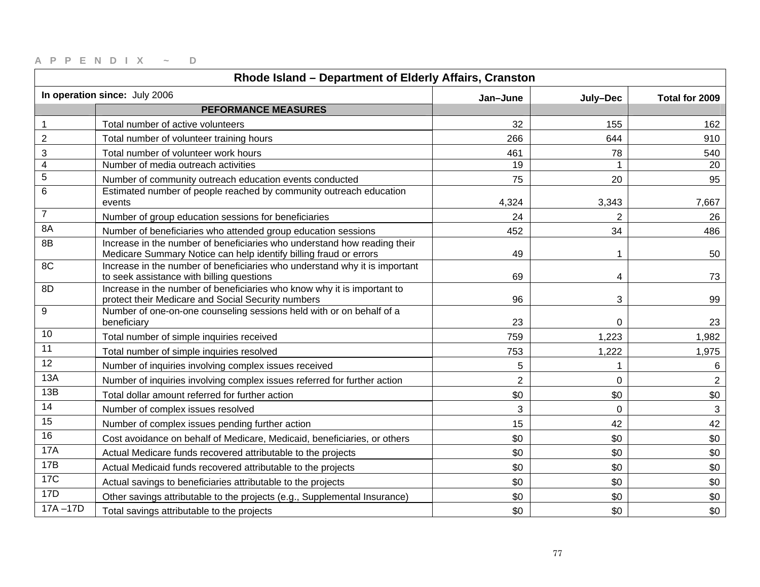APPENDIX ~ D

| Rhode Island – Department of Elderly Affairs, Cranston | | | | |
|---|---|---|---|---|
| **In operation since:** July 2006 | | **Jan–June** | **July–Dec** | **Total for 2009** |
| | **PEFORMANCE MEASURES** | | | |
| 1 | Total number of active volunteers | 32 | 155 | 162 |
| 2 | Total number of volunteer training hours | 266 | 644 | 910 |
| 3 | Total number of volunteer work hours | 461 | 78 | 540 |
| 4 | Number of media outreach activities | 19 | 1 | 20 |
| 5 | Number of community outreach education events conducted | 75 | 20 | 95 |
| 6 | Estimated number of people reached by community outreach education events | 4,324 | 3,343 | 7,667 |
| 7 | Number of group education sessions for beneficiaries | 24 | 2 | 26 |
| 8A | Number of beneficiaries who attended group education sessions | 452 | 34 | 486 |
| 8B | Increase in the number of beneficiaries who understand how reading their Medicare Summary Notice can help identify billing fraud or errors | 49 | 1 | 50 |
| 8C | Increase in the number of beneficiaries who understand why it is important to seek assistance with billing questions | 69 | 4 | 73 |
| 8D | Increase in the number of beneficiaries who know why it is important to protect their Medicare and Social Security numbers | 96 | 3 | 99 |
| 9 | Number of one-on-one counseling sessions held with or on behalf of a beneficiary | 23 | 0 | 23 |
| 10 | Total number of simple inquiries received | 759 | 1,223 | 1,982 |
| 11 | Total number of simple inquiries resolved | 753 | 1,222 | 1,975 |
| 12 | Number of inquiries involving complex issues received | 5 | 1 | 6 |
| 13A | Number of inquiries involving complex issues referred for further action | 2 | 0 | 2 |
| 13B | Total dollar amount referred for further action | $0 | $0 | $0 |
| 14 | Number of complex issues resolved | 3 | 0 | 3 |
| 15 | Number of complex issues pending further action | 15 | 42 | 42 |
| 16 | Cost avoidance on behalf of Medicare, Medicaid, beneficiaries, or others | $0 | $0 | $0 |
| 17A | Actual Medicare funds recovered attributable to the projects | $0 | $0 | $0 |
| 17B | Actual Medicaid funds recovered attributable to the projects | $0 | $0 | $0 |
| 17C | Actual savings to beneficiaries attributable to the projects | $0 | $0 | $0 |
| 17D | Other savings attributable to the projects (e.g., Supplemental Insurance) | $0 | $0 | $0 |
| 17A –17D | Total savings attributable to the projects | $0 | $0 | $0 |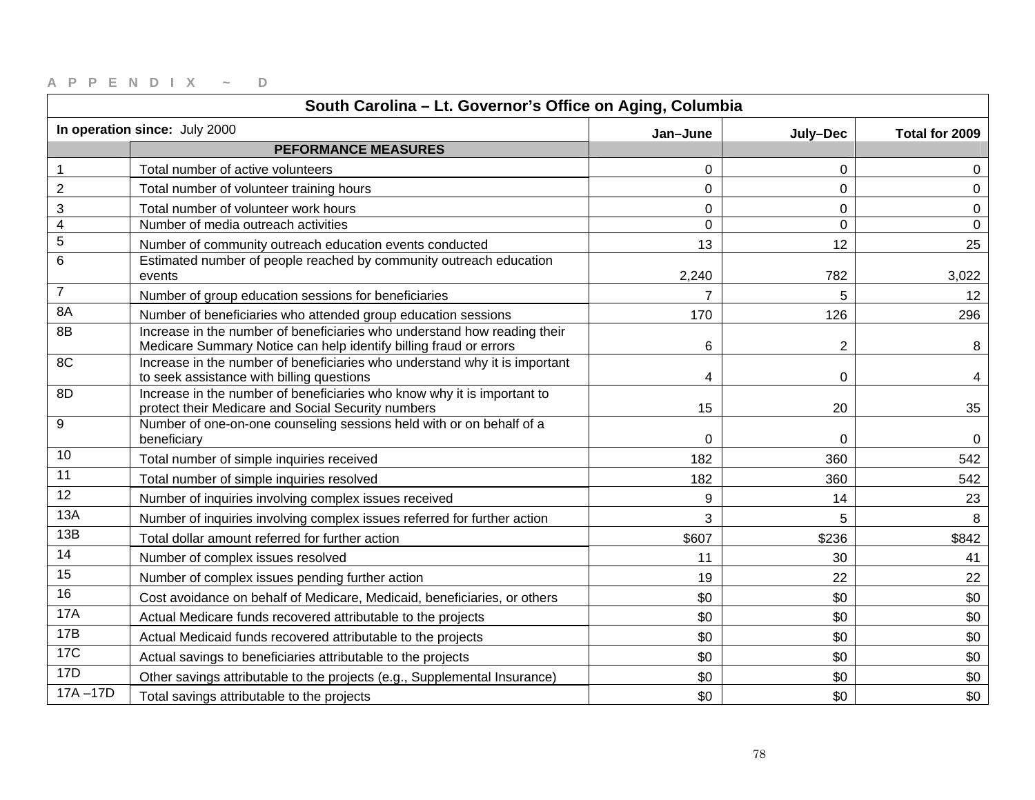APPENDIX ~ D

| South Carolina – Lt. Governor's Office on Aging, Columbia | | | | |
|---|---|---|---|---|
| **In operation since:** July 2000 | | **Jan–June** | **July–Dec** | **Total for 2009** |
| | **PEFORMANCE MEASURES** | | | |
| 1 | Total number of active volunteers | 0 | 0 | 0 |
| 2 | Total number of volunteer training hours | 0 | 0 | 0 |
| 3 | Total number of volunteer work hours | 0 | 0 | 0 |
| 4 | Number of media outreach activities | 0 | 0 | 0 |
| 5 | Number of community outreach education events conducted | 13 | 12 | 25 |
| 6 | Estimated number of people reached by community outreach education events | 2,240 | 782 | 3,022 |
| 7 | Number of group education sessions for beneficiaries | 7 | 5 | 12 |
| 8A | Number of beneficiaries who attended group education sessions | 170 | 126 | 296 |
| 8B | Increase in the number of beneficiaries who understand how reading their Medicare Summary Notice can help identify billing fraud or errors | 6 | 2 | 8 |
| 8C | Increase in the number of beneficiaries who understand why it is important to seek assistance with billing questions | 4 | 0 | 4 |
| 8D | Increase in the number of beneficiaries who know why it is important to protect their Medicare and Social Security numbers | 15 | 20 | 35 |
| 9 | Number of one-on-one counseling sessions held with or on behalf of a beneficiary | 0 | 0 | 0 |
| 10 | Total number of simple inquiries received | 182 | 360 | 542 |
| 11 | Total number of simple inquiries resolved | 182 | 360 | 542 |
| 12 | Number of inquiries involving complex issues received | 9 | 14 | 23 |
| 13A | Number of inquiries involving complex issues referred for further action | 3 | 5 | 8 |
| 13B | Total dollar amount referred for further action | $607 | $236 | $842 |
| 14 | Number of complex issues resolved | 11 | 30 | 41 |
| 15 | Number of complex issues pending further action | 19 | 22 | 22 |
| 16 | Cost avoidance on behalf of Medicare, Medicaid, beneficiaries, or others | $0 | $0 | $0 |
| 17A | Actual Medicare funds recovered attributable to the projects | $0 | $0 | $0 |
| 17B | Actual Medicaid funds recovered attributable to the projects | $0 | $0 | $0 |
| 17C | Actual savings to beneficiaries attributable to the projects | $0 | $0 | $0 |
| 17D | Other savings attributable to the projects (e.g., Supplemental Insurance) | $0 | $0 | $0 |
| 17A –17D | Total savings attributable to the projects | $0 | $0 | $0 |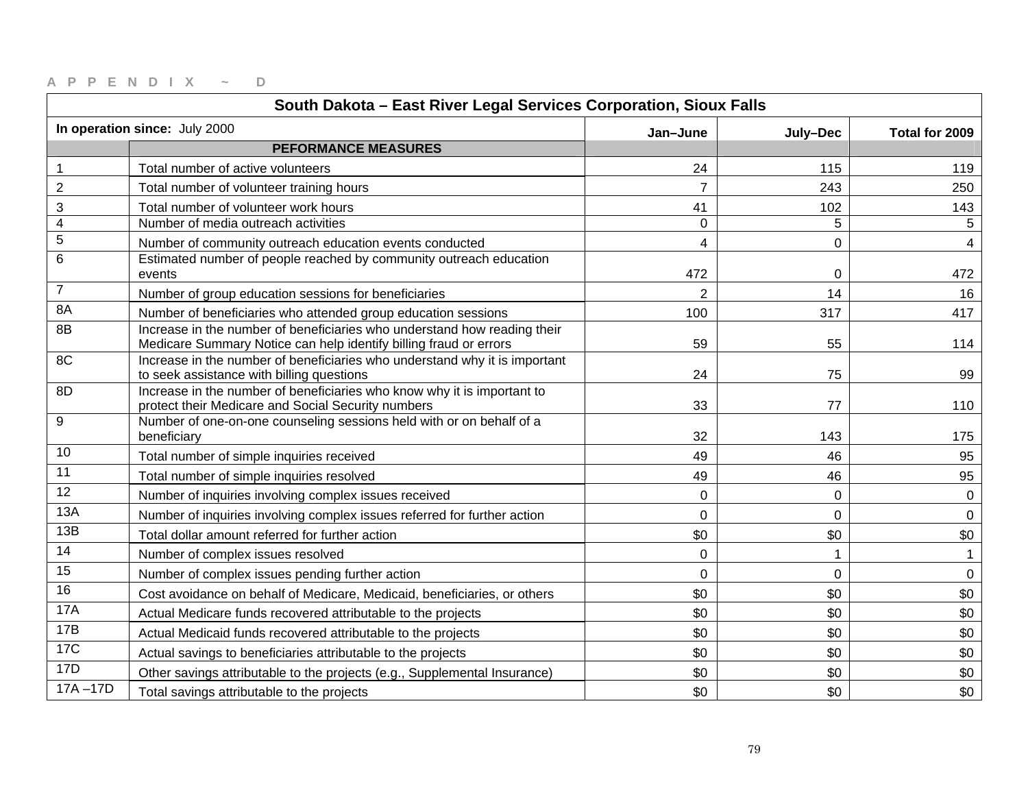APPENDIX ~ D

| South Dakota – East River Legal Services Corporation, Sioux Falls | | | | |
|---|---|---|---|---|
| **In operation since:** July 2000 | | **Jan–June** | **July–Dec** | **Total for 2009** |
| | **PEFORMANCE MEASURES** | | | |
| 1 | Total number of active volunteers | 24 | 115 | 119 |
| 2 | Total number of volunteer training hours | 7 | 243 | 250 |
| 3 | Total number of volunteer work hours | 41 | 102 | 143 |
| 4 | Number of media outreach activities | 0 | 5 | 5 |
| 5 | Number of community outreach education events conducted | 4 | 0 | 4 |
| 6 | Estimated number of people reached by community outreach education events | 472 | 0 | 472 |
| 7 | Number of group education sessions for beneficiaries | 2 | 14 | 16 |
| 8A | Number of beneficiaries who attended group education sessions | 100 | 317 | 417 |
| 8B | Increase in the number of beneficiaries who understand how reading their Medicare Summary Notice can help identify billing fraud or errors | 59 | 55 | 114 |
| 8C | Increase in the number of beneficiaries who understand why it is important to seek assistance with billing questions | 24 | 75 | 99 |
| 8D | Increase in the number of beneficiaries who know why it is important to protect their Medicare and Social Security numbers | 33 | 77 | 110 |
| 9 | Number of one-on-one counseling sessions held with or on behalf of a beneficiary | 32 | 143 | 175 |
| 10 | Total number of simple inquiries received | 49 | 46 | 95 |
| 11 | Total number of simple inquiries resolved | 49 | 46 | 95 |
| 12 | Number of inquiries involving complex issues received | 0 | 0 | 0 |
| 13A | Number of inquiries involving complex issues referred for further action | 0 | 0 | 0 |
| 13B | Total dollar amount referred for further action | $0 | $0 | $0 |
| 14 | Number of complex issues resolved | 0 | 1 | 1 |
| 15 | Number of complex issues pending further action | 0 | 0 | 0 |
| 16 | Cost avoidance on behalf of Medicare, Medicaid, beneficiaries, or others | $0 | $0 | $0 |
| 17A | Actual Medicare funds recovered attributable to the projects | $0 | $0 | $0 |
| 17B | Actual Medicaid funds recovered attributable to the projects | $0 | $0 | $0 |
| 17C | Actual savings to beneficiaries attributable to the projects | $0 | $0 | $0 |
| 17D | Other savings attributable to the projects (e.g., Supplemental Insurance) | $0 | $0 | $0 |
| 17A –17D | Total savings attributable to the projects | $0 | $0 | $0 |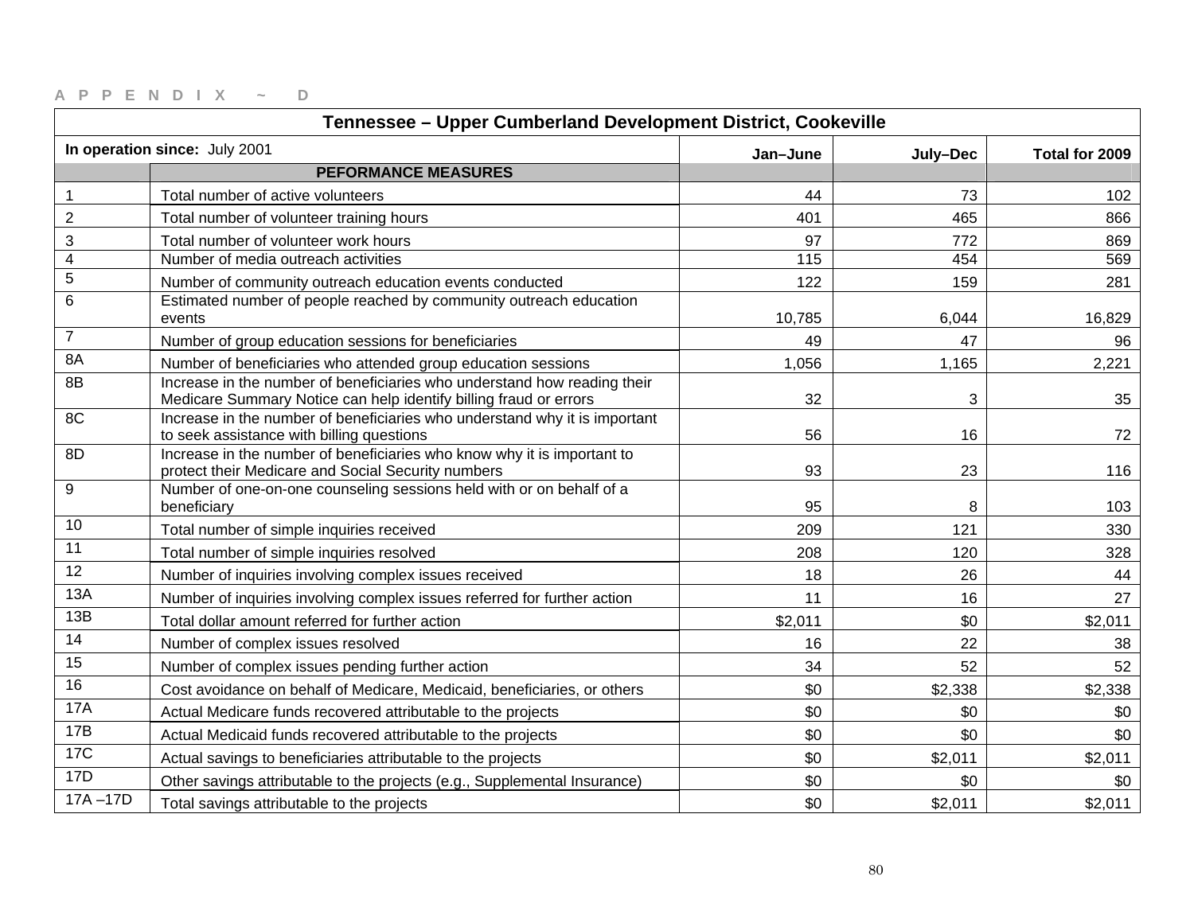APPENDIX ~ D

| Tennessee – Upper Cumberland Development District, Cookeville | | | | |
|---|---|---|---|---|
| **In operation since:** July 2001 | | **Jan–June** | **July–Dec** | **Total for 2009** |
| | **PEFORMANCE MEASURES** | | | |
| 1 | Total number of active volunteers | 44 | 73 | 102 |
| 2 | Total number of volunteer training hours | 401 | 465 | 866 |
| 3 | Total number of volunteer work hours | 97 | 772 | 869 |
| 4 | Number of media outreach activities | 115 | 454 | 569 |
| 5 | Number of community outreach education events conducted | 122 | 159 | 281 |
| 6 | Estimated number of people reached by community outreach education events | 10,785 | 6,044 | 16,829 |
| 7 | Number of group education sessions for beneficiaries | 49 | 47 | 96 |
| 8A | Number of beneficiaries who attended group education sessions | 1,056 | 1,165 | 2,221 |
| 8B | Increase in the number of beneficiaries who understand how reading their Medicare Summary Notice can help identify billing fraud or errors | 32 | 3 | 35 |
| 8C | Increase in the number of beneficiaries who understand why it is important to seek assistance with billing questions | 56 | 16 | 72 |
| 8D | Increase in the number of beneficiaries who know why it is important to protect their Medicare and Social Security numbers | 93 | 23 | 116 |
| 9 | Number of one-on-one counseling sessions held with or on behalf of a beneficiary | 95 | 8 | 103 |
| 10 | Total number of simple inquiries received | 209 | 121 | 330 |
| 11 | Total number of simple inquiries resolved | 208 | 120 | 328 |
| 12 | Number of inquiries involving complex issues received | 18 | 26 | 44 |
| 13A | Number of inquiries involving complex issues referred for further action | 11 | 16 | 27 |
| 13B | Total dollar amount referred for further action | $2,011 | $0 | $2,011 |
| 14 | Number of complex issues resolved | 16 | 22 | 38 |
| 15 | Number of complex issues pending further action | 34 | 52 | 52 |
| 16 | Cost avoidance on behalf of Medicare, Medicaid, beneficiaries, or others | $0 | $2,338 | $2,338 |
| 17A | Actual Medicare funds recovered attributable to the projects | $0 | $0 | $0 |
| 17B | Actual Medicaid funds recovered attributable to the projects | $0 | $0 | $0 |
| 17C | Actual savings to beneficiaries attributable to the projects | $0 | $2,011 | $2,011 |
| 17D | Other savings attributable to the projects (e.g., Supplemental Insurance) | $0 | $0 | $0 |
| 17A –17D | Total savings attributable to the projects | $0 | $2,011 | $2,011 |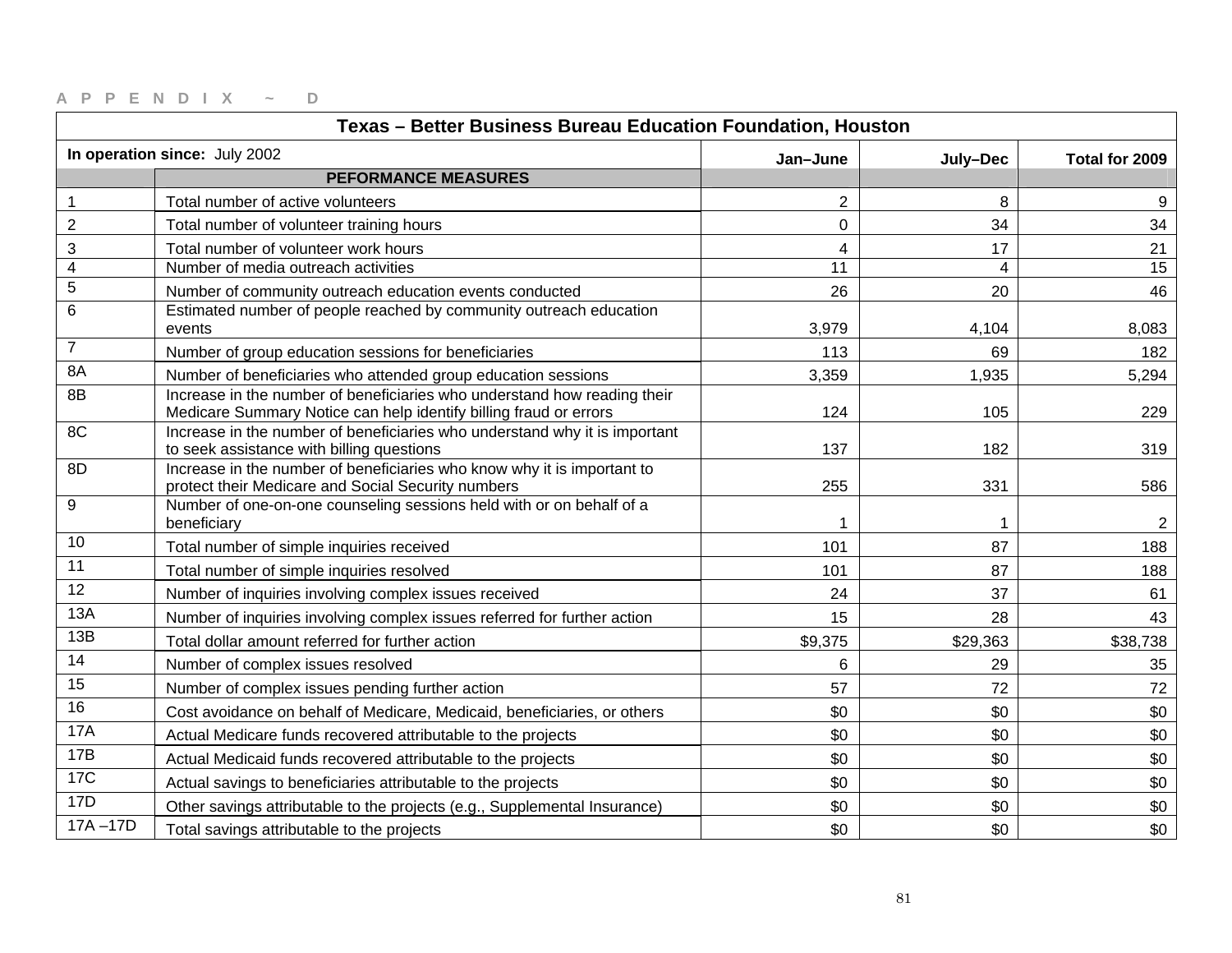APPENDIX ~ D

| Texas – Better Business Bureau Education Foundation, Houston | | | | |
|---|---|---|---|---|
| **In operation since:** July 2002 | | **Jan–June** | **July–Dec** | **Total for 2009** |
| | **PEFORMANCE MEASURES** | | | |
| 1 | Total number of active volunteers | 2 | 8 | 9 |
| 2 | Total number of volunteer training hours | 0 | 34 | 34 |
| 3 | Total number of volunteer work hours | 4 | 17 | 21 |
| 4 | Number of media outreach activities | 11 | 4 | 15 |
| 5 | Number of community outreach education events conducted | 26 | 20 | 46 |
| 6 | Estimated number of people reached by community outreach education events | 3,979 | 4,104 | 8,083 |
| 7 | Number of group education sessions for beneficiaries | 113 | 69 | 182 |
| 8A | Number of beneficiaries who attended group education sessions | 3,359 | 1,935 | 5,294 |
| 8B | Increase in the number of beneficiaries who understand how reading their Medicare Summary Notice can help identify billing fraud or errors | 124 | 105 | 229 |
| 8C | Increase in the number of beneficiaries who understand why it is important to seek assistance with billing questions | 137 | 182 | 319 |
| 8D | Increase in the number of beneficiaries who know why it is important to protect their Medicare and Social Security numbers | 255 | 331 | 586 |
| 9 | Number of one-on-one counseling sessions held with or on behalf of a beneficiary | 1 | 1 | 2 |
| 10 | Total number of simple inquiries received | 101 | 87 | 188 |
| 11 | Total number of simple inquiries resolved | 101 | 87 | 188 |
| 12 | Number of inquiries involving complex issues received | 24 | 37 | 61 |
| 13A | Number of inquiries involving complex issues referred for further action | 15 | 28 | 43 |
| 13B | Total dollar amount referred for further action | $9,375 | $29,363 | $38,738 |
| 14 | Number of complex issues resolved | 6 | 29 | 35 |
| 15 | Number of complex issues pending further action | 57 | 72 | 72 |
| 16 | Cost avoidance on behalf of Medicare, Medicaid, beneficiaries, or others | $0 | $0 | $0 |
| 17A | Actual Medicare funds recovered attributable to the projects | $0 | $0 | $0 |
| 17B | Actual Medicaid funds recovered attributable to the projects | $0 | $0 | $0 |
| 17C | Actual savings to beneficiaries attributable to the projects | $0 | $0 | $0 |
| 17D | Other savings attributable to the projects (e.g., Supplemental Insurance) | $0 | $0 | $0 |
| 17A –17D | Total savings attributable to the projects | $0 | $0 | $0 |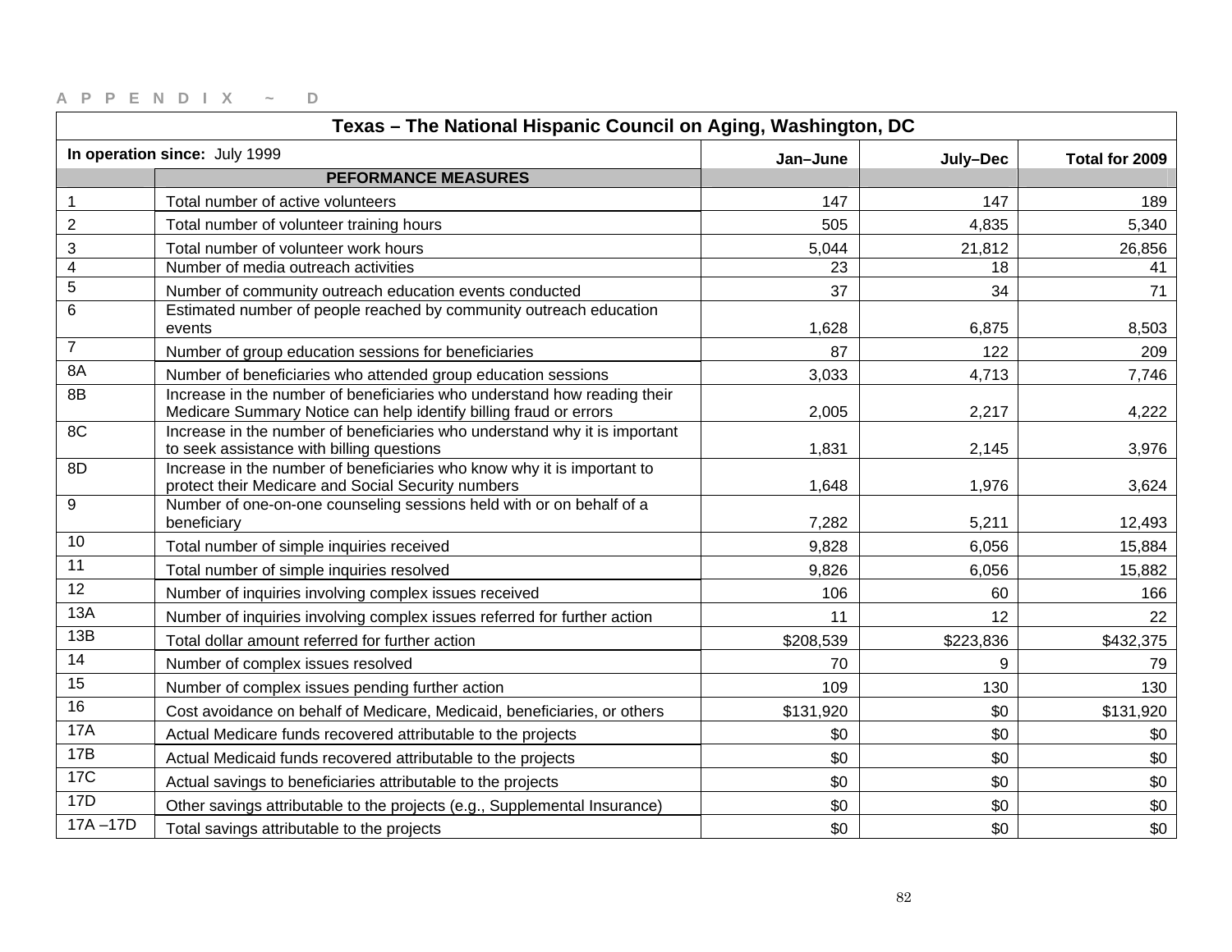A P P E N D I X ~ D

| Texas – The National Hispanic Council on Aging, Washington, DC | | | | |
|---|---|---|---|---|
| **In operation since:** July 1999 | | **Jan–June** | **July–Dec** | **Total for 2009** |
| | **PEFORMANCE MEASURES** | | | |
| 1 | Total number of active volunteers | 147 | 147 | 189 |
| 2 | Total number of volunteer training hours | 505 | 4,835 | 5,340 |
| 3 | Total number of volunteer work hours | 5,044 | 21,812 | 26,856 |
| 4 | Number of media outreach activities | 23 | 18 | 41 |
| 5 | Number of community outreach education events conducted | 37 | 34 | 71 |
| 6 | Estimated number of people reached by community outreach education events | 1,628 | 6,875 | 8,503 |
| 7 | Number of group education sessions for beneficiaries | 87 | 122 | 209 |
| 8A | Number of beneficiaries who attended group education sessions | 3,033 | 4,713 | 7,746 |
| 8B | Increase in the number of beneficiaries who understand how reading their Medicare Summary Notice can help identify billing fraud or errors | 2,005 | 2,217 | 4,222 |
| 8C | Increase in the number of beneficiaries who understand why it is important to seek assistance with billing questions | 1,831 | 2,145 | 3,976 |
| 8D | Increase in the number of beneficiaries who know why it is important to protect their Medicare and Social Security numbers | 1,648 | 1,976 | 3,624 |
| 9 | Number of one-on-one counseling sessions held with or on behalf of a beneficiary | 7,282 | 5,211 | 12,493 |
| 10 | Total number of simple inquiries received | 9,828 | 6,056 | 15,884 |
| 11 | Total number of simple inquiries resolved | 9,826 | 6,056 | 15,882 |
| 12 | Number of inquiries involving complex issues received | 106 | 60 | 166 |
| 13A | Number of inquiries involving complex issues referred for further action | 11 | 12 | 22 |
| 13B | Total dollar amount referred for further action | $208,539 | $223,836 | $432,375 |
| 14 | Number of complex issues resolved | 70 | 9 | 79 |
| 15 | Number of complex issues pending further action | 109 | 130 | 130 |
| 16 | Cost avoidance on behalf of Medicare, Medicaid, beneficiaries, or others | $131,920 | $0 | $131,920 |
| 17A | Actual Medicare funds recovered attributable to the projects | $0 | $0 | $0 |
| 17B | Actual Medicaid funds recovered attributable to the projects | $0 | $0 | $0 |
| 17C | Actual savings to beneficiaries attributable to the projects | $0 | $0 | $0 |
| 17D | Other savings attributable to the projects (e.g., Supplemental Insurance) | $0 | $0 | $0 |
| 17A –17D | Total savings attributable to the projects | $0 | $0 | $0 |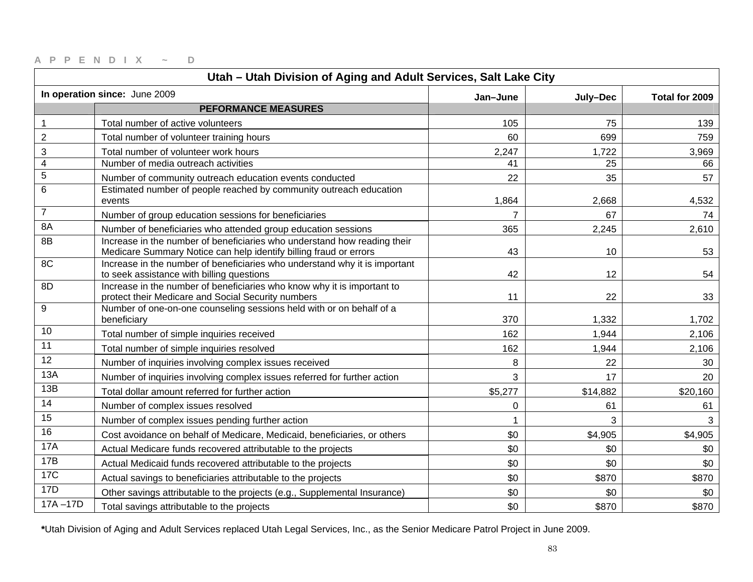APPENDIX ~ D

| Utah – Utah Division of Aging and Adult Services, Salt Lake City | | | | |
|---|---|---|---|---|
| **In operation since:** June 2009 | | **Jan–June** | **July–Dec** | **Total for 2009** |
| | **PEFORMANCE MEASURES** | | | |
| 1 | Total number of active volunteers | 105 | 75 | 139 |
| 2 | Total number of volunteer training hours | 60 | 699 | 759 |
| 3 | Total number of volunteer work hours | 2,247 | 1,722 | 3,969 |
| 4 | Number of media outreach activities | 41 | 25 | 66 |
| 5 | Number of community outreach education events conducted | 22 | 35 | 57 |
| 6 | Estimated number of people reached by community outreach education events | 1,864 | 2,668 | 4,532 |
| 7 | Number of group education sessions for beneficiaries | 7 | 67 | 74 |
| 8A | Number of beneficiaries who attended group education sessions | 365 | 2,245 | 2,610 |
| 8B | Increase in the number of beneficiaries who understand how reading their Medicare Summary Notice can help identify billing fraud or errors | 43 | 10 | 53 |
| 8C | Increase in the number of beneficiaries who understand why it is important to seek assistance with billing questions | 42 | 12 | 54 |
| 8D | Increase in the number of beneficiaries who know why it is important to protect their Medicare and Social Security numbers | 11 | 22 | 33 |
| 9 | Number of one-on-one counseling sessions held with or on behalf of a beneficiary | 370 | 1,332 | 1,702 |
| 10 | Total number of simple inquiries received | 162 | 1,944 | 2,106 |
| 11 | Total number of simple inquiries resolved | 162 | 1,944 | 2,106 |
| 12 | Number of inquiries involving complex issues received | 8 | 22 | 30 |
| 13A | Number of inquiries involving complex issues referred for further action | 3 | 17 | 20 |
| 13B | Total dollar amount referred for further action | $5,277 | $14,882 | $20,160 |
| 14 | Number of complex issues resolved | 0 | 61 | 61 |
| 15 | Number of complex issues pending further action | 1 | 3 | 3 |
| 16 | Cost avoidance on behalf of Medicare, Medicaid, beneficiaries, or others | $0 | $4,905 | $4,905 |
| 17A | Actual Medicare funds recovered attributable to the projects | $0 | $0 | $0 |
| 17B | Actual Medicaid funds recovered attributable to the projects | $0 | $0 | $0 |
| 17C | Actual savings to beneficiaries attributable to the projects | $0 | $870 | $870 |
| 17D | Other savings attributable to the projects (e.g., Supplemental Insurance) | $0 | $0 | $0 |
| 17A –17D | Total savings attributable to the projects | $0 | $870 | $870 |

**\***Utah Division of Aging and Adult Services replaced Utah Legal Services, Inc., as the Senior Medicare Patrol Project in June 2009.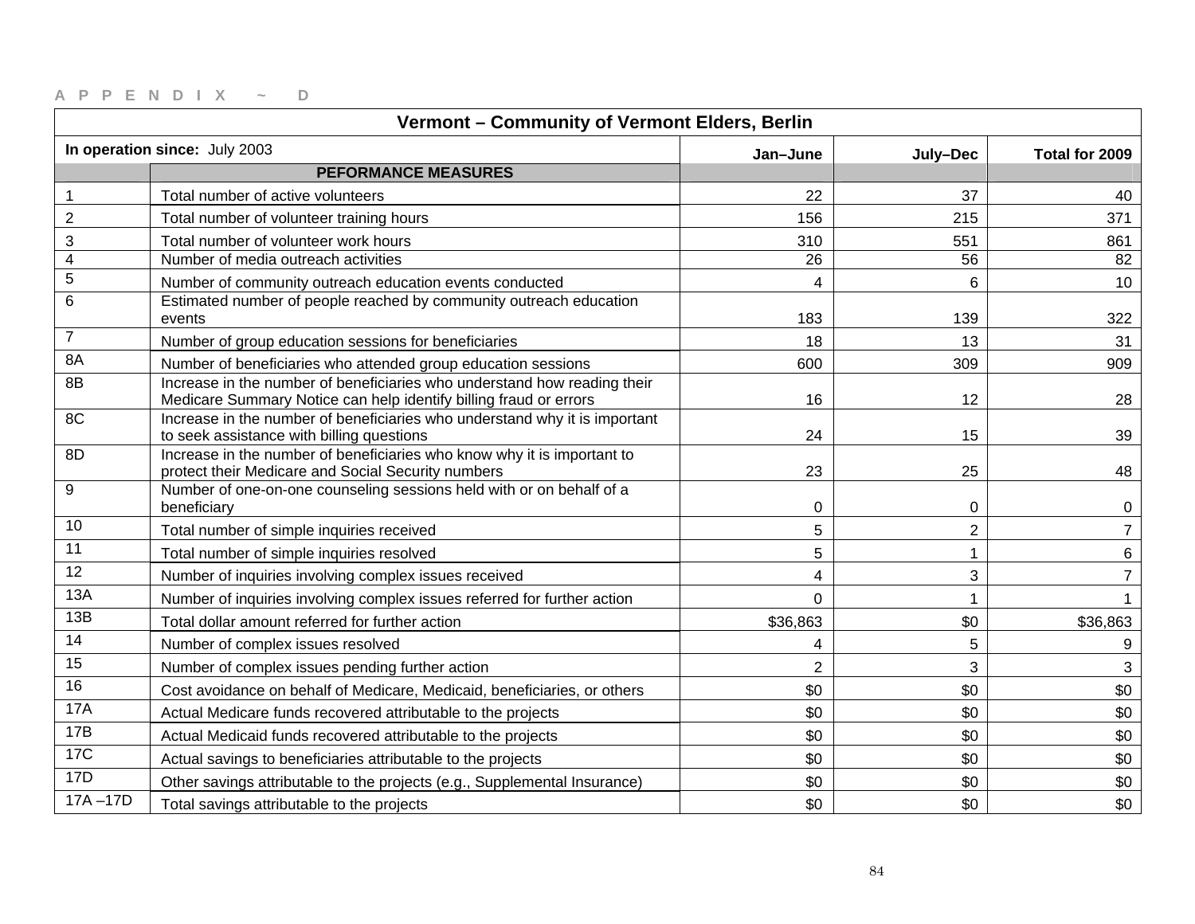APPENDIX ~ D

| Vermont – Community of Vermont Elders, Berlin | | | | |
|---|---|---|---|---|
| **In operation since:** July 2003 | | **Jan–June** | **July–Dec** | **Total for 2009** |
| | **PEFORMANCE MEASURES** | | | |
| 1 | Total number of active volunteers | 22 | 37 | 40 |
| 2 | Total number of volunteer training hours | 156 | 215 | 371 |
| 3 | Total number of volunteer work hours | 310 | 551 | 861 |
| 4 | Number of media outreach activities | 26 | 56 | 82 |
| 5 | Number of community outreach education events conducted | 4 | 6 | 10 |
| 6 | Estimated number of people reached by community outreach education events | 183 | 139 | 322 |
| 7 | Number of group education sessions for beneficiaries | 18 | 13 | 31 |
| 8A | Number of beneficiaries who attended group education sessions | 600 | 309 | 909 |
| 8B | Increase in the number of beneficiaries who understand how reading their Medicare Summary Notice can help identify billing fraud or errors | 16 | 12 | 28 |
| 8C | Increase in the number of beneficiaries who understand why it is important to seek assistance with billing questions | 24 | 15 | 39 |
| 8D | Increase in the number of beneficiaries who know why it is important to protect their Medicare and Social Security numbers | 23 | 25 | 48 |
| 9 | Number of one-on-one counseling sessions held with or on behalf of a beneficiary | 0 | 0 | 0 |
| 10 | Total number of simple inquiries received | 5 | 2 | 7 |
| 11 | Total number of simple inquiries resolved | 5 | 1 | 6 |
| 12 | Number of inquiries involving complex issues received | 4 | 3 | 7 |
| 13A | Number of inquiries involving complex issues referred for further action | 0 | 1 | 1 |
| 13B | Total dollar amount referred for further action | $36,863 | $0 | $36,863 |
| 14 | Number of complex issues resolved | 4 | 5 | 9 |
| 15 | Number of complex issues pending further action | 2 | 3 | 3 |
| 16 | Cost avoidance on behalf of Medicare, Medicaid, beneficiaries, or others | $0 | $0 | $0 |
| 17A | Actual Medicare funds recovered attributable to the projects | $0 | $0 | $0 |
| 17B | Actual Medicaid funds recovered attributable to the projects | $0 | $0 | $0 |
| 17C | Actual savings to beneficiaries attributable to the projects | $0 | $0 | $0 |
| 17D | Other savings attributable to the projects (e.g., Supplemental Insurance) | $0 | $0 | $0 |
| 17A –17D | Total savings attributable to the projects | $0 | $0 | $0 |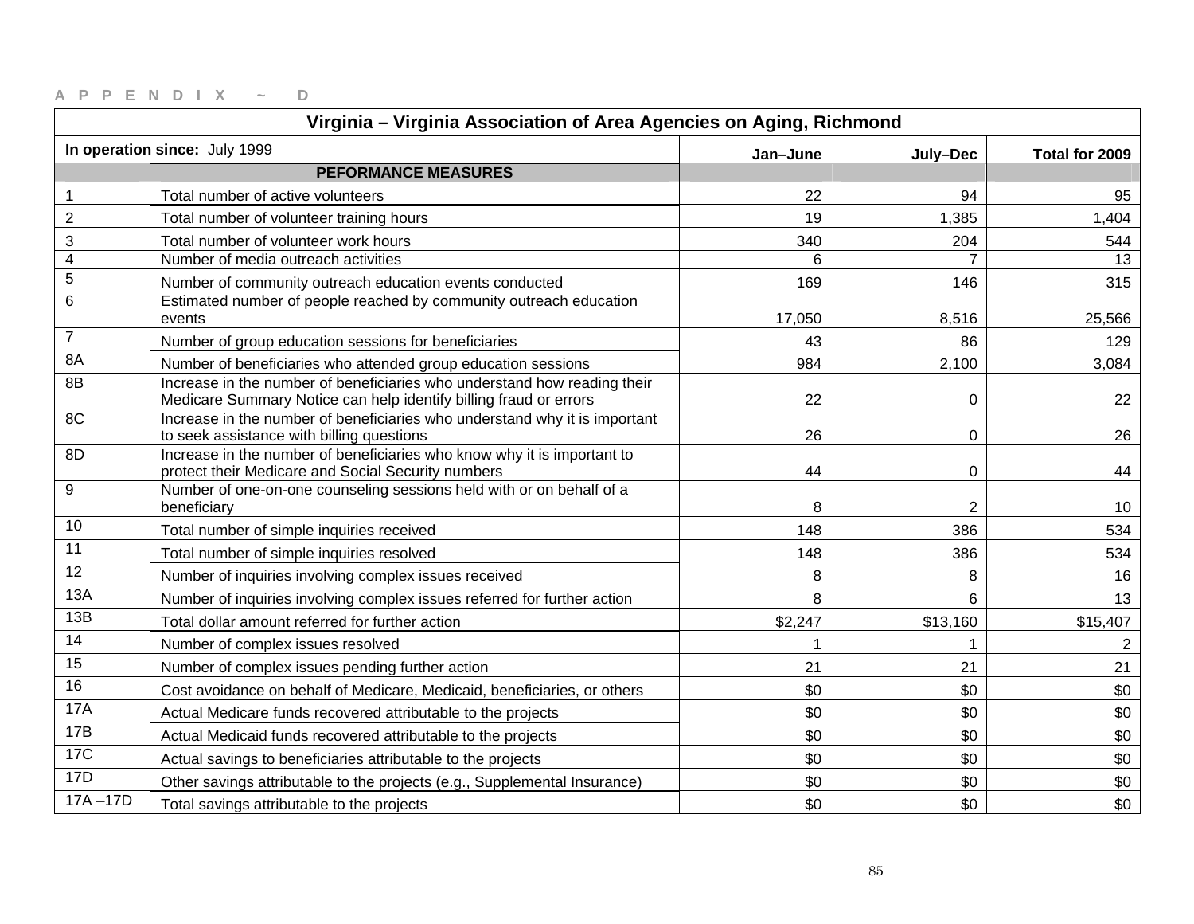A P P E N D I X ~ D

| Virginia – Virginia Association of Area Agencies on Aging, Richmond | | | | |
|---|---|---|---|---|
| **In operation since:** July 1999 | | **Jan–June** | **July–Dec** | **Total for 2009** |
| | **PEFORMANCE MEASURES** | | | |
| 1 | Total number of active volunteers | 22 | 94 | 95 |
| 2 | Total number of volunteer training hours | 19 | 1,385 | 1,404 |
| 3 | Total number of volunteer work hours | 340 | 204 | 544 |
| 4 | Number of media outreach activities | 6 | 7 | 13 |
| 5 | Number of community outreach education events conducted | 169 | 146 | 315 |
| 6 | Estimated number of people reached by community outreach education events | 17,050 | 8,516 | 25,566 |
| 7 | Number of group education sessions for beneficiaries | 43 | 86 | 129 |
| 8A | Number of beneficiaries who attended group education sessions | 984 | 2,100 | 3,084 |
| 8B | Increase in the number of beneficiaries who understand how reading their Medicare Summary Notice can help identify billing fraud or errors | 22 | 0 | 22 |
| 8C | Increase in the number of beneficiaries who understand why it is important to seek assistance with billing questions | 26 | 0 | 26 |
| 8D | Increase in the number of beneficiaries who know why it is important to protect their Medicare and Social Security numbers | 44 | 0 | 44 |
| 9 | Number of one-on-one counseling sessions held with or on behalf of a beneficiary | 8 | 2 | 10 |
| 10 | Total number of simple inquiries received | 148 | 386 | 534 |
| 11 | Total number of simple inquiries resolved | 148 | 386 | 534 |
| 12 | Number of inquiries involving complex issues received | 8 | 8 | 16 |
| 13A | Number of inquiries involving complex issues referred for further action | 8 | 6 | 13 |
| 13B | Total dollar amount referred for further action | $2,247 | $13,160 | $15,407 |
| 14 | Number of complex issues resolved | 1 | 1 | 2 |
| 15 | Number of complex issues pending further action | 21 | 21 | 21 |
| 16 | Cost avoidance on behalf of Medicare, Medicaid, beneficiaries, or others | $0 | $0 | $0 |
| 17A | Actual Medicare funds recovered attributable to the projects | $0 | $0 | $0 |
| 17B | Actual Medicaid funds recovered attributable to the projects | $0 | $0 | $0 |
| 17C | Actual savings to beneficiaries attributable to the projects | $0 | $0 | $0 |
| 17D | Other savings attributable to the projects (e.g., Supplemental Insurance) | $0 | $0 | $0 |
| 17A –17D | Total savings attributable to the projects | $0 | $0 | $0 |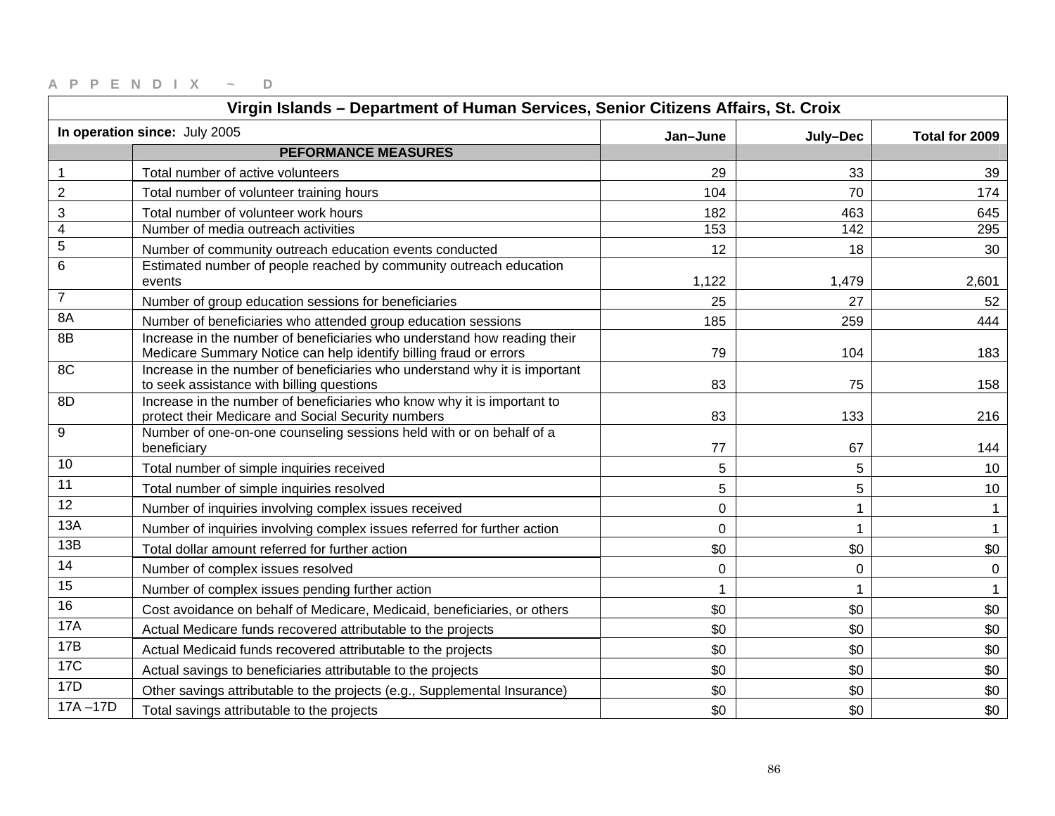APPENDIX ~ D

| Virgin Islands – Department of Human Services, Senior Citizens Affairs, St. Croix | | | | |
|---|---|---|---|---|
| **In operation since:** July 2005 | | **Jan–June** | **July–Dec** | **Total for 2009** |
| | **PEFORMANCE MEASURES** | | | |
| 1 | Total number of active volunteers | 29 | 33 | 39 |
| 2 | Total number of volunteer training hours | 104 | 70 | 174 |
| 3 | Total number of volunteer work hours | 182 | 463 | 645 |
| 4 | Number of media outreach activities | 153 | 142 | 295 |
| 5 | Number of community outreach education events conducted | 12 | 18 | 30 |
| 6 | Estimated number of people reached by community outreach education events | 1,122 | 1,479 | 2,601 |
| 7 | Number of group education sessions for beneficiaries | 25 | 27 | 52 |
| 8A | Number of beneficiaries who attended group education sessions | 185 | 259 | 444 |
| 8B | Increase in the number of beneficiaries who understand how reading their Medicare Summary Notice can help identify billing fraud or errors | 79 | 104 | 183 |
| 8C | Increase in the number of beneficiaries who understand why it is important to seek assistance with billing questions | 83 | 75 | 158 |
| 8D | Increase in the number of beneficiaries who know why it is important to protect their Medicare and Social Security numbers | 83 | 133 | 216 |
| 9 | Number of one-on-one counseling sessions held with or on behalf of a beneficiary | 77 | 67 | 144 |
| 10 | Total number of simple inquiries received | 5 | 5 | 10 |
| 11 | Total number of simple inquiries resolved | 5 | 5 | 10 |
| 12 | Number of inquiries involving complex issues received | 0 | 1 | 1 |
| 13A | Number of inquiries involving complex issues referred for further action | 0 | 1 | 1 |
| 13B | Total dollar amount referred for further action | $0 | $0 | $0 |
| 14 | Number of complex issues resolved | 0 | 0 | 0 |
| 15 | Number of complex issues pending further action | 1 | 1 | 1 |
| 16 | Cost avoidance on behalf of Medicare, Medicaid, beneficiaries, or others | $0 | $0 | $0 |
| 17A | Actual Medicare funds recovered attributable to the projects | $0 | $0 | $0 |
| 17B | Actual Medicaid funds recovered attributable to the projects | $0 | $0 | $0 |
| 17C | Actual savings to beneficiaries attributable to the projects | $0 | $0 | $0 |
| 17D | Other savings attributable to the projects (e.g., Supplemental Insurance) | $0 | $0 | $0 |
| 17A –17D | Total savings attributable to the projects | $0 | $0 | $0 |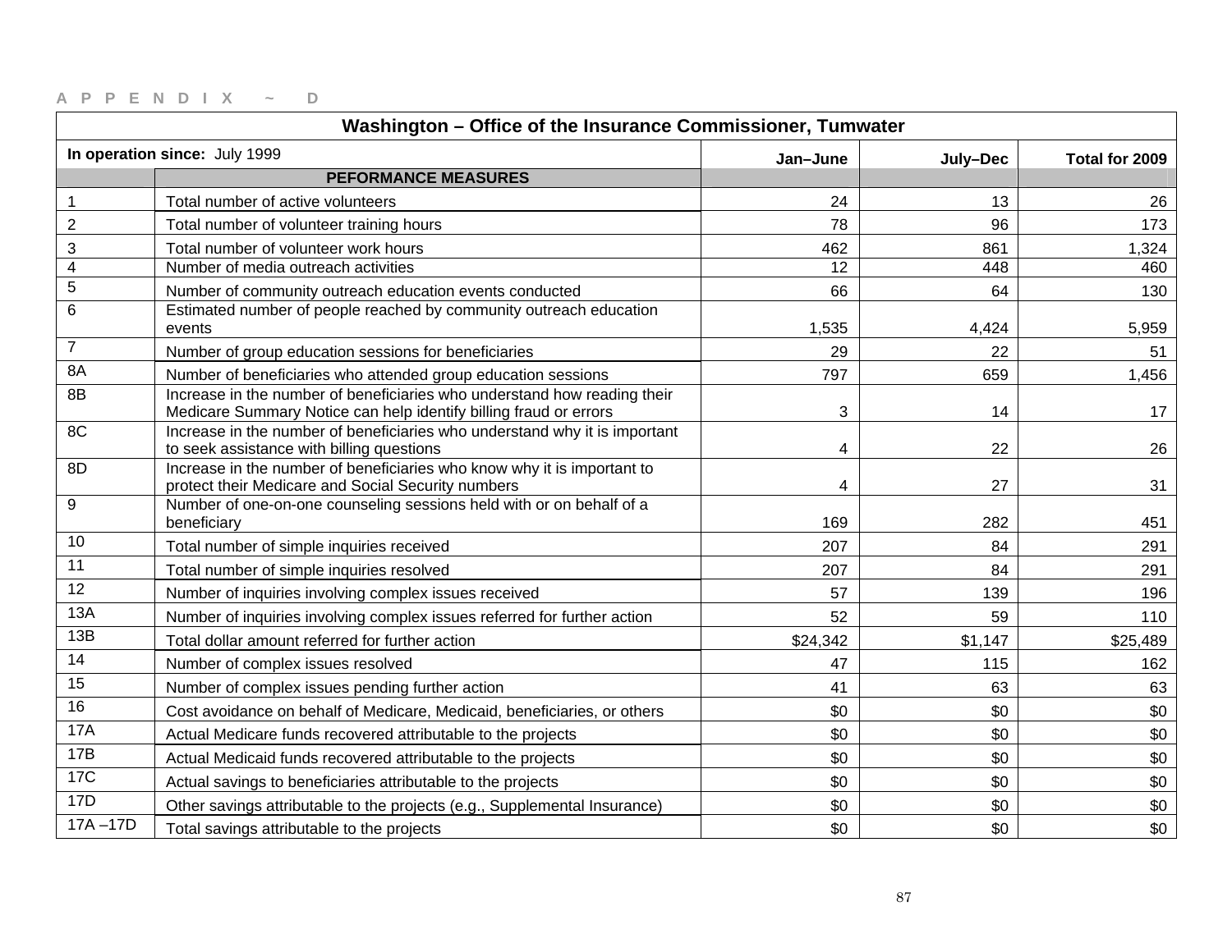A P P E N D I X ~ D

| Washington – Office of the Insurance Commissioner, Tumwater | | | | |
|---|---|---|---|---|
| **In operation since:** July 1999 | | **Jan–June** | **July–Dec** | **Total for 2009** |
| | **PEFORMANCE MEASURES** | | | |
| 1 | Total number of active volunteers | 24 | 13 | 26 |
| 2 | Total number of volunteer training hours | 78 | 96 | 173 |
| 3 | Total number of volunteer work hours | 462 | 861 | 1,324 |
| 4 | Number of media outreach activities | 12 | 448 | 460 |
| 5 | Number of community outreach education events conducted | 66 | 64 | 130 |
| 6 | Estimated number of people reached by community outreach education events | 1,535 | 4,424 | 5,959 |
| 7 | Number of group education sessions for beneficiaries | 29 | 22 | 51 |
| 8A | Number of beneficiaries who attended group education sessions | 797 | 659 | 1,456 |
| 8B | Increase in the number of beneficiaries who understand how reading their Medicare Summary Notice can help identify billing fraud or errors | 3 | 14 | 17 |
| 8C | Increase in the number of beneficiaries who understand why it is important to seek assistance with billing questions | 4 | 22 | 26 |
| 8D | Increase in the number of beneficiaries who know why it is important to protect their Medicare and Social Security numbers | 4 | 27 | 31 |
| 9 | Number of one-on-one counseling sessions held with or on behalf of a beneficiary | 169 | 282 | 451 |
| 10 | Total number of simple inquiries received | 207 | 84 | 291 |
| 11 | Total number of simple inquiries resolved | 207 | 84 | 291 |
| 12 | Number of inquiries involving complex issues received | 57 | 139 | 196 |
| 13A | Number of inquiries involving complex issues referred for further action | 52 | 59 | 110 |
| 13B | Total dollar amount referred for further action | $24,342 | $1,147 | $25,489 |
| 14 | Number of complex issues resolved | 47 | 115 | 162 |
| 15 | Number of complex issues pending further action | 41 | 63 | 63 |
| 16 | Cost avoidance on behalf of Medicare, Medicaid, beneficiaries, or others | $0 | $0 | $0 |
| 17A | Actual Medicare funds recovered attributable to the projects | $0 | $0 | $0 |
| 17B | Actual Medicaid funds recovered attributable to the projects | $0 | $0 | $0 |
| 17C | Actual savings to beneficiaries attributable to the projects | $0 | $0 | $0 |
| 17D | Other savings attributable to the projects (e.g., Supplemental Insurance) | $0 | $0 | $0 |
| 17A –17D | Total savings attributable to the projects | $0 | $0 | $0 |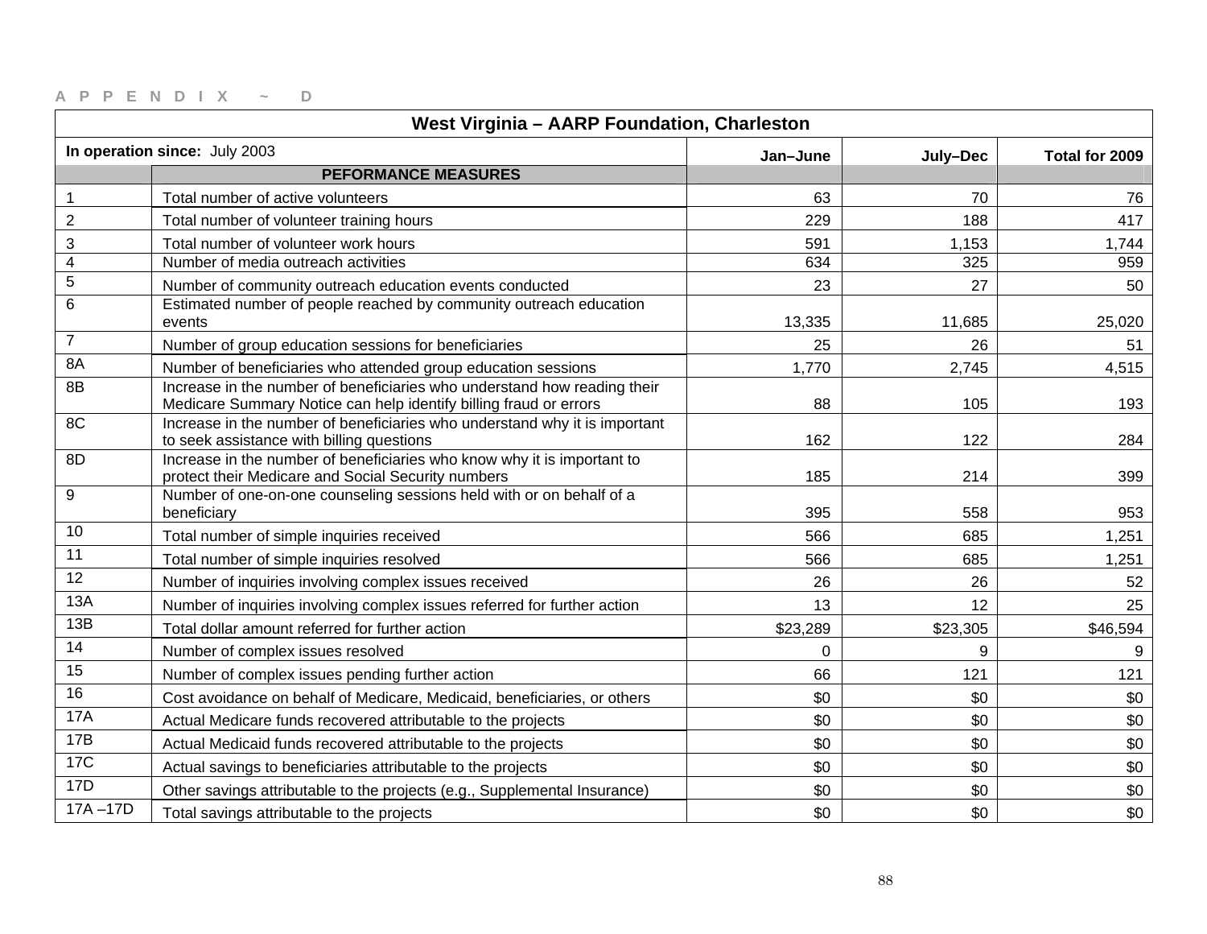APPENDIX ~ D

| West Virginia – AARP Foundation, Charleston | | | | |
|---|---|---|---|---|
| **In operation since:** July 2003 | | **Jan–June** | **July–Dec** | **Total for 2009** |
| | **PEFORMANCE MEASURES** | | | |
| 1 | Total number of active volunteers | 63 | 70 | 76 |
| 2 | Total number of volunteer training hours | 229 | 188 | 417 |
| 3 | Total number of volunteer work hours | 591 | 1,153 | 1,744 |
| 4 | Number of media outreach activities | 634 | 325 | 959 |
| 5 | Number of community outreach education events conducted | 23 | 27 | 50 |
| 6 | Estimated number of people reached by community outreach education events | 13,335 | 11,685 | 25,020 |
| 7 | Number of group education sessions for beneficiaries | 25 | 26 | 51 |
| 8A | Number of beneficiaries who attended group education sessions | 1,770 | 2,745 | 4,515 |
| 8B | Increase in the number of beneficiaries who understand how reading their Medicare Summary Notice can help identify billing fraud or errors | 88 | 105 | 193 |
| 8C | Increase in the number of beneficiaries who understand why it is important to seek assistance with billing questions | 162 | 122 | 284 |
| 8D | Increase in the number of beneficiaries who know why it is important to protect their Medicare and Social Security numbers | 185 | 214 | 399 |
| 9 | Number of one-on-one counseling sessions held with or on behalf of a beneficiary | 395 | 558 | 953 |
| 10 | Total number of simple inquiries received | 566 | 685 | 1,251 |
| 11 | Total number of simple inquiries resolved | 566 | 685 | 1,251 |
| 12 | Number of inquiries involving complex issues received | 26 | 26 | 52 |
| 13A | Number of inquiries involving complex issues referred for further action | 13 | 12 | 25 |
| 13B | Total dollar amount referred for further action | $23,289 | $23,305 | $46,594 |
| 14 | Number of complex issues resolved | 0 | 9 | 9 |
| 15 | Number of complex issues pending further action | 66 | 121 | 121 |
| 16 | Cost avoidance on behalf of Medicare, Medicaid, beneficiaries, or others | $0 | $0 | $0 |
| 17A | Actual Medicare funds recovered attributable to the projects | $0 | $0 | $0 |
| 17B | Actual Medicaid funds recovered attributable to the projects | $0 | $0 | $0 |
| 17C | Actual savings to beneficiaries attributable to the projects | $0 | $0 | $0 |
| 17D | Other savings attributable to the projects (e.g., Supplemental Insurance) | $0 | $0 | $0 |
| 17A –17D | Total savings attributable to the projects | $0 | $0 | $0 |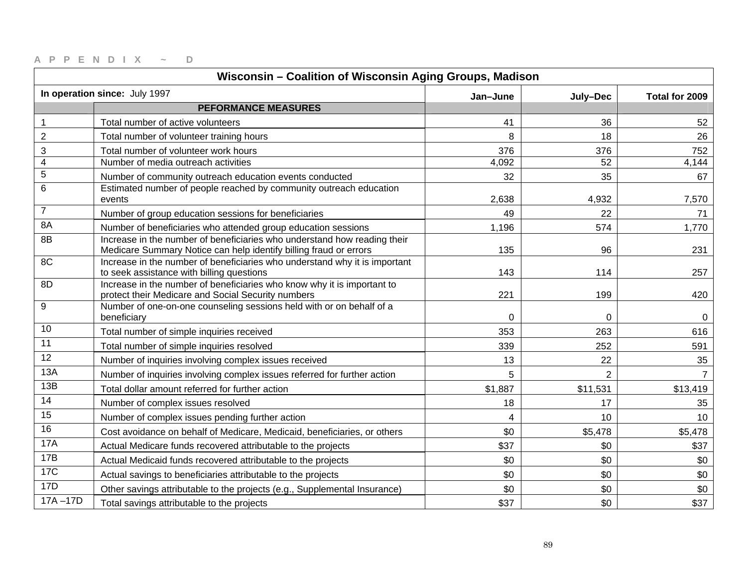A P P E N D I X ~ D

| Wisconsin – Coalition of Wisconsin Aging Groups, Madison | | | | |
|---|---|---|---|---|
| **In operation since:** July 1997 | | **Jan–June** | **July–Dec** | **Total for 2009** |
| | **PEFORMANCE MEASURES** | | | |
| 1 | Total number of active volunteers | 41 | 36 | 52 |
| 2 | Total number of volunteer training hours | 8 | 18 | 26 |
| 3 | Total number of volunteer work hours | 376 | 376 | 752 |
| 4 | Number of media outreach activities | 4,092 | 52 | 4,144 |
| 5 | Number of community outreach education events conducted | 32 | 35 | 67 |
| 6 | Estimated number of people reached by community outreach education events | 2,638 | 4,932 | 7,570 |
| 7 | Number of group education sessions for beneficiaries | 49 | 22 | 71 |
| 8A | Number of beneficiaries who attended group education sessions | 1,196 | 574 | 1,770 |
| 8B | Increase in the number of beneficiaries who understand how reading their Medicare Summary Notice can help identify billing fraud or errors | 135 | 96 | 231 |
| 8C | Increase in the number of beneficiaries who understand why it is important to seek assistance with billing questions | 143 | 114 | 257 |
| 8D | Increase in the number of beneficiaries who know why it is important to protect their Medicare and Social Security numbers | 221 | 199 | 420 |
| 9 | Number of one-on-one counseling sessions held with or on behalf of a beneficiary | 0 | 0 | 0 |
| 10 | Total number of simple inquiries received | 353 | 263 | 616 |
| 11 | Total number of simple inquiries resolved | 339 | 252 | 591 |
| 12 | Number of inquiries involving complex issues received | 13 | 22 | 35 |
| 13A | Number of inquiries involving complex issues referred for further action | 5 | 2 | 7 |
| 13B | Total dollar amount referred for further action | $1,887 | $11,531 | $13,419 |
| 14 | Number of complex issues resolved | 18 | 17 | 35 |
| 15 | Number of complex issues pending further action | 4 | 10 | 10 |
| 16 | Cost avoidance on behalf of Medicare, Medicaid, beneficiaries, or others | $0 | $5,478 | $5,478 |
| 17A | Actual Medicare funds recovered attributable to the projects | $37 | $0 | $37 |
| 17B | Actual Medicaid funds recovered attributable to the projects | $0 | $0 | $0 |
| 17C | Actual savings to beneficiaries attributable to the projects | $0 | $0 | $0 |
| 17D | Other savings attributable to the projects (e.g., Supplemental Insurance) | $0 | $0 | $0 |
| 17A –17D | Total savings attributable to the projects | $37 | $0 | $37 |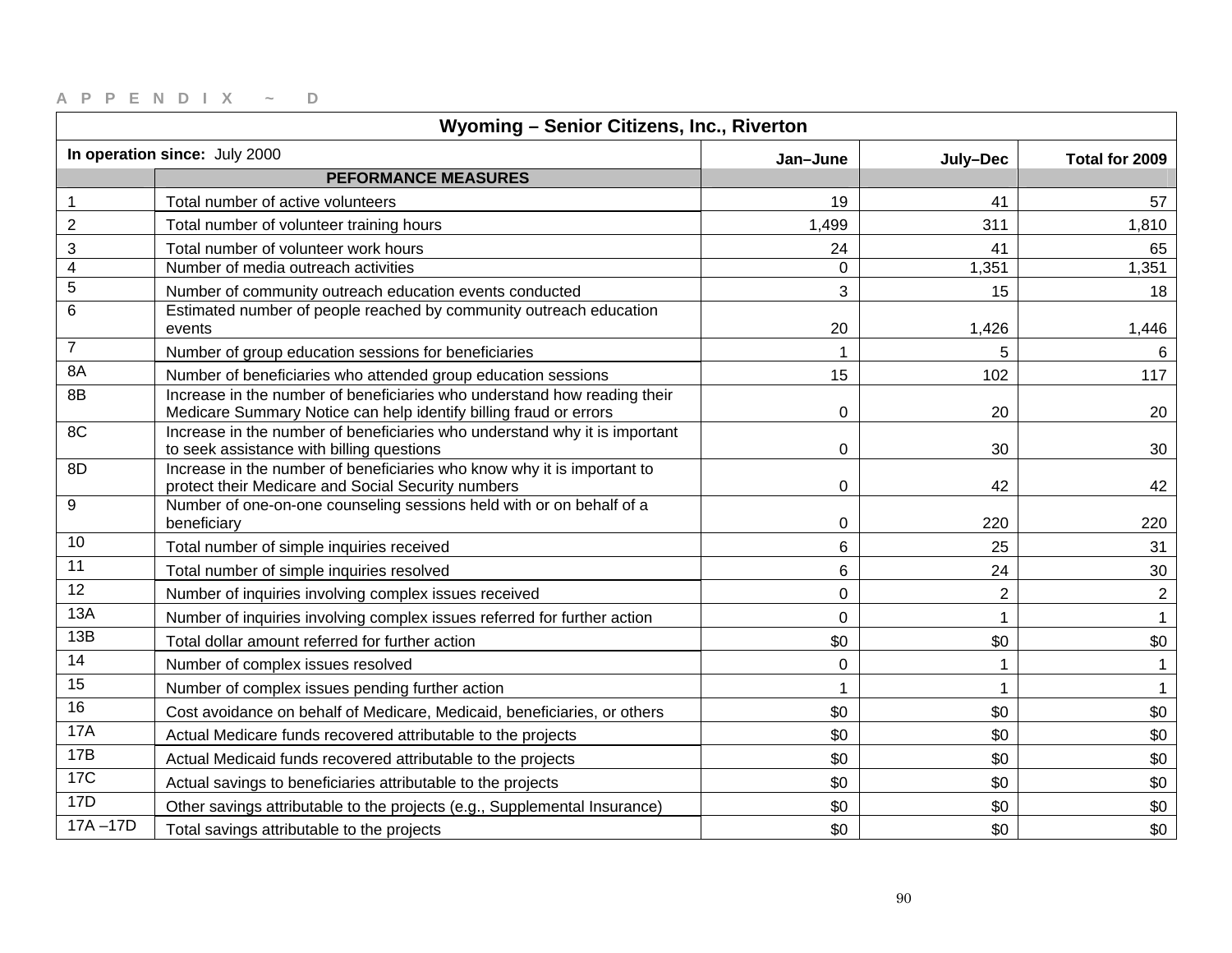APPENDIX ~ D

| Wyoming – Senior Citizens, Inc., Riverton | | | | |
|---|---|---|---|---|
| **In operation since:** July 2000 | | **Jan–June** | **July–Dec** | **Total for 2009** |
| | **PEFORMANCE MEASURES** | | | |
| 1 | Total number of active volunteers | 19 | 41 | 57 |
| 2 | Total number of volunteer training hours | 1,499 | 311 | 1,810 |
| 3 | Total number of volunteer work hours | 24 | 41 | 65 |
| 4 | Number of media outreach activities | 0 | 1,351 | 1,351 |
| 5 | Number of community outreach education events conducted | 3 | 15 | 18 |
| 6 | Estimated number of people reached by community outreach education events | 20 | 1,426 | 1,446 |
| 7 | Number of group education sessions for beneficiaries | 1 | 5 | 6 |
| 8A | Number of beneficiaries who attended group education sessions | 15 | 102 | 117 |
| 8B | Increase in the number of beneficiaries who understand how reading their Medicare Summary Notice can help identify billing fraud or errors | 0 | 20 | 20 |
| 8C | Increase in the number of beneficiaries who understand why it is important to seek assistance with billing questions | 0 | 30 | 30 |
| 8D | Increase in the number of beneficiaries who know why it is important to protect their Medicare and Social Security numbers | 0 | 42 | 42 |
| 9 | Number of one-on-one counseling sessions held with or on behalf of a beneficiary | 0 | 220 | 220 |
| 10 | Total number of simple inquiries received | 6 | 25 | 31 |
| 11 | Total number of simple inquiries resolved | 6 | 24 | 30 |
| 12 | Number of inquiries involving complex issues received | 0 | 2 | 2 |
| 13A | Number of inquiries involving complex issues referred for further action | 0 | 1 | 1 |
| 13B | Total dollar amount referred for further action | $0 | $0 | $0 |
| 14 | Number of complex issues resolved | 0 | 1 | 1 |
| 15 | Number of complex issues pending further action | 1 | 1 | 1 |
| 16 | Cost avoidance on behalf of Medicare, Medicaid, beneficiaries, or others | $0 | $0 | $0 |
| 17A | Actual Medicare funds recovered attributable to the projects | $0 | $0 | $0 |
| 17B | Actual Medicaid funds recovered attributable to the projects | $0 | $0 | $0 |
| 17C | Actual savings to beneficiaries attributable to the projects | $0 | $0 | $0 |
| 17D | Other savings attributable to the projects (e.g., Supplemental Insurance) | $0 | $0 | $0 |
| 17A –17D | Total savings attributable to the projects | $0 | $0 | $0 |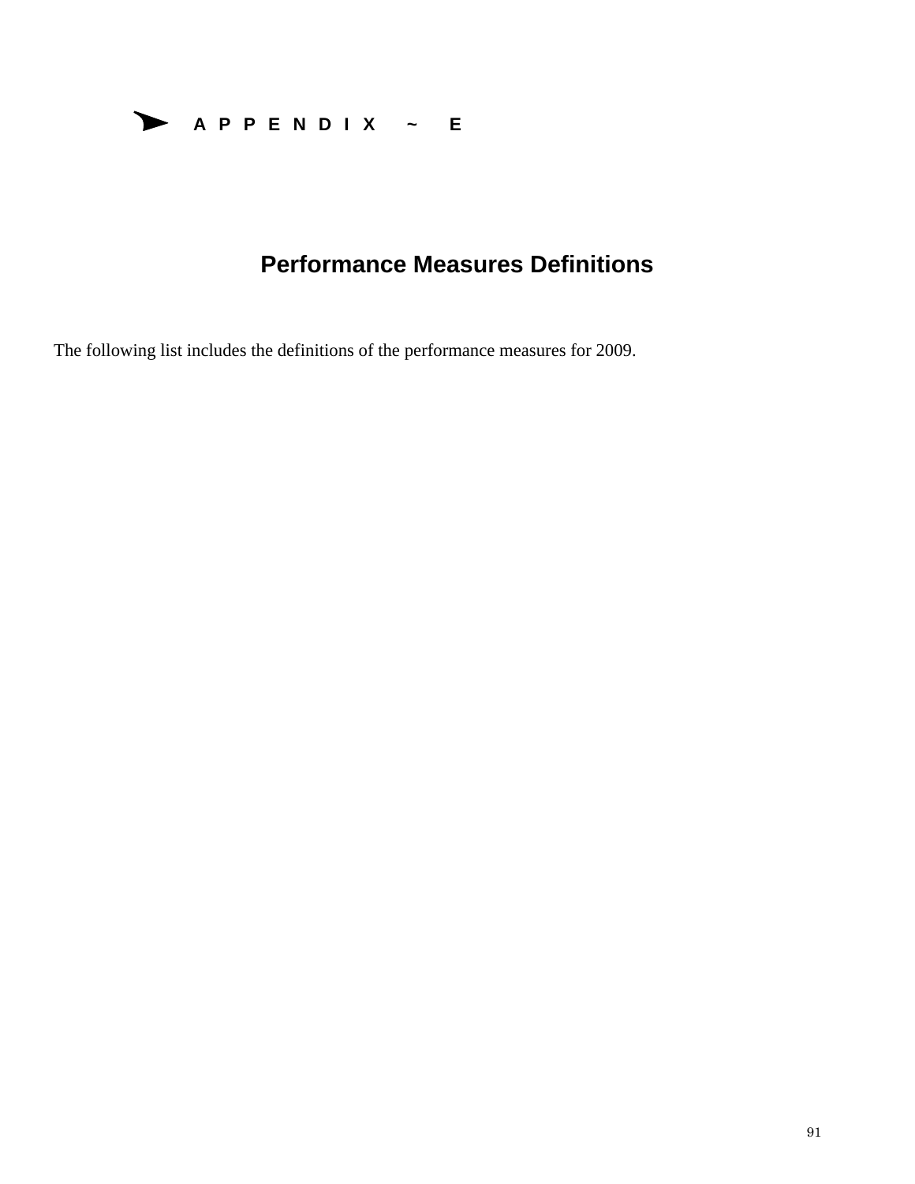A P P E N D I X ~ E

# Performance Measures Definitions

The following list includes the definitions of the performance measures for 2009.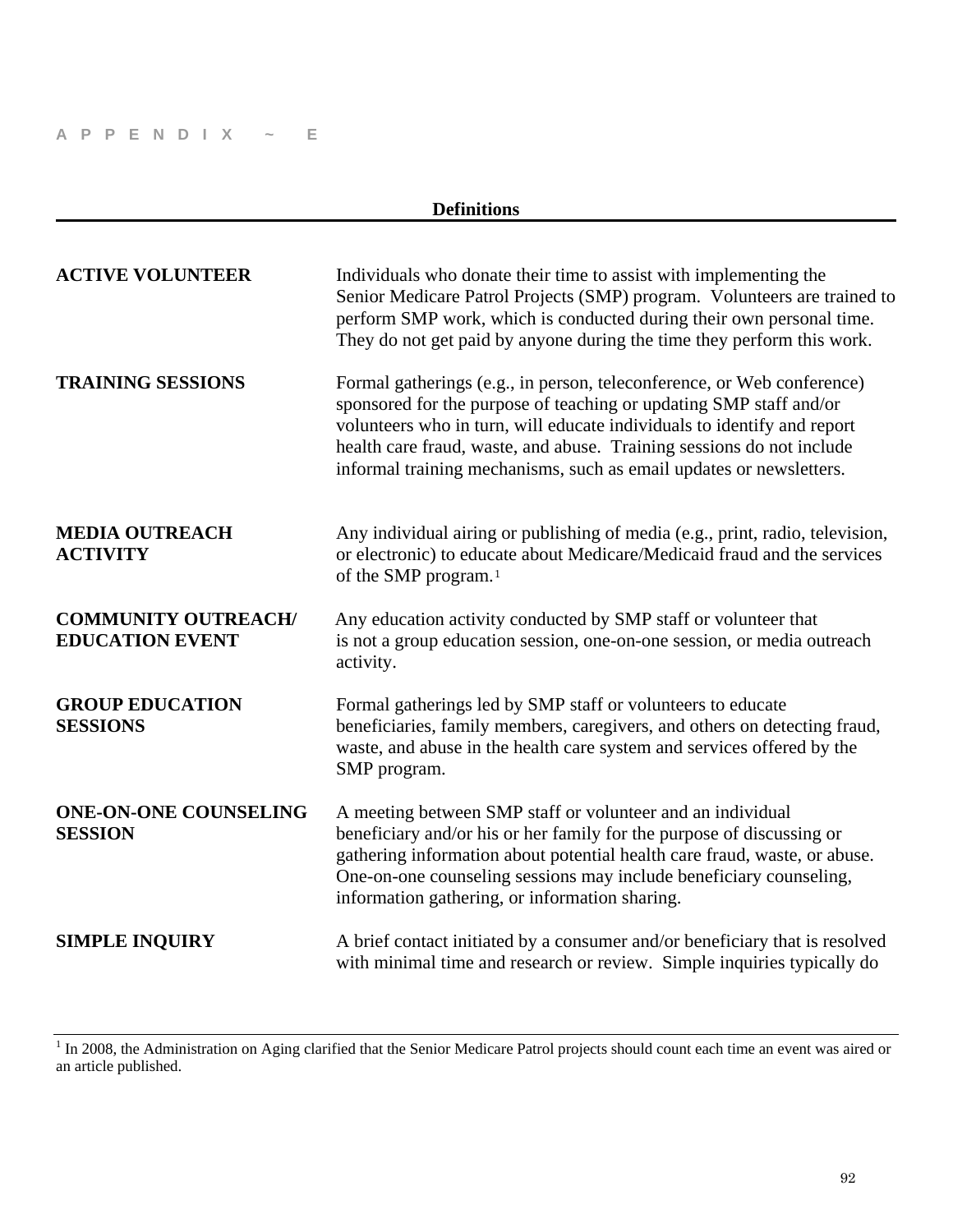APPENDIX ~ E

## Definitions

**ACTIVE VOLUNTEER**
Individuals who donate their time to assist with implementing the Senior Medicare Patrol Projects (SMP) program. Volunteers are trained to perform SMP work, which is conducted during their own personal time. They do not get paid by anyone during the time they perform this work.

**TRAINING SESSIONS**
Formal gatherings (e.g., in person, teleconference, or Web conference) sponsored for the purpose of teaching or updating SMP staff and/or volunteers who in turn, will educate individuals to identify and report health care fraud, waste, and abuse. Training sessions do not include informal training mechanisms, such as email updates or newsletters.

**MEDIA OUTREACH ACTIVITY**
Any individual airing or publishing of media (e.g., print, radio, television, or electronic) to educate about Medicare/Medicaid fraud and the services of the SMP program.[1]

**COMMUNITY OUTREACH/ EDUCATION EVENT**
Any education activity conducted by SMP staff or volunteer that is not a group education session, one-on-one session, or media outreach activity.

**GROUP EDUCATION SESSIONS**
Formal gatherings led by SMP staff or volunteers to educate beneficiaries, family members, caregivers, and others on detecting fraud, waste, and abuse in the health care system and services offered by the SMP program.

**ONE-ON-ONE COUNSELING SESSION**
A meeting between SMP staff or volunteer and an individual beneficiary and/or his or her family for the purpose of discussing or gathering information about potential health care fraud, waste, or abuse. One-on-one counseling sessions may include beneficiary counseling, information gathering, or information sharing.

**SIMPLE INQUIRY**
A brief contact initiated by a consumer and/or beneficiary that is resolved with minimal time and research or review. Simple inquiries typically do

---

[1] In 2008, the Administration on Aging clarified that the Senior Medicare Patrol projects should count each time an event was aired or an article published.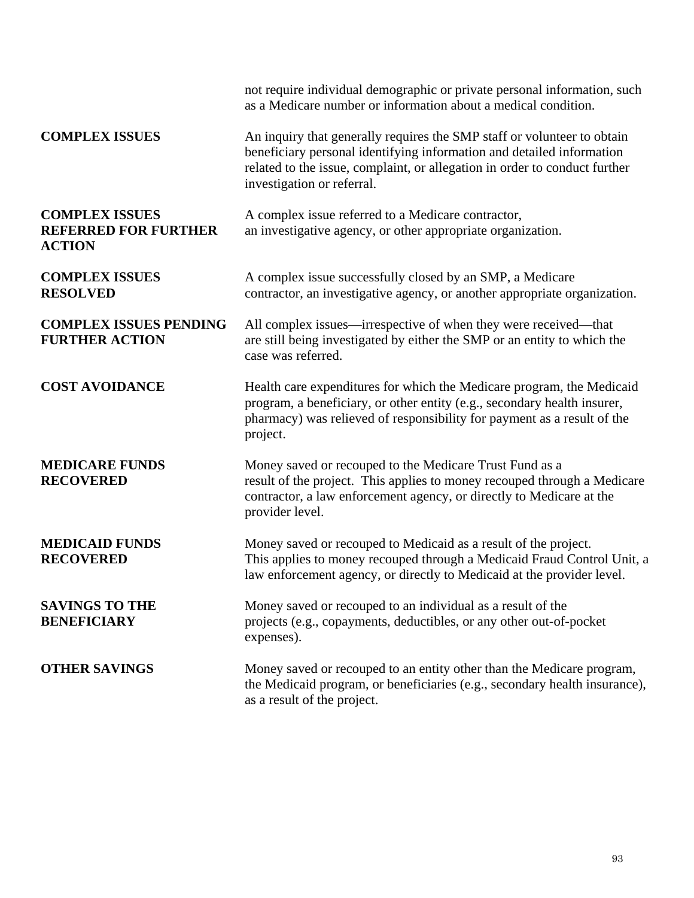not require individual demographic or private personal information, such as a Medicare number or information about a medical condition.

**COMPLEX ISSUES** An inquiry that generally requires the SMP staff or volunteer to obtain beneficiary personal identifying information and detailed information related to the issue, complaint, or allegation in order to conduct further investigation or referral.

**COMPLEX ISSUES REFERRED FOR FURTHER ACTION** A complex issue referred to a Medicare contractor, an investigative agency, or other appropriate organization.

**COMPLEX ISSUES RESOLVED** A complex issue successfully closed by an SMP, a Medicare contractor, an investigative agency, or another appropriate organization.

**COMPLEX ISSUES PENDING FURTHER ACTION** All complex issues—irrespective of when they were received—that are still being investigated by either the SMP or an entity to which the case was referred.

**COST AVOIDANCE** Health care expenditures for which the Medicare program, the Medicaid program, a beneficiary, or other entity (e.g., secondary health insurer, pharmacy) was relieved of responsibility for payment as a result of the project.

**MEDICARE FUNDS RECOVERED** Money saved or recouped to the Medicare Trust Fund as a result of the project. This applies to money recouped through a Medicare contractor, a law enforcement agency, or directly to Medicare at the provider level.

**MEDICAID FUNDS RECOVERED** Money saved or recouped to Medicaid as a result of the project. This applies to money recouped through a Medicaid Fraud Control Unit, a law enforcement agency, or directly to Medicaid at the provider level.

**SAVINGS TO THE BENEFICIARY** Money saved or recouped to an individual as a result of the projects (e.g., copayments, deductibles, or any other out-of-pocket expenses).

**OTHER SAVINGS** Money saved or recouped to an entity other than the Medicare program, the Medicaid program, or beneficiaries (e.g., secondary health insurance), as a result of the project.